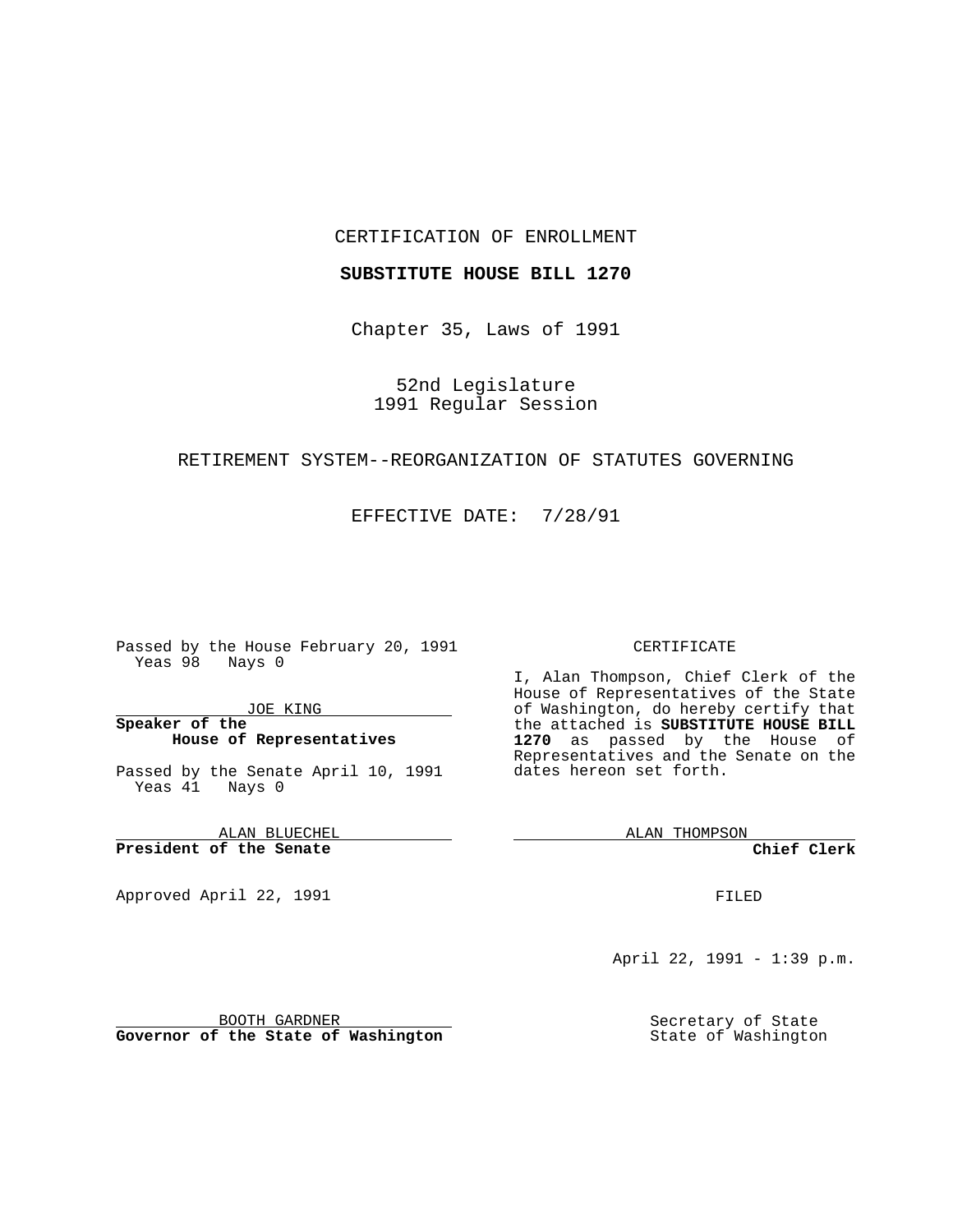CERTIFICATION OF ENROLLMENT

**SUBSTITUTE HOUSE BILL 1270**

Chapter 35, Laws of 1991

52nd Legislature
1991 Regular Session

RETIREMENT SYSTEM--REORGANIZATION OF STATUTES GOVERNING

EFFECTIVE DATE: 7/28/91

Passed by the House February 20, 1991
Yeas 98 Nays 0

JOE KING
**Speaker of the House of Representatives**

Passed by the Senate April 10, 1991
Yeas 41 Nays 0

ALAN BLUECHEL
**President of the Senate**

Approved April 22, 1991

BOOTH GARDNER
**Governor of the State of Washington**

CERTIFICATE

I, Alan Thompson, Chief Clerk of the House of Representatives of the State of Washington, do hereby certify that the attached is **SUBSTITUTE HOUSE BILL 1270** as passed by the House of Representatives and the Senate on the dates hereon set forth.

ALAN THOMPSON
**Chief Clerk**

FILED

April 22, 1991 - 1:39 p.m.

Secretary of State
State of Washington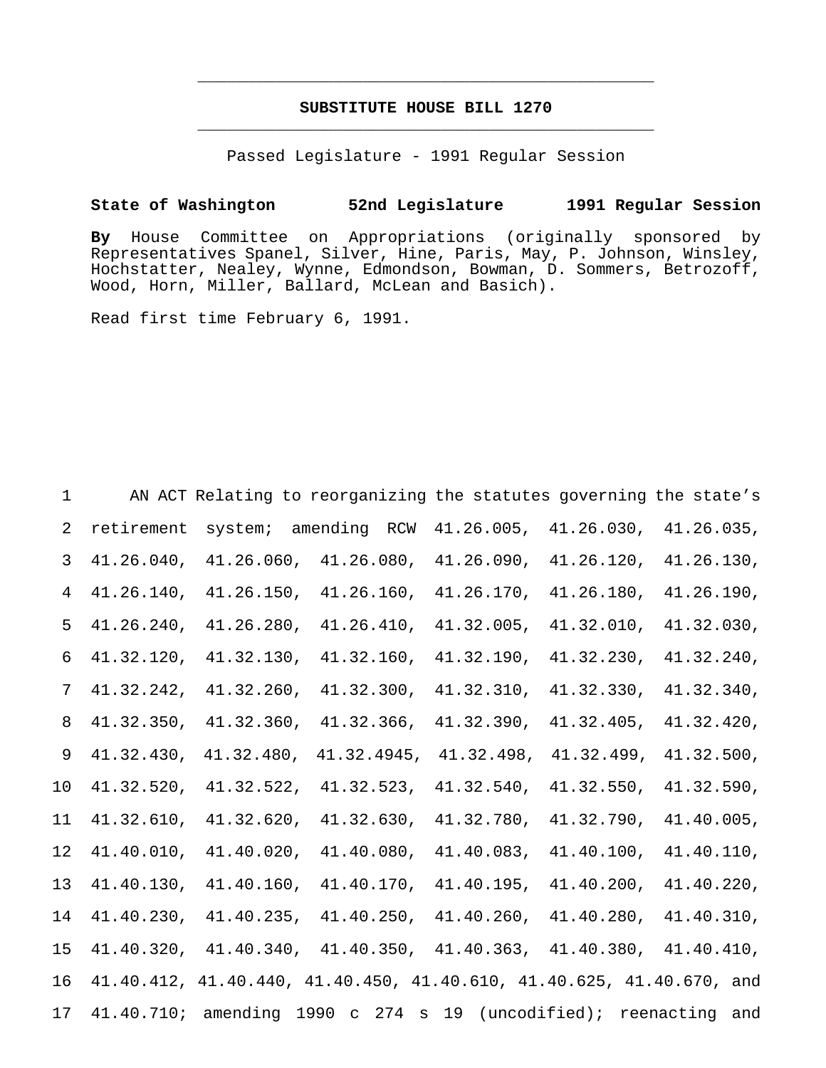# SUBSTITUTE HOUSE BILL 1270

Passed Legislature - 1991 Regular Session

**State of Washington 52nd Legislature 1991 Regular Session**

**By** House Committee on Appropriations (originally sponsored by Representatives Spanel, Silver, Hine, Paris, May, P. Johnson, Winsley, Hochstatter, Nealey, Wynne, Edmondson, Bowman, D. Sommers, Betrozoff, Wood, Horn, Miller, Ballard, McLean and Basich).

Read first time February 6, 1991.

1 AN ACT Relating to reorganizing the statutes governing the state's
2 retirement system; amending RCW 41.26.005, 41.26.030, 41.26.035,
3 41.26.040, 41.26.060, 41.26.080, 41.26.090, 41.26.120, 41.26.130,
4 41.26.140, 41.26.150, 41.26.160, 41.26.170, 41.26.180, 41.26.190,
5 41.26.240, 41.26.280, 41.26.410, 41.32.005, 41.32.010, 41.32.030,
6 41.32.120, 41.32.130, 41.32.160, 41.32.190, 41.32.230, 41.32.240,
7 41.32.242, 41.32.260, 41.32.300, 41.32.310, 41.32.330, 41.32.340,
8 41.32.350, 41.32.360, 41.32.366, 41.32.390, 41.32.405, 41.32.420,
9 41.32.430, 41.32.480, 41.32.4945, 41.32.498, 41.32.499, 41.32.500,
10 41.32.520, 41.32.522, 41.32.523, 41.32.540, 41.32.550, 41.32.590,
11 41.32.610, 41.32.620, 41.32.630, 41.32.780, 41.32.790, 41.40.005,
12 41.40.010, 41.40.020, 41.40.080, 41.40.083, 41.40.100, 41.40.110,
13 41.40.130, 41.40.160, 41.40.170, 41.40.195, 41.40.200, 41.40.220,
14 41.40.230, 41.40.235, 41.40.250, 41.40.260, 41.40.280, 41.40.310,
15 41.40.320, 41.40.340, 41.40.350, 41.40.363, 41.40.380, 41.40.410,
16 41.40.412, 41.40.440, 41.40.450, 41.40.610, 41.40.625, 41.40.670, and
17 41.40.710; amending 1990 c 274 s 19 (uncodified); reenacting and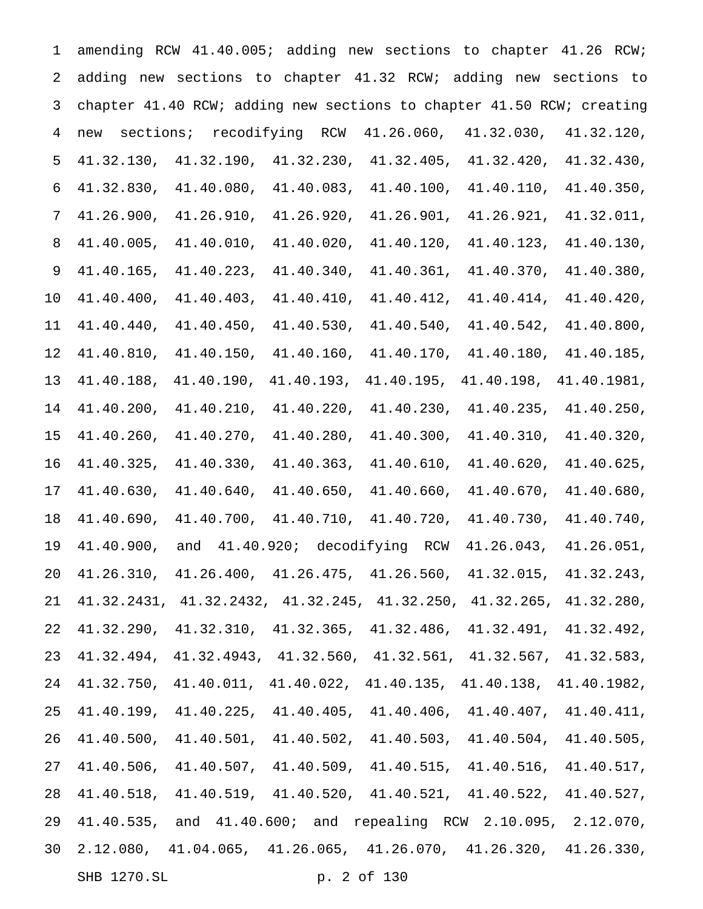amending RCW 41.40.005; adding new sections to chapter 41.26 RCW; adding new sections to chapter 41.32 RCW; adding new sections to chapter 41.40 RCW; adding new sections to chapter 41.50 RCW; creating new sections; recodifying RCW 41.26.060, 41.32.030, 41.32.120, 41.32.130, 41.32.190, 41.32.230, 41.32.405, 41.32.420, 41.32.430, 41.32.830, 41.40.080, 41.40.083, 41.40.100, 41.40.110, 41.40.350, 41.26.900, 41.26.910, 41.26.920, 41.26.901, 41.26.921, 41.32.011, 41.40.005, 41.40.010, 41.40.020, 41.40.120, 41.40.123, 41.40.130, 41.40.165, 41.40.223, 41.40.340, 41.40.361, 41.40.370, 41.40.380, 41.40.400, 41.40.403, 41.40.410, 41.40.412, 41.40.414, 41.40.420, 41.40.440, 41.40.450, 41.40.530, 41.40.540, 41.40.542, 41.40.800, 41.40.810, 41.40.150, 41.40.160, 41.40.170, 41.40.180, 41.40.185, 41.40.188, 41.40.190, 41.40.193, 41.40.195, 41.40.198, 41.40.1981, 41.40.200, 41.40.210, 41.40.220, 41.40.230, 41.40.235, 41.40.250, 41.40.260, 41.40.270, 41.40.280, 41.40.300, 41.40.310, 41.40.320, 41.40.325, 41.40.330, 41.40.363, 41.40.610, 41.40.620, 41.40.625, 41.40.630, 41.40.640, 41.40.650, 41.40.660, 41.40.670, 41.40.680, 41.40.690, 41.40.700, 41.40.710, 41.40.720, 41.40.730, 41.40.740, 41.40.900, and 41.40.920; decodifying RCW 41.26.043, 41.26.051, 41.26.310, 41.26.400, 41.26.475, 41.26.560, 41.32.015, 41.32.243, 41.32.2431, 41.32.2432, 41.32.245, 41.32.250, 41.32.265, 41.32.280, 41.32.290, 41.32.310, 41.32.365, 41.32.486, 41.32.491, 41.32.492, 41.32.494, 41.32.4943, 41.32.560, 41.32.561, 41.32.567, 41.32.583, 41.32.750, 41.40.011, 41.40.022, 41.40.135, 41.40.138, 41.40.1982, 41.40.199, 41.40.225, 41.40.405, 41.40.406, 41.40.407, 41.40.411, 41.40.500, 41.40.501, 41.40.502, 41.40.503, 41.40.504, 41.40.505, 41.40.506, 41.40.507, 41.40.509, 41.40.515, 41.40.516, 41.40.517, 41.40.518, 41.40.519, 41.40.520, 41.40.521, 41.40.522, 41.40.527, 41.40.535, and 41.40.600; and repealing RCW 2.10.095, 2.12.070, 2.12.080, 41.04.065, 41.26.065, 41.26.070, 41.26.320, 41.26.330,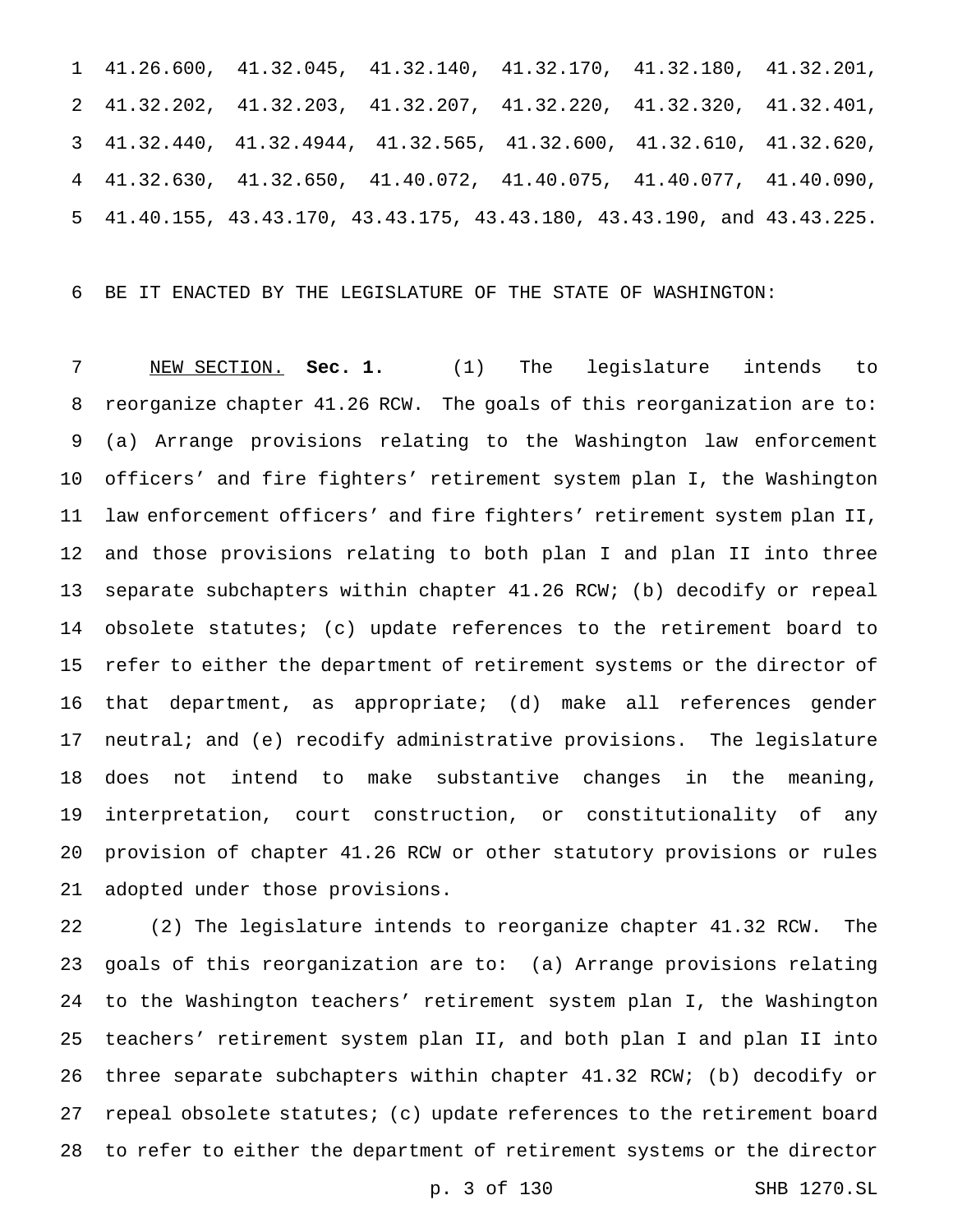41.26.600, 41.32.045, 41.32.140, 41.32.170, 41.32.180, 41.32.201, 41.32.202, 41.32.203, 41.32.207, 41.32.220, 41.32.320, 41.32.401, 41.32.440, 41.32.4944, 41.32.565, 41.32.600, 41.32.610, 41.32.620, 41.32.630, 41.32.650, 41.40.072, 41.40.075, 41.40.077, 41.40.090, 41.40.155, 43.43.170, 43.43.175, 43.43.180, 43.43.190, and 43.43.225.

BE IT ENACTED BY THE LEGISLATURE OF THE STATE OF WASHINGTON:

NEW SECTION. **Sec. 1.** (1) The legislature intends to reorganize chapter 41.26 RCW. The goals of this reorganization are to: (a) Arrange provisions relating to the Washington law enforcement officers' and fire fighters' retirement system plan I, the Washington law enforcement officers' and fire fighters' retirement system plan II, and those provisions relating to both plan I and plan II into three separate subchapters within chapter 41.26 RCW; (b) decodify or repeal obsolete statutes; (c) update references to the retirement board to refer to either the department of retirement systems or the director of that department, as appropriate; (d) make all references gender neutral; and (e) recodify administrative provisions. The legislature does not intend to make substantive changes in the meaning, interpretation, court construction, or constitutionality of any provision of chapter 41.26 RCW or other statutory provisions or rules adopted under those provisions.

(2) The legislature intends to reorganize chapter 41.32 RCW. The goals of this reorganization are to: (a) Arrange provisions relating to the Washington teachers' retirement system plan I, the Washington teachers' retirement system plan II, and both plan I and plan II into three separate subchapters within chapter 41.32 RCW; (b) decodify or repeal obsolete statutes; (c) update references to the retirement board to refer to either the department of retirement systems or the director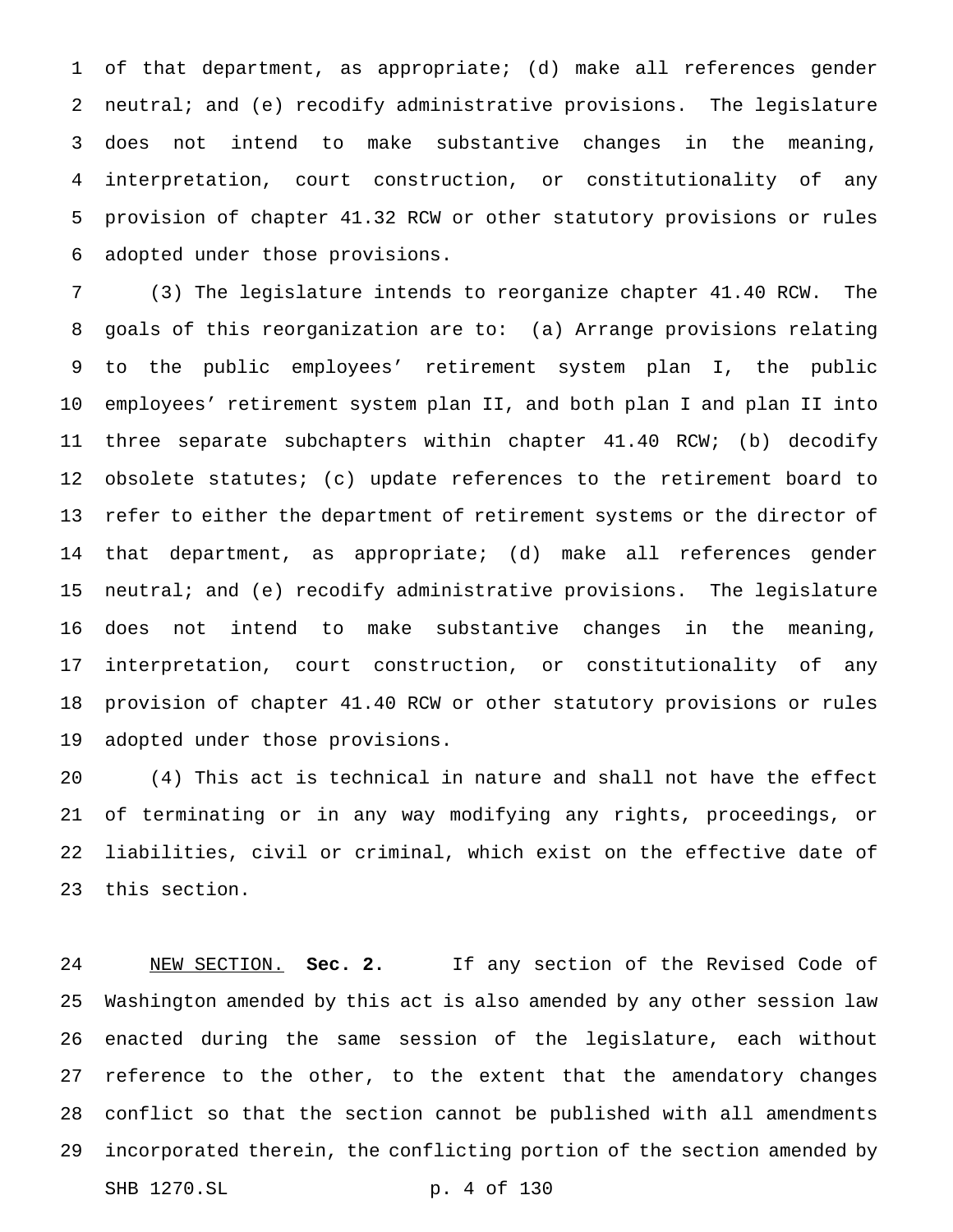of that department, as appropriate; (d) make all references gender neutral; and (e) recodify administrative provisions. The legislature does not intend to make substantive changes in the meaning, interpretation, court construction, or constitutionality of any provision of chapter 41.32 RCW or other statutory provisions or rules adopted under those provisions.

(3) The legislature intends to reorganize chapter 41.40 RCW. The goals of this reorganization are to: (a) Arrange provisions relating to the public employees' retirement system plan I, the public employees' retirement system plan II, and both plan I and plan II into three separate subchapters within chapter 41.40 RCW; (b) decodify obsolete statutes; (c) update references to the retirement board to refer to either the department of retirement systems or the director of that department, as appropriate; (d) make all references gender neutral; and (e) recodify administrative provisions. The legislature does not intend to make substantive changes in the meaning, interpretation, court construction, or constitutionality of any provision of chapter 41.40 RCW or other statutory provisions or rules adopted under those provisions.

(4) This act is technical in nature and shall not have the effect of terminating or in any way modifying any rights, proceedings, or liabilities, civil or criminal, which exist on the effective date of this section.

NEW SECTION. **Sec. 2.** If any section of the Revised Code of Washington amended by this act is also amended by any other session law enacted during the same session of the legislature, each without reference to the other, to the extent that the amendatory changes conflict so that the section cannot be published with all amendments incorporated therein, the conflicting portion of the section amended by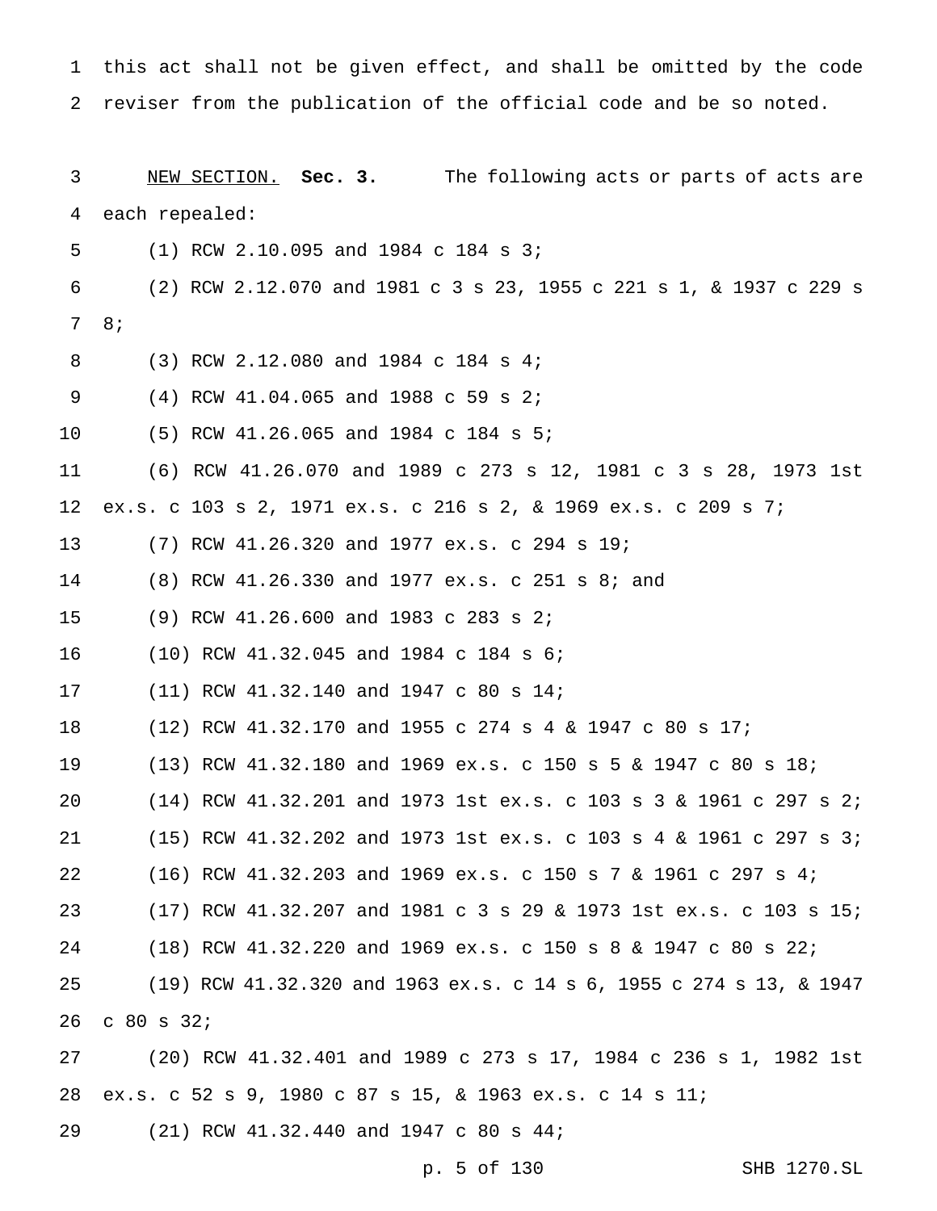this act shall not be given effect, and shall be omitted by the code reviser from the publication of the official code and be so noted.

NEW SECTION. **Sec. 3.** The following acts or parts of acts are each repealed:

(1) RCW 2.10.095 and 1984 c 184 s 3;

(2) RCW 2.12.070 and 1981 c 3 s 23, 1955 c 221 s 1, & 1937 c 229 s 8;

(3) RCW 2.12.080 and 1984 c 184 s 4;

(4) RCW 41.04.065 and 1988 c 59 s 2;

(5) RCW 41.26.065 and 1984 c 184 s 5;

(6) RCW 41.26.070 and 1989 c 273 s 12, 1981 c 3 s 28, 1973 1st ex.s. c 103 s 2, 1971 ex.s. c 216 s 2, & 1969 ex.s. c 209 s 7;

(7) RCW 41.26.320 and 1977 ex.s. c 294 s 19;

(8) RCW 41.26.330 and 1977 ex.s. c 251 s 8; and

(9) RCW 41.26.600 and 1983 c 283 s 2;

(10) RCW 41.32.045 and 1984 c 184 s 6;

(11) RCW 41.32.140 and 1947 c 80 s 14;

(12) RCW 41.32.170 and 1955 c 274 s 4 & 1947 c 80 s 17;

(13) RCW 41.32.180 and 1969 ex.s. c 150 s 5 & 1947 c 80 s 18;

(14) RCW 41.32.201 and 1973 1st ex.s. c 103 s 3 & 1961 c 297 s 2;

(15) RCW 41.32.202 and 1973 1st ex.s. c 103 s 4 & 1961 c 297 s 3;

(16) RCW 41.32.203 and 1969 ex.s. c 150 s 7 & 1961 c 297 s 4;

(17) RCW 41.32.207 and 1981 c 3 s 29 & 1973 1st ex.s. c 103 s 15;

(18) RCW 41.32.220 and 1969 ex.s. c 150 s 8 & 1947 c 80 s 22;

(19) RCW 41.32.320 and 1963 ex.s. c 14 s 6, 1955 c 274 s 13, & 1947 c 80 s 32;

(20) RCW 41.32.401 and 1989 c 273 s 17, 1984 c 236 s 1, 1982 1st ex.s. c 52 s 9, 1980 c 87 s 15, & 1963 ex.s. c 14 s 11;

(21) RCW 41.32.440 and 1947 c 80 s 44;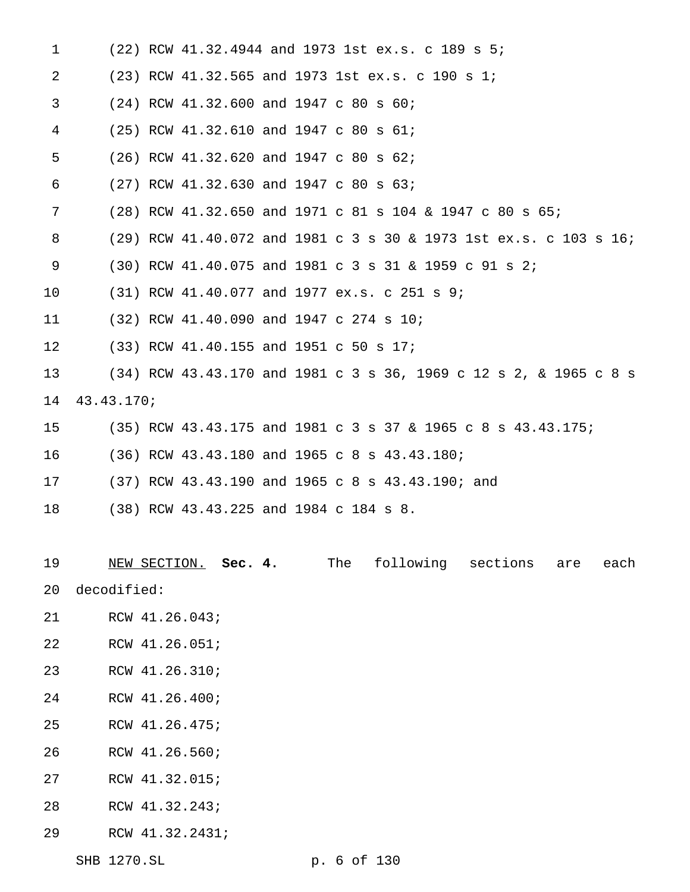(22) RCW 41.32.4944 and 1973 1st ex.s. c 189 s 5;

(23) RCW 41.32.565 and 1973 1st ex.s. c 190 s 1;

(24) RCW 41.32.600 and 1947 c 80 s 60;

(25) RCW 41.32.610 and 1947 c 80 s 61;

(26) RCW 41.32.620 and 1947 c 80 s 62;

(27) RCW 41.32.630 and 1947 c 80 s 63;

(28) RCW 41.32.650 and 1971 c 81 s 104 & 1947 c 80 s 65;

(29) RCW 41.40.072 and 1981 c 3 s 30 & 1973 1st ex.s. c 103 s 16;

(30) RCW 41.40.075 and 1981 c 3 s 31 & 1959 c 91 s 2;

(31) RCW 41.40.077 and 1977 ex.s. c 251 s 9;

(32) RCW 41.40.090 and 1947 c 274 s 10;

(33) RCW 41.40.155 and 1951 c 50 s 17;

(34) RCW 43.43.170 and 1981 c 3 s 36, 1969 c 12 s 2, & 1965 c 8 s 43.43.170;

(35) RCW 43.43.175 and 1981 c 3 s 37 & 1965 c 8 s 43.43.175;

(36) RCW 43.43.180 and 1965 c 8 s 43.43.180;

(37) RCW 43.43.190 and 1965 c 8 s 43.43.190; and

(38) RCW 43.43.225 and 1984 c 184 s 8.

NEW SECTION. **Sec. 4.** The following sections are each decodified:

RCW 41.26.043;

RCW 41.26.051;

RCW 41.26.310;

RCW 41.26.400;

RCW 41.26.475;

RCW 41.26.560;

RCW 41.32.015;

RCW 41.32.243;

RCW 41.32.2431;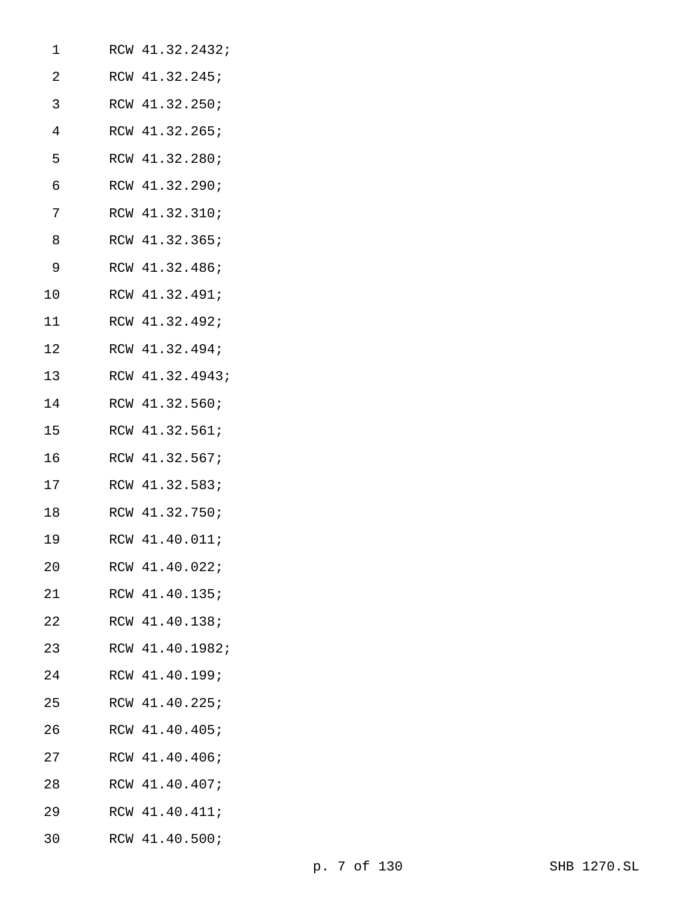RCW 41.32.2432;

RCW 41.32.245;

RCW 41.32.250;

RCW 41.32.265;

RCW 41.32.280;

RCW 41.32.290;

RCW 41.32.310;

RCW 41.32.365;

RCW 41.32.486;

RCW 41.32.491;

RCW 41.32.492;

RCW 41.32.494;

RCW 41.32.4943;

RCW 41.32.560;

RCW 41.32.561;

RCW 41.32.567;

RCW 41.32.583;

RCW 41.32.750;

RCW 41.40.011;

RCW 41.40.022;

RCW 41.40.135;

RCW 41.40.138;

RCW 41.40.1982;

RCW 41.40.199;

RCW 41.40.225;

RCW 41.40.405;

RCW 41.40.406;

RCW 41.40.407;

RCW 41.40.411;

RCW 41.40.500;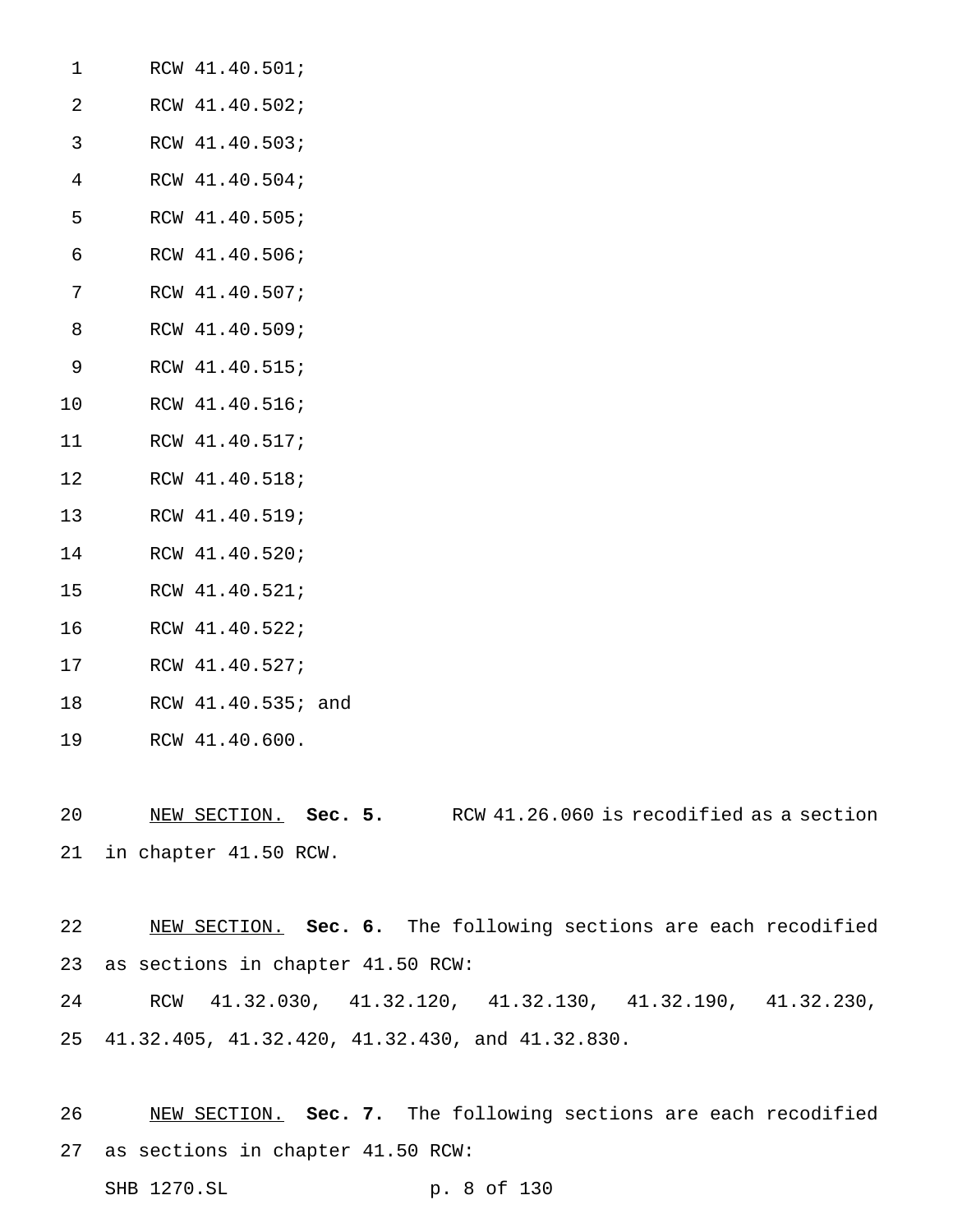RCW 41.40.501;

RCW 41.40.502;

RCW 41.40.503;

RCW 41.40.504;

RCW 41.40.505;

RCW 41.40.506;

RCW 41.40.507;

RCW 41.40.509;

RCW 41.40.515;

RCW 41.40.516;

RCW 41.40.517;

RCW 41.40.518;

RCW 41.40.519;

RCW 41.40.520;

RCW 41.40.521;

RCW 41.40.522;

RCW 41.40.527;

RCW 41.40.535; and

RCW 41.40.600.

NEW SECTION. **Sec. 5.** RCW 41.26.060 is recodified as a section in chapter 41.50 RCW.

NEW SECTION. **Sec. 6.** The following sections are each recodified as sections in chapter 41.50 RCW:

RCW 41.32.030, 41.32.120, 41.32.130, 41.32.190, 41.32.230, 41.32.405, 41.32.420, 41.32.430, and 41.32.830.

NEW SECTION. **Sec. 7.** The following sections are each recodified as sections in chapter 41.50 RCW: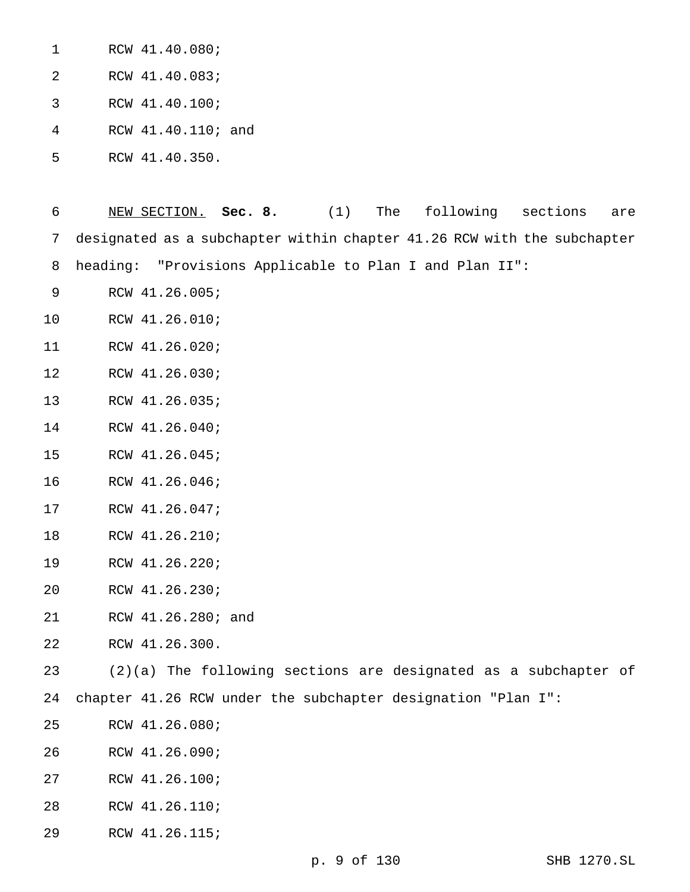RCW 41.40.080;

RCW 41.40.083;

RCW 41.40.100;

RCW 41.40.110; and

RCW 41.40.350.

NEW SECTION. **Sec. 8.** (1) The following sections are designated as a subchapter within chapter 41.26 RCW with the subchapter heading: "Provisions Applicable to Plan I and Plan II":

RCW 41.26.005;

RCW 41.26.010;

RCW 41.26.020;

RCW 41.26.030;

RCW 41.26.035;

RCW 41.26.040;

RCW 41.26.045;

RCW 41.26.046;

RCW 41.26.047;

RCW 41.26.210;

RCW 41.26.220;

RCW 41.26.230;

RCW 41.26.280; and

RCW 41.26.300.

(2)(a) The following sections are designated as a subchapter of chapter 41.26 RCW under the subchapter designation "Plan I":

RCW 41.26.080;

RCW 41.26.090;

RCW 41.26.100;

RCW 41.26.110;

RCW 41.26.115;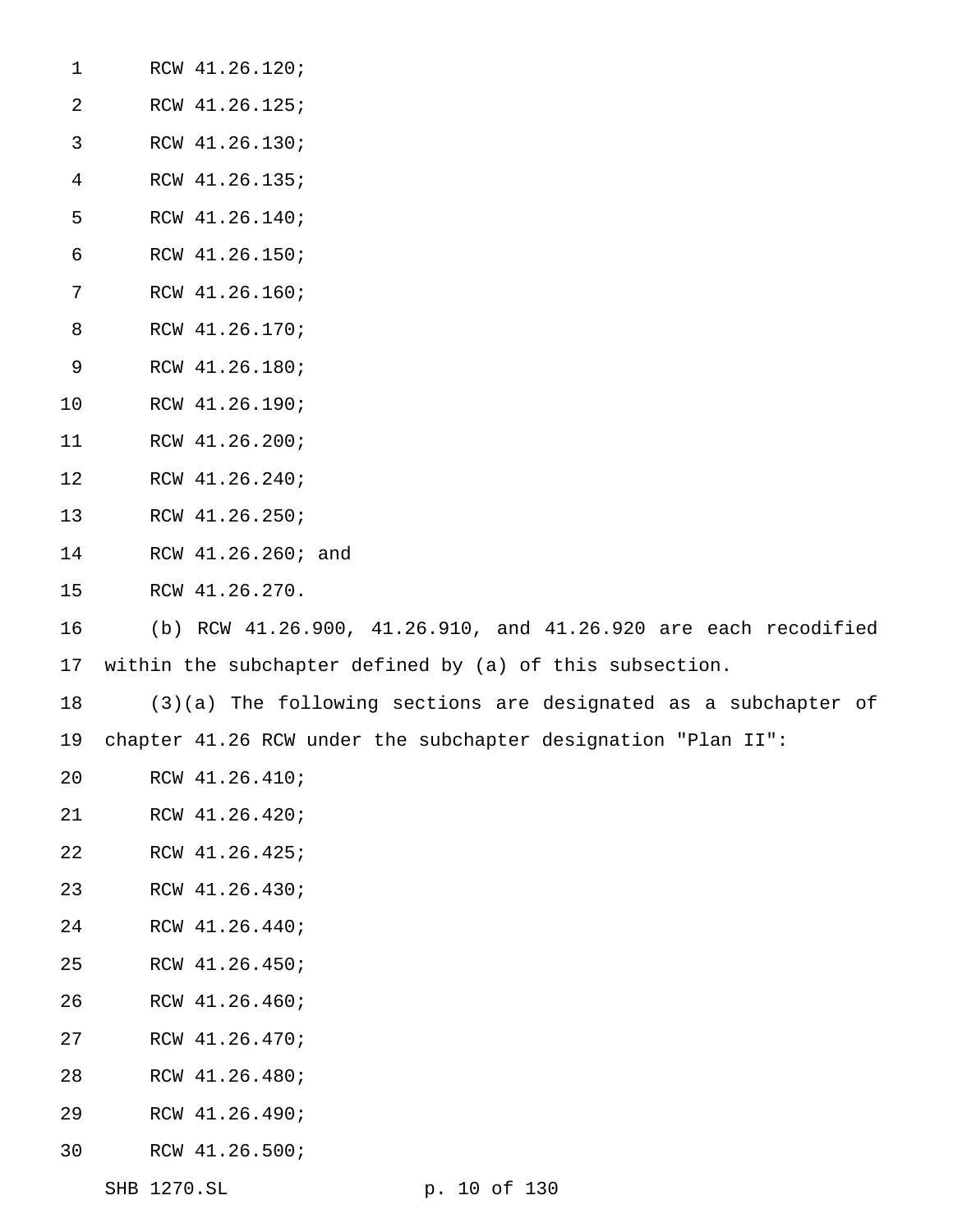RCW 41.26.120;

RCW 41.26.125;

RCW 41.26.130;

RCW 41.26.135;

RCW 41.26.140;

RCW 41.26.150;

RCW 41.26.160;

RCW 41.26.170;

RCW 41.26.180;

RCW 41.26.190;

RCW 41.26.200;

RCW 41.26.240;

RCW 41.26.250;

RCW 41.26.260; and

RCW 41.26.270.

(b) RCW 41.26.900, 41.26.910, and 41.26.920 are each recodified within the subchapter defined by (a) of this subsection.

(3)(a) The following sections are designated as a subchapter of chapter 41.26 RCW under the subchapter designation "Plan II":

RCW 41.26.410;

RCW 41.26.420;

RCW 41.26.425;

RCW 41.26.430;

RCW 41.26.440;

RCW 41.26.450;

RCW 41.26.460;

RCW 41.26.470;

RCW 41.26.480;

RCW 41.26.490;

RCW 41.26.500;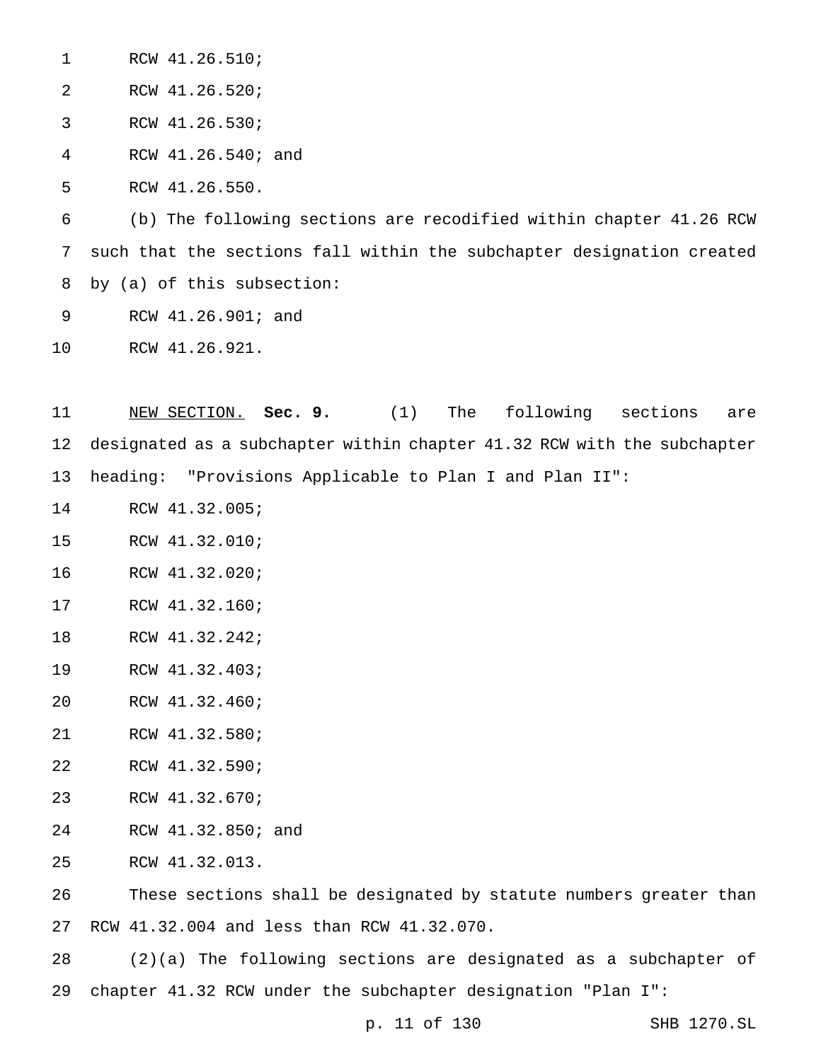RCW 41.26.510;

RCW 41.26.520;

RCW 41.26.530;

RCW 41.26.540; and

RCW 41.26.550.

(b) The following sections are recodified within chapter 41.26 RCW such that the sections fall within the subchapter designation created by (a) of this subsection:

RCW 41.26.901; and

RCW 41.26.921.

NEW SECTION. **Sec. 9.** (1) The following sections are designated as a subchapter within chapter 41.32 RCW with the subchapter heading: "Provisions Applicable to Plan I and Plan II":

RCW 41.32.005;

RCW 41.32.010;

RCW 41.32.020;

RCW 41.32.160;

RCW 41.32.242;

RCW 41.32.403;

RCW 41.32.460;

RCW 41.32.580;

RCW 41.32.590;

RCW 41.32.670;

RCW 41.32.850; and

RCW 41.32.013.

These sections shall be designated by statute numbers greater than RCW 41.32.004 and less than RCW 41.32.070.

(2)(a) The following sections are designated as a subchapter of chapter 41.32 RCW under the subchapter designation "Plan I":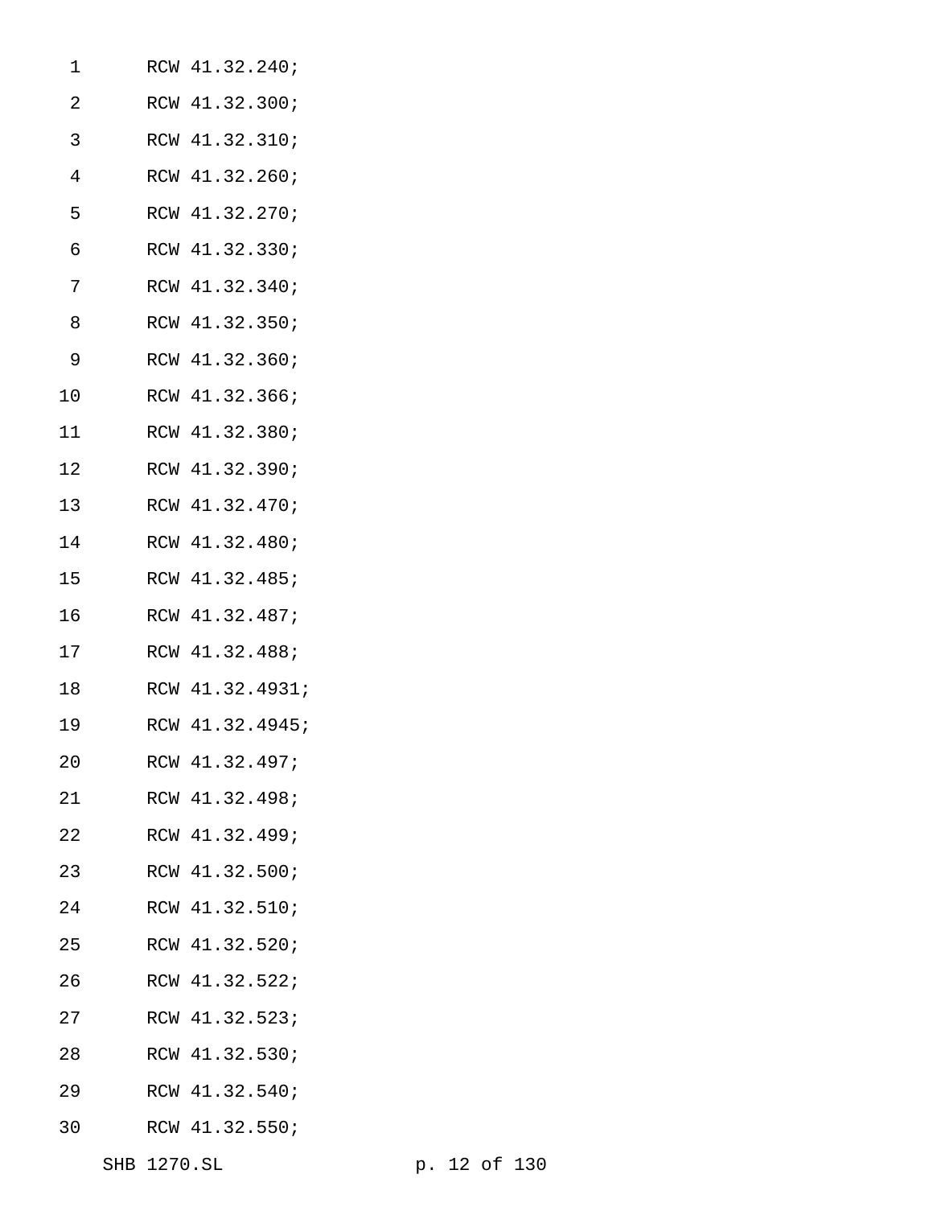RCW 41.32.240;
RCW 41.32.300;
RCW 41.32.310;
RCW 41.32.260;
RCW 41.32.270;
RCW 41.32.330;
RCW 41.32.340;
RCW 41.32.350;
RCW 41.32.360;
RCW 41.32.366;
RCW 41.32.380;
RCW 41.32.390;
RCW 41.32.470;
RCW 41.32.480;
RCW 41.32.485;
RCW 41.32.487;
RCW 41.32.488;
RCW 41.32.4931;
RCW 41.32.4945;
RCW 41.32.497;
RCW 41.32.498;
RCW 41.32.499;
RCW 41.32.500;
RCW 41.32.510;
RCW 41.32.520;
RCW 41.32.522;
RCW 41.32.523;
RCW 41.32.530;
RCW 41.32.540;
RCW 41.32.550;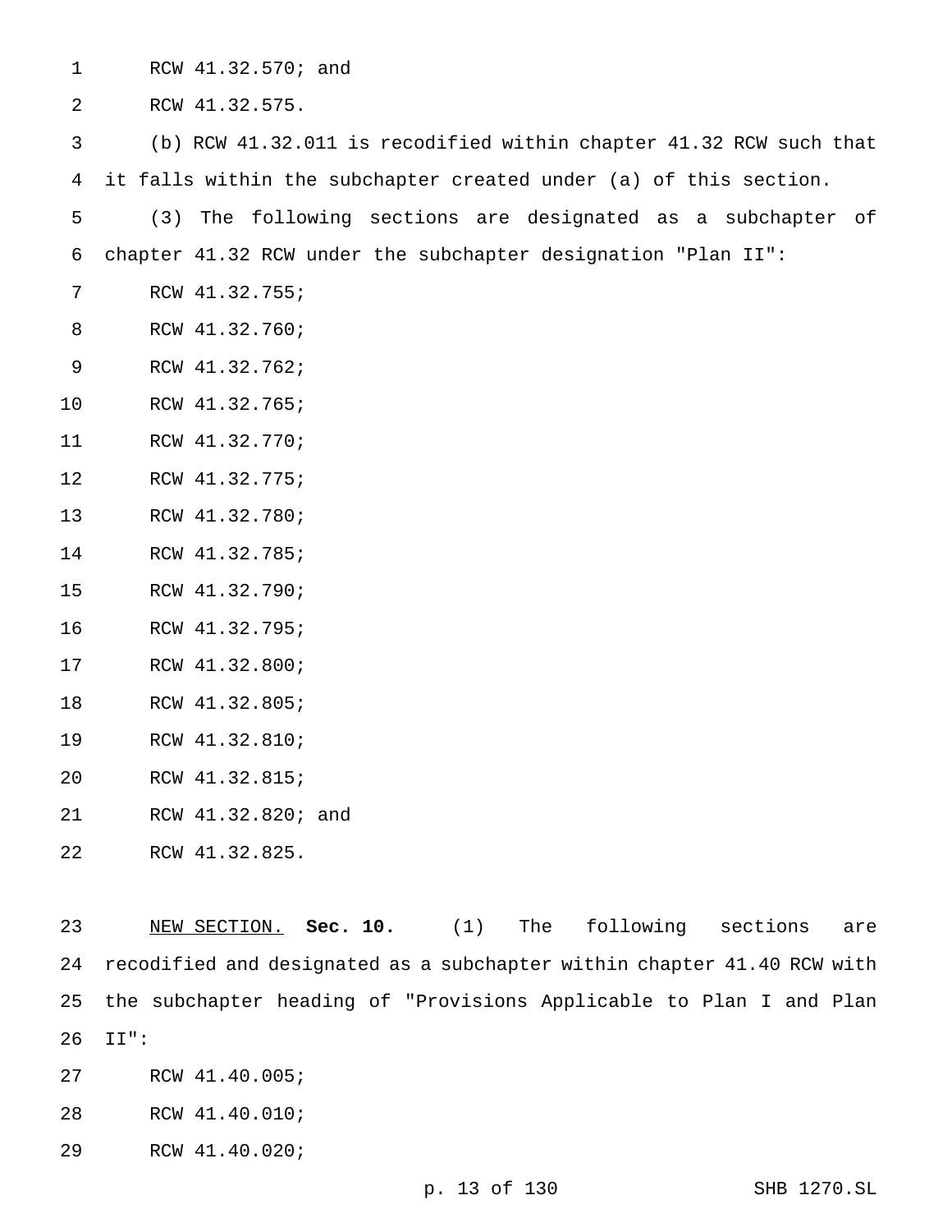RCW 41.32.570; and

RCW 41.32.575.

(b) RCW 41.32.011 is recodified within chapter 41.32 RCW such that it falls within the subchapter created under (a) of this section.

(3) The following sections are designated as a subchapter of chapter 41.32 RCW under the subchapter designation "Plan II":

RCW 41.32.755;

RCW 41.32.760;

RCW 41.32.762;

RCW 41.32.765;

RCW 41.32.770;

RCW 41.32.775;

RCW 41.32.780;

RCW 41.32.785;

RCW 41.32.790;

RCW 41.32.795;

RCW 41.32.800;

RCW 41.32.805;

RCW 41.32.810;

RCW 41.32.815;

RCW 41.32.820; and

RCW 41.32.825.

NEW SECTION. **Sec. 10.** (1) The following sections are recodified and designated as a subchapter within chapter 41.40 RCW with the subchapter heading of "Provisions Applicable to Plan I and Plan II":

RCW 41.40.005;

RCW 41.40.010;

RCW 41.40.020;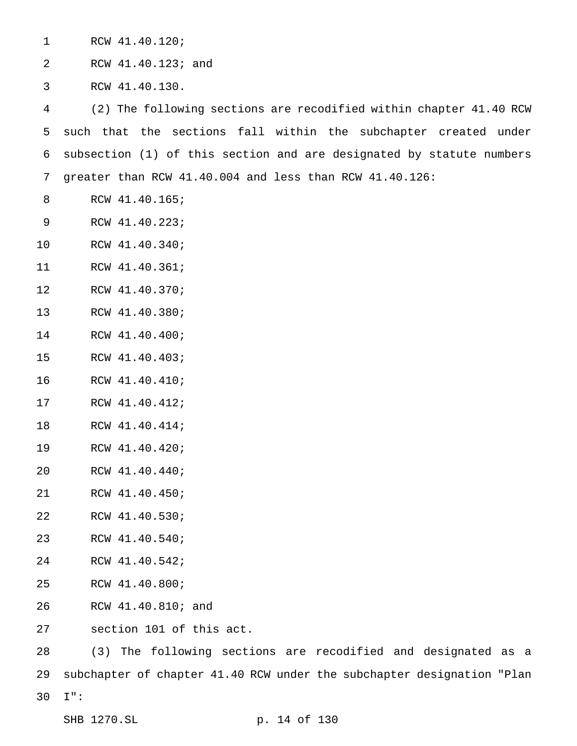RCW 41.40.120;

RCW 41.40.123; and

RCW 41.40.130.

(2) The following sections are recodified within chapter 41.40 RCW such that the sections fall within the subchapter created under subsection (1) of this section and are designated by statute numbers greater than RCW 41.40.004 and less than RCW 41.40.126:

RCW 41.40.165;

RCW 41.40.223;

RCW 41.40.340;

RCW 41.40.361;

RCW 41.40.370;

RCW 41.40.380;

RCW 41.40.400;

RCW 41.40.403;

RCW 41.40.410;

RCW 41.40.412;

RCW 41.40.414;

RCW 41.40.420;

RCW 41.40.440;

RCW 41.40.450;

RCW 41.40.530;

RCW 41.40.540;

RCW 41.40.542;

RCW 41.40.800;

RCW 41.40.810; and

section 101 of this act.

(3) The following sections are recodified and designated as a subchapter of chapter 41.40 RCW under the subchapter designation "Plan I":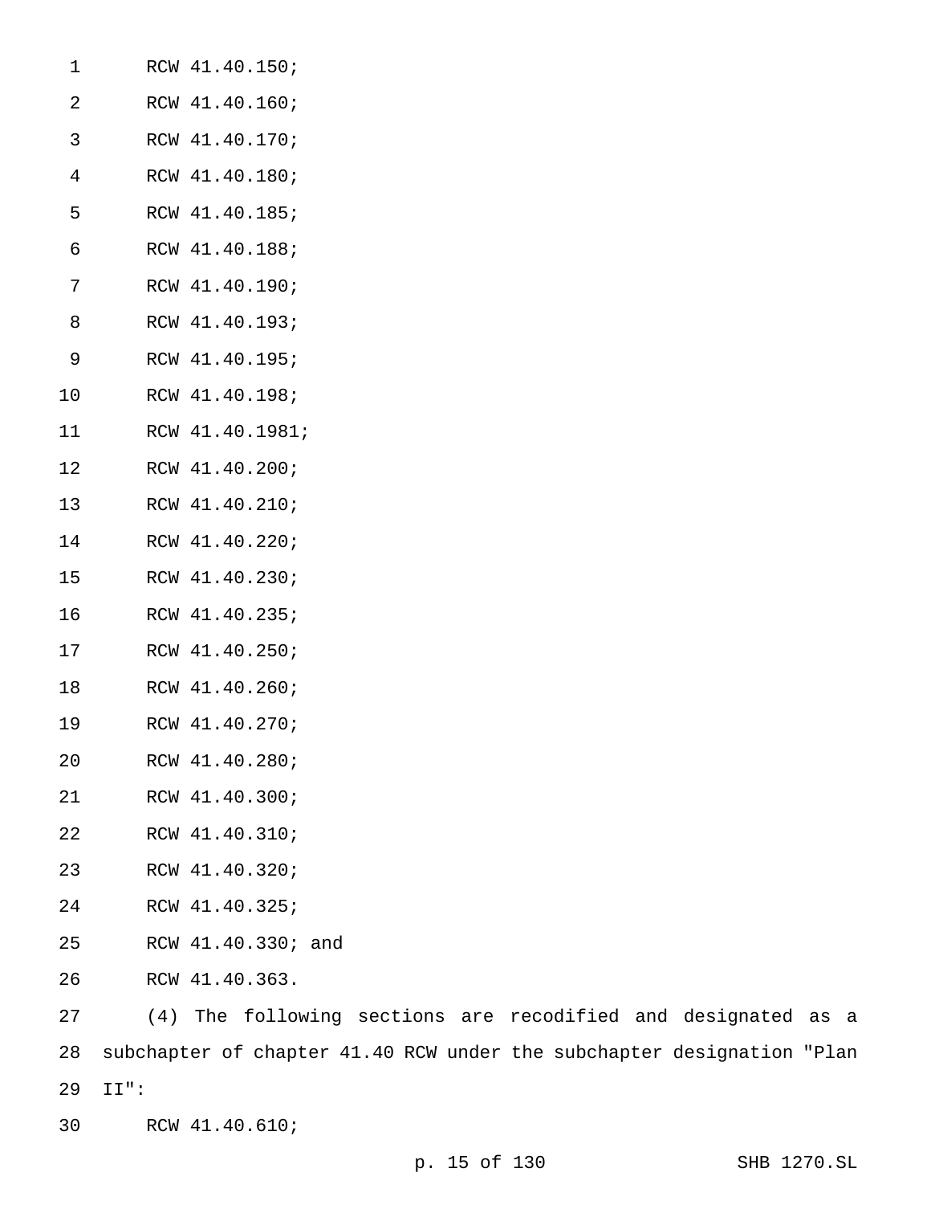RCW 41.40.150;

RCW 41.40.160;

RCW 41.40.170;

RCW 41.40.180;

RCW 41.40.185;

RCW 41.40.188;

RCW 41.40.190;

RCW 41.40.193;

RCW 41.40.195;

RCW 41.40.198;

RCW 41.40.1981;

RCW 41.40.200;

RCW 41.40.210;

RCW 41.40.220;

RCW 41.40.230;

RCW 41.40.235;

RCW 41.40.250;

RCW 41.40.260;

RCW 41.40.270;

RCW 41.40.280;

RCW 41.40.300;

RCW 41.40.310;

RCW 41.40.320;

RCW 41.40.325;

RCW 41.40.330; and

RCW 41.40.363.

(4) The following sections are recodified and designated as a subchapter of chapter 41.40 RCW under the subchapter designation "Plan II":

RCW 41.40.610;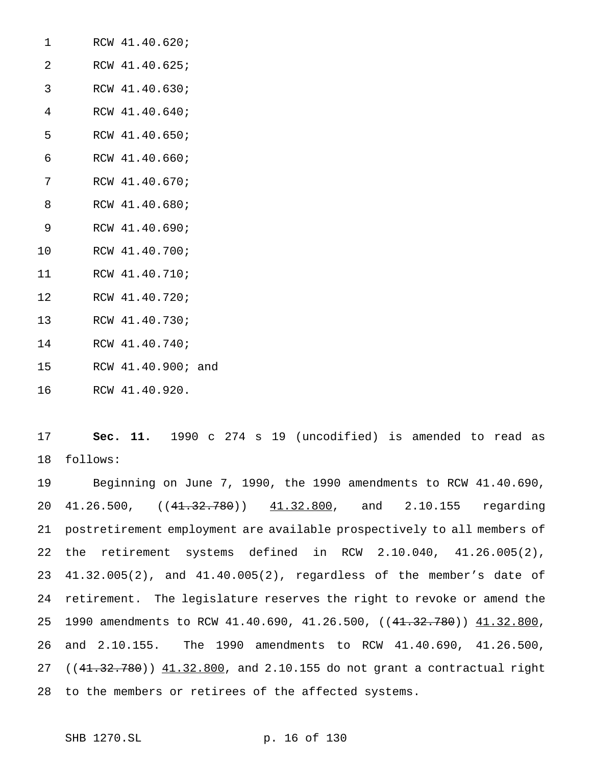RCW 41.40.620;

RCW 41.40.625;

RCW 41.40.630;

RCW 41.40.640;

RCW 41.40.650;

RCW 41.40.660;

RCW 41.40.670;

RCW 41.40.680;

RCW 41.40.690;

RCW 41.40.700;

RCW 41.40.710;

RCW 41.40.720;

RCW 41.40.730;

RCW 41.40.740;

RCW 41.40.900; and

RCW 41.40.920.

**Sec. 11.** 1990 c 274 s 19 (uncodified) is amended to read as follows:

Beginning on June 7, 1990, the 1990 amendments to RCW 41.40.690, 41.26.500, ((~~41.32.780~~)) <u>41.32.800</u>, and 2.10.155 regarding postretirement employment are available prospectively to all members of the retirement systems defined in RCW 2.10.040, 41.26.005(2), 41.32.005(2), and 41.40.005(2), regardless of the member's date of retirement. The legislature reserves the right to revoke or amend the 1990 amendments to RCW 41.40.690, 41.26.500, ((~~41.32.780~~)) <u>41.32.800</u>, and 2.10.155. The 1990 amendments to RCW 41.40.690, 41.26.500, ((~~41.32.780~~)) <u>41.32.800</u>, and 2.10.155 do not grant a contractual right to the members or retirees of the affected systems.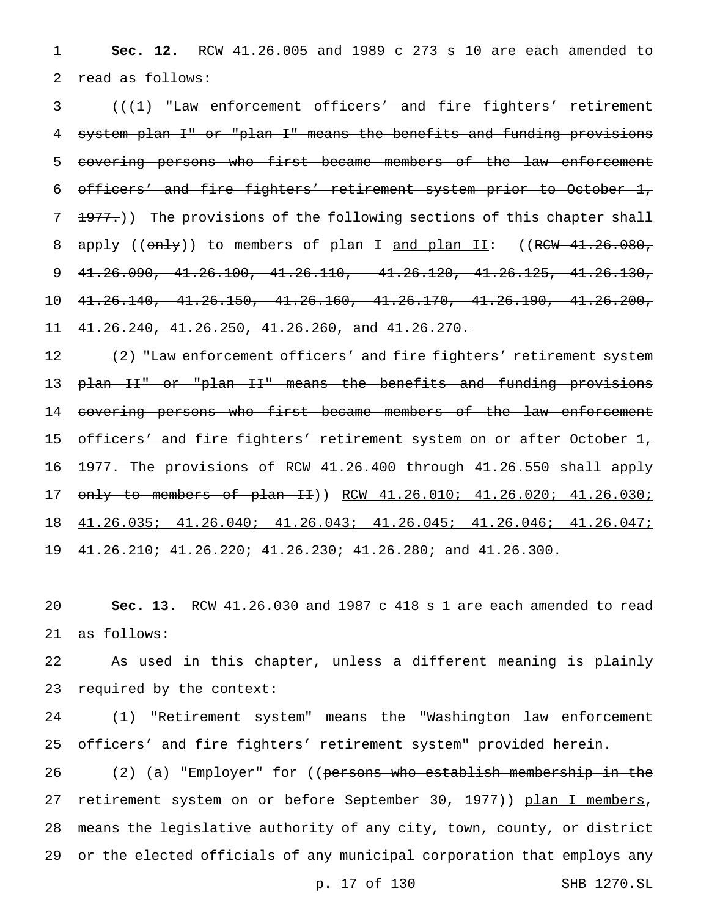**Sec. 12.** RCW 41.26.005 and 1989 c 273 s 10 are each amended to read as follows:

((~~(1) "Law enforcement officers' and fire fighters' retirement system plan I" or "plan I" means the benefits and funding provisions covering persons who first became members of the law enforcement officers' and fire fighters' retirement system prior to October 1, 1977.~~)) The provisions of the following sections of this chapter shall apply ((~~only~~)) to members of plan I <u>and plan II</u>: ((~~RCW 41.26.080, 41.26.090, 41.26.100, 41.26.110, 41.26.120, 41.26.125, 41.26.130, 41.26.140, 41.26.150, 41.26.160, 41.26.170, 41.26.190, 41.26.200, 41.26.240, 41.26.250, 41.26.260, and 41.26.270.~~

~~(2) "Law enforcement officers' and fire fighters' retirement system plan II" or "plan II" means the benefits and funding provisions covering persons who first became members of the law enforcement officers' and fire fighters' retirement system on or after October 1, 1977. The provisions of RCW 41.26.400 through 41.26.550 shall apply only to members of plan II~~)) <u>RCW 41.26.010; 41.26.020; 41.26.030; 41.26.035; 41.26.040; 41.26.043; 41.26.045; 41.26.046; 41.26.047; 41.26.210; 41.26.220; 41.26.230; 41.26.280; and 41.26.300</u>.

**Sec. 13.** RCW 41.26.030 and 1987 c 418 s 1 are each amended to read as follows:

As used in this chapter, unless a different meaning is plainly required by the context:

(1) "Retirement system" means the "Washington law enforcement officers' and fire fighters' retirement system" provided herein.

(2) (a) "Employer" for ((~~persons who establish membership in the retirement system on or before September 30, 1977~~)) <u>plan I members</u>, means the legislative authority of any city, town, county<u>,</u> or district or the elected officials of any municipal corporation that employs any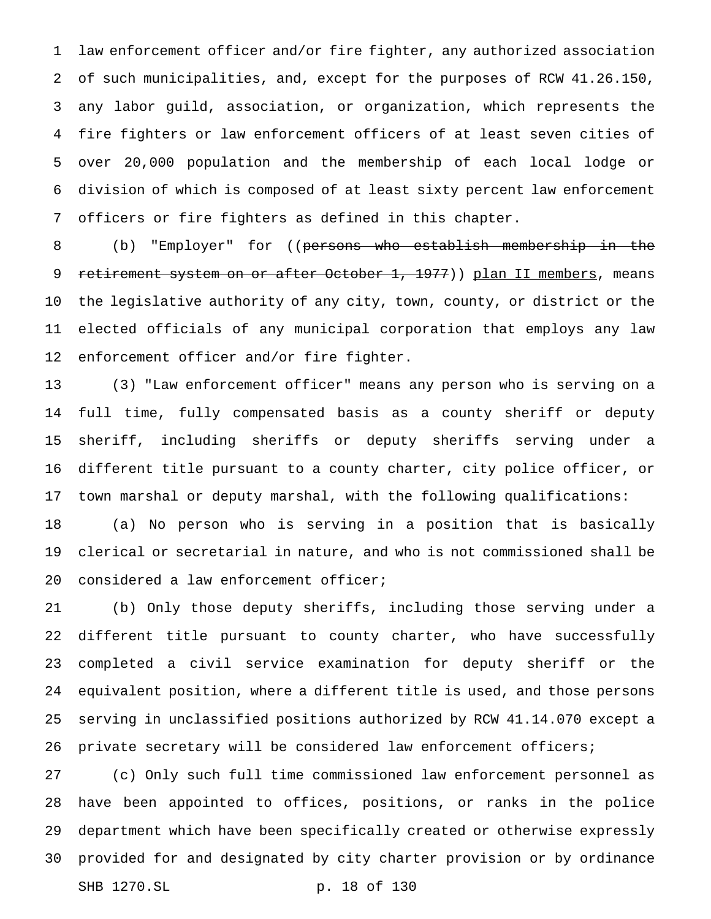law enforcement officer and/or fire fighter, any authorized association of such municipalities, and, except for the purposes of RCW 41.26.150, any labor guild, association, or organization, which represents the fire fighters or law enforcement officers of at least seven cities of over 20,000 population and the membership of each local lodge or division of which is composed of at least sixty percent law enforcement officers or fire fighters as defined in this chapter.

(b) "Employer" for ((~~persons who establish membership in the retirement system on or after October 1, 1977~~)) plan II members, means the legislative authority of any city, town, county, or district or the elected officials of any municipal corporation that employs any law enforcement officer and/or fire fighter.

(3) "Law enforcement officer" means any person who is serving on a full time, fully compensated basis as a county sheriff or deputy sheriff, including sheriffs or deputy sheriffs serving under a different title pursuant to a county charter, city police officer, or town marshal or deputy marshal, with the following qualifications:

(a) No person who is serving in a position that is basically clerical or secretarial in nature, and who is not commissioned shall be considered a law enforcement officer;

(b) Only those deputy sheriffs, including those serving under a different title pursuant to county charter, who have successfully completed a civil service examination for deputy sheriff or the equivalent position, where a different title is used, and those persons serving in unclassified positions authorized by RCW 41.14.070 except a private secretary will be considered law enforcement officers;

(c) Only such full time commissioned law enforcement personnel as have been appointed to offices, positions, or ranks in the police department which have been specifically created or otherwise expressly provided for and designated by city charter provision or by ordinance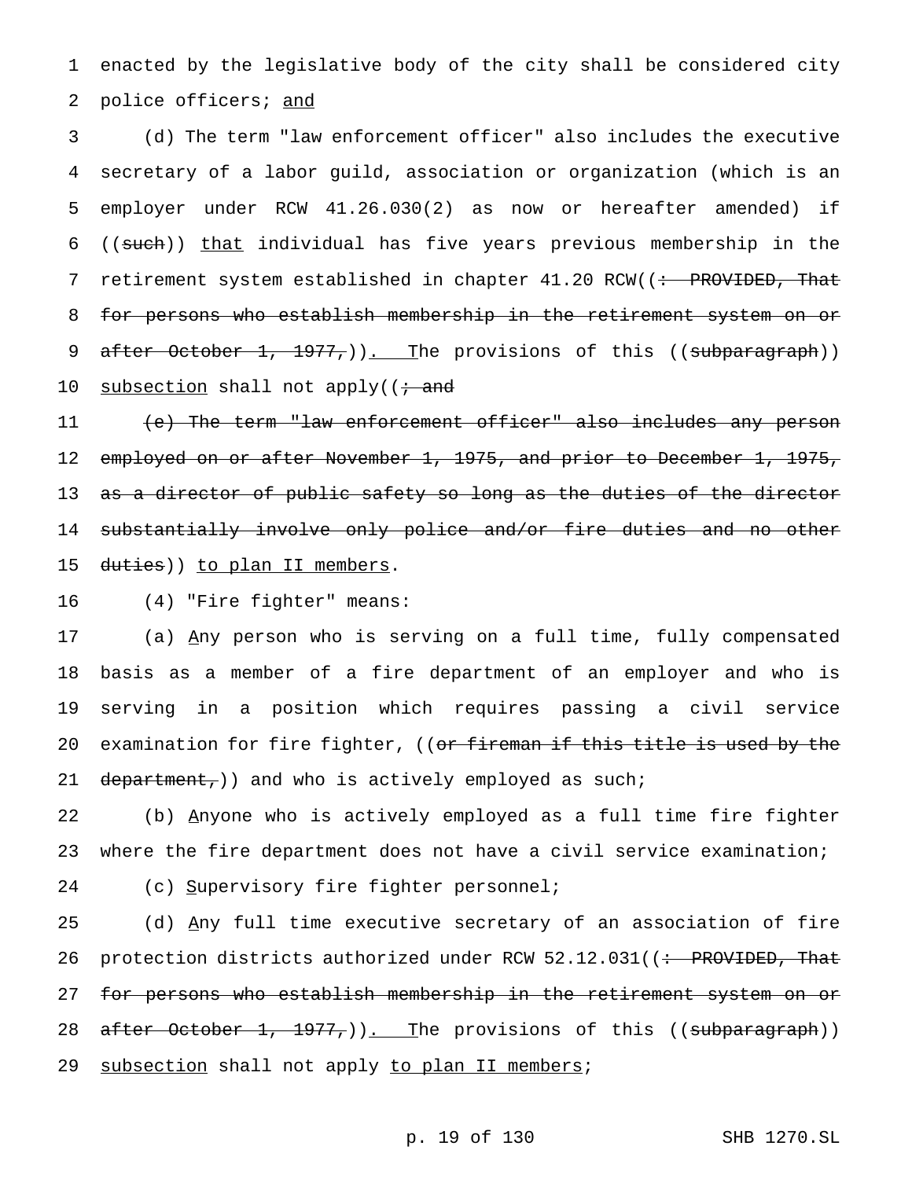enacted by the legislative body of the city shall be considered city police officers; <u>and</u>

(d) The term "law enforcement officer" also includes the executive secretary of a labor guild, association or organization (which is an employer under RCW 41.26.030(2) as now or hereafter amended) if ((~~such~~)) <u>that</u> individual has five years previous membership in the retirement system established in chapter 41.20 RCW((~~: PROVIDED, That for persons who establish membership in the retirement system on or after October 1, 1977,~~))<u>. T</u>he provisions of this ((~~subparagraph~~)) <u>subsection</u> shall not apply((~~; and~~

~~(e) The term "law enforcement officer" also includes any person employed on or after November 1, 1975, and prior to December 1, 1975, as a director of public safety so long as the duties of the director substantially involve only police and/or fire duties and no other duties~~)) <u>to plan II members</u>.

(4) "Fire fighter" means:

(a) <u>A</u>ny person who is serving on a full time, fully compensated basis as a member of a fire department of an employer and who is serving in a position which requires passing a civil service examination for fire fighter, ((~~or fireman if this title is used by the department,~~)) and who is actively employed as such;

(b) <u>A</u>nyone who is actively employed as a full time fire fighter where the fire department does not have a civil service examination;

(c) <u>S</u>upervisory fire fighter personnel;

(d) <u>A</u>ny full time executive secretary of an association of fire protection districts authorized under RCW 52.12.031((~~: PROVIDED, That for persons who establish membership in the retirement system on or after October 1, 1977,~~))<u>. T</u>he provisions of this ((~~subparagraph~~)) <u>subsection</u> shall not apply <u>to plan II members</u>;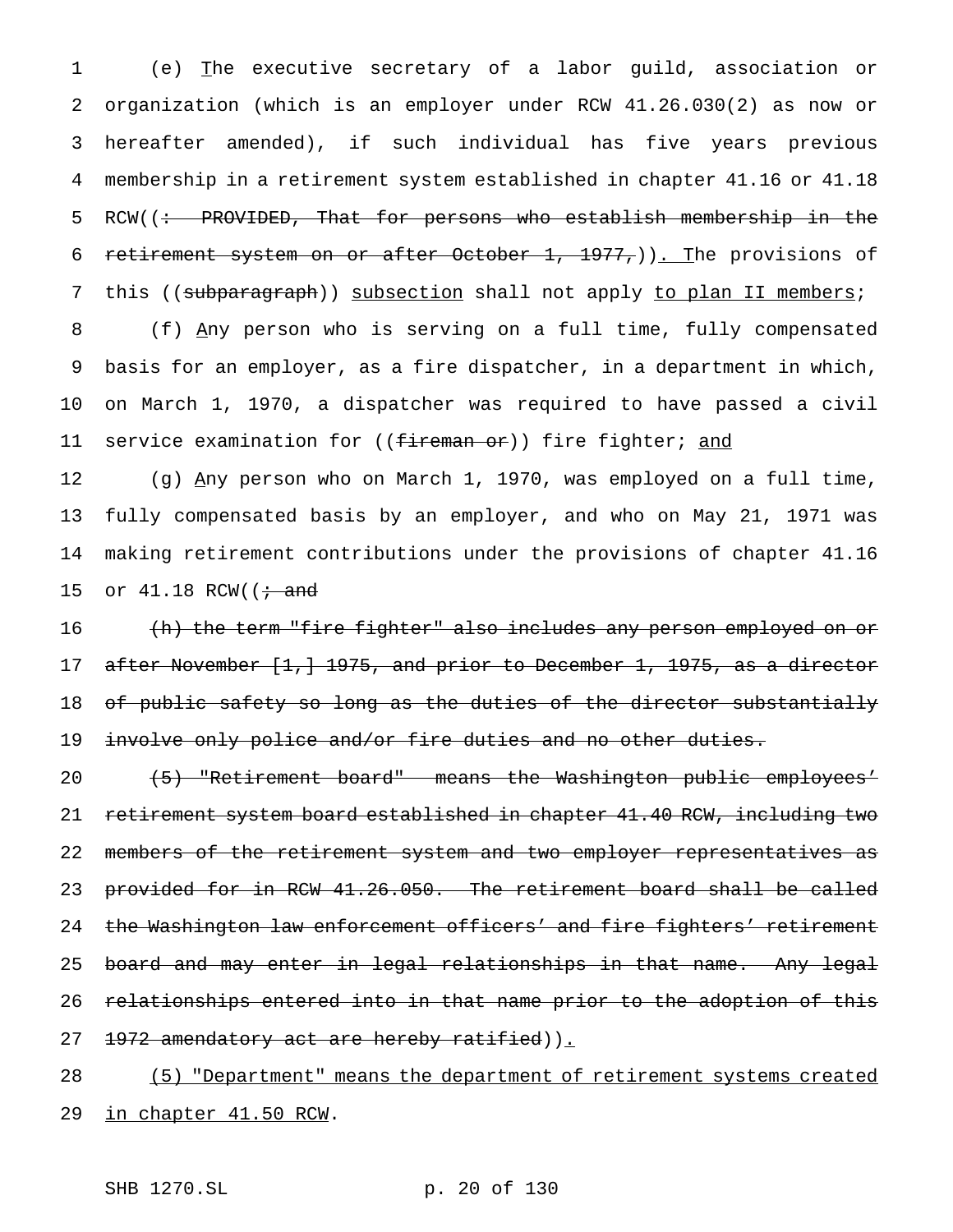(e) The executive secretary of a labor guild, association or organization (which is an employer under RCW 41.26.030(2) as now or hereafter amended), if such individual has five years previous membership in a retirement system established in chapter 41.16 or 41.18 RCW((: PROVIDED, That for persons who establish membership in the retirement system on or after October 1, 1977,)). The provisions of this ((subparagraph)) subsection shall not apply to plan II members;

(f) Any person who is serving on a full time, fully compensated basis for an employer, as a fire dispatcher, in a department in which, on March 1, 1970, a dispatcher was required to have passed a civil service examination for ((fireman or)) fire fighter; and

(g) Any person who on March 1, 1970, was employed on a full time, fully compensated basis by an employer, and who on May 21, 1971 was making retirement contributions under the provisions of chapter 41.16 or 41.18 RCW((; and

(h) the term "fire fighter" also includes any person employed on or after November [1,] 1975, and prior to December 1, 1975, as a director of public safety so long as the duties of the director substantially involve only police and/or fire duties and no other duties.

(5) "Retirement board" means the Washington public employees' retirement system board established in chapter 41.40 RCW, including two members of the retirement system and two employer representatives as provided for in RCW 41.26.050. The retirement board shall be called the Washington law enforcement officers' and fire fighters' retirement board and may enter in legal relationships in that name. Any legal relationships entered into in that name prior to the adoption of this 1972 amendatory act are hereby ratified)).

(5) "Department" means the department of retirement systems created in chapter 41.50 RCW.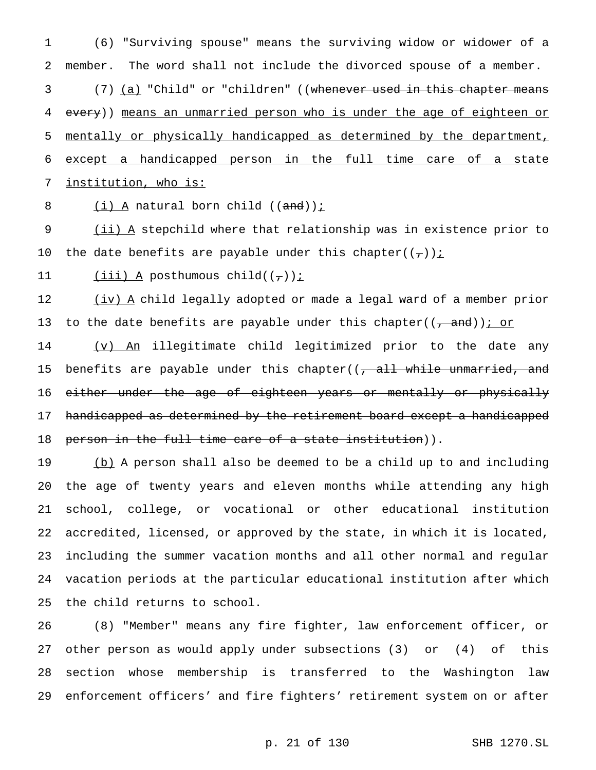(6) "Surviving spouse" means the surviving widow or widower of a member. The word shall not include the divorced spouse of a member.

(7) (a) "Child" or "children" ((~~whenever used in this chapter means every~~)) means an unmarried person who is under the age of eighteen or mentally or physically handicapped as determined by the department, except a handicapped person in the full time care of a state institution, who is:

(i) A natural born child ((~~and~~));

(ii) A stepchild where that relationship was in existence prior to the date benefits are payable under this chapter((~~,~~));

(iii) A posthumous child((~~,~~));

(iv) A child legally adopted or made a legal ward of a member prior to the date benefits are payable under this chapter((~~, and~~)); or

(v) An illegitimate child legitimized prior to the date any benefits are payable under this chapter((~~, all while unmarried, and either under the age of eighteen years or mentally or physically handicapped as determined by the retirement board except a handicapped person in the full time care of a state institution~~)).

(b) A person shall also be deemed to be a child up to and including the age of twenty years and eleven months while attending any high school, college, or vocational or other educational institution accredited, licensed, or approved by the state, in which it is located, including the summer vacation months and all other normal and regular vacation periods at the particular educational institution after which the child returns to school.

(8) "Member" means any fire fighter, law enforcement officer, or other person as would apply under subsections (3) or (4) of this section whose membership is transferred to the Washington law enforcement officers' and fire fighters' retirement system on or after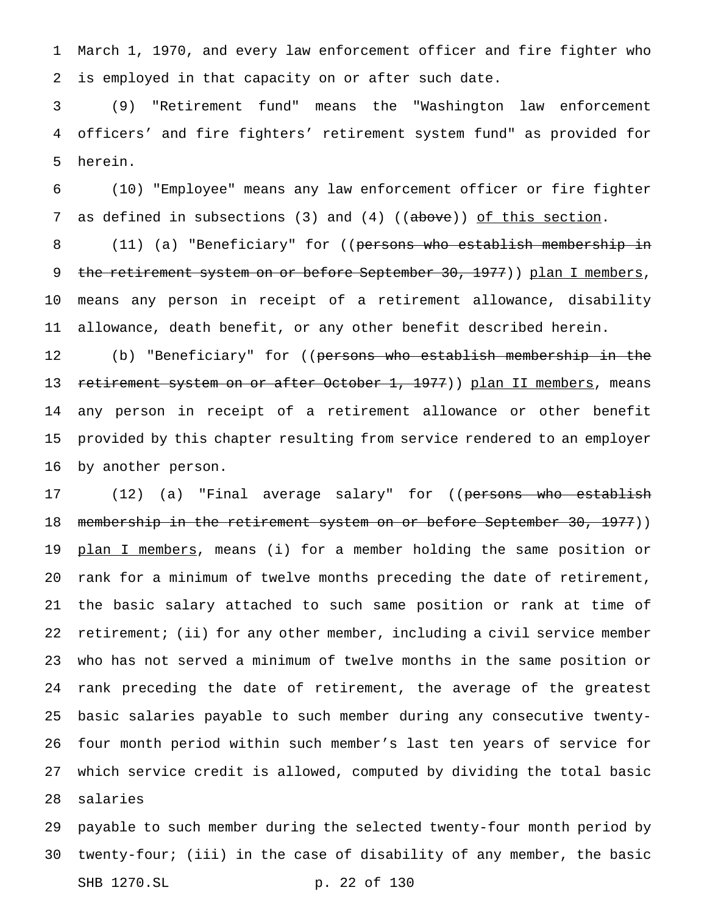March 1, 1970, and every law enforcement officer and fire fighter who is employed in that capacity on or after such date.

(9) "Retirement fund" means the "Washington law enforcement officers' and fire fighters' retirement system fund" as provided for herein.

(10) "Employee" means any law enforcement officer or fire fighter as defined in subsections (3) and (4) ((~~above~~)) of this section.

(11) (a) "Beneficiary" for ((~~persons who establish membership in the retirement system on or before September 30, 1977~~)) plan I members, means any person in receipt of a retirement allowance, disability allowance, death benefit, or any other benefit described herein.

(b) "Beneficiary" for ((~~persons who establish membership in the retirement system on or after October 1, 1977~~)) plan II members, means any person in receipt of a retirement allowance or other benefit provided by this chapter resulting from service rendered to an employer by another person.

(12) (a) "Final average salary" for ((~~persons who establish membership in the retirement system on or before September 30, 1977~~)) plan I members, means (i) for a member holding the same position or rank for a minimum of twelve months preceding the date of retirement, the basic salary attached to such same position or rank at time of retirement; (ii) for any other member, including a civil service member who has not served a minimum of twelve months in the same position or rank preceding the date of retirement, the average of the greatest basic salaries payable to such member during any consecutive twenty-four month period within such member's last ten years of service for which service credit is allowed, computed by dividing the total basic salaries payable to such member during the selected twenty-four month period by twenty-four; (iii) in the case of disability of any member, the basic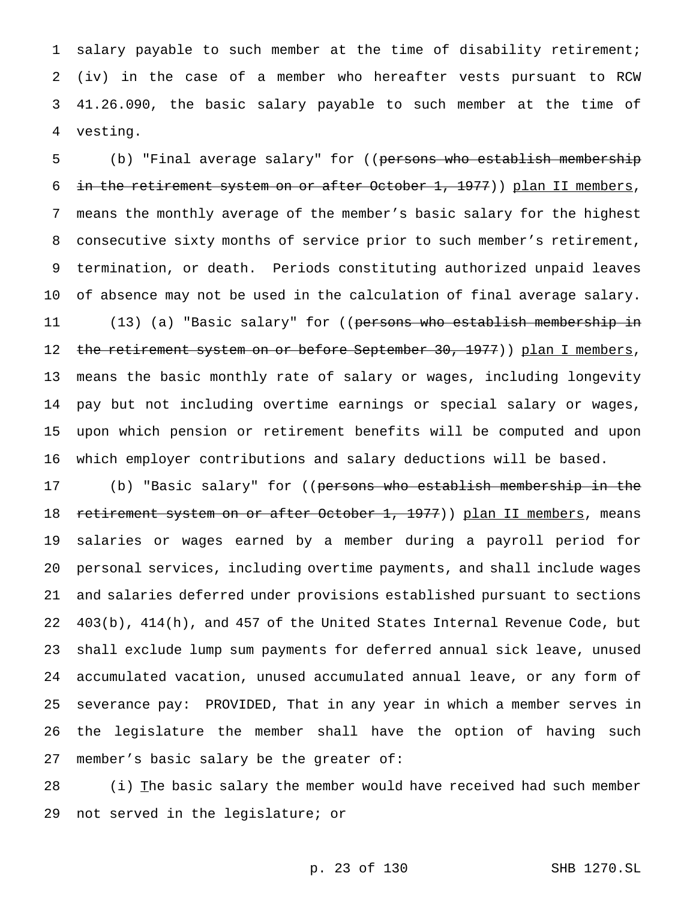salary payable to such member at the time of disability retirement; (iv) in the case of a member who hereafter vests pursuant to RCW 41.26.090, the basic salary payable to such member at the time of vesting.

(b) "Final average salary" for ((~~persons who establish membership in the retirement system on or after October 1, 1977~~)) plan II members, means the monthly average of the member's basic salary for the highest consecutive sixty months of service prior to such member's retirement, termination, or death. Periods constituting authorized unpaid leaves of absence may not be used in the calculation of final average salary.

(13) (a) "Basic salary" for ((~~persons who establish membership in the retirement system on or before September 30, 1977~~)) plan I members, means the basic monthly rate of salary or wages, including longevity pay but not including overtime earnings or special salary or wages, upon which pension or retirement benefits will be computed and upon which employer contributions and salary deductions will be based.

(b) "Basic salary" for ((~~persons who establish membership in the retirement system on or after October 1, 1977~~)) plan II members, means salaries or wages earned by a member during a payroll period for personal services, including overtime payments, and shall include wages and salaries deferred under provisions established pursuant to sections 403(b), 414(h), and 457 of the United States Internal Revenue Code, but shall exclude lump sum payments for deferred annual sick leave, unused accumulated vacation, unused accumulated annual leave, or any form of severance pay: PROVIDED, That in any year in which a member serves in the legislature the member shall have the option of having such member's basic salary be the greater of:

(i) The basic salary the member would have received had such member not served in the legislature; or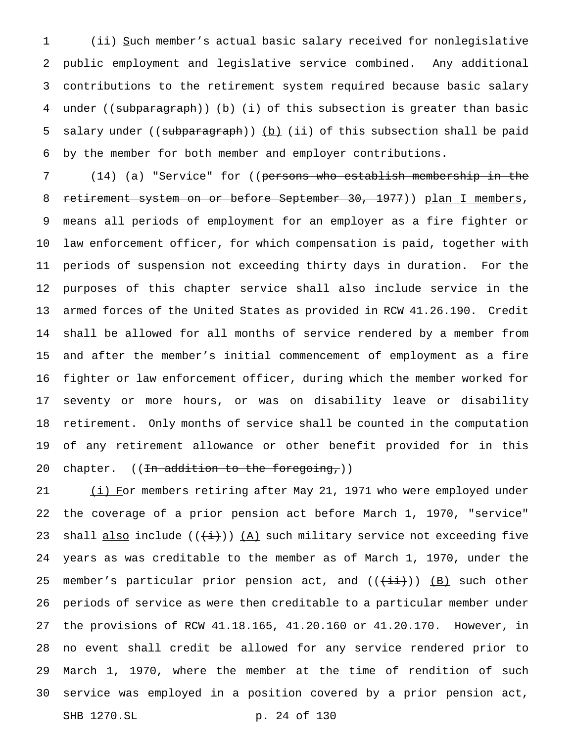(ii) Such member's actual basic salary received for nonlegislative public employment and legislative service combined. Any additional contributions to the retirement system required because basic salary under ((~~subparagraph~~)) (b) (i) of this subsection is greater than basic salary under ((~~subparagraph~~)) (b) (ii) of this subsection shall be paid by the member for both member and employer contributions.

(14) (a) "Service" for ((~~persons who establish membership in the retirement system on or before September 30, 1977~~)) plan I members, means all periods of employment for an employer as a fire fighter or law enforcement officer, for which compensation is paid, together with periods of suspension not exceeding thirty days in duration. For the purposes of this chapter service shall also include service in the armed forces of the United States as provided in RCW 41.26.190. Credit shall be allowed for all months of service rendered by a member from and after the member's initial commencement of employment as a fire fighter or law enforcement officer, during which the member worked for seventy or more hours, or was on disability leave or disability retirement. Only months of service shall be counted in the computation of any retirement allowance or other benefit provided for in this chapter. ((~~In addition to the foregoing,~~))

(i) For members retiring after May 21, 1971 who were employed under the coverage of a prior pension act before March 1, 1970, "service" shall also include ((~~(i)~~)) (A) such military service not exceeding five years as was creditable to the member as of March 1, 1970, under the member's particular prior pension act, and ((~~(ii)~~)) (B) such other periods of service as were then creditable to a particular member under the provisions of RCW 41.18.165, 41.20.160 or 41.20.170. However, in no event shall credit be allowed for any service rendered prior to March 1, 1970, where the member at the time of rendition of such service was employed in a position covered by a prior pension act,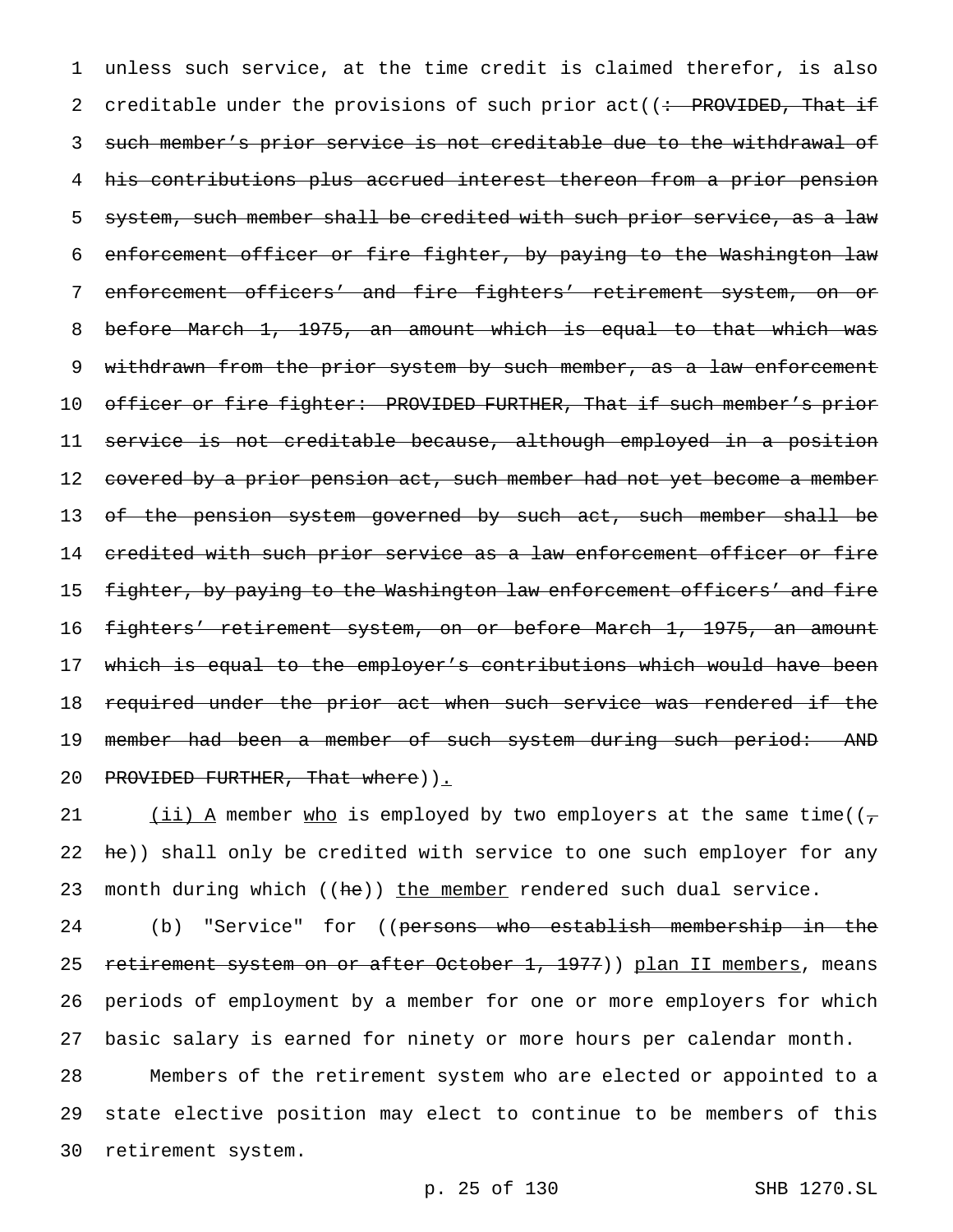unless such service, at the time credit is claimed therefor, is also creditable under the provisions of such prior act((~~: PROVIDED, That if such member's prior service is not creditable due to the withdrawal of his contributions plus accrued interest thereon from a prior pension system, such member shall be credited with such prior service, as a law enforcement officer or fire fighter, by paying to the Washington law enforcement officers' and fire fighters' retirement system, on or before March 1, 1975, an amount which is equal to that which was withdrawn from the prior system by such member, as a law enforcement officer or fire fighter: PROVIDED FURTHER, That if such member's prior service is not creditable because, although employed in a position covered by a prior pension act, such member had not yet become a member of the pension system governed by such act, such member shall be credited with such prior service as a law enforcement officer or fire fighter, by paying to the Washington law enforcement officers' and fire fighters' retirement system, on or before March 1, 1975, an amount which is equal to the employer's contributions which would have been required under the prior act when such service was rendered if the member had been a member of such system during such period: AND PROVIDED FURTHER, That where~~)).

(ii) A member who is employed by two employers at the same time((~~,~~ ~~he~~)) shall only be credited with service to one such employer for any month during which ((~~he~~)) the member rendered such dual service.

(b) "Service" for ((~~persons who establish membership in the retirement system on or after October 1, 1977~~)) plan II members, means periods of employment by a member for one or more employers for which basic salary is earned for ninety or more hours per calendar month.

Members of the retirement system who are elected or appointed to a state elective position may elect to continue to be members of this retirement system.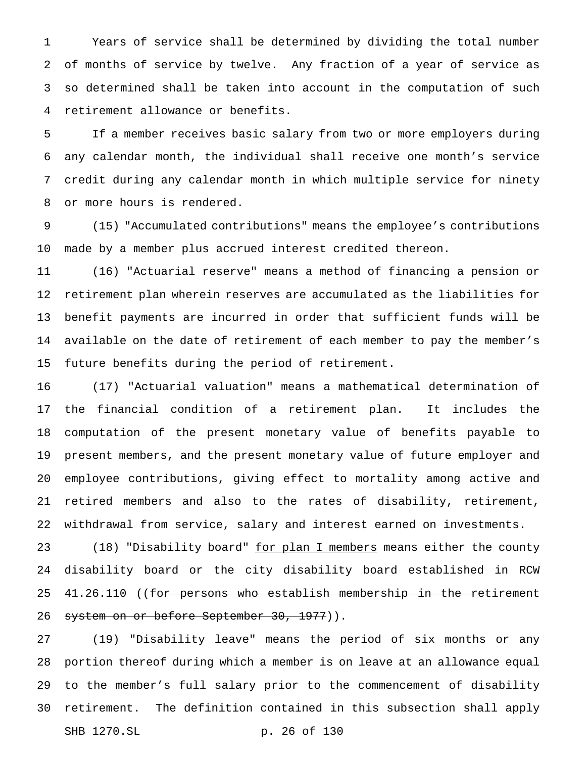Years of service shall be determined by dividing the total number of months of service by twelve. Any fraction of a year of service as so determined shall be taken into account in the computation of such retirement allowance or benefits.

If a member receives basic salary from two or more employers during any calendar month, the individual shall receive one month's service credit during any calendar month in which multiple service for ninety or more hours is rendered.

(15) "Accumulated contributions" means the employee's contributions made by a member plus accrued interest credited thereon.

(16) "Actuarial reserve" means a method of financing a pension or retirement plan wherein reserves are accumulated as the liabilities for benefit payments are incurred in order that sufficient funds will be available on the date of retirement of each member to pay the member's future benefits during the period of retirement.

(17) "Actuarial valuation" means a mathematical determination of the financial condition of a retirement plan. It includes the computation of the present monetary value of benefits payable to present members, and the present monetary value of future employer and employee contributions, giving effect to mortality among active and retired members and also to the rates of disability, retirement, withdrawal from service, salary and interest earned on investments.

(18) "Disability board" <u>for plan I members</u> means either the county disability board or the city disability board established in RCW 41.26.110 ((~~for persons who establish membership in the retirement system on or before September 30, 1977~~)).

(19) "Disability leave" means the period of six months or any portion thereof during which a member is on leave at an allowance equal to the member's full salary prior to the commencement of disability retirement. The definition contained in this subsection shall apply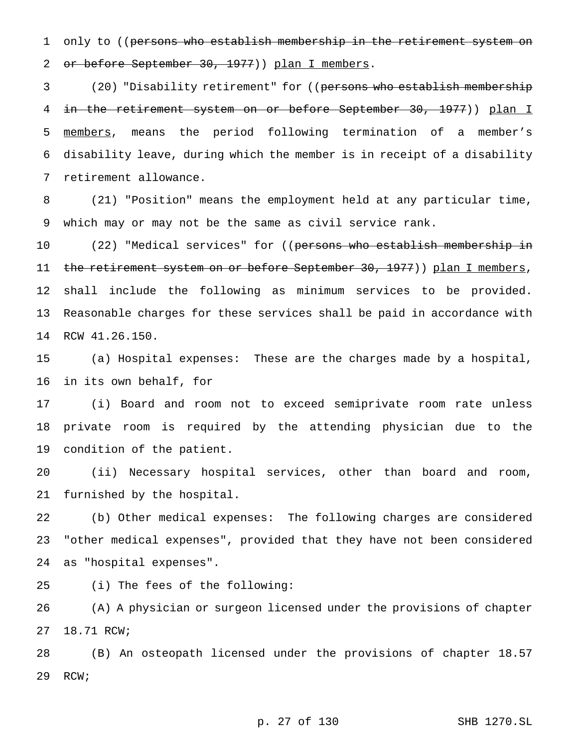only to ((~~persons who establish membership in the retirement system on or before September 30, 1977~~)) <u>plan I members</u>.

(20) "Disability retirement" for ((~~persons who establish membership in the retirement system on or before September 30, 1977~~)) <u>plan I members</u>, means the period following termination of a member's disability leave, during which the member is in receipt of a disability retirement allowance.

(21) "Position" means the employment held at any particular time, which may or may not be the same as civil service rank.

(22) "Medical services" for ((~~persons who establish membership in the retirement system on or before September 30, 1977~~)) <u>plan I members</u>, shall include the following as minimum services to be provided. Reasonable charges for these services shall be paid in accordance with RCW 41.26.150.

(a) Hospital expenses: These are the charges made by a hospital, in its own behalf, for

(i) Board and room not to exceed semiprivate room rate unless private room is required by the attending physician due to the condition of the patient.

(ii) Necessary hospital services, other than board and room, furnished by the hospital.

(b) Other medical expenses: The following charges are considered "other medical expenses", provided that they have not been considered as "hospital expenses".

(i) The fees of the following:

(A) A physician or surgeon licensed under the provisions of chapter 18.71 RCW;

(B) An osteopath licensed under the provisions of chapter 18.57 RCW;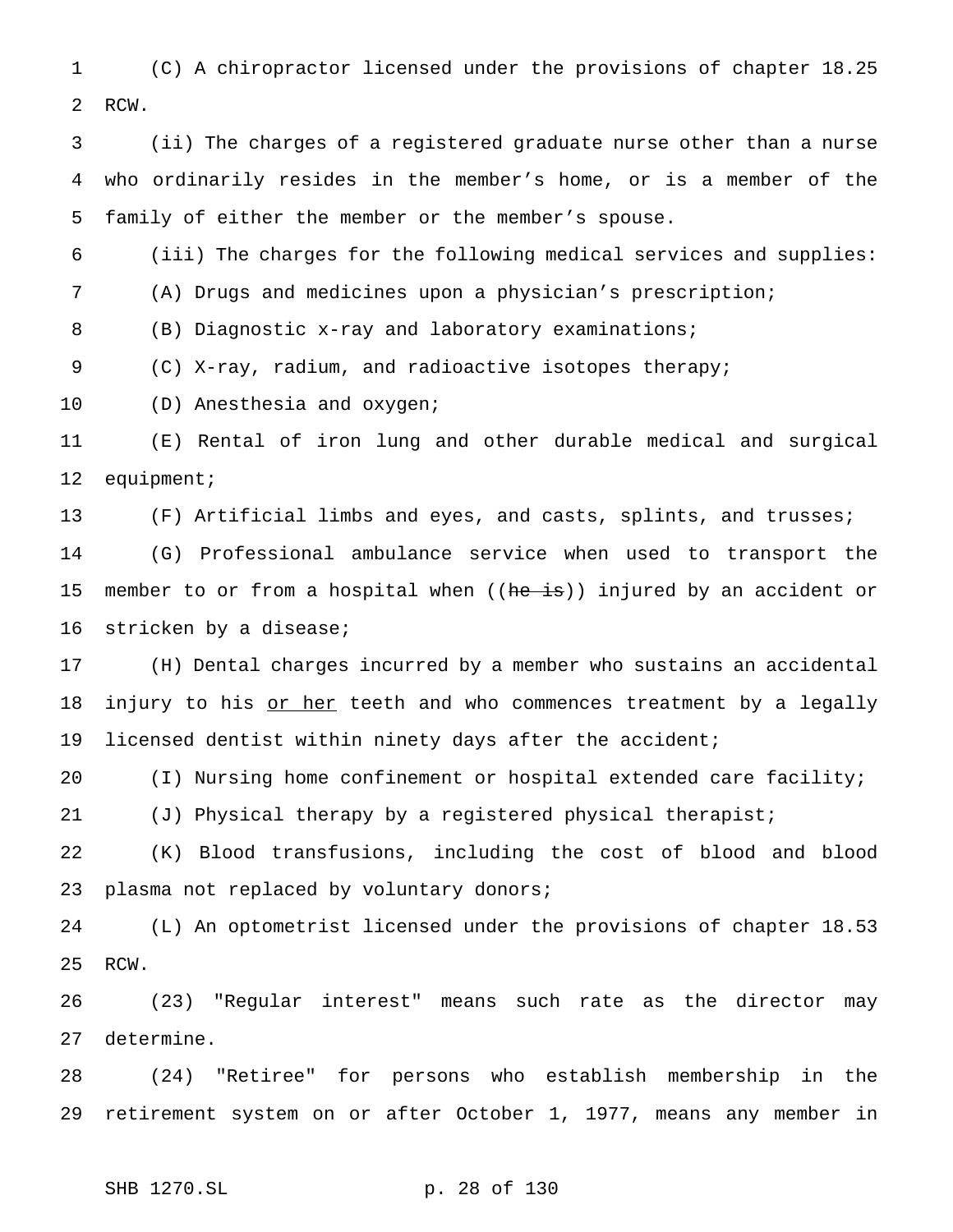(C) A chiropractor licensed under the provisions of chapter 18.25 RCW.

(ii) The charges of a registered graduate nurse other than a nurse who ordinarily resides in the member's home, or is a member of the family of either the member or the member's spouse.

(iii) The charges for the following medical services and supplies:

(A) Drugs and medicines upon a physician's prescription;

(B) Diagnostic x-ray and laboratory examinations;

(C) X-ray, radium, and radioactive isotopes therapy;

(D) Anesthesia and oxygen;

(E) Rental of iron lung and other durable medical and surgical equipment;

(F) Artificial limbs and eyes, and casts, splints, and trusses;

(G) Professional ambulance service when used to transport the member to or from a hospital when ((~~he is~~)) injured by an accident or stricken by a disease;

(H) Dental charges incurred by a member who sustains an accidental injury to his <u>or her</u> teeth and who commences treatment by a legally licensed dentist within ninety days after the accident;

(I) Nursing home confinement or hospital extended care facility;

(J) Physical therapy by a registered physical therapist;

(K) Blood transfusions, including the cost of blood and blood plasma not replaced by voluntary donors;

(L) An optometrist licensed under the provisions of chapter 18.53 RCW.

(23) "Regular interest" means such rate as the director may determine.

(24) "Retiree" for persons who establish membership in the retirement system on or after October 1, 1977, means any member in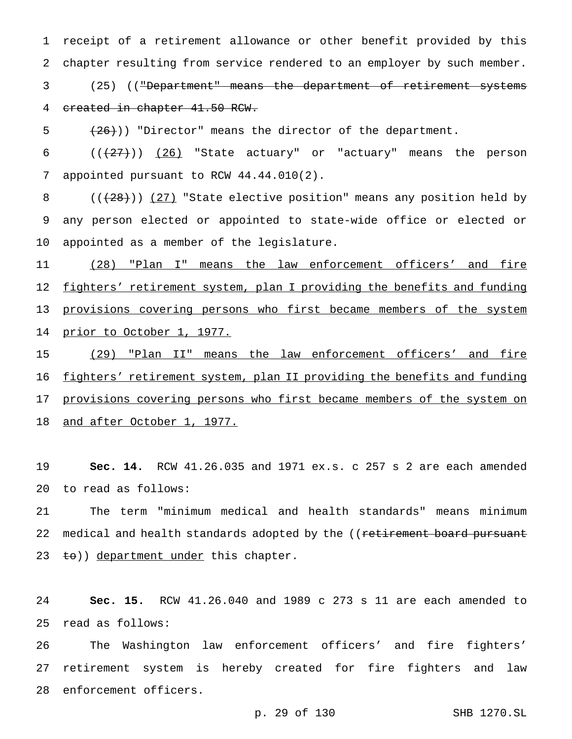receipt of a retirement allowance or other benefit provided by this chapter resulting from service rendered to an employer by such member.

(25) ((~~"Department" means the department of retirement systems created in chapter 41.50 RCW.~~

~~(26)~~)) "Director" means the director of the department.

((~~(27)~~)) (26) "State actuary" or "actuary" means the person appointed pursuant to RCW 44.44.010(2).

((~~(28)~~)) (27) "State elective position" means any position held by any person elected or appointed to state-wide office or elected or appointed as a member of the legislature.

(28) "Plan I" means the law enforcement officers' and fire fighters' retirement system, plan I providing the benefits and funding provisions covering persons who first became members of the system prior to October 1, 1977.

(29) "Plan II" means the law enforcement officers' and fire fighters' retirement system, plan II providing the benefits and funding provisions covering persons who first became members of the system on and after October 1, 1977.

**Sec. 14.** RCW 41.26.035 and 1971 ex.s. c 257 s 2 are each amended to read as follows:

The term "minimum medical and health standards" means minimum medical and health standards adopted by the ((~~retirement board pursuant to~~)) department under this chapter.

**Sec. 15.** RCW 41.26.040 and 1989 c 273 s 11 are each amended to read as follows:

The Washington law enforcement officers' and fire fighters' retirement system is hereby created for fire fighters and law enforcement officers.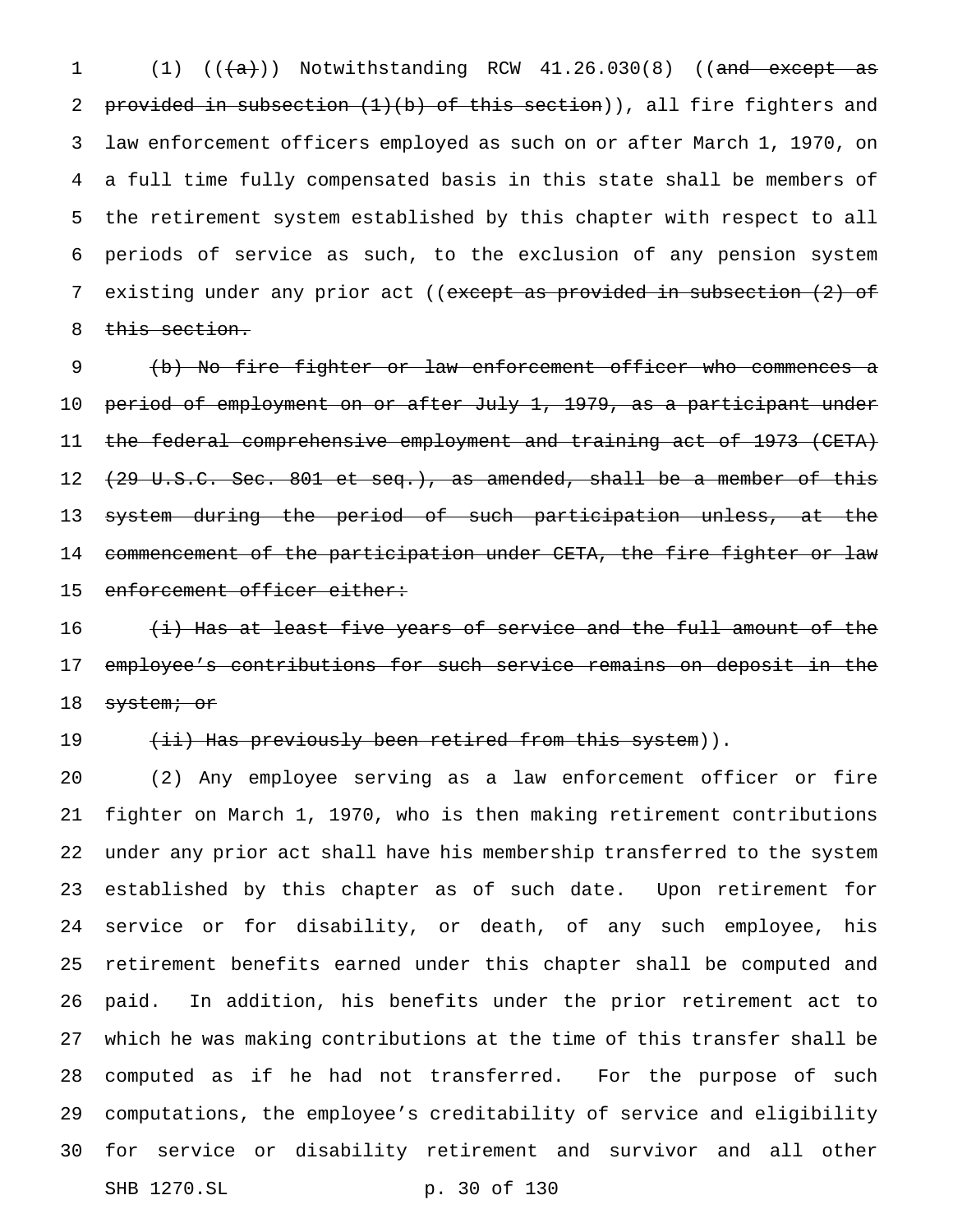(1) ((~~(a)~~)) Notwithstanding RCW 41.26.030(8) ((~~and except as provided in subsection (1)(b) of this section~~)), all fire fighters and law enforcement officers employed as such on or after March 1, 1970, on a full time fully compensated basis in this state shall be members of the retirement system established by this chapter with respect to all periods of service as such, to the exclusion of any pension system existing under any prior act ((~~except as provided in subsection (2) of this section.~~

~~(b) No fire fighter or law enforcement officer who commences a period of employment on or after July 1, 1979, as a participant under the federal comprehensive employment and training act of 1973 (CETA) (29 U.S.C. Sec. 801 et seq.), as amended, shall be a member of this system during the period of such participation unless, at the commencement of the participation under CETA, the fire fighter or law enforcement officer either:~~

~~(i) Has at least five years of service and the full amount of the employee's contributions for such service remains on deposit in the system; or~~

~~(ii) Has previously been retired from this system~~)).

(2) Any employee serving as a law enforcement officer or fire fighter on March 1, 1970, who is then making retirement contributions under any prior act shall have his membership transferred to the system established by this chapter as of such date. Upon retirement for service or for disability, or death, of any such employee, his retirement benefits earned under this chapter shall be computed and paid. In addition, his benefits under the prior retirement act to which he was making contributions at the time of this transfer shall be computed as if he had not transferred. For the purpose of such computations, the employee's creditability of service and eligibility for service or disability retirement and survivor and all other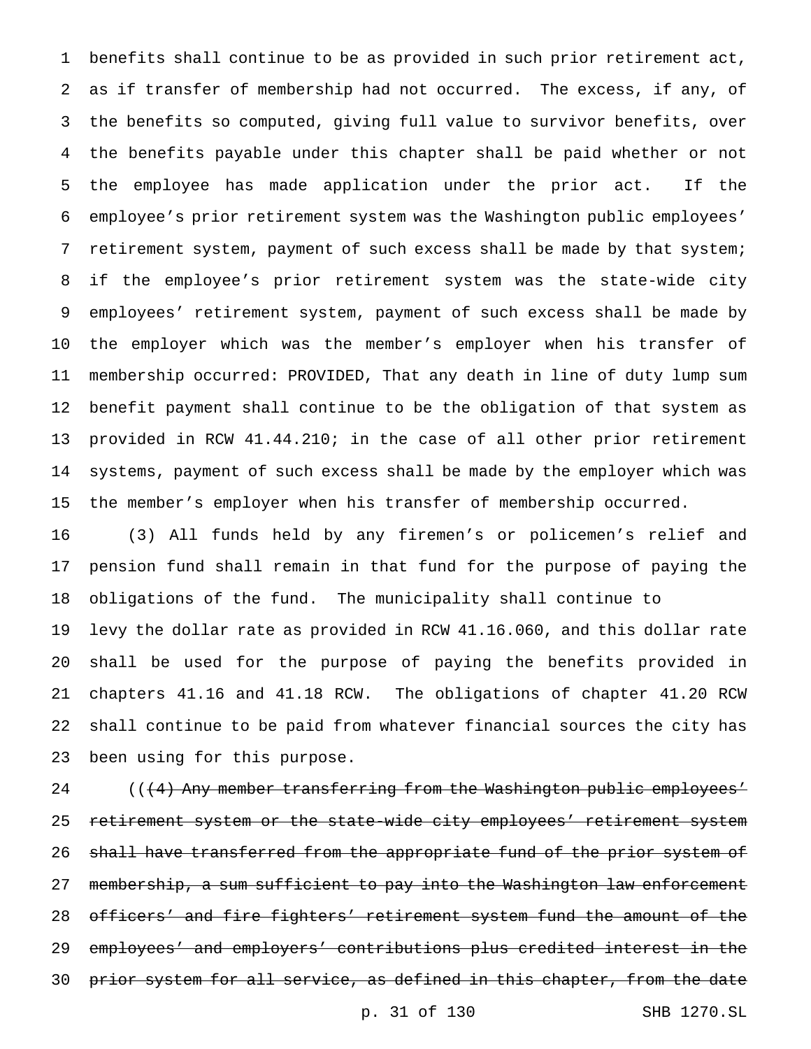benefits shall continue to be as provided in such prior retirement act, as if transfer of membership had not occurred. The excess, if any, of the benefits so computed, giving full value to survivor benefits, over the benefits payable under this chapter shall be paid whether or not the employee has made application under the prior act. If the employee's prior retirement system was the Washington public employees' retirement system, payment of such excess shall be made by that system; if the employee's prior retirement system was the state-wide city employees' retirement system, payment of such excess shall be made by the employer which was the member's employer when his transfer of membership occurred: PROVIDED, That any death in line of duty lump sum benefit payment shall continue to be the obligation of that system as provided in RCW 41.44.210; in the case of all other prior retirement systems, payment of such excess shall be made by the employer which was the member's employer when his transfer of membership occurred.

(3) All funds held by any firemen's or policemen's relief and pension fund shall remain in that fund for the purpose of paying the obligations of the fund. The municipality shall continue to levy the dollar rate as provided in RCW 41.16.060, and this dollar rate shall be used for the purpose of paying the benefits provided in chapters 41.16 and 41.18 RCW. The obligations of chapter 41.20 RCW shall continue to be paid from whatever financial sources the city has been using for this purpose.

((~~(4) Any member transferring from the Washington public employees' retirement system or the state-wide city employees' retirement system shall have transferred from the appropriate fund of the prior system of membership, a sum sufficient to pay into the Washington law enforcement officers' and fire fighters' retirement system fund the amount of the employees' and employers' contributions plus credited interest in the prior system for all service, as defined in this chapter, from the date~~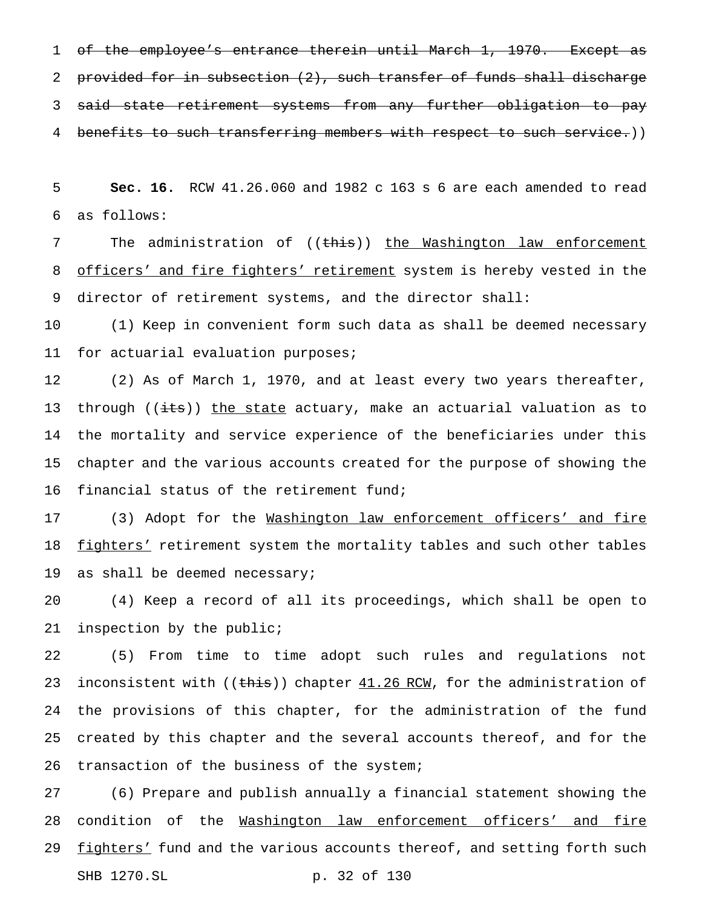~~of the employee's entrance therein until March 1, 1970. Except as provided for in subsection (2), such transfer of funds shall discharge said state retirement systems from any further obligation to pay benefits to such transferring members with respect to such service.~~))

**Sec. 16.** RCW 41.26.060 and 1982 c 163 s 6 are each amended to read as follows:

The administration of ((~~this~~)) <u>the Washington law enforcement officers' and fire fighters' retirement</u> system is hereby vested in the director of retirement systems, and the director shall:

(1) Keep in convenient form such data as shall be deemed necessary for actuarial evaluation purposes;

(2) As of March 1, 1970, and at least every two years thereafter, through ((~~its~~)) <u>the state</u> actuary, make an actuarial valuation as to the mortality and service experience of the beneficiaries under this chapter and the various accounts created for the purpose of showing the financial status of the retirement fund;

(3) Adopt for the <u>Washington law enforcement officers' and fire fighters'</u> retirement system the mortality tables and such other tables as shall be deemed necessary;

(4) Keep a record of all its proceedings, which shall be open to inspection by the public;

(5) From time to time adopt such rules and regulations not inconsistent with ((~~this~~)) chapter <u>41.26 RCW</u>, for the administration of the provisions of this chapter, for the administration of the fund created by this chapter and the several accounts thereof, and for the transaction of the business of the system;

(6) Prepare and publish annually a financial statement showing the condition of the <u>Washington law enforcement officers' and fire fighters'</u> fund and the various accounts thereof, and setting forth such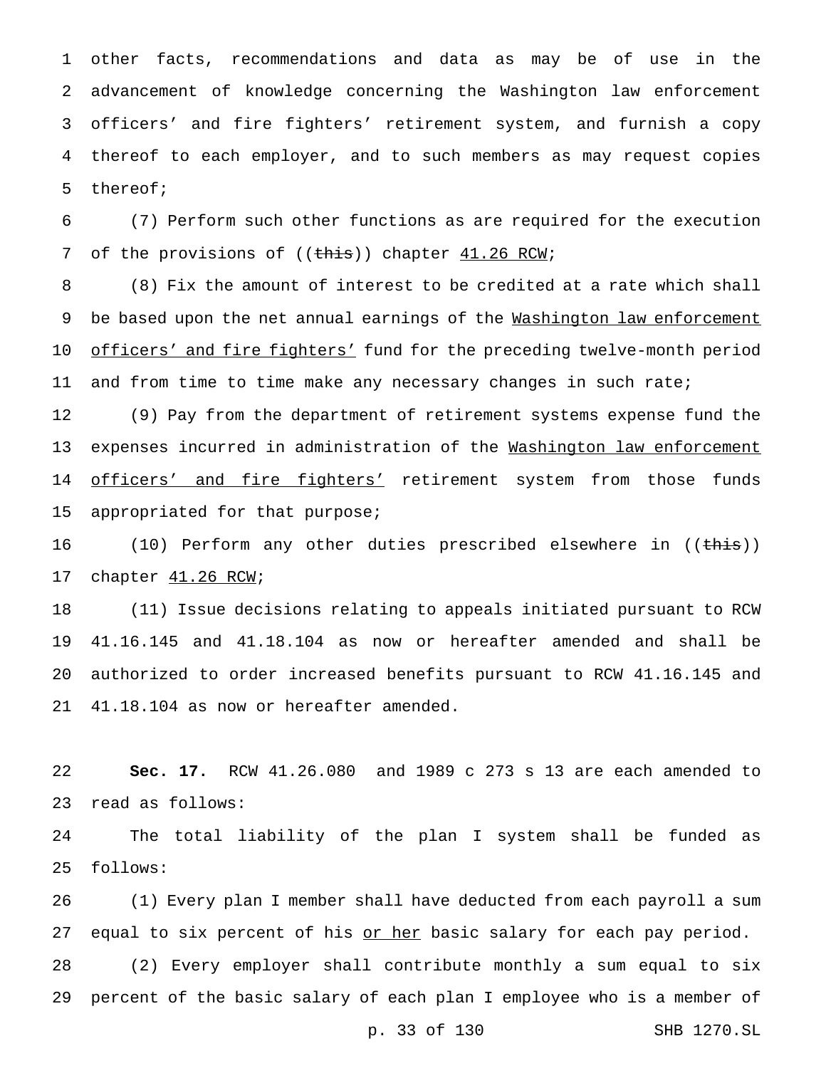other facts, recommendations and data as may be of use in the advancement of knowledge concerning the Washington law enforcement officers' and fire fighters' retirement system, and furnish a copy thereof to each employer, and to such members as may request copies thereof;

(7) Perform such other functions as are required for the execution of the provisions of ((~~this~~)) chapter <u>41.26 RCW</u>;

(8) Fix the amount of interest to be credited at a rate which shall be based upon the net annual earnings of the <u>Washington law enforcement officers' and fire fighters'</u> fund for the preceding twelve-month period and from time to time make any necessary changes in such rate;

(9) Pay from the department of retirement systems expense fund the expenses incurred in administration of the <u>Washington law enforcement officers' and fire fighters'</u> retirement system from those funds appropriated for that purpose;

(10) Perform any other duties prescribed elsewhere in ((~~this~~)) chapter <u>41.26 RCW</u>;

(11) Issue decisions relating to appeals initiated pursuant to RCW 41.16.145 and 41.18.104 as now or hereafter amended and shall be authorized to order increased benefits pursuant to RCW 41.16.145 and 41.18.104 as now or hereafter amended.

**Sec. 17.** RCW 41.26.080 and 1989 c 273 s 13 are each amended to read as follows:

The total liability of the plan I system shall be funded as follows:

(1) Every plan I member shall have deducted from each payroll a sum equal to six percent of his <u>or her</u> basic salary for each pay period.

(2) Every employer shall contribute monthly a sum equal to six percent of the basic salary of each plan I employee who is a member of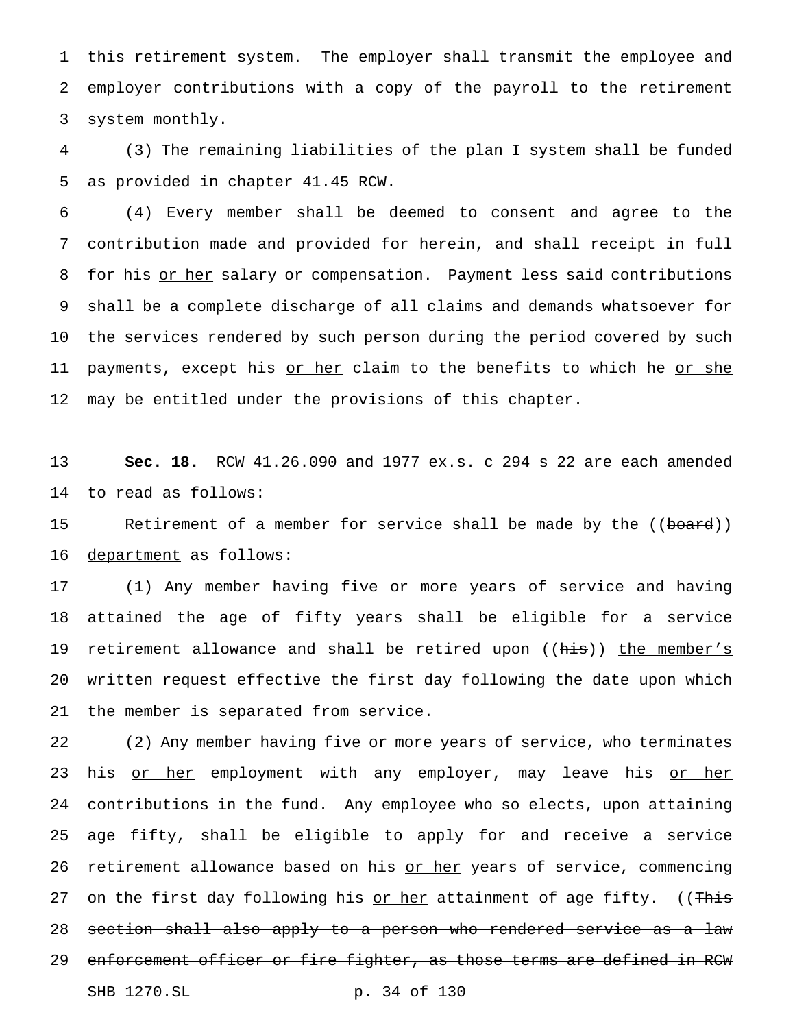this retirement system. The employer shall transmit the employee and employer contributions with a copy of the payroll to the retirement system monthly.

(3) The remaining liabilities of the plan I system shall be funded as provided in chapter 41.45 RCW.

(4) Every member shall be deemed to consent and agree to the contribution made and provided for herein, and shall receipt in full for his <u>or her</u> salary or compensation. Payment less said contributions shall be a complete discharge of all claims and demands whatsoever for the services rendered by such person during the period covered by such payments, except his <u>or her</u> claim to the benefits to which he <u>or she</u> may be entitled under the provisions of this chapter.

**Sec. 18.** RCW 41.26.090 and 1977 ex.s. c 294 s 22 are each amended to read as follows:

Retirement of a member for service shall be made by the ((~~board~~)) <u>department</u> as follows:

(1) Any member having five or more years of service and having attained the age of fifty years shall be eligible for a service retirement allowance and shall be retired upon ((~~his~~)) <u>the member's</u> written request effective the first day following the date upon which the member is separated from service.

(2) Any member having five or more years of service, who terminates his <u>or her</u> employment with any employer, may leave his <u>or her</u> contributions in the fund. Any employee who so elects, upon attaining age fifty, shall be eligible to apply for and receive a service retirement allowance based on his <u>or her</u> years of service, commencing on the first day following his <u>or her</u> attainment of age fifty. ((~~This section shall also apply to a person who rendered service as a law enforcement officer or fire fighter, as those terms are defined in RCW~~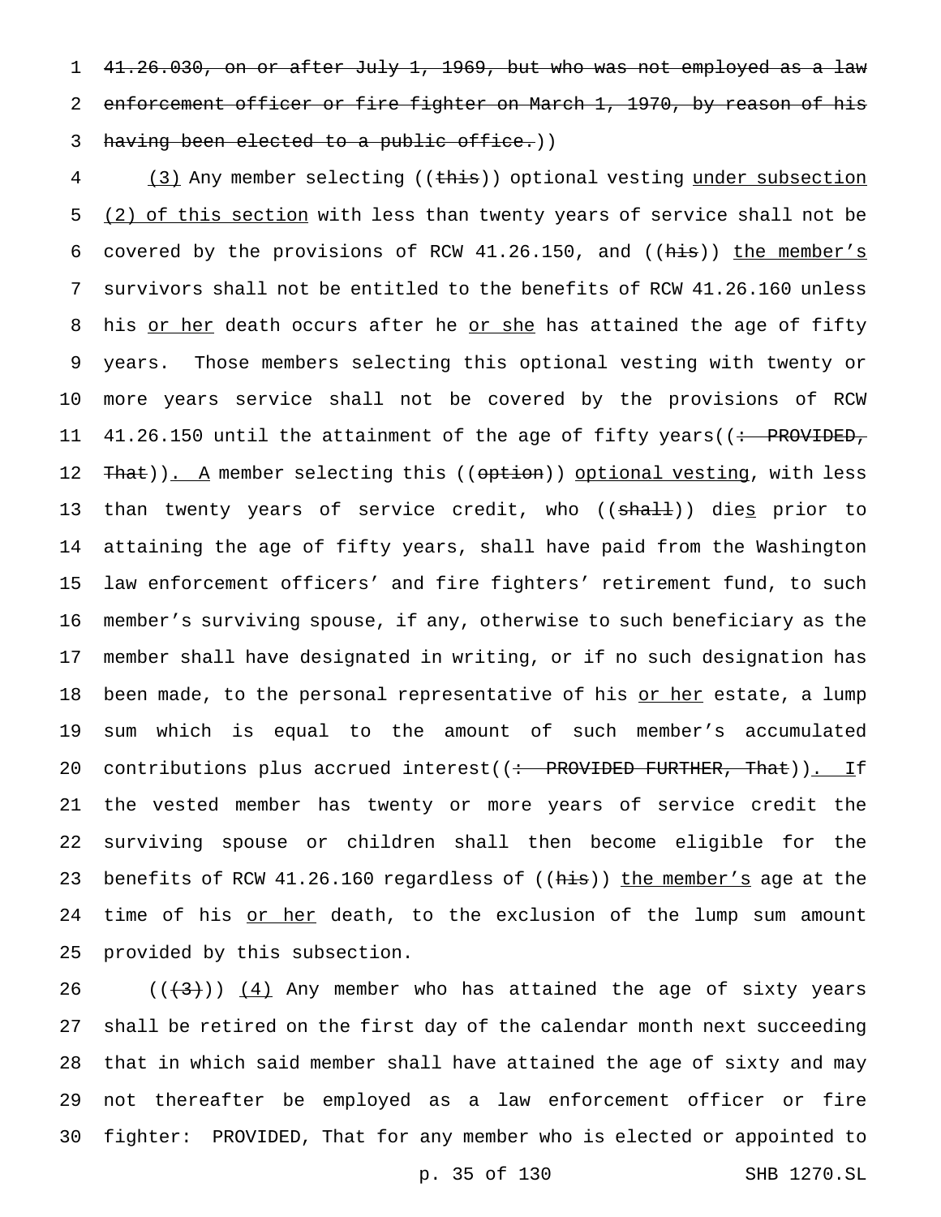~~41.26.030, on or after July 1, 1969, but who was not employed as a law enforcement officer or fire fighter on March 1, 1970, by reason of his having been elected to a public office.~~))

<u>(3)</u> Any member selecting ((~~this~~)) optional vesting <u>under subsection (2) of this section</u> with less than twenty years of service shall not be covered by the provisions of RCW 41.26.150, and ((~~his~~)) <u>the member's</u> survivors shall not be entitled to the benefits of RCW 41.26.160 unless his <u>or her</u> death occurs after he <u>or she</u> has attained the age of fifty years. Those members selecting this optional vesting with twenty or more years service shall not be covered by the provisions of RCW 41.26.150 until the attainment of the age of fifty years((~~: PROVIDED, That~~))<u>. A</u> member selecting this ((~~option~~)) <u>optional vesting</u>, with less than twenty years of service credit, who ((~~shall~~)) die<u>s</u> prior to attaining the age of fifty years, shall have paid from the Washington law enforcement officers' and fire fighters' retirement fund, to such member's surviving spouse, if any, otherwise to such beneficiary as the member shall have designated in writing, or if no such designation has been made, to the personal representative of his <u>or her</u> estate, a lump sum which is equal to the amount of such member's accumulated contributions plus accrued interest((~~: PROVIDED FURTHER, That~~))<u>. I</u>f the vested member has twenty or more years of service credit the surviving spouse or children shall then become eligible for the benefits of RCW 41.26.160 regardless of ((~~his~~)) <u>the member's</u> age at the time of his <u>or her</u> death, to the exclusion of the lump sum amount provided by this subsection.

((~~(3)~~)) <u>(4)</u> Any member who has attained the age of sixty years shall be retired on the first day of the calendar month next succeeding that in which said member shall have attained the age of sixty and may not thereafter be employed as a law enforcement officer or fire fighter: PROVIDED, That for any member who is elected or appointed to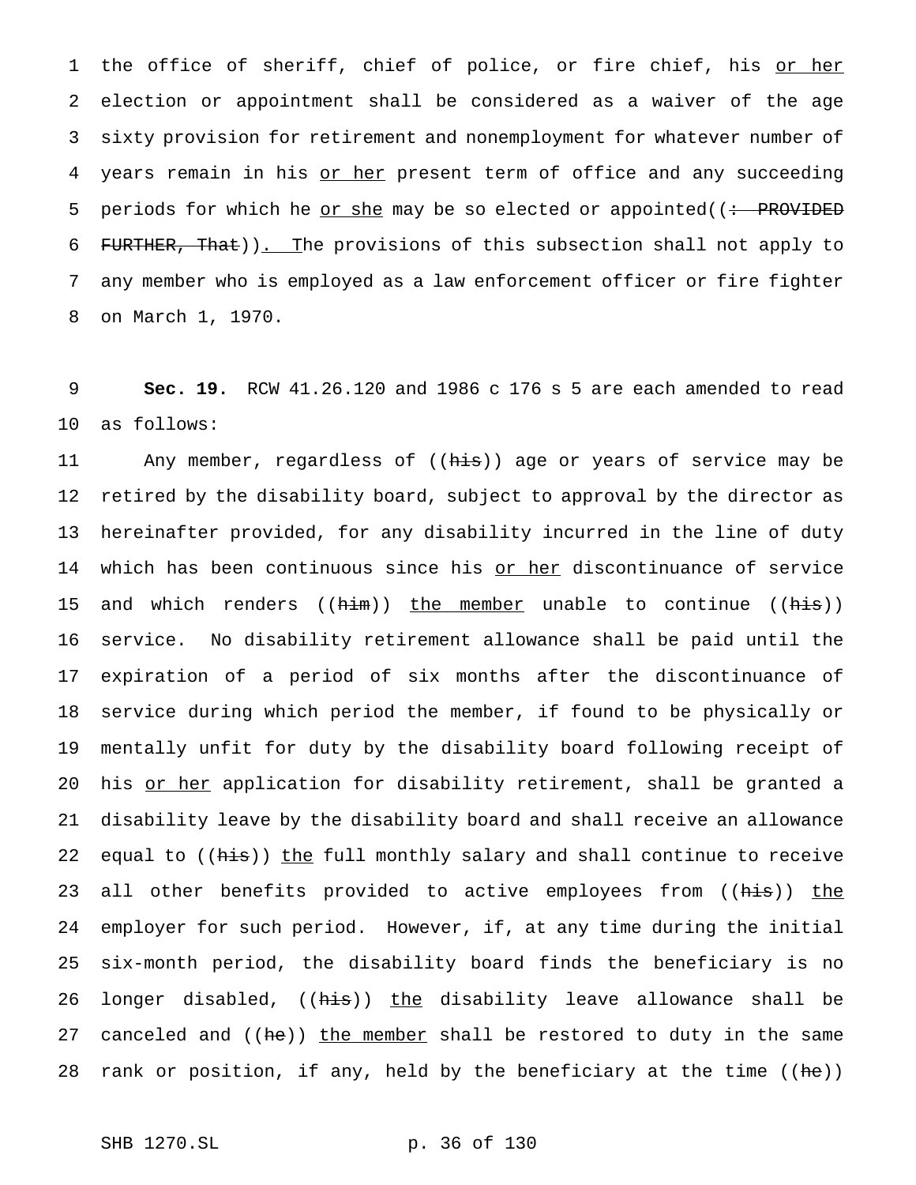the office of sheriff, chief of police, or fire chief, his or her election or appointment shall be considered as a waiver of the age sixty provision for retirement and nonemployment for whatever number of years remain in his or her present term of office and any succeeding periods for which he or she may be so elected or appointed((: PROVIDED FURTHER, That)). The provisions of this subsection shall not apply to any member who is employed as a law enforcement officer or fire fighter on March 1, 1970.

**Sec. 19.** RCW 41.26.120 and 1986 c 176 s 5 are each amended to read as follows:

Any member, regardless of ((his)) age or years of service may be retired by the disability board, subject to approval by the director as hereinafter provided, for any disability incurred in the line of duty which has been continuous since his or her discontinuance of service and which renders ((him)) the member unable to continue ((his)) service. No disability retirement allowance shall be paid until the expiration of a period of six months after the discontinuance of service during which period the member, if found to be physically or mentally unfit for duty by the disability board following receipt of his or her application for disability retirement, shall be granted a disability leave by the disability board and shall receive an allowance equal to ((his)) the full monthly salary and shall continue to receive all other benefits provided to active employees from ((his)) the employer for such period. However, if, at any time during the initial six-month period, the disability board finds the beneficiary is no longer disabled, ((his)) the disability leave allowance shall be canceled and ((he)) the member shall be restored to duty in the same rank or position, if any, held by the beneficiary at the time ((he))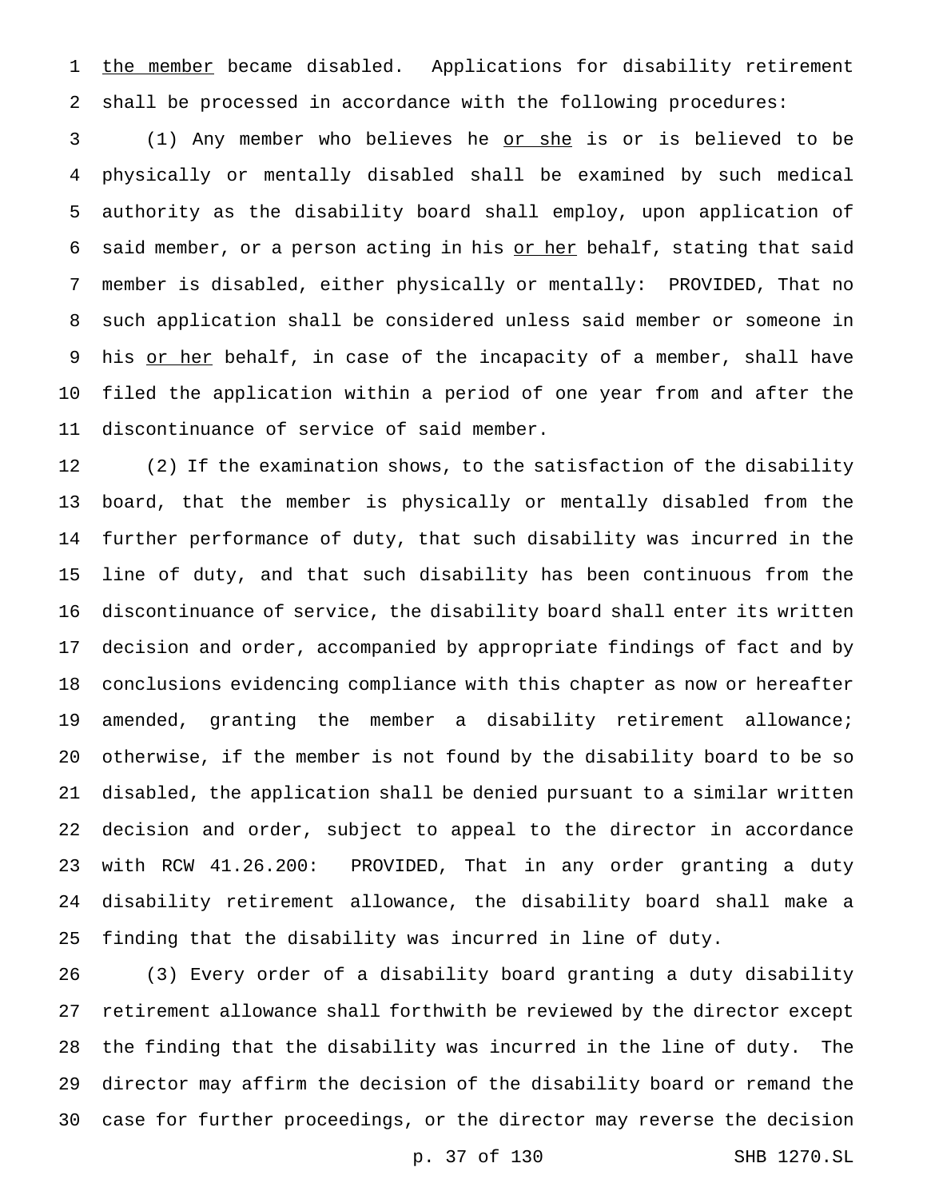the member became disabled. Applications for disability retirement shall be processed in accordance with the following procedures:

(1) Any member who believes he or she is or is believed to be physically or mentally disabled shall be examined by such medical authority as the disability board shall employ, upon application of said member, or a person acting in his or her behalf, stating that said member is disabled, either physically or mentally: PROVIDED, That no such application shall be considered unless said member or someone in his or her behalf, in case of the incapacity of a member, shall have filed the application within a period of one year from and after the discontinuance of service of said member.

(2) If the examination shows, to the satisfaction of the disability board, that the member is physically or mentally disabled from the further performance of duty, that such disability was incurred in the line of duty, and that such disability has been continuous from the discontinuance of service, the disability board shall enter its written decision and order, accompanied by appropriate findings of fact and by conclusions evidencing compliance with this chapter as now or hereafter amended, granting the member a disability retirement allowance; otherwise, if the member is not found by the disability board to be so disabled, the application shall be denied pursuant to a similar written decision and order, subject to appeal to the director in accordance with RCW 41.26.200: PROVIDED, That in any order granting a duty disability retirement allowance, the disability board shall make a finding that the disability was incurred in line of duty.

(3) Every order of a disability board granting a duty disability retirement allowance shall forthwith be reviewed by the director except the finding that the disability was incurred in the line of duty. The director may affirm the decision of the disability board or remand the case for further proceedings, or the director may reverse the decision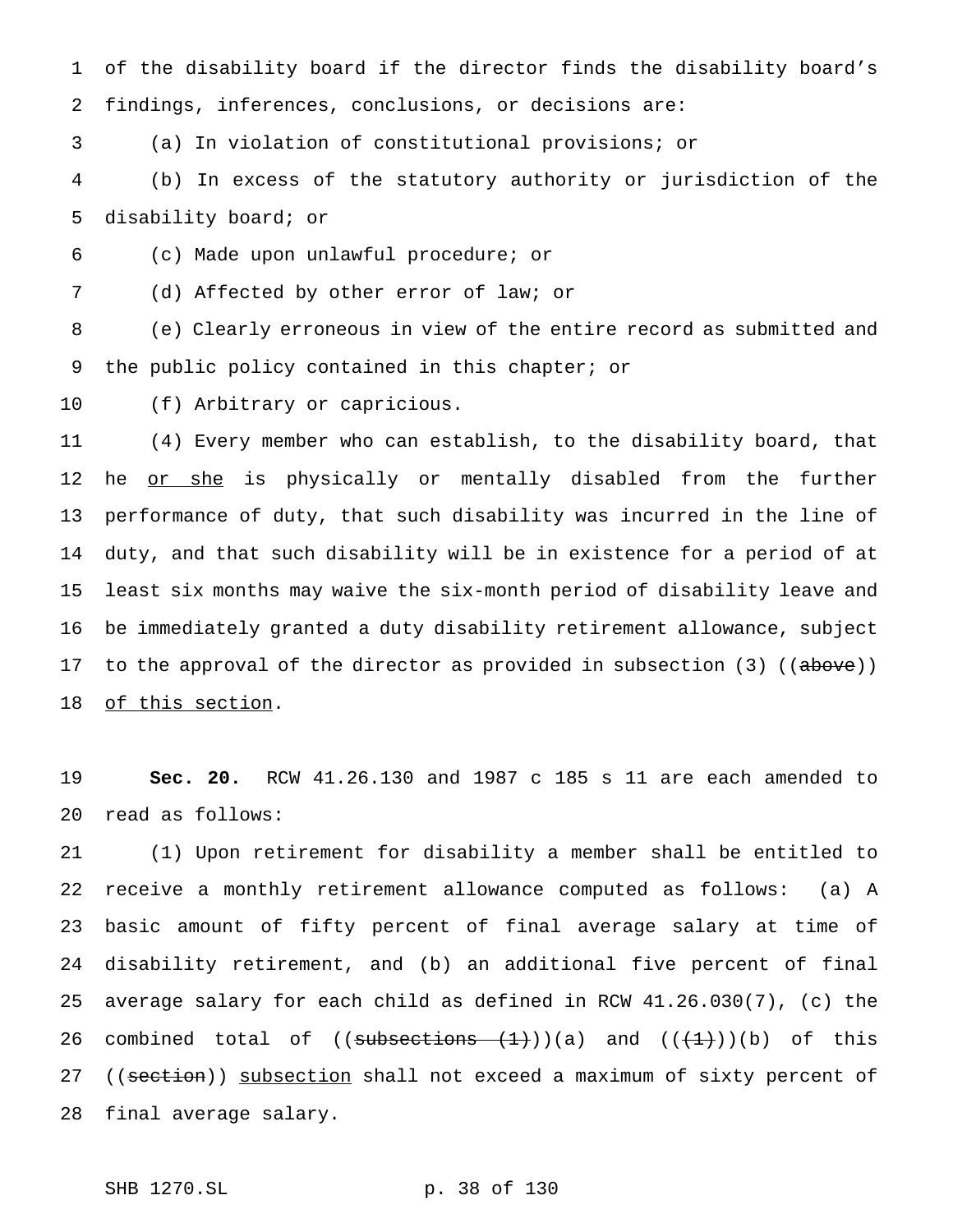of the disability board if the director finds the disability board's findings, inferences, conclusions, or decisions are:

(a) In violation of constitutional provisions; or

(b) In excess of the statutory authority or jurisdiction of the disability board; or

(c) Made upon unlawful procedure; or

(d) Affected by other error of law; or

(e) Clearly erroneous in view of the entire record as submitted and the public policy contained in this chapter; or

(f) Arbitrary or capricious.

(4) Every member who can establish, to the disability board, that he or she is physically or mentally disabled from the further performance of duty, that such disability was incurred in the line of duty, and that such disability will be in existence for a period of at least six months may waive the six-month period of disability leave and be immediately granted a duty disability retirement allowance, subject to the approval of the director as provided in subsection (3) ((~~above~~)) of this section.

**Sec. 20.** RCW 41.26.130 and 1987 c 185 s 11 are each amended to read as follows:

(1) Upon retirement for disability a member shall be entitled to receive a monthly retirement allowance computed as follows: (a) A basic amount of fifty percent of final average salary at time of disability retirement, and (b) an additional five percent of final average salary for each child as defined in RCW 41.26.030(7), (c) the combined total of ((~~subsections (1)~~))(a) and ((~~(1)~~))(b) of this ((~~section~~)) subsection shall not exceed a maximum of sixty percent of final average salary.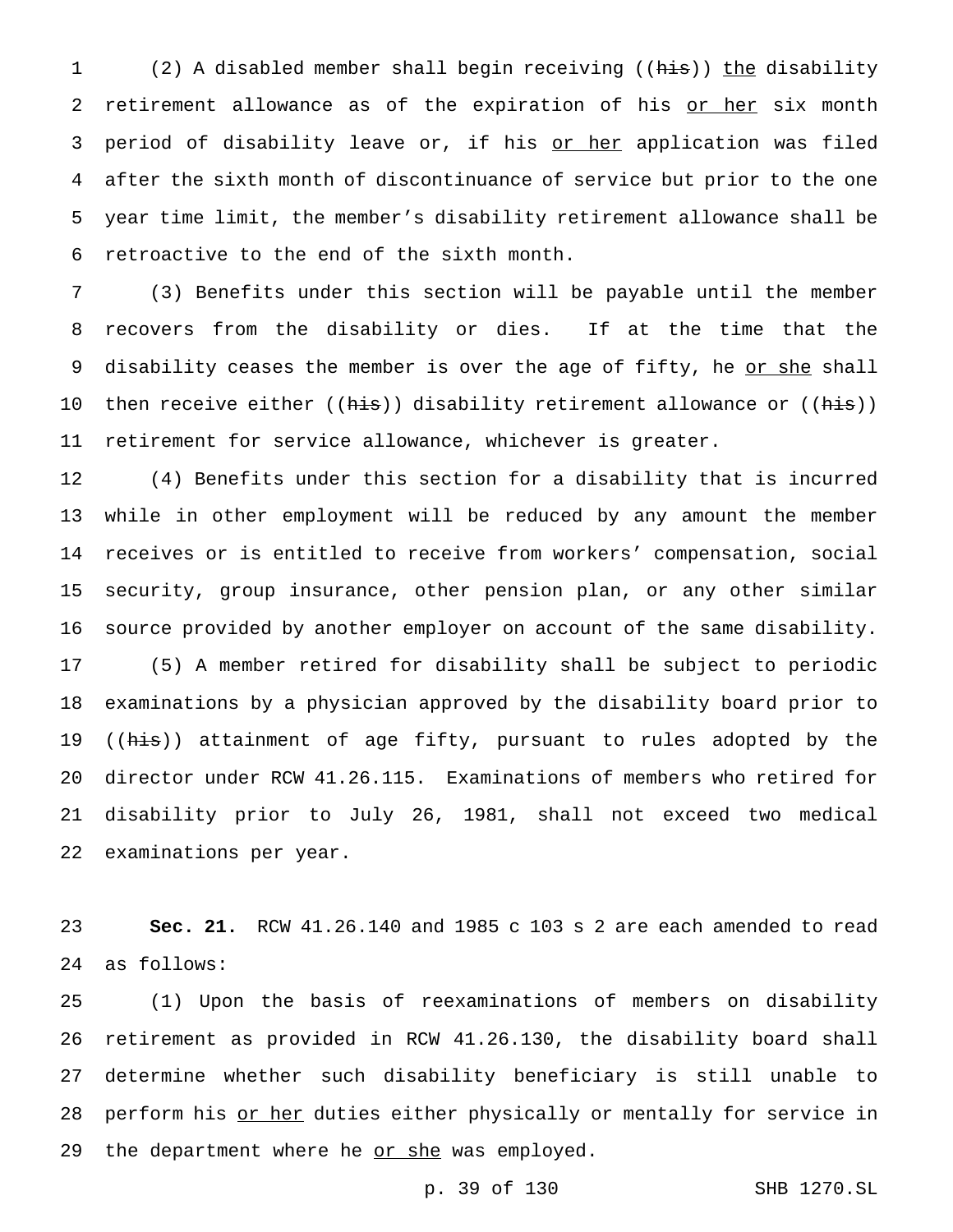(2) A disabled member shall begin receiving ((~~his~~)) <u>the</u> disability retirement allowance as of the expiration of his <u>or her</u> six month period of disability leave or, if his <u>or her</u> application was filed after the sixth month of discontinuance of service but prior to the one year time limit, the member's disability retirement allowance shall be retroactive to the end of the sixth month.

(3) Benefits under this section will be payable until the member recovers from the disability or dies. If at the time that the disability ceases the member is over the age of fifty, he <u>or she</u> shall then receive either ((~~his~~)) disability retirement allowance or ((~~his~~)) retirement for service allowance, whichever is greater.

(4) Benefits under this section for a disability that is incurred while in other employment will be reduced by any amount the member receives or is entitled to receive from workers' compensation, social security, group insurance, other pension plan, or any other similar source provided by another employer on account of the same disability.

(5) A member retired for disability shall be subject to periodic examinations by a physician approved by the disability board prior to ((~~his~~)) attainment of age fifty, pursuant to rules adopted by the director under RCW 41.26.115. Examinations of members who retired for disability prior to July 26, 1981, shall not exceed two medical examinations per year.

**Sec. 21.** RCW 41.26.140 and 1985 c 103 s 2 are each amended to read as follows:

(1) Upon the basis of reexaminations of members on disability retirement as provided in RCW 41.26.130, the disability board shall determine whether such disability beneficiary is still unable to perform his <u>or her</u> duties either physically or mentally for service in the department where he <u>or she</u> was employed.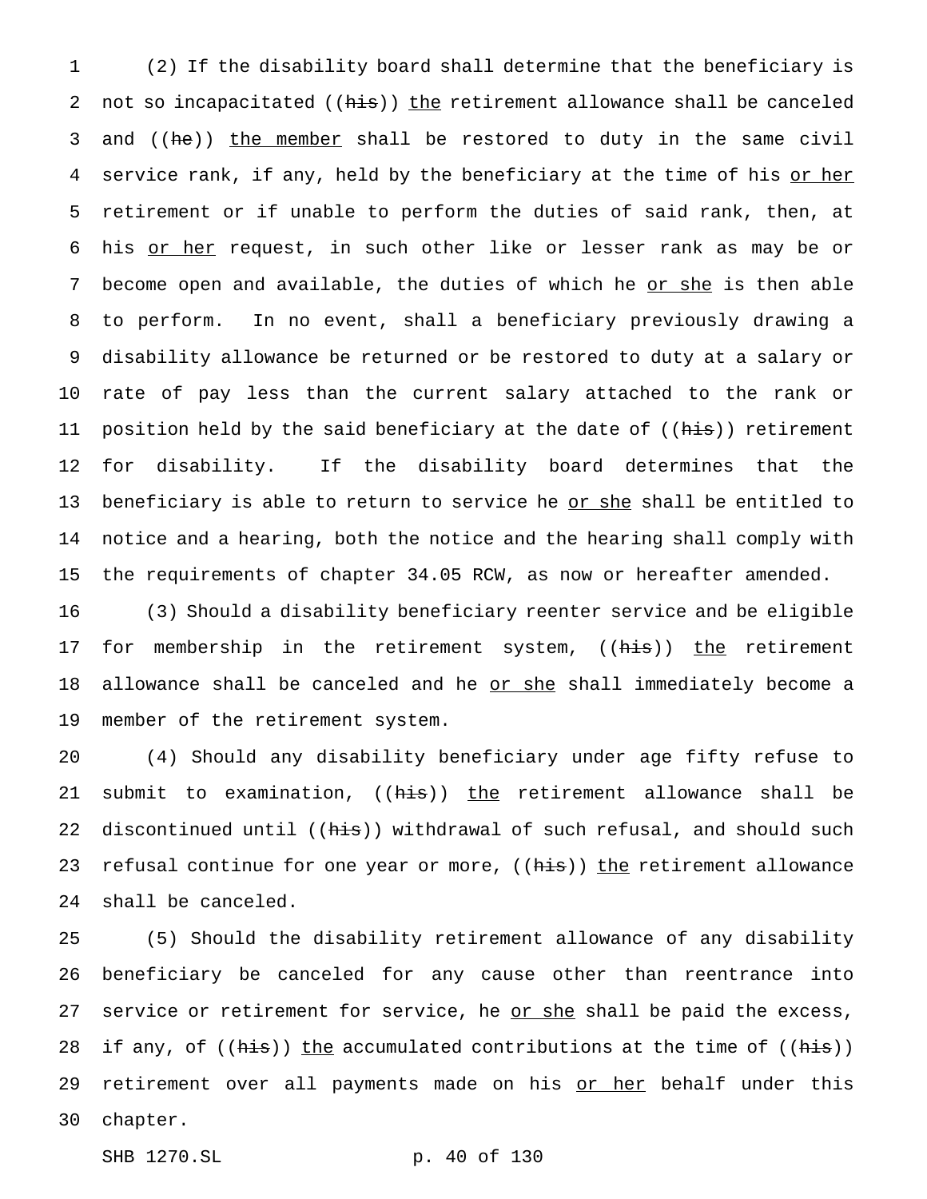(2) If the disability board shall determine that the beneficiary is not so incapacitated ((~~his~~)) <u>the</u> retirement allowance shall be canceled and ((~~he~~)) <u>the member</u> shall be restored to duty in the same civil service rank, if any, held by the beneficiary at the time of his <u>or her</u> retirement or if unable to perform the duties of said rank, then, at his <u>or her</u> request, in such other like or lesser rank as may be or become open and available, the duties of which he <u>or she</u> is then able to perform. In no event, shall a beneficiary previously drawing a disability allowance be returned or be restored to duty at a salary or rate of pay less than the current salary attached to the rank or position held by the said beneficiary at the date of ((~~his~~)) retirement for disability. If the disability board determines that the beneficiary is able to return to service he <u>or she</u> shall be entitled to notice and a hearing, both the notice and the hearing shall comply with the requirements of chapter 34.05 RCW, as now or hereafter amended.

(3) Should a disability beneficiary reenter service and be eligible for membership in the retirement system, ((~~his~~)) <u>the</u> retirement allowance shall be canceled and he <u>or she</u> shall immediately become a member of the retirement system.

(4) Should any disability beneficiary under age fifty refuse to submit to examination, ((~~his~~)) <u>the</u> retirement allowance shall be discontinued until ((~~his~~)) withdrawal of such refusal, and should such refusal continue for one year or more, ((~~his~~)) <u>the</u> retirement allowance shall be canceled.

(5) Should the disability retirement allowance of any disability beneficiary be canceled for any cause other than reentrance into service or retirement for service, he <u>or she</u> shall be paid the excess, if any, of ((~~his~~)) <u>the</u> accumulated contributions at the time of ((~~his~~)) retirement over all payments made on his <u>or her</u> behalf under this chapter.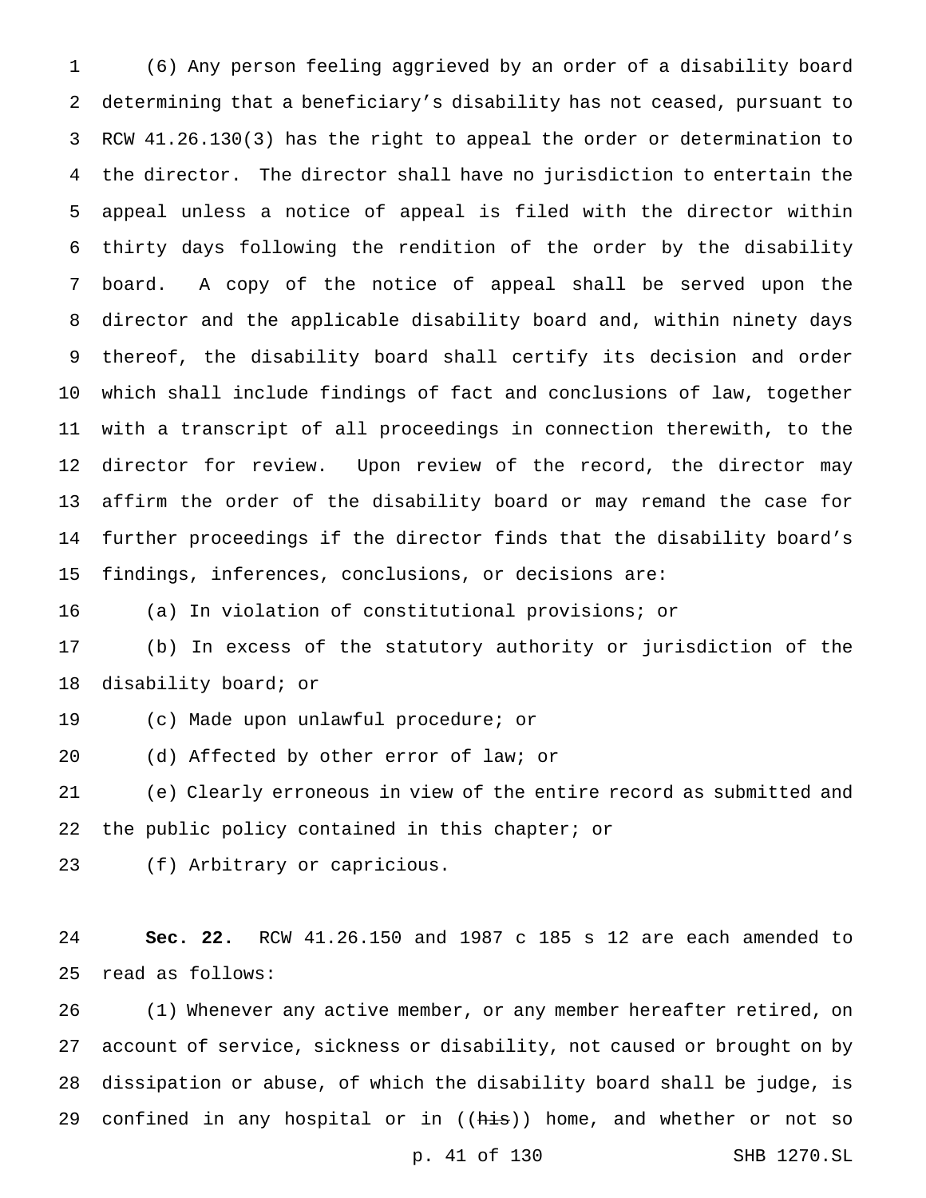(6) Any person feeling aggrieved by an order of a disability board determining that a beneficiary's disability has not ceased, pursuant to RCW 41.26.130(3) has the right to appeal the order or determination to the director. The director shall have no jurisdiction to entertain the appeal unless a notice of appeal is filed with the director within thirty days following the rendition of the order by the disability board. A copy of the notice of appeal shall be served upon the director and the applicable disability board and, within ninety days thereof, the disability board shall certify its decision and order which shall include findings of fact and conclusions of law, together with a transcript of all proceedings in connection therewith, to the director for review. Upon review of the record, the director may affirm the order of the disability board or may remand the case for further proceedings if the director finds that the disability board's findings, inferences, conclusions, or decisions are:

(a) In violation of constitutional provisions; or

(b) In excess of the statutory authority or jurisdiction of the disability board; or

(c) Made upon unlawful procedure; or

(d) Affected by other error of law; or

(e) Clearly erroneous in view of the entire record as submitted and the public policy contained in this chapter; or

(f) Arbitrary or capricious.

**Sec. 22.** RCW 41.26.150 and 1987 c 185 s 12 are each amended to read as follows:

(1) Whenever any active member, or any member hereafter retired, on account of service, sickness or disability, not caused or brought on by dissipation or abuse, of which the disability board shall be judge, is confined in any hospital or in ((~~his~~)) home, and whether or not so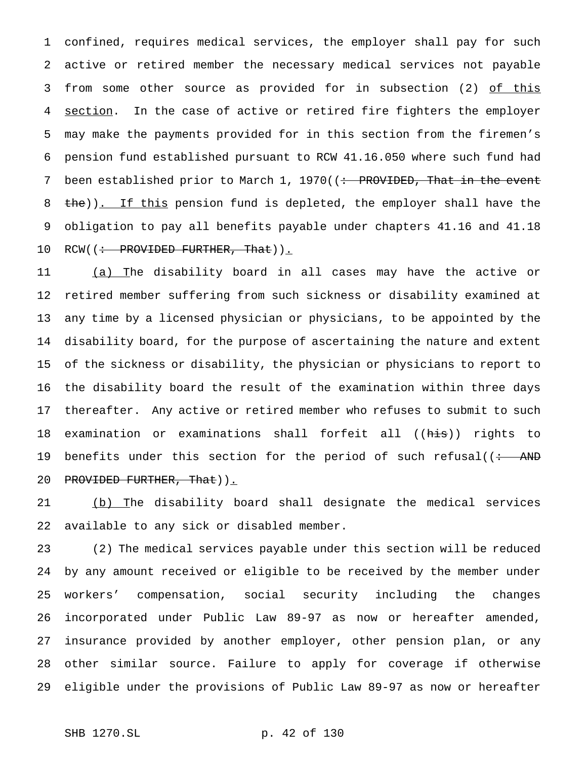confined, requires medical services, the employer shall pay for such active or retired member the necessary medical services not payable from some other source as provided for in subsection (2) <u>of this section</u>. In the case of active or retired fire fighters the employer may make the payments provided for in this section from the firemen's pension fund established pursuant to RCW 41.16.050 where such fund had been established prior to March 1, 1970((~~: PROVIDED, That in the event the~~))<u>. If this</u> pension fund is depleted, the employer shall have the obligation to pay all benefits payable under chapters 41.16 and 41.18 RCW((~~: PROVIDED FURTHER, That~~))<u>.</u>

<u>(a) T</u>he disability board in all cases may have the active or retired member suffering from such sickness or disability examined at any time by a licensed physician or physicians, to be appointed by the disability board, for the purpose of ascertaining the nature and extent of the sickness or disability, the physician or physicians to report to the disability board the result of the examination within three days thereafter. Any active or retired member who refuses to submit to such examination or examinations shall forfeit all ((~~his~~)) rights to benefits under this section for the period of such refusal((~~: AND PROVIDED FURTHER, That~~))<u>.</u>

<u>(b) T</u>he disability board shall designate the medical services available to any sick or disabled member.

(2) The medical services payable under this section will be reduced by any amount received or eligible to be received by the member under workers' compensation, social security including the changes incorporated under Public Law 89-97 as now or hereafter amended, insurance provided by another employer, other pension plan, or any other similar source. Failure to apply for coverage if otherwise eligible under the provisions of Public Law 89-97 as now or hereafter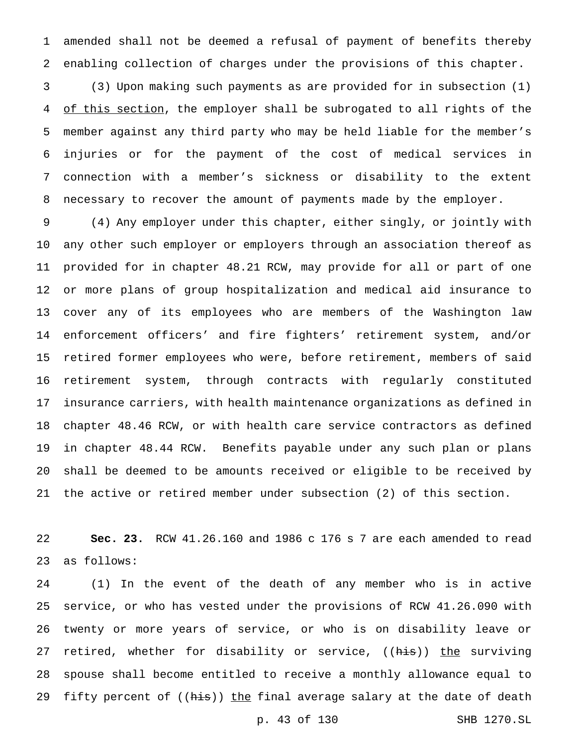amended shall not be deemed a refusal of payment of benefits thereby enabling collection of charges under the provisions of this chapter.

(3) Upon making such payments as are provided for in subsection (1) of this section, the employer shall be subrogated to all rights of the member against any third party who may be held liable for the member's injuries or for the payment of the cost of medical services in connection with a member's sickness or disability to the extent necessary to recover the amount of payments made by the employer.

(4) Any employer under this chapter, either singly, or jointly with any other such employer or employers through an association thereof as provided for in chapter 48.21 RCW, may provide for all or part of one or more plans of group hospitalization and medical aid insurance to cover any of its employees who are members of the Washington law enforcement officers' and fire fighters' retirement system, and/or retired former employees who were, before retirement, members of said retirement system, through contracts with regularly constituted insurance carriers, with health maintenance organizations as defined in chapter 48.46 RCW, or with health care service contractors as defined in chapter 48.44 RCW. Benefits payable under any such plan or plans shall be deemed to be amounts received or eligible to be received by the active or retired member under subsection (2) of this section.

**Sec. 23.** RCW 41.26.160 and 1986 c 176 s 7 are each amended to read as follows:

(1) In the event of the death of any member who is in active service, or who has vested under the provisions of RCW 41.26.090 with twenty or more years of service, or who is on disability leave or retired, whether for disability or service, ((~~his~~)) the surviving spouse shall become entitled to receive a monthly allowance equal to fifty percent of ((~~his~~)) the final average salary at the date of death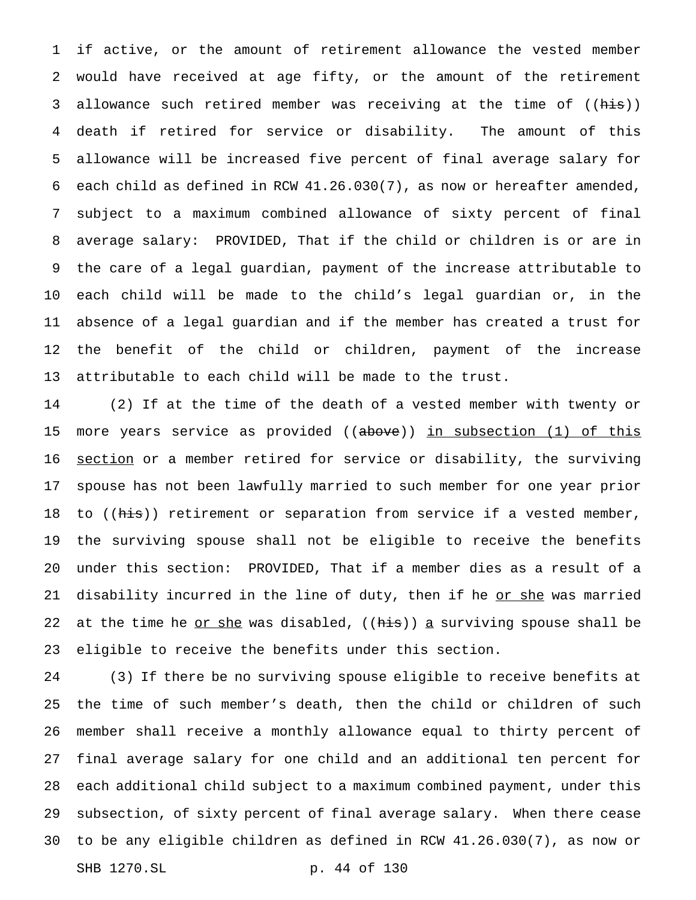if active, or the amount of retirement allowance the vested member would have received at age fifty, or the amount of the retirement allowance such retired member was receiving at the time of ((~~his~~)) death if retired for service or disability. The amount of this allowance will be increased five percent of final average salary for each child as defined in RCW 41.26.030(7), as now or hereafter amended, subject to a maximum combined allowance of sixty percent of final average salary: PROVIDED, That if the child or children is or are in the care of a legal guardian, payment of the increase attributable to each child will be made to the child's legal guardian or, in the absence of a legal guardian and if the member has created a trust for the benefit of the child or children, payment of the increase attributable to each child will be made to the trust.

(2) If at the time of the death of a vested member with twenty or more years service as provided ((~~above~~)) <u>in subsection (1) of this section</u> or a member retired for service or disability, the surviving spouse has not been lawfully married to such member for one year prior to ((~~his~~)) retirement or separation from service if a vested member, the surviving spouse shall not be eligible to receive the benefits under this section: PROVIDED, That if a member dies as a result of a disability incurred in the line of duty, then if he <u>or she</u> was married at the time he <u>or she</u> was disabled, ((~~his~~)) <u>a</u> surviving spouse shall be eligible to receive the benefits under this section.

(3) If there be no surviving spouse eligible to receive benefits at the time of such member's death, then the child or children of such member shall receive a monthly allowance equal to thirty percent of final average salary for one child and an additional ten percent for each additional child subject to a maximum combined payment, under this subsection, of sixty percent of final average salary. When there cease to be any eligible children as defined in RCW 41.26.030(7), as now or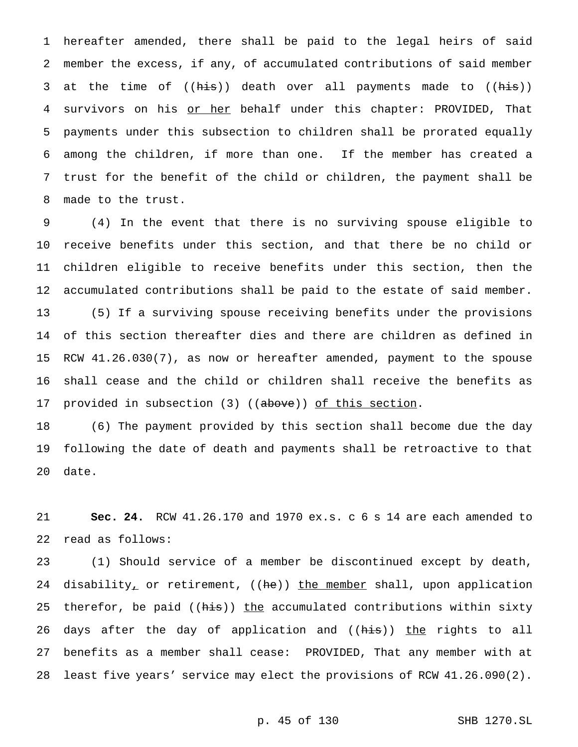hereafter amended, there shall be paid to the legal heirs of said member the excess, if any, of accumulated contributions of said member at the time of ((~~his~~)) death over all payments made to ((~~his~~)) survivors on his <u>or her</u> behalf under this chapter: PROVIDED, That payments under this subsection to children shall be prorated equally among the children, if more than one. If the member has created a trust for the benefit of the child or children, the payment shall be made to the trust.

(4) In the event that there is no surviving spouse eligible to receive benefits under this section, and that there be no child or children eligible to receive benefits under this section, then the accumulated contributions shall be paid to the estate of said member.

(5) If a surviving spouse receiving benefits under the provisions of this section thereafter dies and there are children as defined in RCW 41.26.030(7), as now or hereafter amended, payment to the spouse shall cease and the child or children shall receive the benefits as provided in subsection (3) ((~~above~~)) <u>of this section</u>.

(6) The payment provided by this section shall become due the day following the date of death and payments shall be retroactive to that date.

**Sec. 24.** RCW 41.26.170 and 1970 ex.s. c 6 s 14 are each amended to read as follows:

(1) Should service of a member be discontinued except by death, disability<u>,</u> or retirement, ((~~he~~)) <u>the member</u> shall, upon application therefor, be paid ((~~his~~)) <u>the</u> accumulated contributions within sixty days after the day of application and ((~~his~~)) <u>the</u> rights to all benefits as a member shall cease: PROVIDED, That any member with at least five years' service may elect the provisions of RCW 41.26.090(2).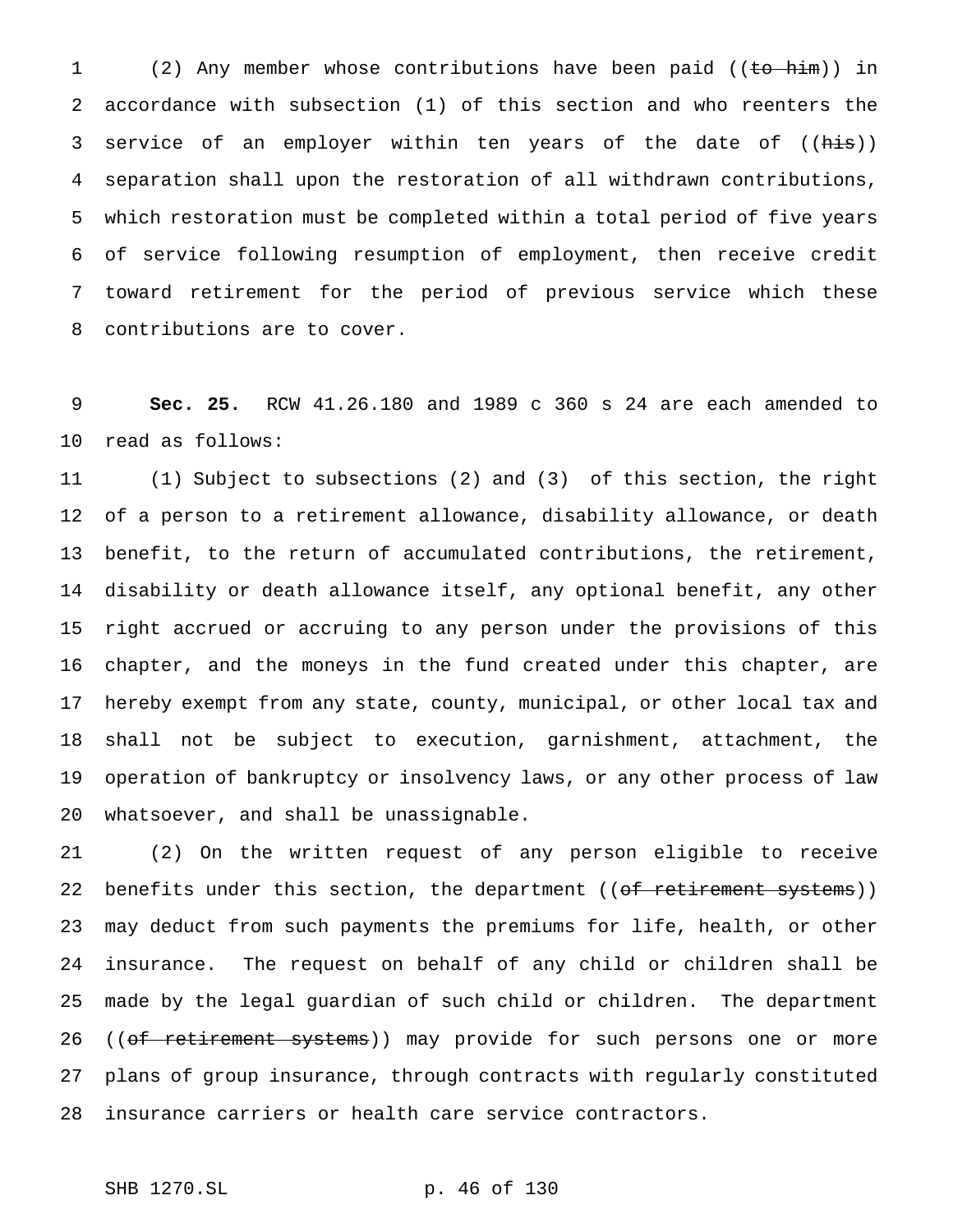(2) Any member whose contributions have been paid ((~~to him~~)) in accordance with subsection (1) of this section and who reenters the service of an employer within ten years of the date of ((~~his~~)) separation shall upon the restoration of all withdrawn contributions, which restoration must be completed within a total period of five years of service following resumption of employment, then receive credit toward retirement for the period of previous service which these contributions are to cover.

**Sec. 25.** RCW 41.26.180 and 1989 c 360 s 24 are each amended to read as follows:

(1) Subject to subsections (2) and (3) of this section, the right of a person to a retirement allowance, disability allowance, or death benefit, to the return of accumulated contributions, the retirement, disability or death allowance itself, any optional benefit, any other right accrued or accruing to any person under the provisions of this chapter, and the moneys in the fund created under this chapter, are hereby exempt from any state, county, municipal, or other local tax and shall not be subject to execution, garnishment, attachment, the operation of bankruptcy or insolvency laws, or any other process of law whatsoever, and shall be unassignable.

(2) On the written request of any person eligible to receive benefits under this section, the department ((~~of retirement systems~~)) may deduct from such payments the premiums for life, health, or other insurance. The request on behalf of any child or children shall be made by the legal guardian of such child or children. The department ((~~of retirement systems~~)) may provide for such persons one or more plans of group insurance, through contracts with regularly constituted insurance carriers or health care service contractors.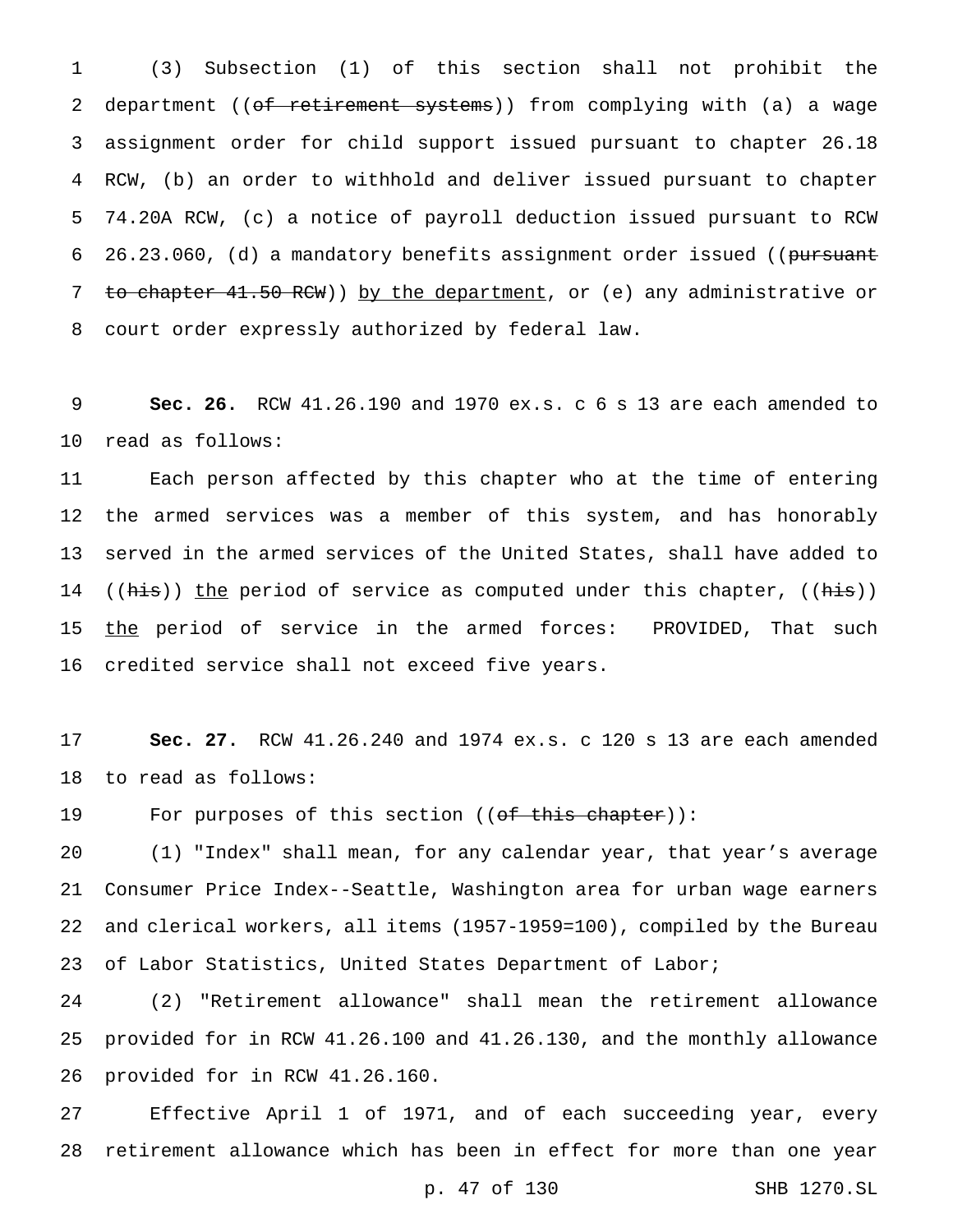(3) Subsection (1) of this section shall not prohibit the department ((~~of retirement systems~~)) from complying with (a) a wage assignment order for child support issued pursuant to chapter 26.18 RCW, (b) an order to withhold and deliver issued pursuant to chapter 74.20A RCW, (c) a notice of payroll deduction issued pursuant to RCW 26.23.060, (d) a mandatory benefits assignment order issued ((~~pursuant to chapter 41.50 RCW~~)) <u>by the department</u>, or (e) any administrative or court order expressly authorized by federal law.

**Sec. 26.** RCW 41.26.190 and 1970 ex.s. c 6 s 13 are each amended to read as follows:

Each person affected by this chapter who at the time of entering the armed services was a member of this system, and has honorably served in the armed services of the United States, shall have added to ((~~his~~)) <u>the</u> period of service as computed under this chapter, ((~~his~~)) <u>the</u> period of service in the armed forces: PROVIDED, That such credited service shall not exceed five years.

**Sec. 27.** RCW 41.26.240 and 1974 ex.s. c 120 s 13 are each amended to read as follows:

For purposes of this section ((~~of this chapter~~)):

(1) "Index" shall mean, for any calendar year, that year's average Consumer Price Index--Seattle, Washington area for urban wage earners and clerical workers, all items (1957-1959=100), compiled by the Bureau of Labor Statistics, United States Department of Labor;

(2) "Retirement allowance" shall mean the retirement allowance provided for in RCW 41.26.100 and 41.26.130, and the monthly allowance provided for in RCW 41.26.160.

Effective April 1 of 1971, and of each succeeding year, every retirement allowance which has been in effect for more than one year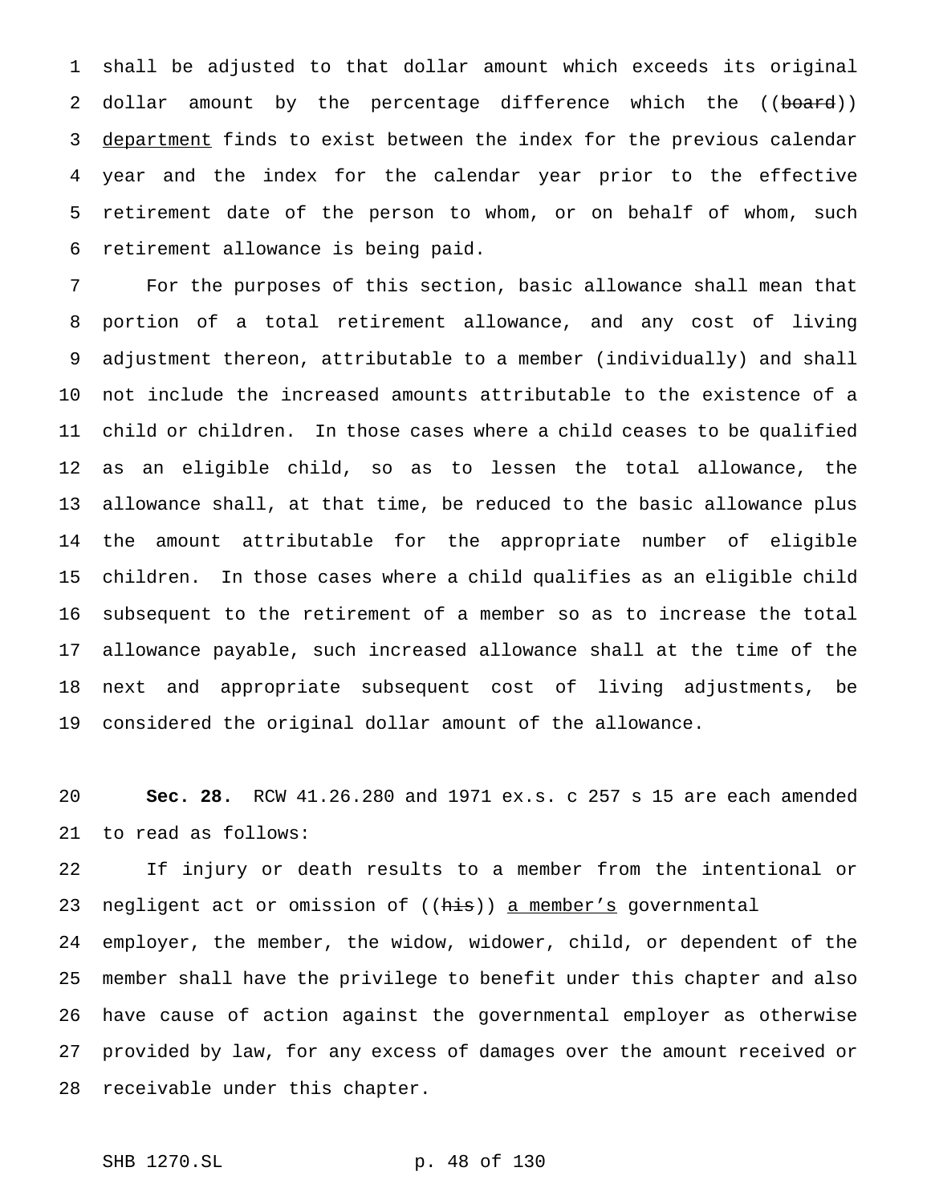shall be adjusted to that dollar amount which exceeds its original dollar amount by the percentage difference which the ((~~board~~)) department finds to exist between the index for the previous calendar year and the index for the calendar year prior to the effective retirement date of the person to whom, or on behalf of whom, such retirement allowance is being paid.

For the purposes of this section, basic allowance shall mean that portion of a total retirement allowance, and any cost of living adjustment thereon, attributable to a member (individually) and shall not include the increased amounts attributable to the existence of a child or children. In those cases where a child ceases to be qualified as an eligible child, so as to lessen the total allowance, the allowance shall, at that time, be reduced to the basic allowance plus the amount attributable for the appropriate number of eligible children. In those cases where a child qualifies as an eligible child subsequent to the retirement of a member so as to increase the total allowance payable, such increased allowance shall at the time of the next and appropriate subsequent cost of living adjustments, be considered the original dollar amount of the allowance.

**Sec. 28.** RCW 41.26.280 and 1971 ex.s. c 257 s 15 are each amended to read as follows:

If injury or death results to a member from the intentional or negligent act or omission of ((~~his~~)) a member's governmental employer, the member, the widow, widower, child, or dependent of the member shall have the privilege to benefit under this chapter and also have cause of action against the governmental employer as otherwise provided by law, for any excess of damages over the amount received or receivable under this chapter.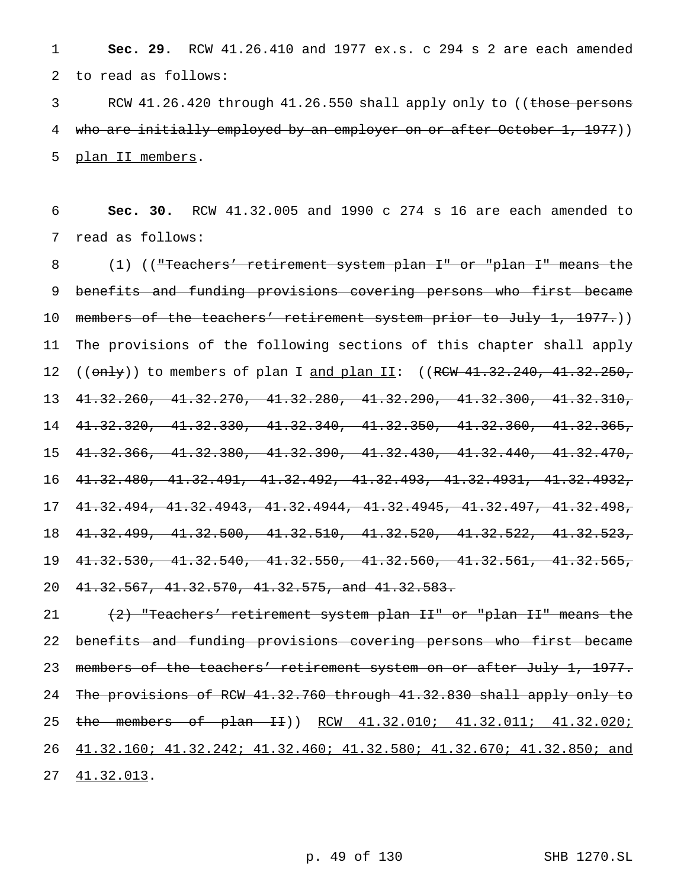**Sec. 29.** RCW 41.26.410 and 1977 ex.s. c 294 s 2 are each amended to read as follows:

RCW 41.26.420 through 41.26.550 shall apply only to ((~~those persons who are initially employed by an employer on or after October 1, 1977~~)) <u>plan II members</u>.

**Sec. 30.** RCW 41.32.005 and 1990 c 274 s 16 are each amended to read as follows:

(1) ((~~"Teachers' retirement system plan I" or "plan I" means the benefits and funding provisions covering persons who first became members of the teachers' retirement system prior to July 1, 1977.~~)) The provisions of the following sections of this chapter shall apply ((~~only~~)) to members of plan I <u>and plan II</u>: ((~~RCW 41.32.240, 41.32.250, 41.32.260, 41.32.270, 41.32.280, 41.32.290, 41.32.300, 41.32.310, 41.32.320, 41.32.330, 41.32.340, 41.32.350, 41.32.360, 41.32.365, 41.32.366, 41.32.380, 41.32.390, 41.32.430, 41.32.440, 41.32.470, 41.32.480, 41.32.491, 41.32.492, 41.32.493, 41.32.4931, 41.32.4932, 41.32.494, 41.32.4943, 41.32.4944, 41.32.4945, 41.32.497, 41.32.498, 41.32.499, 41.32.500, 41.32.510, 41.32.520, 41.32.522, 41.32.523, 41.32.530, 41.32.540, 41.32.550, 41.32.560, 41.32.561, 41.32.565, 41.32.567, 41.32.570, 41.32.575, and 41.32.583.~~

~~(2) "Teachers' retirement system plan II" or "plan II" means the benefits and funding provisions covering persons who first became members of the teachers' retirement system on or after July 1, 1977. The provisions of RCW 41.32.760 through 41.32.830 shall apply only to the members of plan II~~)) <u>RCW 41.32.010; 41.32.011; 41.32.020; 41.32.160; 41.32.242; 41.32.460; 41.32.580; 41.32.670; 41.32.850; and 41.32.013</u>.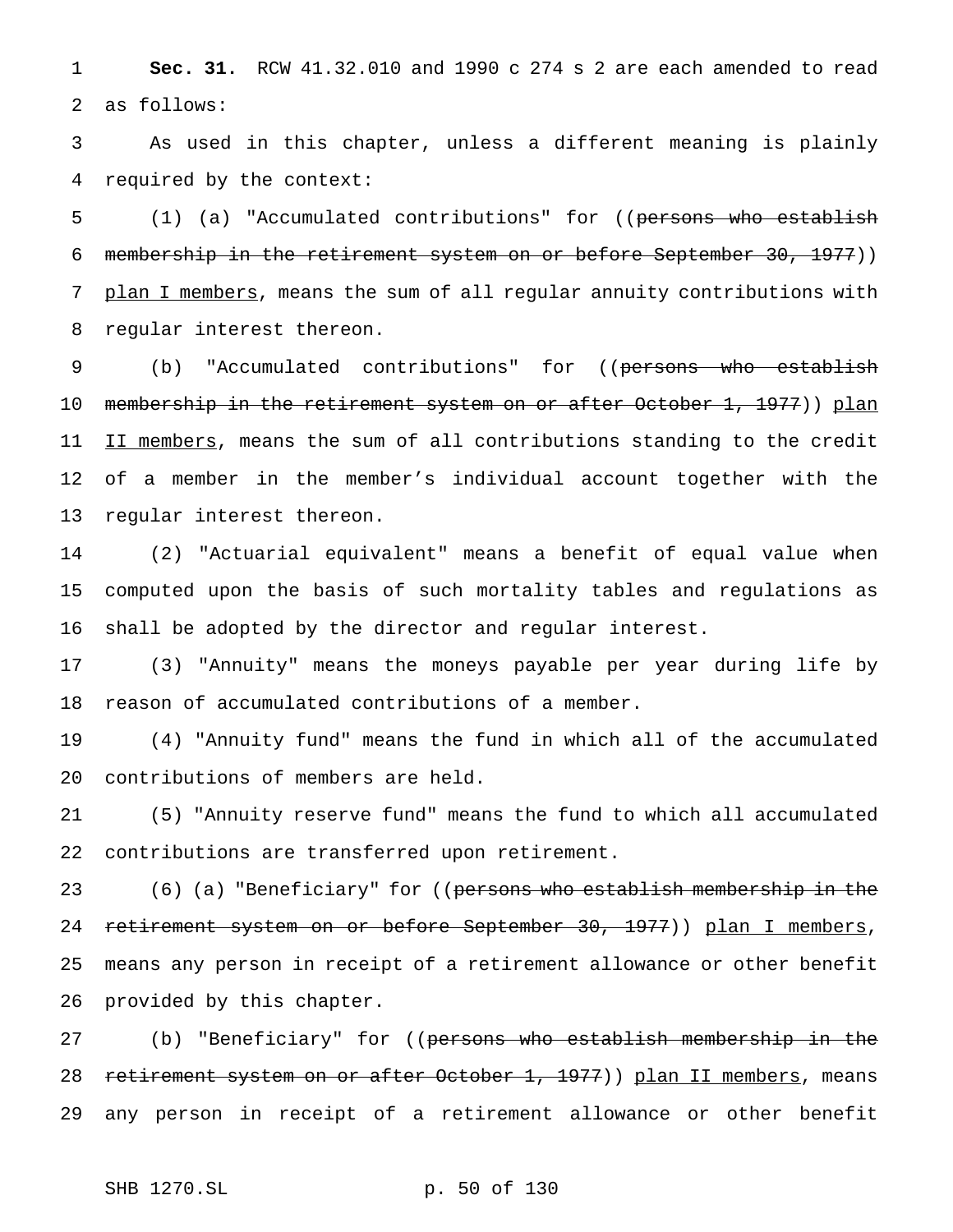**Sec. 31.** RCW 41.32.010 and 1990 c 274 s 2 are each amended to read as follows:

As used in this chapter, unless a different meaning is plainly required by the context:

(1) (a) "Accumulated contributions" for ((~~persons who establish membership in the retirement system on or before September 30, 1977~~)) plan I members, means the sum of all regular annuity contributions with regular interest thereon.

(b) "Accumulated contributions" for ((~~persons who establish membership in the retirement system on or after October 1, 1977~~)) plan II members, means the sum of all contributions standing to the credit of a member in the member's individual account together with the regular interest thereon.

(2) "Actuarial equivalent" means a benefit of equal value when computed upon the basis of such mortality tables and regulations as shall be adopted by the director and regular interest.

(3) "Annuity" means the moneys payable per year during life by reason of accumulated contributions of a member.

(4) "Annuity fund" means the fund in which all of the accumulated contributions of members are held.

(5) "Annuity reserve fund" means the fund to which all accumulated contributions are transferred upon retirement.

(6) (a) "Beneficiary" for ((~~persons who establish membership in the retirement system on or before September 30, 1977~~)) plan I members, means any person in receipt of a retirement allowance or other benefit provided by this chapter.

(b) "Beneficiary" for ((~~persons who establish membership in the retirement system on or after October 1, 1977~~)) plan II members, means any person in receipt of a retirement allowance or other benefit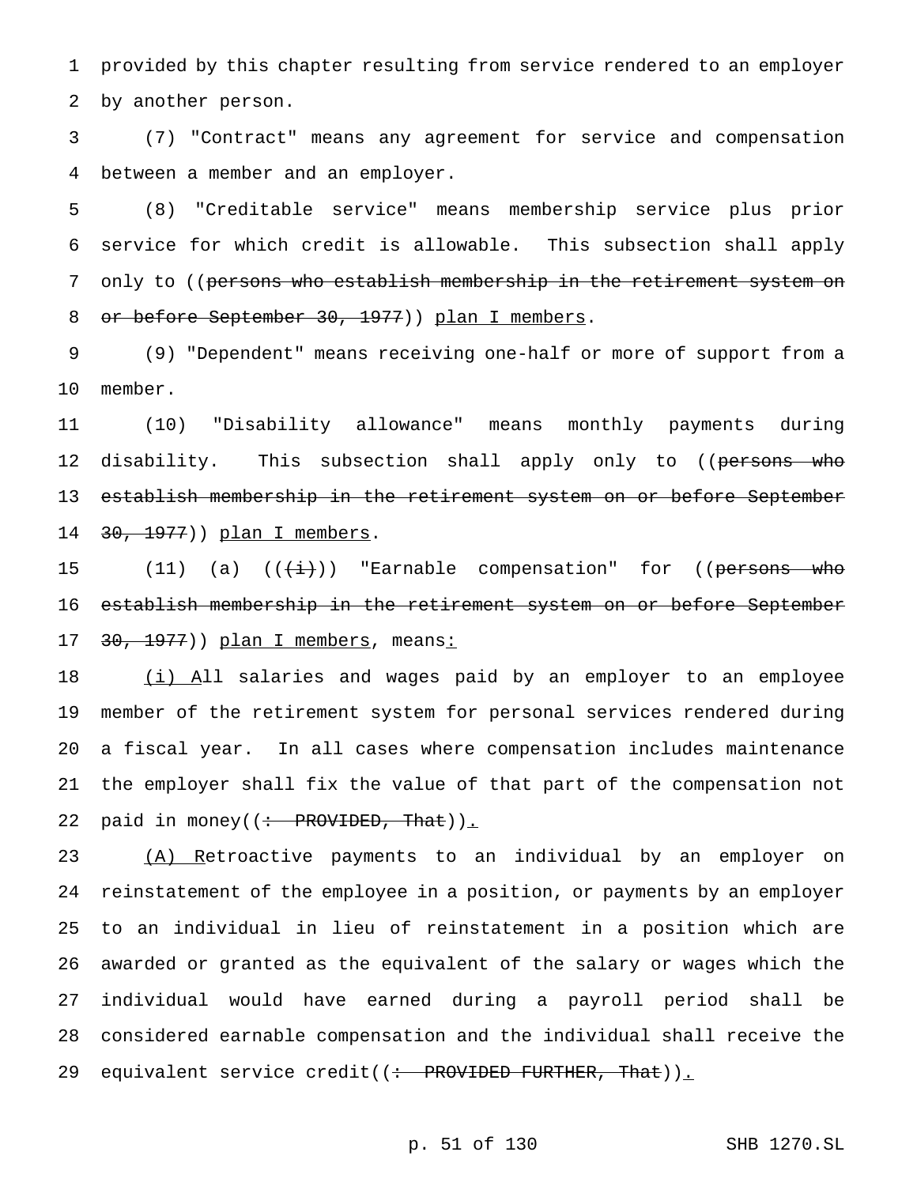provided by this chapter resulting from service rendered to an employer by another person.

(7) "Contract" means any agreement for service and compensation between a member and an employer.

(8) "Creditable service" means membership service plus prior service for which credit is allowable. This subsection shall apply only to ((~~persons who establish membership in the retirement system on or before September 30, 1977~~)) plan I members.

(9) "Dependent" means receiving one-half or more of support from a member.

(10) "Disability allowance" means monthly payments during disability. This subsection shall apply only to ((~~persons who establish membership in the retirement system on or before September 30, 1977~~)) plan I members.

(11) (a) ((~~(i)~~)) "Earnable compensation" for ((~~persons who establish membership in the retirement system on or before September 30, 1977~~)) plan I members, means:

(i) All salaries and wages paid by an employer to an employee member of the retirement system for personal services rendered during a fiscal year. In all cases where compensation includes maintenance the employer shall fix the value of that part of the compensation not paid in money((~~: PROVIDED, That~~)).

(A) Retroactive payments to an individual by an employer on reinstatement of the employee in a position, or payments by an employer to an individual in lieu of reinstatement in a position which are awarded or granted as the equivalent of the salary or wages which the individual would have earned during a payroll period shall be considered earnable compensation and the individual shall receive the equivalent service credit((~~: PROVIDED FURTHER, That~~)).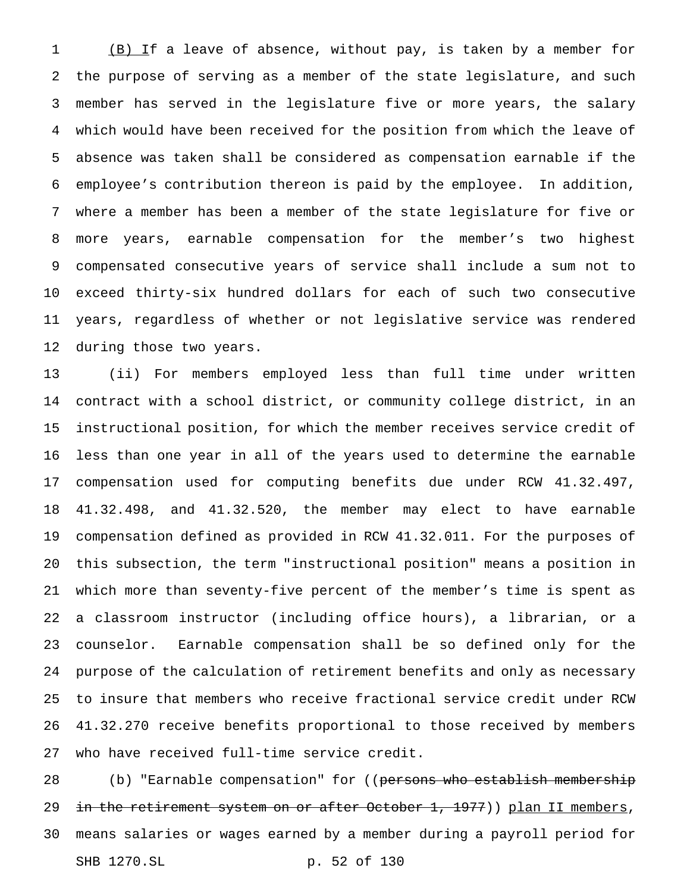(B) If a leave of absence, without pay, is taken by a member for the purpose of serving as a member of the state legislature, and such member has served in the legislature five or more years, the salary which would have been received for the position from which the leave of absence was taken shall be considered as compensation earnable if the employee's contribution thereon is paid by the employee. In addition, where a member has been a member of the state legislature for five or more years, earnable compensation for the member's two highest compensated consecutive years of service shall include a sum not to exceed thirty-six hundred dollars for each of such two consecutive years, regardless of whether or not legislative service was rendered during those two years.

(ii) For members employed less than full time under written contract with a school district, or community college district, in an instructional position, for which the member receives service credit of less than one year in all of the years used to determine the earnable compensation used for computing benefits due under RCW 41.32.497, 41.32.498, and 41.32.520, the member may elect to have earnable compensation defined as provided in RCW 41.32.011. For the purposes of this subsection, the term "instructional position" means a position in which more than seventy-five percent of the member's time is spent as a classroom instructor (including office hours), a librarian, or a counselor. Earnable compensation shall be so defined only for the purpose of the calculation of retirement benefits and only as necessary to insure that members who receive fractional service credit under RCW 41.32.270 receive benefits proportional to those received by members who have received full-time service credit.

(b) "Earnable compensation" for ((~~persons who establish membership in the retirement system on or after October 1, 1977~~)) plan II members, means salaries or wages earned by a member during a payroll period for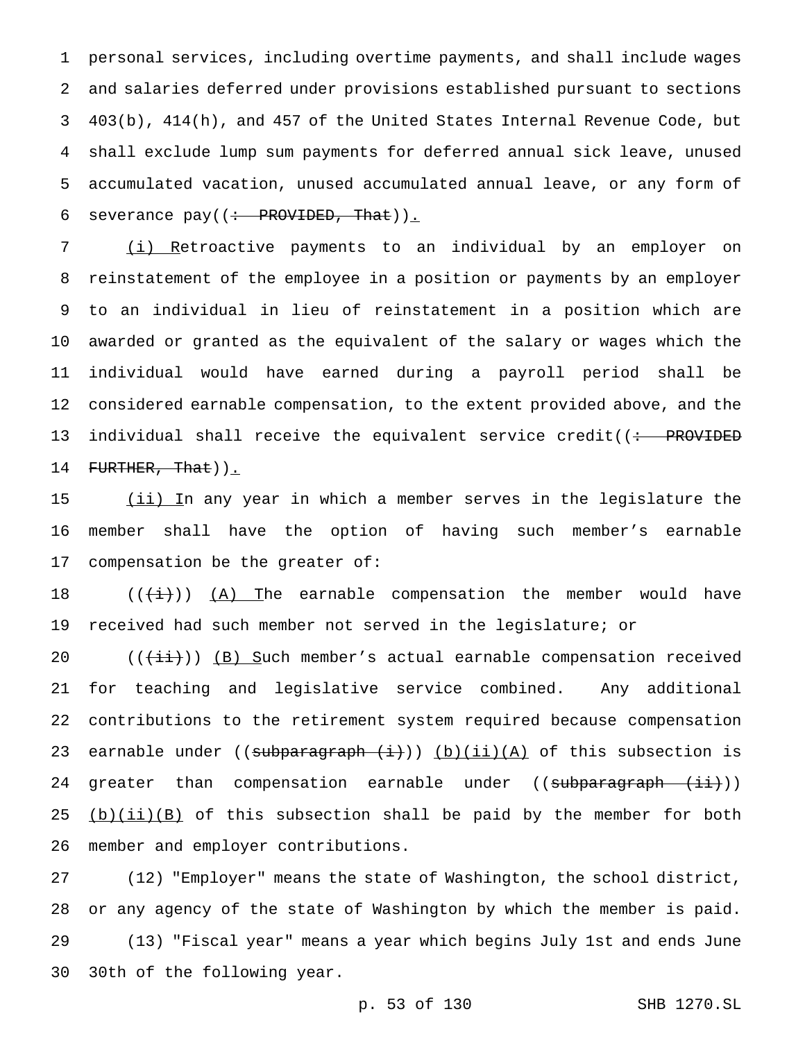personal services, including overtime payments, and shall include wages and salaries deferred under provisions established pursuant to sections 403(b), 414(h), and 457 of the United States Internal Revenue Code, but shall exclude lump sum payments for deferred annual sick leave, unused accumulated vacation, unused accumulated annual leave, or any form of severance pay((~~: PROVIDED, That~~)).

(i) Retroactive payments to an individual by an employer on reinstatement of the employee in a position or payments by an employer to an individual in lieu of reinstatement in a position which are awarded or granted as the equivalent of the salary or wages which the individual would have earned during a payroll period shall be considered earnable compensation, to the extent provided above, and the individual shall receive the equivalent service credit((~~: PROVIDED FURTHER, That~~)).

(ii) In any year in which a member serves in the legislature the member shall have the option of having such member's earnable compensation be the greater of:

((~~(i)~~)) (A) The earnable compensation the member would have received had such member not served in the legislature; or

((~~(ii)~~)) (B) Such member's actual earnable compensation received for teaching and legislative service combined. Any additional contributions to the retirement system required because compensation earnable under ((~~subparagraph (i)~~)) (b)(ii)(A) of this subsection is greater than compensation earnable under ((~~subparagraph (ii)~~)) (b)(ii)(B) of this subsection shall be paid by the member for both member and employer contributions.

(12) "Employer" means the state of Washington, the school district, or any agency of the state of Washington by which the member is paid.

(13) "Fiscal year" means a year which begins July 1st and ends June 30th of the following year.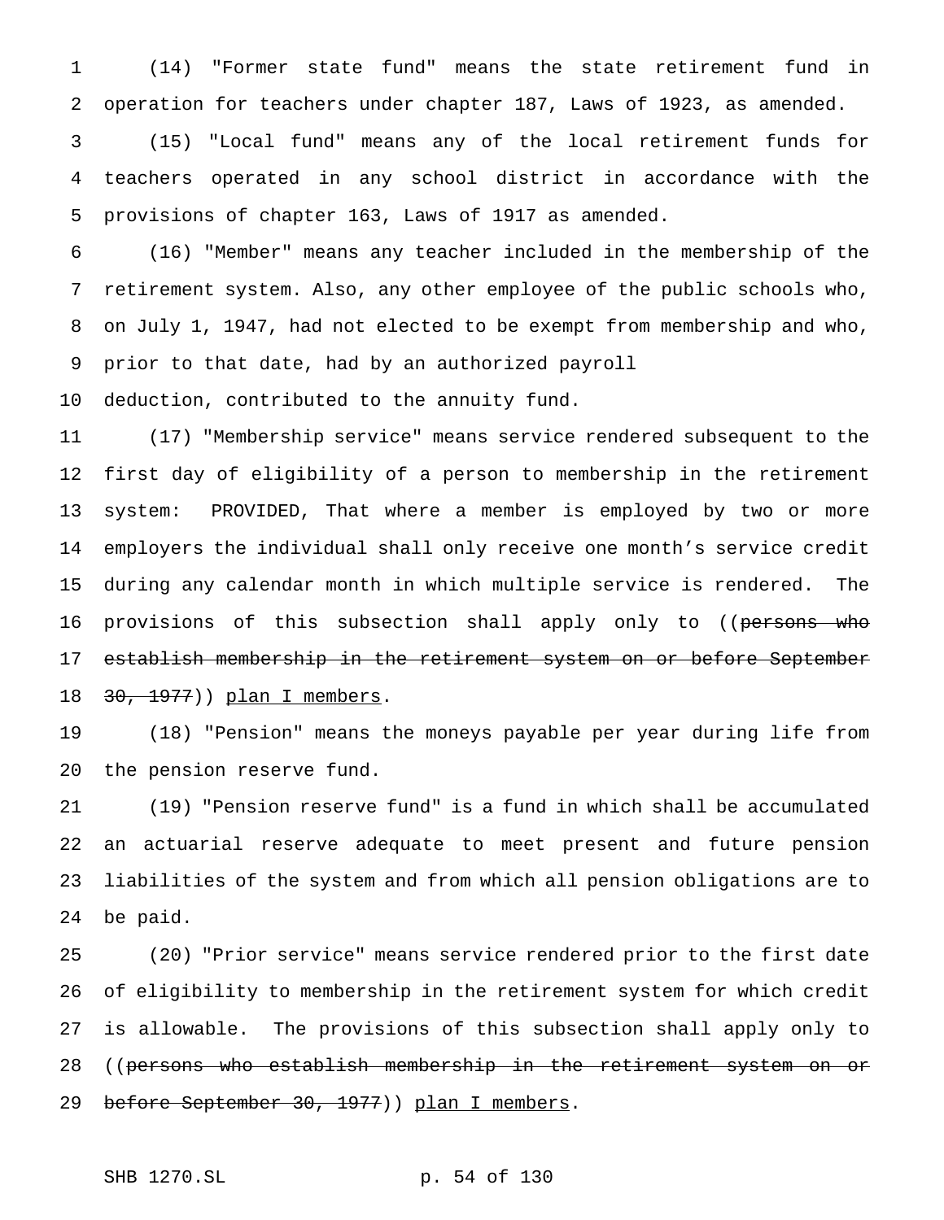(14) "Former state fund" means the state retirement fund in operation for teachers under chapter 187, Laws of 1923, as amended.

(15) "Local fund" means any of the local retirement funds for teachers operated in any school district in accordance with the provisions of chapter 163, Laws of 1917 as amended.

(16) "Member" means any teacher included in the membership of the retirement system. Also, any other employee of the public schools who, on July 1, 1947, had not elected to be exempt from membership and who, prior to that date, had by an authorized payroll deduction, contributed to the annuity fund.

(17) "Membership service" means service rendered subsequent to the first day of eligibility of a person to membership in the retirement system: PROVIDED, That where a member is employed by two or more employers the individual shall only receive one month's service credit during any calendar month in which multiple service is rendered. The provisions of this subsection shall apply only to ((~~persons who establish membership in the retirement system on or before September 30, 1977~~)) plan I members.

(18) "Pension" means the moneys payable per year during life from the pension reserve fund.

(19) "Pension reserve fund" is a fund in which shall be accumulated an actuarial reserve adequate to meet present and future pension liabilities of the system and from which all pension obligations are to be paid.

(20) "Prior service" means service rendered prior to the first date of eligibility to membership in the retirement system for which credit is allowable. The provisions of this subsection shall apply only to ((~~persons who establish membership in the retirement system on or before September 30, 1977~~)) plan I members.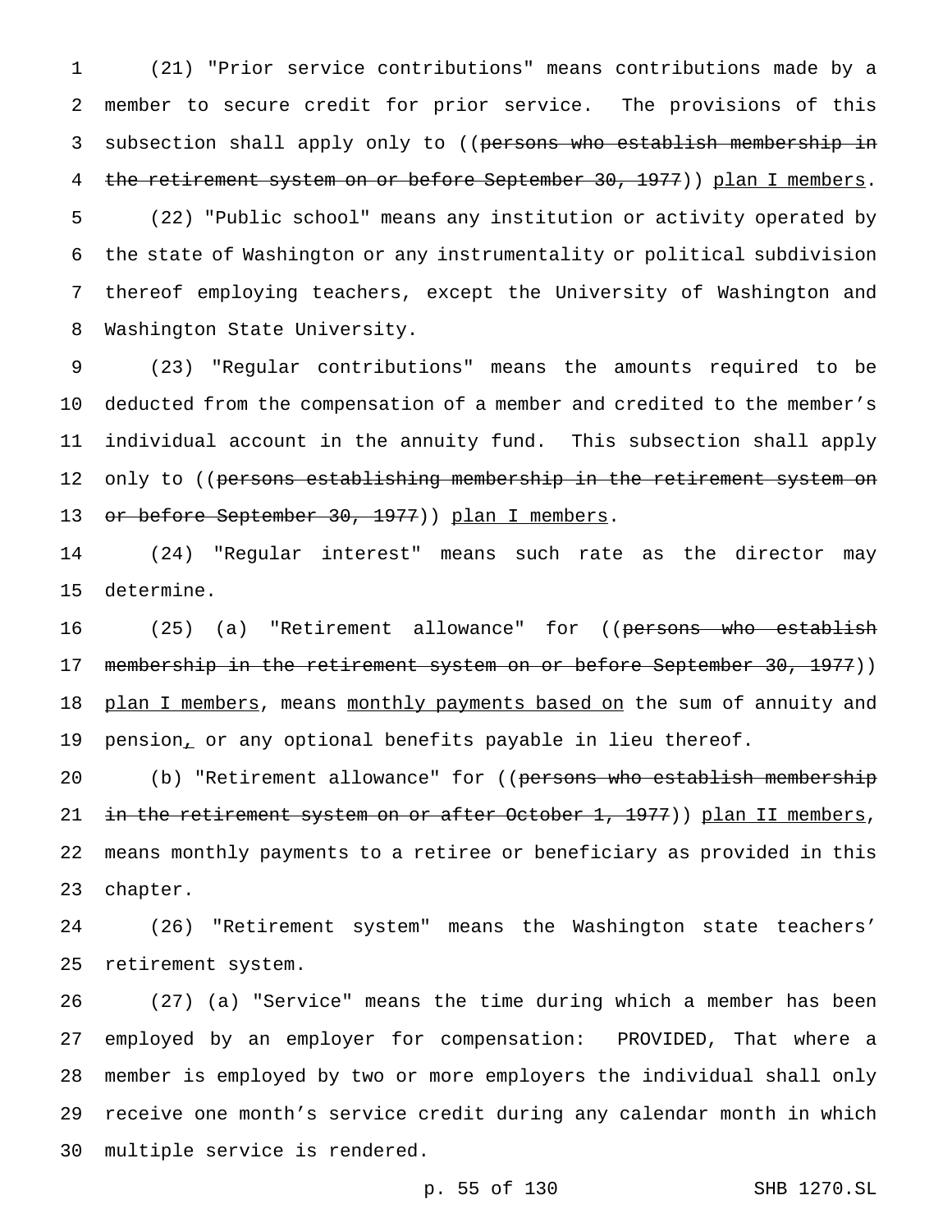(21) "Prior service contributions" means contributions made by a member to secure credit for prior service. The provisions of this subsection shall apply only to ((~~persons who establish membership in the retirement system on or before September 30, 1977~~)) <u>plan I members</u>.

(22) "Public school" means any institution or activity operated by the state of Washington or any instrumentality or political subdivision thereof employing teachers, except the University of Washington and Washington State University.

(23) "Regular contributions" means the amounts required to be deducted from the compensation of a member and credited to the member's individual account in the annuity fund. This subsection shall apply only to ((~~persons establishing membership in the retirement system on or before September 30, 1977~~)) <u>plan I members</u>.

(24) "Regular interest" means such rate as the director may determine.

(25) (a) "Retirement allowance" for ((~~persons who establish membership in the retirement system on or before September 30, 1977~~)) <u>plan I members</u>, means <u>monthly payments based on</u> the sum of annuity and pension<u>,</u> or any optional benefits payable in lieu thereof.

(b) "Retirement allowance" for ((~~persons who establish membership in the retirement system on or after October 1, 1977~~)) <u>plan II members</u>, means monthly payments to a retiree or beneficiary as provided in this chapter.

(26) "Retirement system" means the Washington state teachers' retirement system.

(27) (a) "Service" means the time during which a member has been employed by an employer for compensation: PROVIDED, That where a member is employed by two or more employers the individual shall only receive one month's service credit during any calendar month in which multiple service is rendered.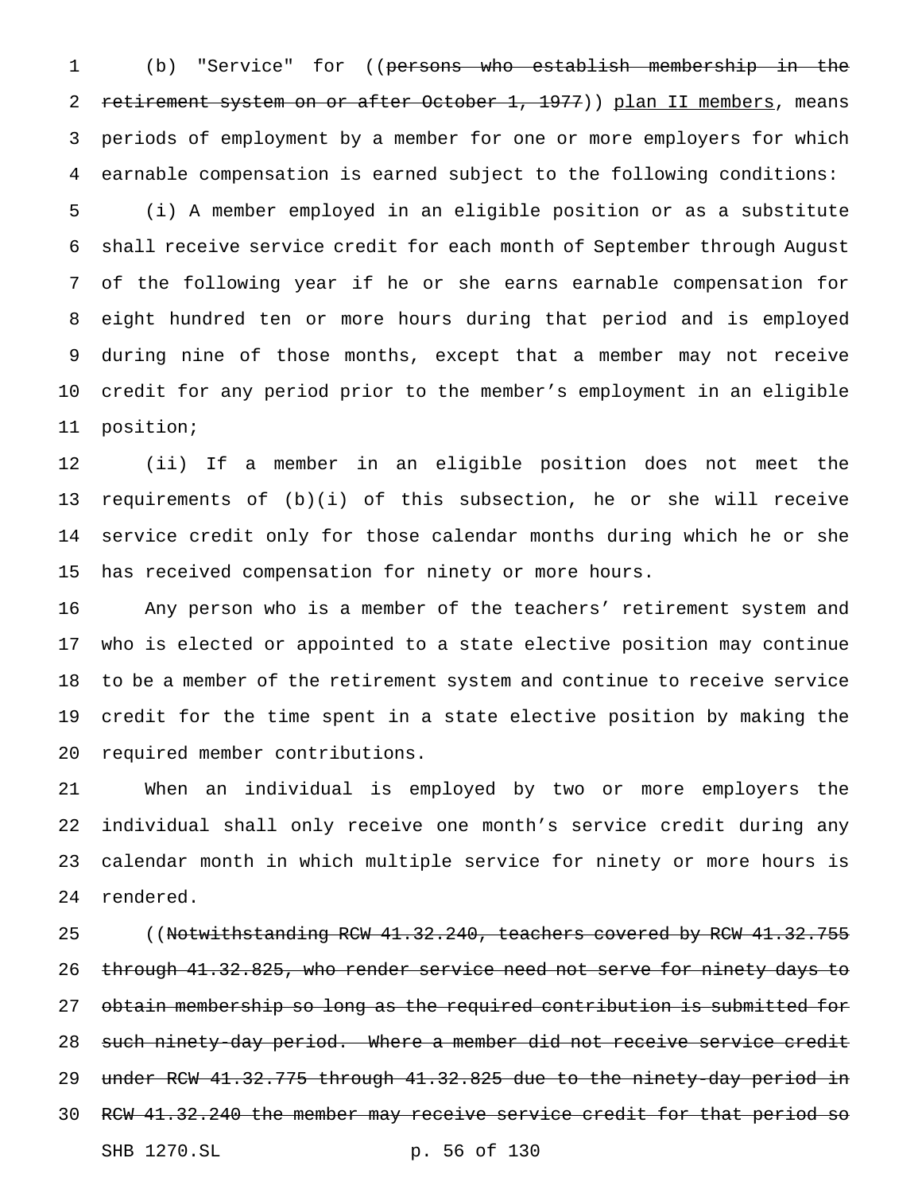(b) "Service" for ((~~persons who establish membership in the retirement system on or after October 1, 1977~~)) <u>plan II members</u>, means periods of employment by a member for one or more employers for which earnable compensation is earned subject to the following conditions:

(i) A member employed in an eligible position or as a substitute shall receive service credit for each month of September through August of the following year if he or she earns earnable compensation for eight hundred ten or more hours during that period and is employed during nine of those months, except that a member may not receive credit for any period prior to the member's employment in an eligible position;

(ii) If a member in an eligible position does not meet the requirements of (b)(i) of this subsection, he or she will receive service credit only for those calendar months during which he or she has received compensation for ninety or more hours.

Any person who is a member of the teachers' retirement system and who is elected or appointed to a state elective position may continue to be a member of the retirement system and continue to receive service credit for the time spent in a state elective position by making the required member contributions.

When an individual is employed by two or more employers the individual shall only receive one month's service credit during any calendar month in which multiple service for ninety or more hours is rendered.

((~~Notwithstanding RCW 41.32.240, teachers covered by RCW 41.32.755 through 41.32.825, who render service need not serve for ninety days to obtain membership so long as the required contribution is submitted for such ninety-day period. Where a member did not receive service credit under RCW 41.32.775 through 41.32.825 due to the ninety-day period in RCW 41.32.240 the member may receive service credit for that period so~~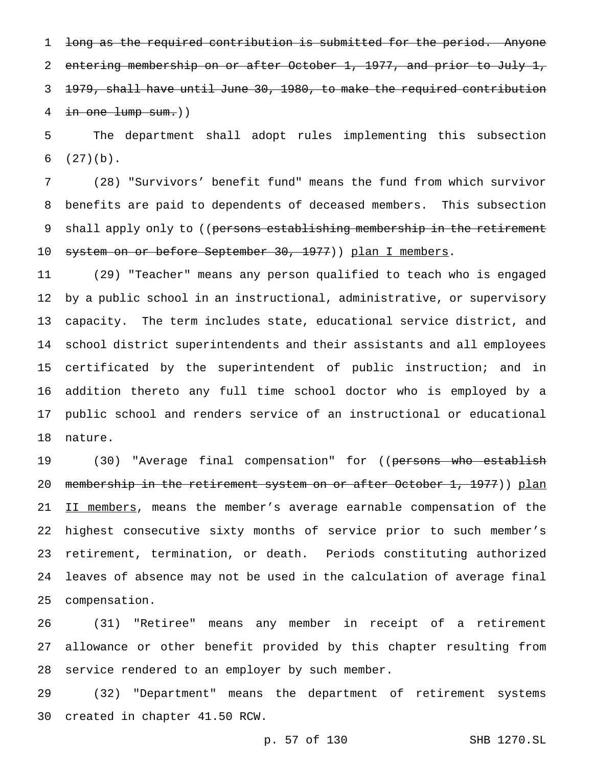~~long as the required contribution is submitted for the period. Anyone entering membership on or after October 1, 1977, and prior to July 1, 1979, shall have until June 30, 1980, to make the required contribution in one lump sum.~~))

The department shall adopt rules implementing this subsection (27)(b).

(28) "Survivors' benefit fund" means the fund from which survivor benefits are paid to dependents of deceased members. This subsection shall apply only to ((~~persons establishing membership in the retirement system on or before September 30, 1977~~)) <u>plan I members</u>.

(29) "Teacher" means any person qualified to teach who is engaged by a public school in an instructional, administrative, or supervisory capacity. The term includes state, educational service district, and school district superintendents and their assistants and all employees certificated by the superintendent of public instruction; and in addition thereto any full time school doctor who is employed by a public school and renders service of an instructional or educational nature.

(30) "Average final compensation" for ((~~persons who establish membership in the retirement system on or after October 1, 1977~~)) <u>plan II members</u>, means the member's average earnable compensation of the highest consecutive sixty months of service prior to such member's retirement, termination, or death. Periods constituting authorized leaves of absence may not be used in the calculation of average final compensation.

(31) "Retiree" means any member in receipt of a retirement allowance or other benefit provided by this chapter resulting from service rendered to an employer by such member.

(32) "Department" means the department of retirement systems created in chapter 41.50 RCW.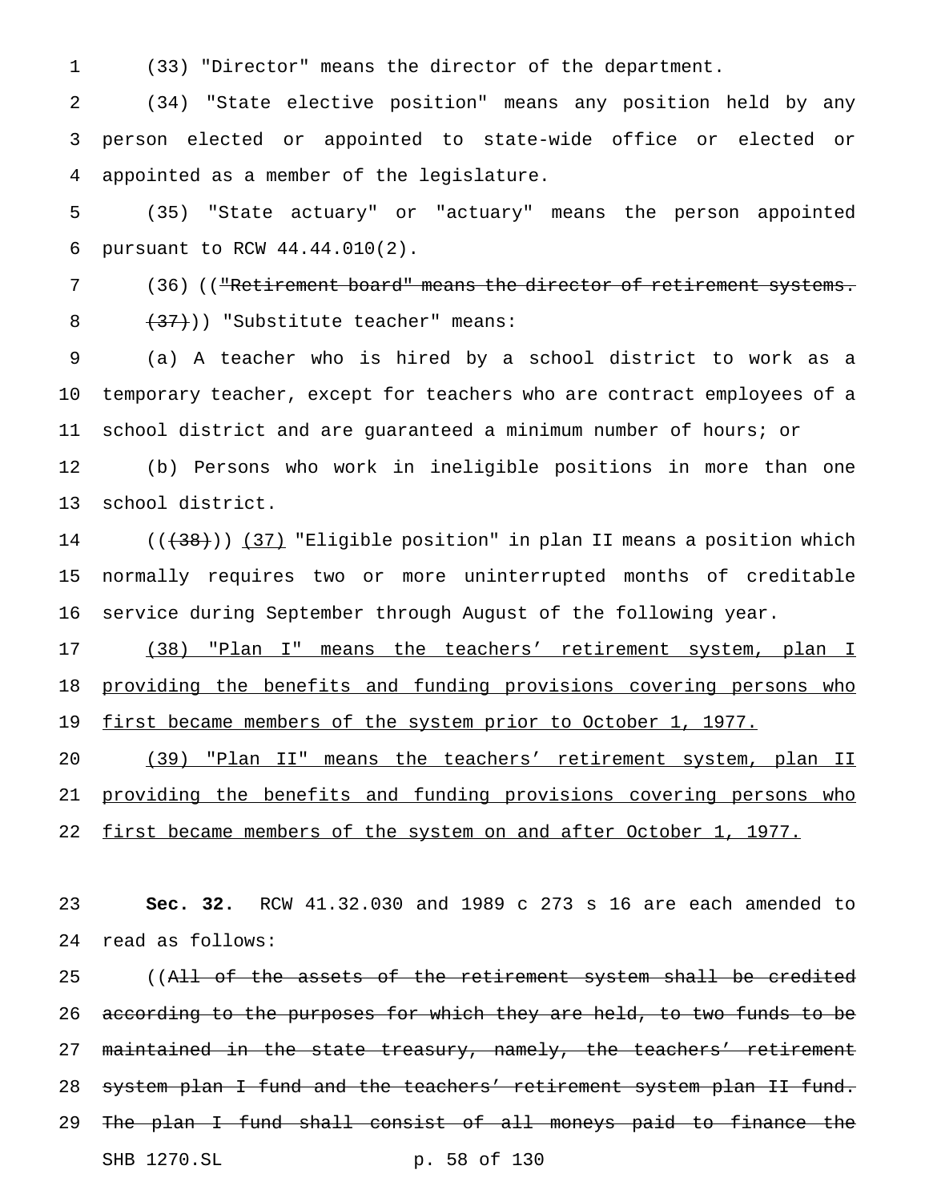(33) "Director" means the director of the department.

(34) "State elective position" means any position held by any person elected or appointed to state-wide office or elected or appointed as a member of the legislature.

(35) "State actuary" or "actuary" means the person appointed pursuant to RCW 44.44.010(2).

(36) ((~~"Retirement board" means the director of retirement systems.~~

~~(37)~~)) "Substitute teacher" means:

(a) A teacher who is hired by a school district to work as a temporary teacher, except for teachers who are contract employees of a school district and are guaranteed a minimum number of hours; or

(b) Persons who work in ineligible positions in more than one school district.

((~~(38)~~)) <u>(37)</u> "Eligible position" in plan II means a position which normally requires two or more uninterrupted months of creditable service during September through August of the following year.

<u>(38) "Plan I" means the teachers' retirement system, plan I providing the benefits and funding provisions covering persons who first became members of the system prior to October 1, 1977.</u>

<u>(39) "Plan II" means the teachers' retirement system, plan II providing the benefits and funding provisions covering persons who first became members of the system on and after October 1, 1977.</u>

**Sec. 32.** RCW 41.32.030 and 1989 c 273 s 16 are each amended to read as follows:

((~~All of the assets of the retirement system shall be credited according to the purposes for which they are held, to two funds to be maintained in the state treasury, namely, the teachers' retirement system plan I fund and the teachers' retirement system plan II fund. The plan I fund shall consist of all moneys paid to finance the~~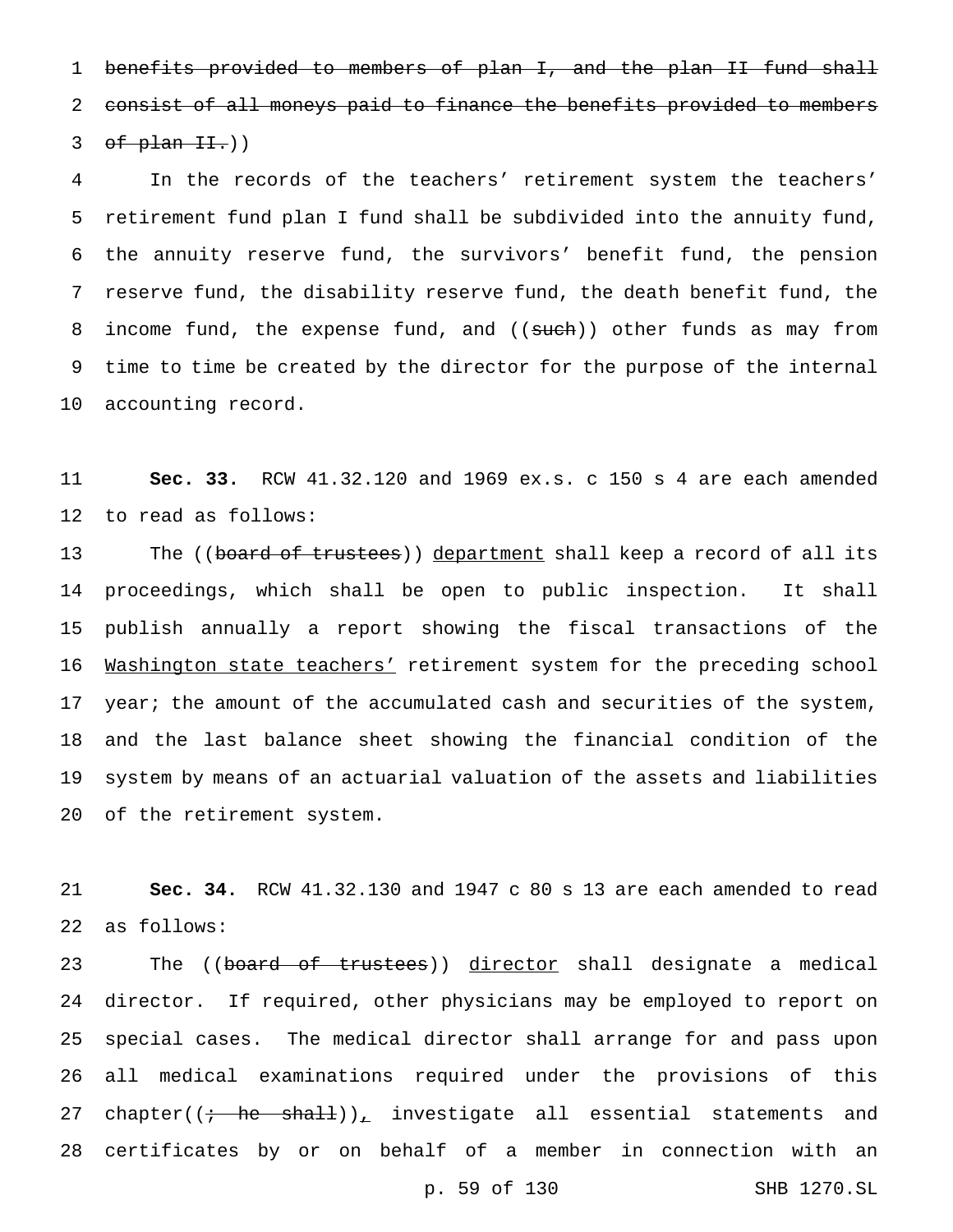~~benefits provided to members of plan I, and the plan II fund shall consist of all moneys paid to finance the benefits provided to members of plan II.~~))

In the records of the teachers' retirement system the teachers' retirement fund plan I fund shall be subdivided into the annuity fund, the annuity reserve fund, the survivors' benefit fund, the pension reserve fund, the disability reserve fund, the death benefit fund, the income fund, the expense fund, and ((~~such~~)) other funds as may from time to time be created by the director for the purpose of the internal accounting record.

**Sec. 33.** RCW 41.32.120 and 1969 ex.s. c 150 s 4 are each amended to read as follows:

The ((~~board of trustees~~)) <u>department</u> shall keep a record of all its proceedings, which shall be open to public inspection. It shall publish annually a report showing the fiscal transactions of the <u>Washington state teachers'</u> retirement system for the preceding school year; the amount of the accumulated cash and securities of the system, and the last balance sheet showing the financial condition of the system by means of an actuarial valuation of the assets and liabilities of the retirement system.

**Sec. 34.** RCW 41.32.130 and 1947 c 80 s 13 are each amended to read as follows:

The ((~~board of trustees~~)) <u>director</u> shall designate a medical director. If required, other physicians may be employed to report on special cases. The medical director shall arrange for and pass upon all medical examinations required under the provisions of this chapter((~~; he shall~~))<u>,</u> investigate all essential statements and certificates by or on behalf of a member in connection with an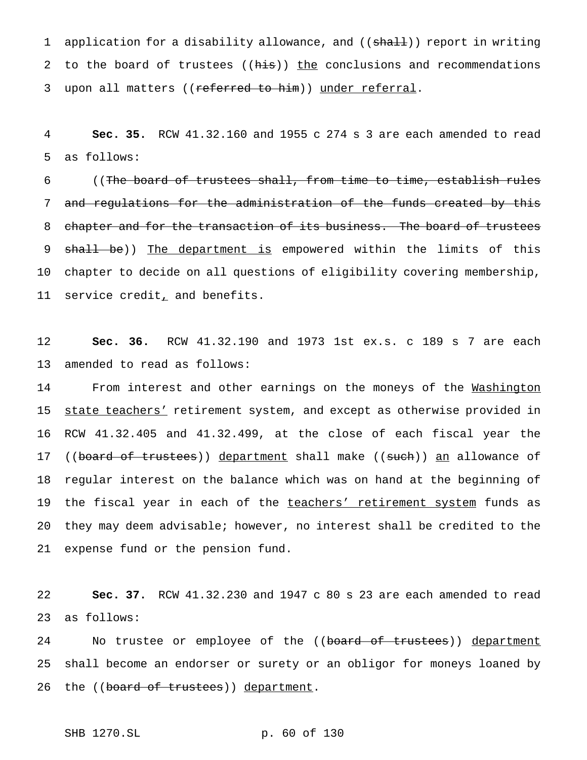application for a disability allowance, and ((~~shall~~)) report in writing to the board of trustees ((~~his~~)) <u>the</u> conclusions and recommendations upon all matters ((~~referred to him~~)) <u>under referral</u>.

**Sec. 35.** RCW 41.32.160 and 1955 c 274 s 3 are each amended to read as follows:

((~~The board of trustees shall, from time to time, establish rules and regulations for the administration of the funds created by this chapter and for the transaction of its business. The board of trustees shall be~~)) <u>The department is</u> empowered within the limits of this chapter to decide on all questions of eligibility covering membership, service credit<u>,</u> and benefits.

**Sec. 36.** RCW 41.32.190 and 1973 1st ex.s. c 189 s 7 are each amended to read as follows:

From interest and other earnings on the moneys of the <u>Washington state teachers'</u> retirement system, and except as otherwise provided in RCW 41.32.405 and 41.32.499, at the close of each fiscal year the ((~~board of trustees~~)) <u>department</u> shall make ((~~such~~)) <u>an</u> allowance of regular interest on the balance which was on hand at the beginning of the fiscal year in each of the <u>teachers' retirement system</u> funds as they may deem advisable; however, no interest shall be credited to the expense fund or the pension fund.

**Sec. 37.** RCW 41.32.230 and 1947 c 80 s 23 are each amended to read as follows:

No trustee or employee of the ((~~board of trustees~~)) <u>department</u> shall become an endorser or surety or an obligor for moneys loaned by the ((~~board of trustees~~)) <u>department</u>.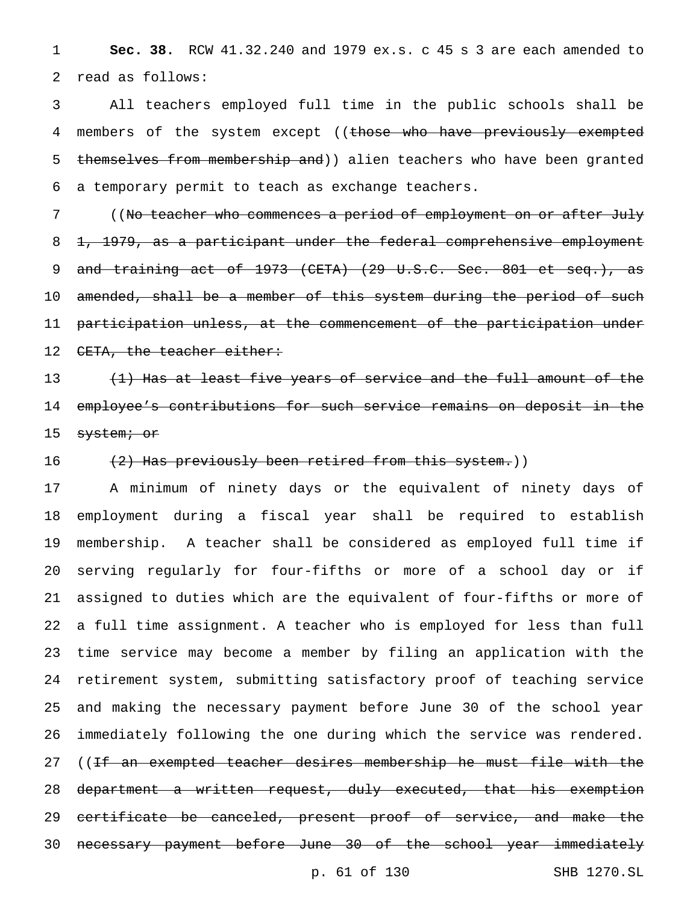**Sec. 38.** RCW 41.32.240 and 1979 ex.s. c 45 s 3 are each amended to read as follows:

All teachers employed full time in the public schools shall be members of the system except ((~~those who have previously exempted themselves from membership and~~)) alien teachers who have been granted a temporary permit to teach as exchange teachers.

((~~No teacher who commences a period of employment on or after July 1, 1979, as a participant under the federal comprehensive employment and training act of 1973 (CETA) (29 U.S.C. Sec. 801 et seq.), as amended, shall be a member of this system during the period of such participation unless, at the commencement of the participation under CETA, the teacher either:~~

~~(1) Has at least five years of service and the full amount of the employee's contributions for such service remains on deposit in the system; or~~

~~(2) Has previously been retired from this system.~~))

A minimum of ninety days or the equivalent of ninety days of employment during a fiscal year shall be required to establish membership. A teacher shall be considered as employed full time if serving regularly for four-fifths or more of a school day or if assigned to duties which are the equivalent of four-fifths or more of a full time assignment. A teacher who is employed for less than full time service may become a member by filing an application with the retirement system, submitting satisfactory proof of teaching service and making the necessary payment before June 30 of the school year immediately following the one during which the service was rendered. ((~~If an exempted teacher desires membership he must file with the department a written request, duly executed, that his exemption certificate be canceled, present proof of service, and make the necessary payment before June 30 of the school year immediately~~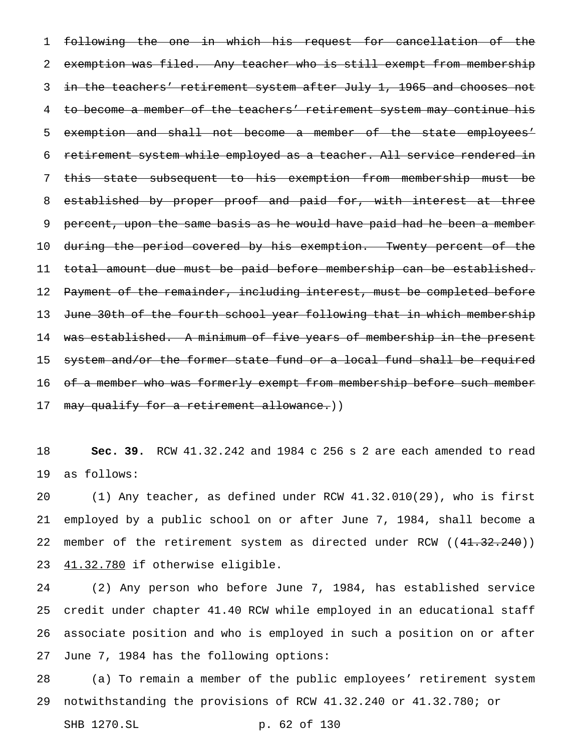~~following the one in which his request for cancellation of the exemption was filed. Any teacher who is still exempt from membership in the teachers' retirement system after July 1, 1965 and chooses not to become a member of the teachers' retirement system may continue his exemption and shall not become a member of the state employees' retirement system while employed as a teacher. All service rendered in this state subsequent to his exemption from membership must be established by proper proof and paid for, with interest at three percent, upon the same basis as he would have paid had he been a member during the period covered by his exemption. Twenty percent of the total amount due must be paid before membership can be established. Payment of the remainder, including interest, must be completed before June 30th of the fourth school year following that in which membership was established. A minimum of five years of membership in the present system and/or the former state fund or a local fund shall be required of a member who was formerly exempt from membership before such member may qualify for a retirement allowance.~~))

**Sec. 39.** RCW 41.32.242 and 1984 c 256 s 2 are each amended to read as follows:

(1) Any teacher, as defined under RCW 41.32.010(29), who is first employed by a public school on or after June 7, 1984, shall become a member of the retirement system as directed under RCW ((~~41.32.240~~)) <u>41.32.780</u> if otherwise eligible.

(2) Any person who before June 7, 1984, has established service credit under chapter 41.40 RCW while employed in an educational staff associate position and who is employed in such a position on or after June 7, 1984 has the following options:

(a) To remain a member of the public employees' retirement system notwithstanding the provisions of RCW 41.32.240 or 41.32.780; or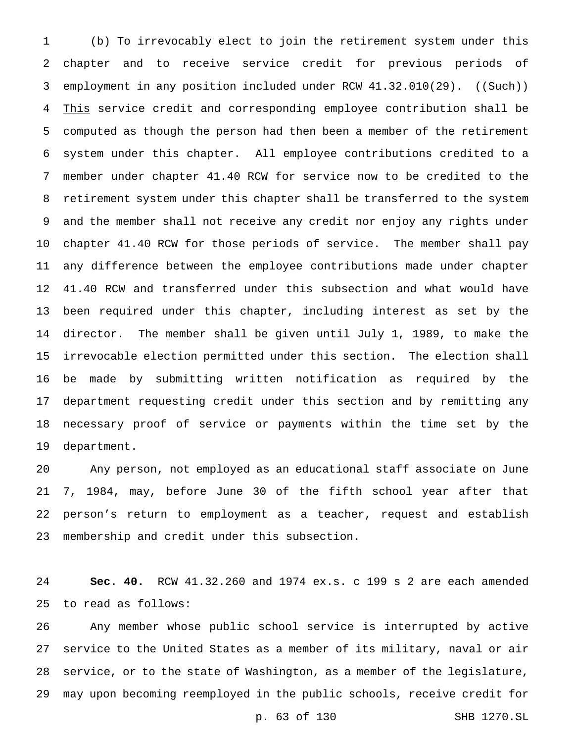(b) To irrevocably elect to join the retirement system under this chapter and to receive service credit for previous periods of employment in any position included under RCW 41.32.010(29). ((~~Such~~)) <u>This</u> service credit and corresponding employee contribution shall be computed as though the person had then been a member of the retirement system under this chapter. All employee contributions credited to a member under chapter 41.40 RCW for service now to be credited to the retirement system under this chapter shall be transferred to the system and the member shall not receive any credit nor enjoy any rights under chapter 41.40 RCW for those periods of service. The member shall pay any difference between the employee contributions made under chapter 41.40 RCW and transferred under this subsection and what would have been required under this chapter, including interest as set by the director. The member shall be given until July 1, 1989, to make the irrevocable election permitted under this section. The election shall be made by submitting written notification as required by the department requesting credit under this section and by remitting any necessary proof of service or payments within the time set by the department.

Any person, not employed as an educational staff associate on June 7, 1984, may, before June 30 of the fifth school year after that person's return to employment as a teacher, request and establish membership and credit under this subsection.

**Sec. 40.** RCW 41.32.260 and 1974 ex.s. c 199 s 2 are each amended to read as follows:

Any member whose public school service is interrupted by active service to the United States as a member of its military, naval or air service, or to the state of Washington, as a member of the legislature, may upon becoming reemployed in the public schools, receive credit for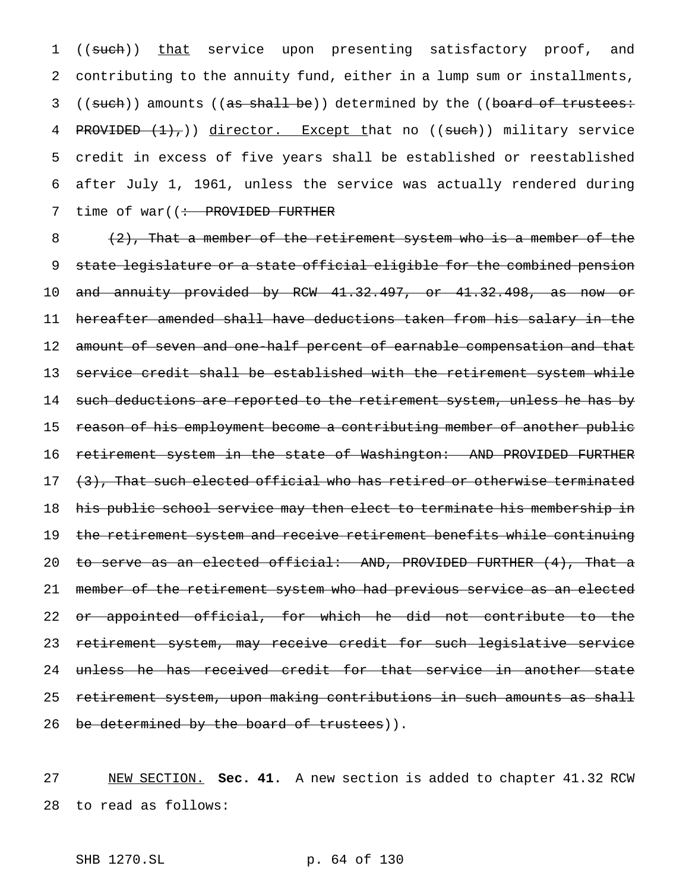((~~such~~)) <u>that</u> service upon presenting satisfactory proof, and contributing to the annuity fund, either in a lump sum or installments, ((~~such~~)) amounts ((~~as shall be~~)) determined by the ((~~board of trustees: PROVIDED (1),~~)) <u>director. Except t</u>hat no ((~~such~~)) military service credit in excess of five years shall be established or reestablished after July 1, 1961, unless the service was actually rendered during time of war((~~: PROVIDED FURTHER~~

~~(2), That a member of the retirement system who is a member of the state legislature or a state official eligible for the combined pension and annuity provided by RCW 41.32.497, or 41.32.498, as now or hereafter amended shall have deductions taken from his salary in the amount of seven and one-half percent of earnable compensation and that service credit shall be established with the retirement system while such deductions are reported to the retirement system, unless he has by reason of his employment become a contributing member of another public retirement system in the state of Washington: AND PROVIDED FURTHER (3), That such elected official who has retired or otherwise terminated his public school service may then elect to terminate his membership in the retirement system and receive retirement benefits while continuing to serve as an elected official: AND, PROVIDED FURTHER (4), That a member of the retirement system who had previous service as an elected or appointed official, for which he did not contribute to the retirement system, may receive credit for such legislative service unless he has received credit for that service in another state retirement system, upon making contributions in such amounts as shall be determined by the board of trustees~~)).

<u>NEW SECTION.</u> **Sec. 41.** A new section is added to chapter 41.32 RCW to read as follows: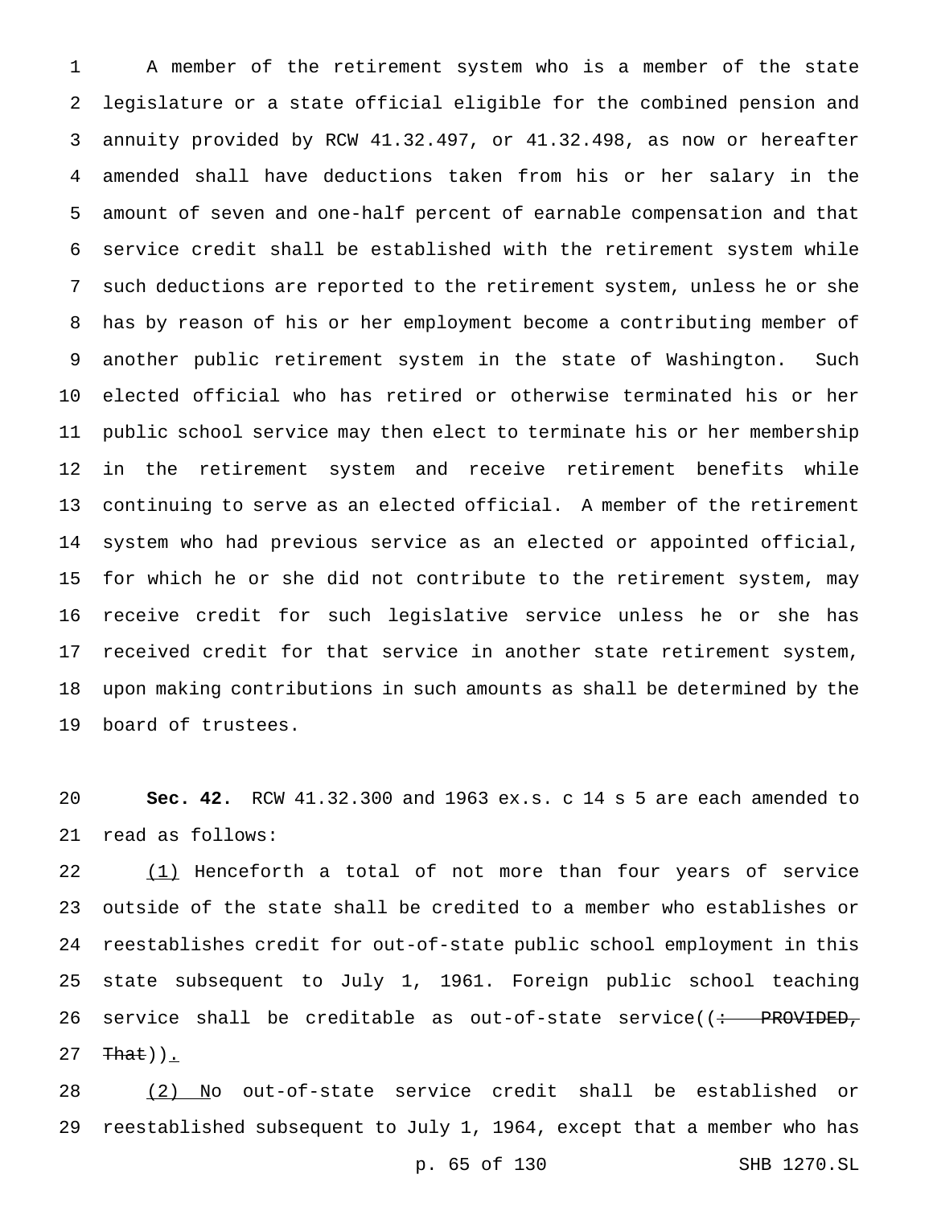A member of the retirement system who is a member of the state legislature or a state official eligible for the combined pension and annuity provided by RCW 41.32.497, or 41.32.498, as now or hereafter amended shall have deductions taken from his or her salary in the amount of seven and one-half percent of earnable compensation and that service credit shall be established with the retirement system while such deductions are reported to the retirement system, unless he or she has by reason of his or her employment become a contributing member of another public retirement system in the state of Washington. Such elected official who has retired or otherwise terminated his or her public school service may then elect to terminate his or her membership in the retirement system and receive retirement benefits while continuing to serve as an elected official. A member of the retirement system who had previous service as an elected or appointed official, for which he or she did not contribute to the retirement system, may receive credit for such legislative service unless he or she has received credit for that service in another state retirement system, upon making contributions in such amounts as shall be determined by the board of trustees.

**Sec. 42.** RCW 41.32.300 and 1963 ex.s. c 14 s 5 are each amended to read as follows:

(1) Henceforth a total of not more than four years of service outside of the state shall be credited to a member who establishes or reestablishes credit for out-of-state public school employment in this state subsequent to July 1, 1961. Foreign public school teaching service shall be creditable as out-of-state service((~~: PROVIDED, That~~)).

(2) No out-of-state service credit shall be established or reestablished subsequent to July 1, 1964, except that a member who has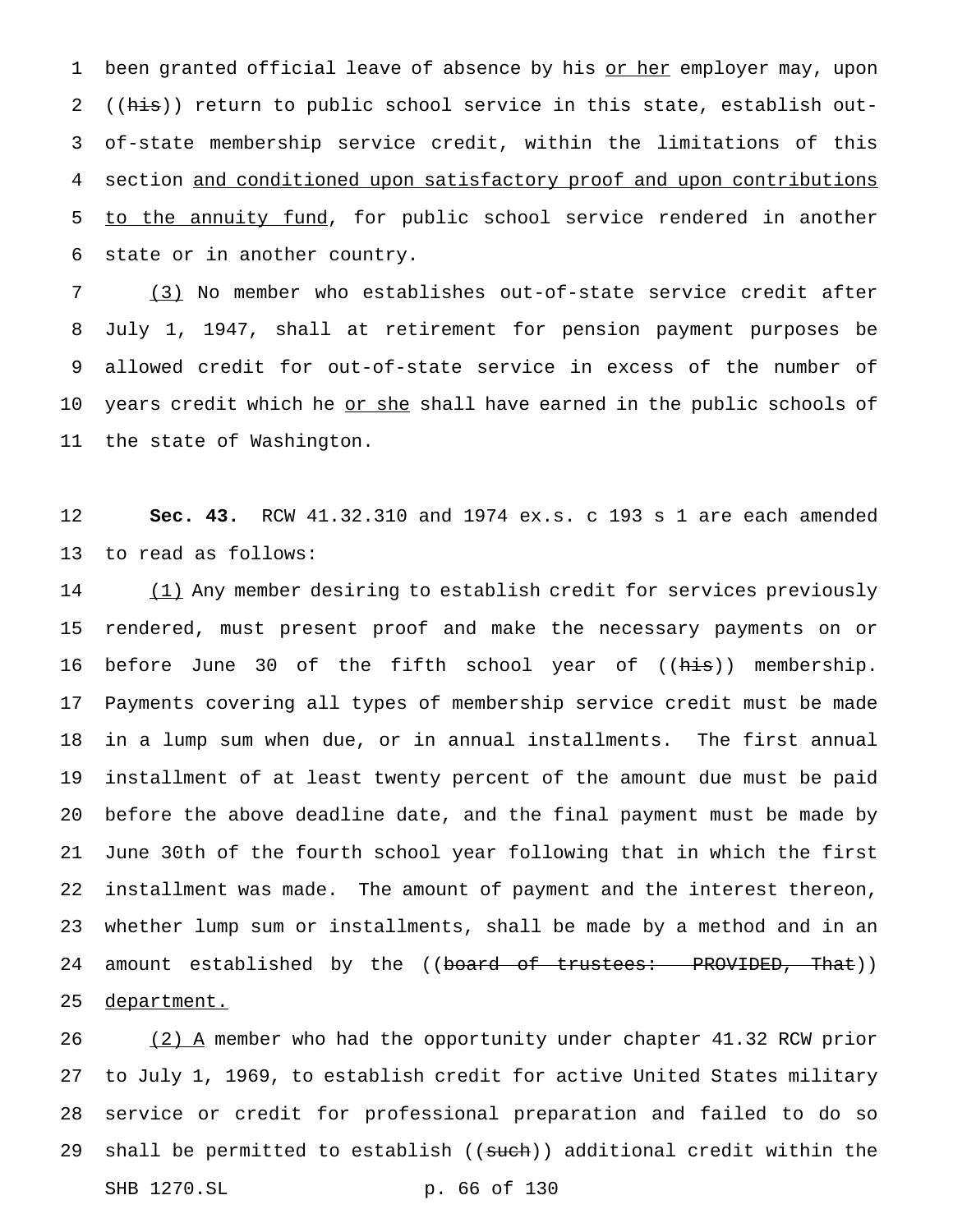been granted official leave of absence by his or her employer may, upon ((his)) return to public school service in this state, establish out-of-state membership service credit, within the limitations of this section and conditioned upon satisfactory proof and upon contributions to the annuity fund, for public school service rendered in another state or in another country.

(3) No member who establishes out-of-state service credit after July 1, 1947, shall at retirement for pension payment purposes be allowed credit for out-of-state service in excess of the number of years credit which he or she shall have earned in the public schools of the state of Washington.

**Sec. 43.** RCW 41.32.310 and 1974 ex.s. c 193 s 1 are each amended to read as follows:

(1) Any member desiring to establish credit for services previously rendered, must present proof and make the necessary payments on or before June 30 of the fifth school year of ((his)) membership. Payments covering all types of membership service credit must be made in a lump sum when due, or in annual installments. The first annual installment of at least twenty percent of the amount due must be paid before the above deadline date, and the final payment must be made by June 30th of the fourth school year following that in which the first installment was made. The amount of payment and the interest thereon, whether lump sum or installments, shall be made by a method and in an amount established by the ((board of trustees: PROVIDED, That)) department.

(2) A member who had the opportunity under chapter 41.32 RCW prior to July 1, 1969, to establish credit for active United States military service or credit for professional preparation and failed to do so shall be permitted to establish ((such)) additional credit within the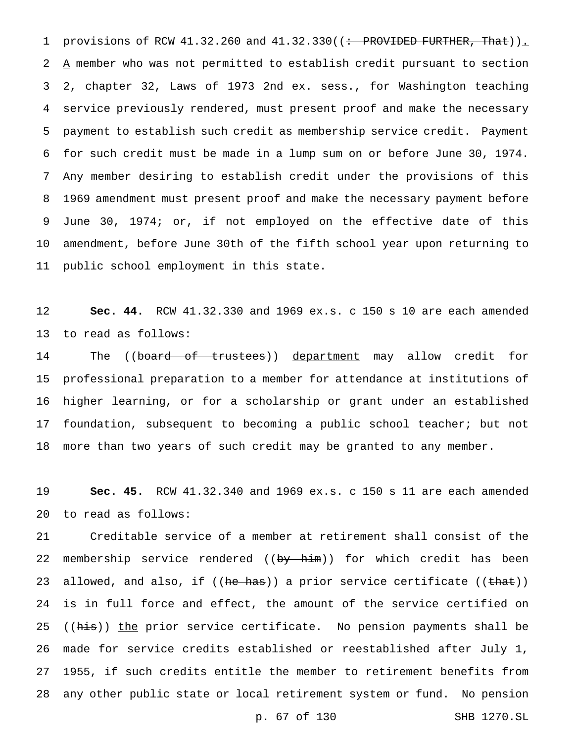provisions of RCW 41.32.260 and 41.32.330((: PROVIDED FURTHER, That)). A member who was not permitted to establish credit pursuant to section 2, chapter 32, Laws of 1973 2nd ex. sess., for Washington teaching service previously rendered, must present proof and make the necessary payment to establish such credit as membership service credit. Payment for such credit must be made in a lump sum on or before June 30, 1974. Any member desiring to establish credit under the provisions of this 1969 amendment must present proof and make the necessary payment before June 30, 1974; or, if not employed on the effective date of this amendment, before June 30th of the fifth school year upon returning to public school employment in this state.

**Sec. 44.** RCW 41.32.330 and 1969 ex.s. c 150 s 10 are each amended to read as follows:

The ((board of trustees)) department may allow credit for professional preparation to a member for attendance at institutions of higher learning, or for a scholarship or grant under an established foundation, subsequent to becoming a public school teacher; but not more than two years of such credit may be granted to any member.

**Sec. 45.** RCW 41.32.340 and 1969 ex.s. c 150 s 11 are each amended to read as follows:

Creditable service of a member at retirement shall consist of the membership service rendered ((by him)) for which credit has been allowed, and also, if ((he has)) a prior service certificate ((that)) is in full force and effect, the amount of the service certified on ((his)) the prior service certificate. No pension payments shall be made for service credits established or reestablished after July 1, 1955, if such credits entitle the member to retirement benefits from any other public state or local retirement system or fund. No pension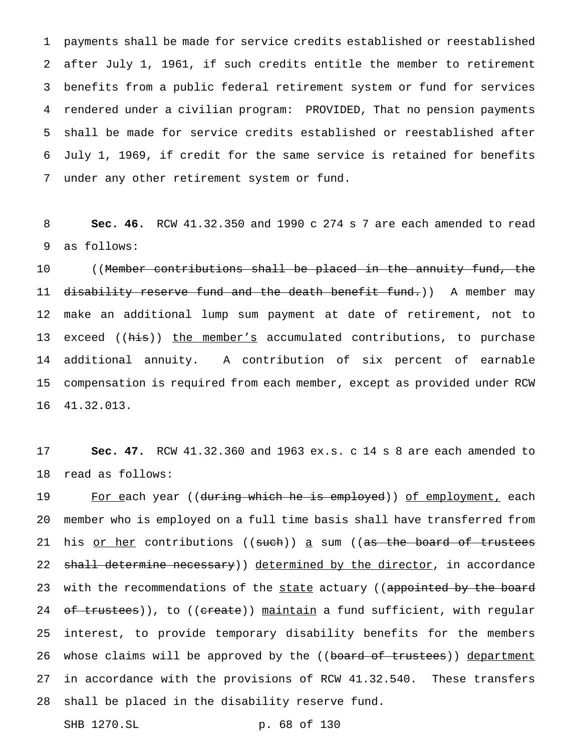payments shall be made for service credits established or reestablished after July 1, 1961, if such credits entitle the member to retirement benefits from a public federal retirement system or fund for services rendered under a civilian program: PROVIDED, That no pension payments shall be made for service credits established or reestablished after July 1, 1969, if credit for the same service is retained for benefits under any other retirement system or fund.

**Sec. 46.** RCW 41.32.350 and 1990 c 274 s 7 are each amended to read as follows:

((~~Member contributions shall be placed in the annuity fund, the disability reserve fund and the death benefit fund.~~)) A member may make an additional lump sum payment at date of retirement, not to exceed ((~~his~~)) the member's accumulated contributions, to purchase additional annuity. A contribution of six percent of earnable compensation is required from each member, except as provided under RCW 41.32.013.

**Sec. 47.** RCW 41.32.360 and 1963 ex.s. c 14 s 8 are each amended to read as follows:

For each year ((~~during which he is employed~~)) of employment, each member who is employed on a full time basis shall have transferred from his or her contributions ((~~such~~)) a sum ((~~as the board of trustees shall determine necessary~~)) determined by the director, in accordance with the recommendations of the state actuary ((~~appointed by the board of trustees~~)), to ((~~create~~)) maintain a fund sufficient, with regular interest, to provide temporary disability benefits for the members whose claims will be approved by the ((~~board of trustees~~)) department in accordance with the provisions of RCW 41.32.540. These transfers shall be placed in the disability reserve fund.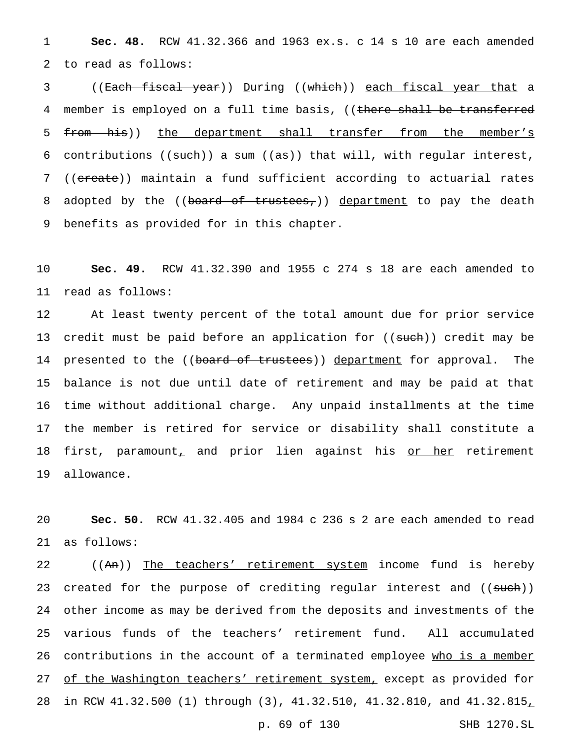**Sec. 48.** RCW 41.32.366 and 1963 ex.s. c 14 s 10 are each amended to read as follows:

((~~Each fiscal year~~)) <u>D</u>uring ((~~which~~)) <u>each fiscal year that</u> a member is employed on a full time basis, ((~~there shall be transferred from his~~)) <u>the department shall transfer from the member's</u> contributions ((~~such~~)) <u>a</u> sum ((~~as~~)) <u>that</u> will, with regular interest, ((~~create~~)) <u>maintain</u> a fund sufficient according to actuarial rates adopted by the ((~~board of trustees,~~)) <u>department</u> to pay the death benefits as provided for in this chapter.

**Sec. 49.** RCW 41.32.390 and 1955 c 274 s 18 are each amended to read as follows:

At least twenty percent of the total amount due for prior service credit must be paid before an application for ((~~such~~)) credit may be presented to the ((~~board of trustees~~)) <u>department</u> for approval. The balance is not due until date of retirement and may be paid at that time without additional charge. Any unpaid installments at the time the member is retired for service or disability shall constitute a first, paramount<u>,</u> and prior lien against his <u>or her</u> retirement allowance.

**Sec. 50.** RCW 41.32.405 and 1984 c 236 s 2 are each amended to read as follows:

((~~An~~)) <u>The teachers' retirement system</u> income fund is hereby created for the purpose of crediting regular interest and ((~~such~~)) other income as may be derived from the deposits and investments of the various funds of the teachers' retirement fund. All accumulated contributions in the account of a terminated employee <u>who is a member of the Washington teachers' retirement system,</u> except as provided for in RCW 41.32.500 (1) through (3), 41.32.510, 41.32.810, and 41.32.815<u>,</u>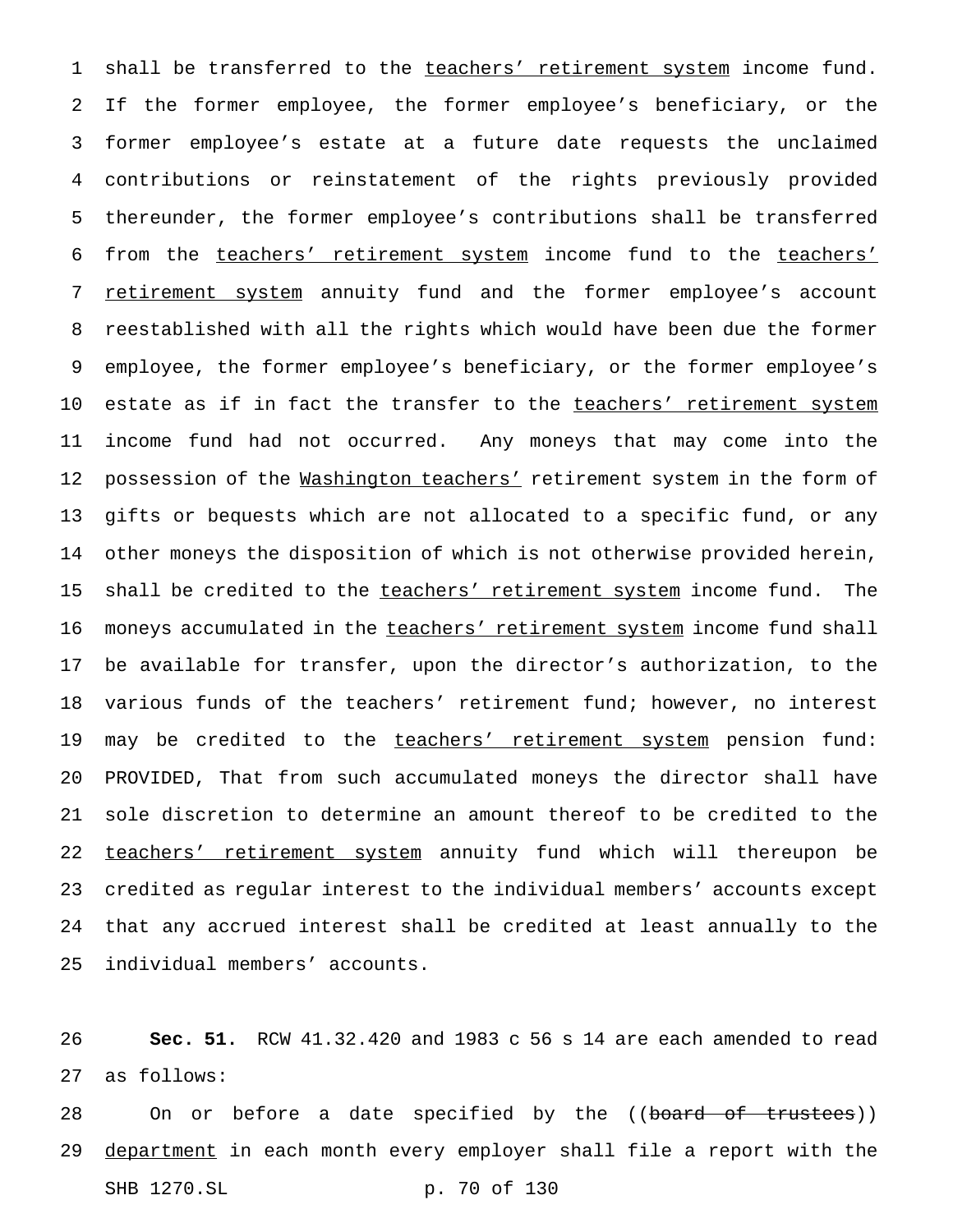shall be transferred to the teachers' retirement system income fund. If the former employee, the former employee's beneficiary, or the former employee's estate at a future date requests the unclaimed contributions or reinstatement of the rights previously provided thereunder, the former employee's contributions shall be transferred from the teachers' retirement system income fund to the teachers' retirement system annuity fund and the former employee's account reestablished with all the rights which would have been due the former employee, the former employee's beneficiary, or the former employee's estate as if in fact the transfer to the teachers' retirement system income fund had not occurred. Any moneys that may come into the possession of the Washington teachers' retirement system in the form of gifts or bequests which are not allocated to a specific fund, or any other moneys the disposition of which is not otherwise provided herein, shall be credited to the teachers' retirement system income fund. The moneys accumulated in the teachers' retirement system income fund shall be available for transfer, upon the director's authorization, to the various funds of the teachers' retirement fund; however, no interest may be credited to the teachers' retirement system pension fund: PROVIDED, That from such accumulated moneys the director shall have sole discretion to determine an amount thereof to be credited to the teachers' retirement system annuity fund which will thereupon be credited as regular interest to the individual members' accounts except that any accrued interest shall be credited at least annually to the individual members' accounts.

**Sec. 51.** RCW 41.32.420 and 1983 c 56 s 14 are each amended to read as follows:

On or before a date specified by the ((~~board of trustees~~)) department in each month every employer shall file a report with the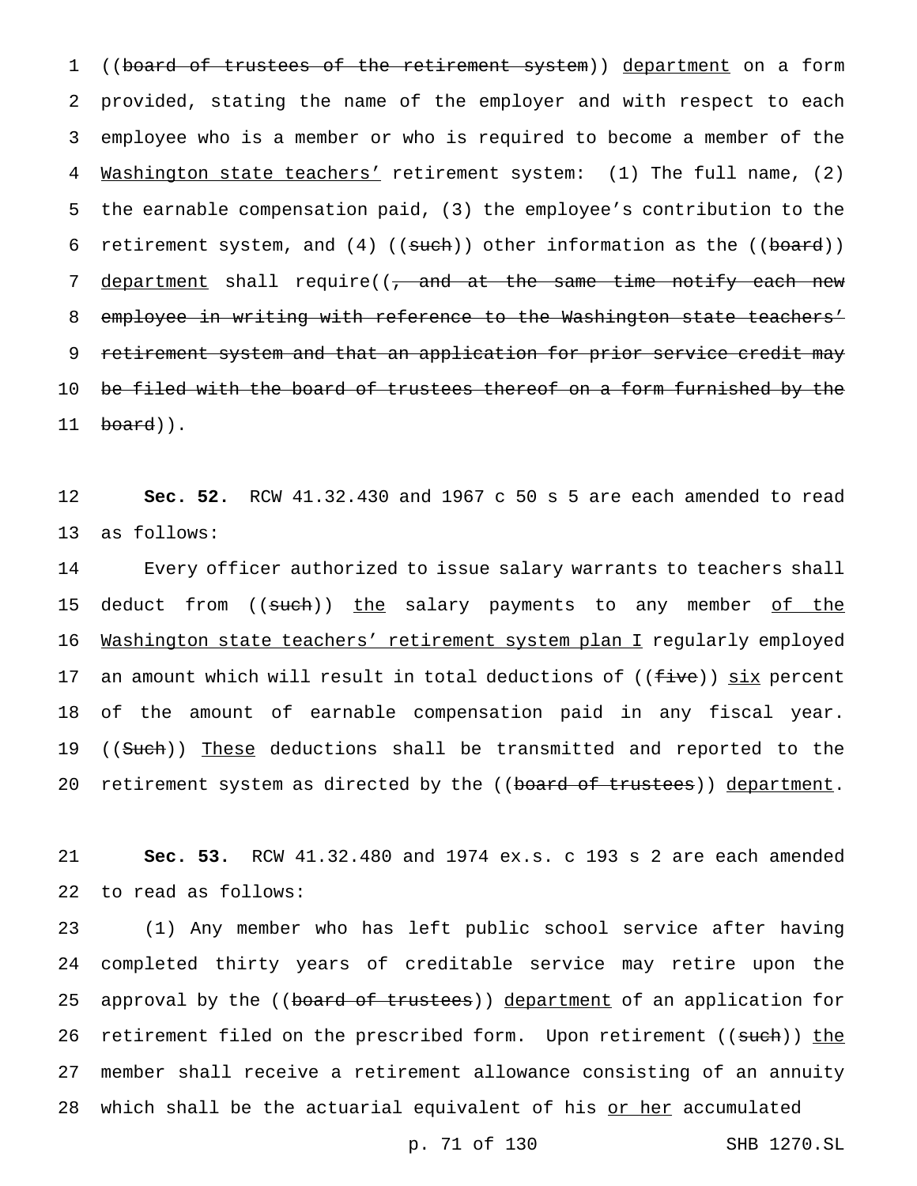((~~board of trustees of the retirement system~~)) department on a form provided, stating the name of the employer and with respect to each employee who is a member or who is required to become a member of the Washington state teachers' retirement system: (1) The full name, (2) the earnable compensation paid, (3) the employee's contribution to the retirement system, and (4) ((~~such~~)) other information as the ((~~board~~)) department shall require((~~, and at the same time notify each new employee in writing with reference to the Washington state teachers' retirement system and that an application for prior service credit may be filed with the board of trustees thereof on a form furnished by the board~~)).

**Sec. 52.** RCW 41.32.430 and 1967 c 50 s 5 are each amended to read as follows:

Every officer authorized to issue salary warrants to teachers shall deduct from ((~~such~~)) the salary payments to any member of the Washington state teachers' retirement system plan I regularly employed an amount which will result in total deductions of ((~~five~~)) six percent of the amount of earnable compensation paid in any fiscal year. ((~~Such~~)) These deductions shall be transmitted and reported to the retirement system as directed by the ((~~board of trustees~~)) department.

**Sec. 53.** RCW 41.32.480 and 1974 ex.s. c 193 s 2 are each amended to read as follows:

(1) Any member who has left public school service after having completed thirty years of creditable service may retire upon the approval by the ((~~board of trustees~~)) department of an application for retirement filed on the prescribed form. Upon retirement ((~~such~~)) the member shall receive a retirement allowance consisting of an annuity which shall be the actuarial equivalent of his or her accumulated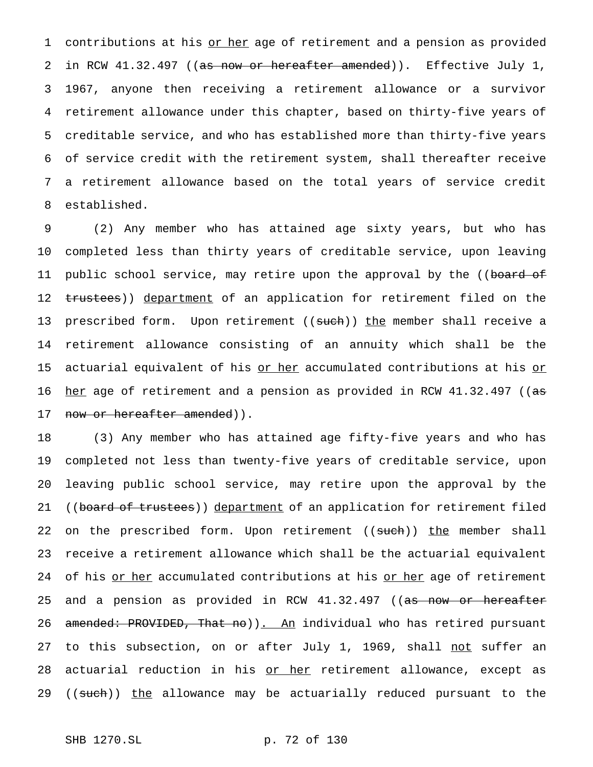contributions at his or her age of retirement and a pension as provided in RCW 41.32.497 ((as now or hereafter amended)). Effective July 1, 1967, anyone then receiving a retirement allowance or a survivor retirement allowance under this chapter, based on thirty-five years of creditable service, and who has established more than thirty-five years of service credit with the retirement system, shall thereafter receive a retirement allowance based on the total years of service credit established.

(2) Any member who has attained age sixty years, but who has completed less than thirty years of creditable service, upon leaving public school service, may retire upon the approval by the ((board of trustees)) department of an application for retirement filed on the prescribed form. Upon retirement ((such)) the member shall receive a retirement allowance consisting of an annuity which shall be the actuarial equivalent of his or her accumulated contributions at his or her age of retirement and a pension as provided in RCW 41.32.497 ((as now or hereafter amended)).

(3) Any member who has attained age fifty-five years and who has completed not less than twenty-five years of creditable service, upon leaving public school service, may retire upon the approval by the ((board of trustees)) department of an application for retirement filed on the prescribed form. Upon retirement ((such)) the member shall receive a retirement allowance which shall be the actuarial equivalent of his or her accumulated contributions at his or her age of retirement and a pension as provided in RCW 41.32.497 ((as now or hereafter amended: PROVIDED, That no)). An individual who has retired pursuant to this subsection, on or after July 1, 1969, shall not suffer an actuarial reduction in his or her retirement allowance, except as ((such)) the allowance may be actuarially reduced pursuant to the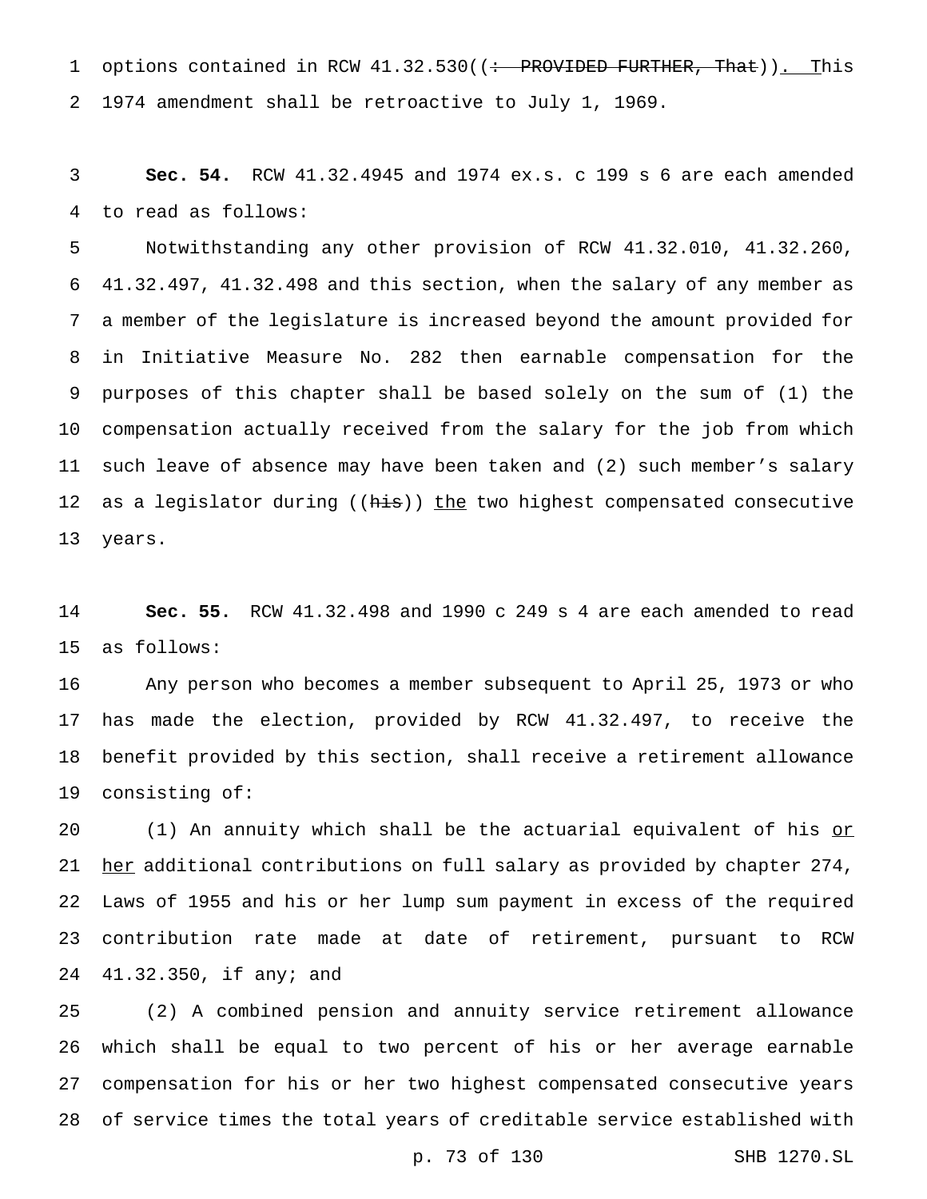options contained in RCW 41.32.530((~~: PROVIDED FURTHER, That~~)). This 1974 amendment shall be retroactive to July 1, 1969.

**Sec. 54.** RCW 41.32.4945 and 1974 ex.s. c 199 s 6 are each amended to read as follows:

Notwithstanding any other provision of RCW 41.32.010, 41.32.260, 41.32.497, 41.32.498 and this section, when the salary of any member as a member of the legislature is increased beyond the amount provided for in Initiative Measure No. 282 then earnable compensation for the purposes of this chapter shall be based solely on the sum of (1) the compensation actually received from the salary for the job from which such leave of absence may have been taken and (2) such member's salary as a legislator during ((~~his~~)) <u>the</u> two highest compensated consecutive years.

**Sec. 55.** RCW 41.32.498 and 1990 c 249 s 4 are each amended to read as follows:

Any person who becomes a member subsequent to April 25, 1973 or who has made the election, provided by RCW 41.32.497, to receive the benefit provided by this section, shall receive a retirement allowance consisting of:

(1) An annuity which shall be the actuarial equivalent of his <u>or her</u> additional contributions on full salary as provided by chapter 274, Laws of 1955 and his or her lump sum payment in excess of the required contribution rate made at date of retirement, pursuant to RCW 41.32.350, if any; and

(2) A combined pension and annuity service retirement allowance which shall be equal to two percent of his or her average earnable compensation for his or her two highest compensated consecutive years of service times the total years of creditable service established with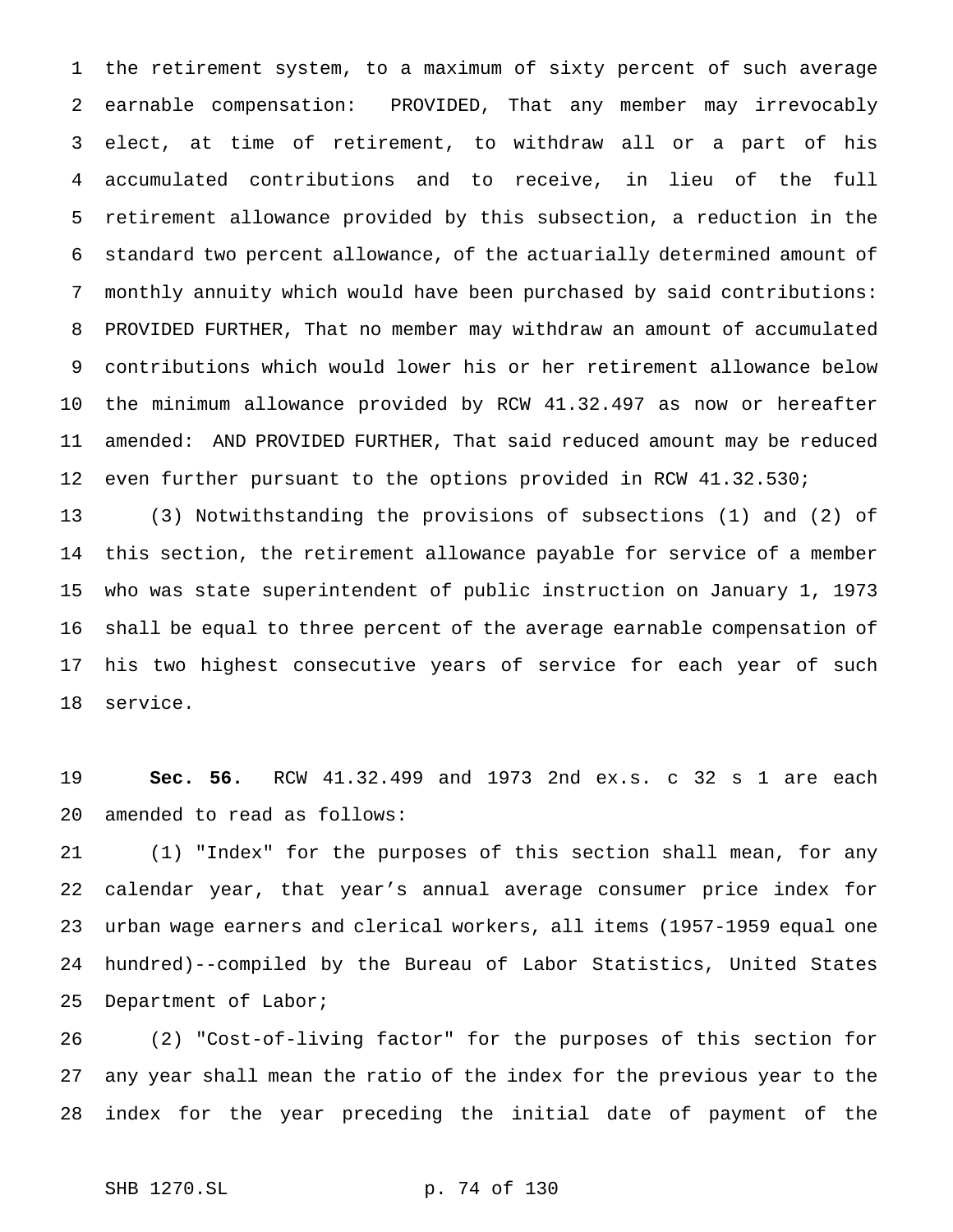the retirement system, to a maximum of sixty percent of such average earnable compensation: PROVIDED, That any member may irrevocably elect, at time of retirement, to withdraw all or a part of his accumulated contributions and to receive, in lieu of the full retirement allowance provided by this subsection, a reduction in the standard two percent allowance, of the actuarially determined amount of monthly annuity which would have been purchased by said contributions: PROVIDED FURTHER, That no member may withdraw an amount of accumulated contributions which would lower his or her retirement allowance below the minimum allowance provided by RCW 41.32.497 as now or hereafter amended: AND PROVIDED FURTHER, That said reduced amount may be reduced even further pursuant to the options provided in RCW 41.32.530;

(3) Notwithstanding the provisions of subsections (1) and (2) of this section, the retirement allowance payable for service of a member who was state superintendent of public instruction on January 1, 1973 shall be equal to three percent of the average earnable compensation of his two highest consecutive years of service for each year of such service.

**Sec. 56.** RCW 41.32.499 and 1973 2nd ex.s. c 32 s 1 are each amended to read as follows:

(1) "Index" for the purposes of this section shall mean, for any calendar year, that year's annual average consumer price index for urban wage earners and clerical workers, all items (1957-1959 equal one hundred)--compiled by the Bureau of Labor Statistics, United States Department of Labor;

(2) "Cost-of-living factor" for the purposes of this section for any year shall mean the ratio of the index for the previous year to the index for the year preceding the initial date of payment of the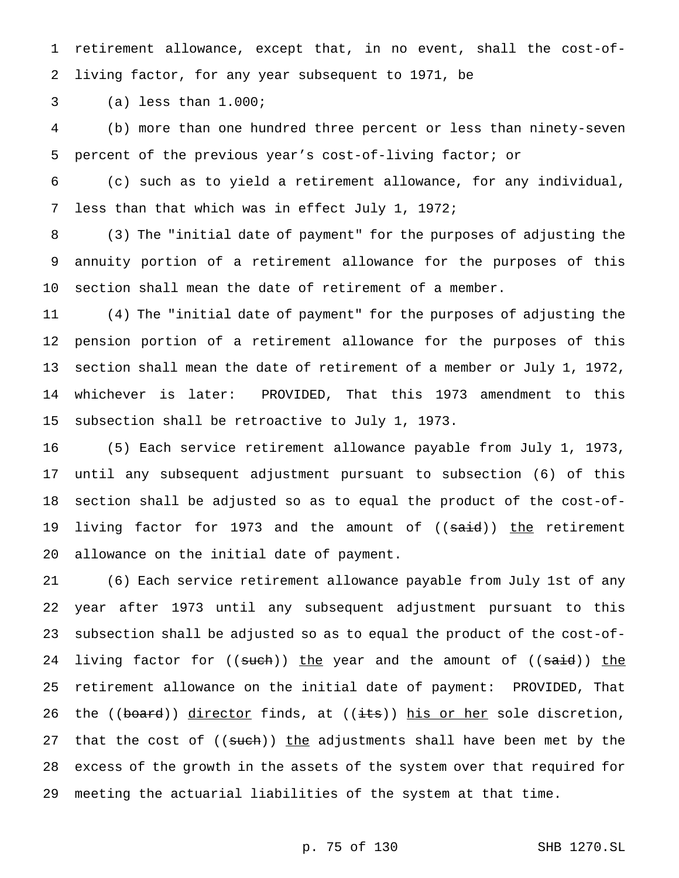retirement allowance, except that, in no event, shall the cost-of-living factor, for any year subsequent to 1971, be

(a) less than 1.000;

(b) more than one hundred three percent or less than ninety-seven percent of the previous year's cost-of-living factor; or

(c) such as to yield a retirement allowance, for any individual, less than that which was in effect July 1, 1972;

(3) The "initial date of payment" for the purposes of adjusting the annuity portion of a retirement allowance for the purposes of this section shall mean the date of retirement of a member.

(4) The "initial date of payment" for the purposes of adjusting the pension portion of a retirement allowance for the purposes of this section shall mean the date of retirement of a member or July 1, 1972, whichever is later: PROVIDED, That this 1973 amendment to this subsection shall be retroactive to July 1, 1973.

(5) Each service retirement allowance payable from July 1, 1973, until any subsequent adjustment pursuant to subsection (6) of this section shall be adjusted so as to equal the product of the cost-of-living factor for 1973 and the amount of ((~~said~~)) <u>the</u> retirement allowance on the initial date of payment.

(6) Each service retirement allowance payable from July 1st of any year after 1973 until any subsequent adjustment pursuant to this subsection shall be adjusted so as to equal the product of the cost-of-living factor for ((~~such~~)) <u>the</u> year and the amount of ((~~said~~)) <u>the</u> retirement allowance on the initial date of payment: PROVIDED, That the ((~~board~~)) <u>director</u> finds, at ((~~its~~)) <u>his or her</u> sole discretion, that the cost of ((~~such~~)) <u>the</u> adjustments shall have been met by the excess of the growth in the assets of the system over that required for meeting the actuarial liabilities of the system at that time.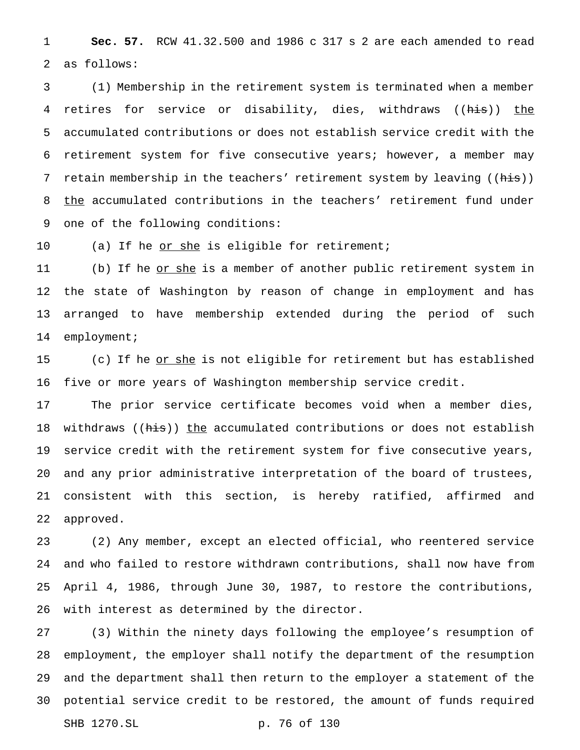**Sec. 57.** RCW 41.32.500 and 1986 c 317 s 2 are each amended to read as follows:

(1) Membership in the retirement system is terminated when a member retires for service or disability, dies, withdraws ((~~his~~)) <u>the</u> accumulated contributions or does not establish service credit with the retirement system for five consecutive years; however, a member may retain membership in the teachers' retirement system by leaving ((~~his~~)) <u>the</u> accumulated contributions in the teachers' retirement fund under one of the following conditions:

(a) If he <u>or she</u> is eligible for retirement;

(b) If he <u>or she</u> is a member of another public retirement system in the state of Washington by reason of change in employment and has arranged to have membership extended during the period of such employment;

(c) If he <u>or she</u> is not eligible for retirement but has established five or more years of Washington membership service credit.

The prior service certificate becomes void when a member dies, withdraws ((~~his~~)) <u>the</u> accumulated contributions or does not establish service credit with the retirement system for five consecutive years, and any prior administrative interpretation of the board of trustees, consistent with this section, is hereby ratified, affirmed and approved.

(2) Any member, except an elected official, who reentered service and who failed to restore withdrawn contributions, shall now have from April 4, 1986, through June 30, 1987, to restore the contributions, with interest as determined by the director.

(3) Within the ninety days following the employee's resumption of employment, the employer shall notify the department of the resumption and the department shall then return to the employer a statement of the potential service credit to be restored, the amount of funds required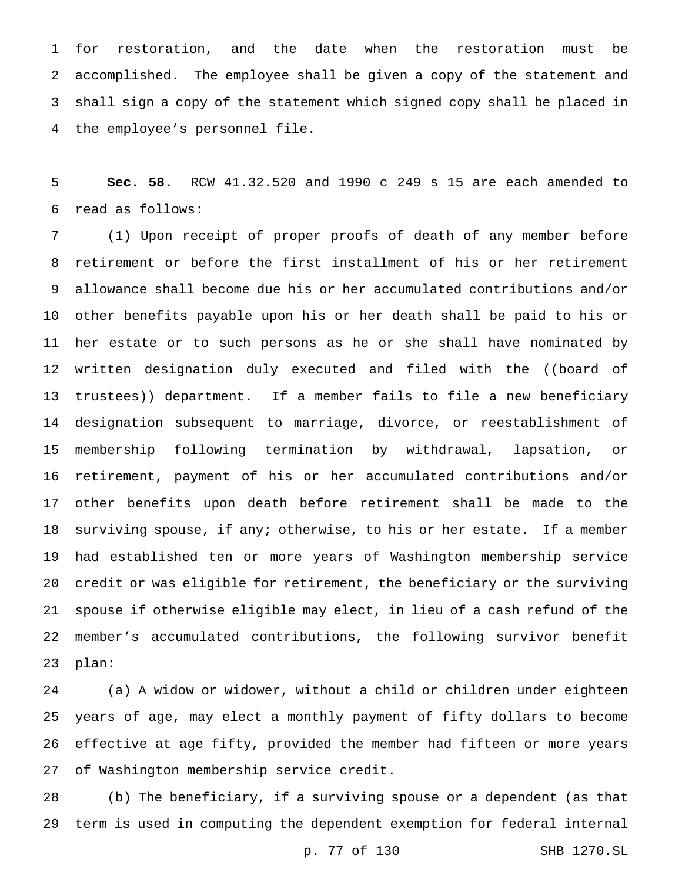for restoration, and the date when the restoration must be accomplished. The employee shall be given a copy of the statement and shall sign a copy of the statement which signed copy shall be placed in the employee's personnel file.

**Sec. 58.** RCW 41.32.520 and 1990 c 249 s 15 are each amended to read as follows:

(1) Upon receipt of proper proofs of death of any member before retirement or before the first installment of his or her retirement allowance shall become due his or her accumulated contributions and/or other benefits payable upon his or her death shall be paid to his or her estate or to such persons as he or she shall have nominated by written designation duly executed and filed with the ((~~board of trustees~~)) <u>department</u>. If a member fails to file a new beneficiary designation subsequent to marriage, divorce, or reestablishment of membership following termination by withdrawal, lapsation, or retirement, payment of his or her accumulated contributions and/or other benefits upon death before retirement shall be made to the surviving spouse, if any; otherwise, to his or her estate. If a member had established ten or more years of Washington membership service credit or was eligible for retirement, the beneficiary or the surviving spouse if otherwise eligible may elect, in lieu of a cash refund of the member's accumulated contributions, the following survivor benefit plan:

(a) A widow or widower, without a child or children under eighteen years of age, may elect a monthly payment of fifty dollars to become effective at age fifty, provided the member had fifteen or more years of Washington membership service credit.

(b) The beneficiary, if a surviving spouse or a dependent (as that term is used in computing the dependent exemption for federal internal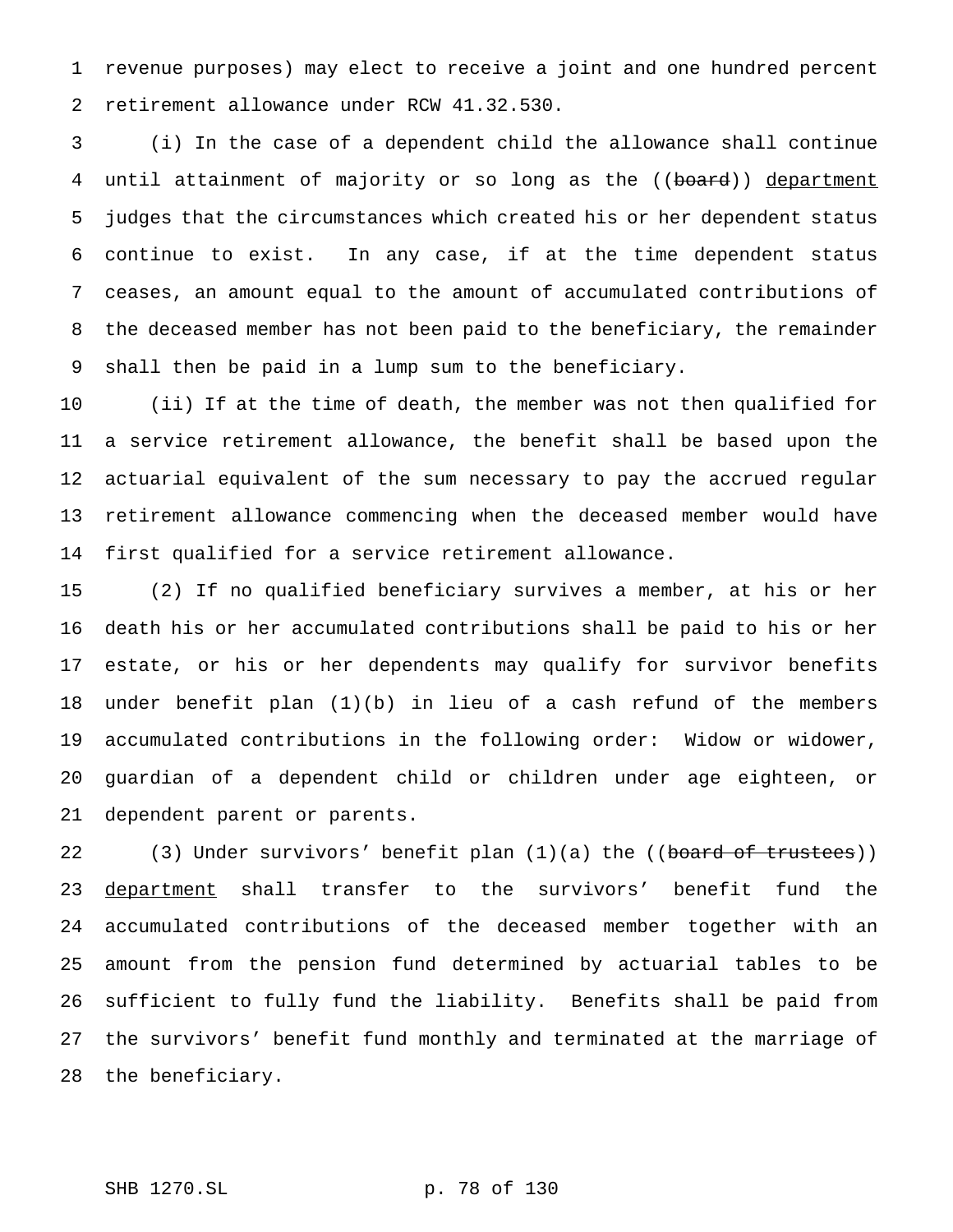revenue purposes) may elect to receive a joint and one hundred percent retirement allowance under RCW 41.32.530.

(i) In the case of a dependent child the allowance shall continue until attainment of majority or so long as the ((~~board~~)) <u>department</u> judges that the circumstances which created his or her dependent status continue to exist. In any case, if at the time dependent status ceases, an amount equal to the amount of accumulated contributions of the deceased member has not been paid to the beneficiary, the remainder shall then be paid in a lump sum to the beneficiary.

(ii) If at the time of death, the member was not then qualified for a service retirement allowance, the benefit shall be based upon the actuarial equivalent of the sum necessary to pay the accrued regular retirement allowance commencing when the deceased member would have first qualified for a service retirement allowance.

(2) If no qualified beneficiary survives a member, at his or her death his or her accumulated contributions shall be paid to his or her estate, or his or her dependents may qualify for survivor benefits under benefit plan (1)(b) in lieu of a cash refund of the members accumulated contributions in the following order: Widow or widower, guardian of a dependent child or children under age eighteen, or dependent parent or parents.

(3) Under survivors' benefit plan (1)(a) the ((~~board of trustees~~)) <u>department</u> shall transfer to the survivors' benefit fund the accumulated contributions of the deceased member together with an amount from the pension fund determined by actuarial tables to be sufficient to fully fund the liability. Benefits shall be paid from the survivors' benefit fund monthly and terminated at the marriage of the beneficiary.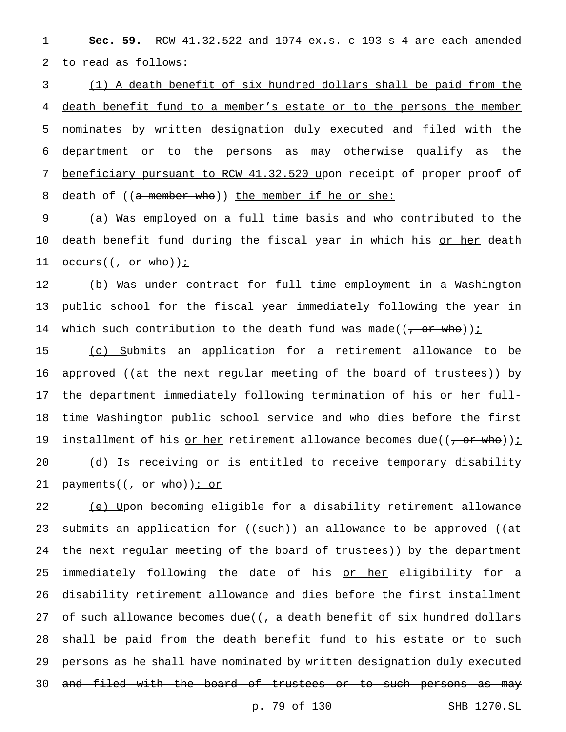**Sec. 59.** RCW 41.32.522 and 1974 ex.s. c 193 s 4 are each amended to read as follows:

(1) A death benefit of six hundred dollars shall be paid from the death benefit fund to a member's estate or to the persons the member nominates by written designation duly executed and filed with the department or to the persons as may otherwise qualify as the beneficiary pursuant to RCW 41.32.520 upon receipt of proper proof of death of ((a member who)) the member if he or she:

(a) Was employed on a full time basis and who contributed to the death benefit fund during the fiscal year in which his or her death occurs((, or who));

(b) Was under contract for full time employment in a Washington public school for the fiscal year immediately following the year in which such contribution to the death fund was made((, or who));

(c) Submits an application for a retirement allowance to be approved ((at the next regular meeting of the board of trustees)) by the department immediately following termination of his or her full-time Washington public school service and who dies before the first installment of his or her retirement allowance becomes due((, or who));

(d) Is receiving or is entitled to receive temporary disability payments((, or who)); or

(e) Upon becoming eligible for a disability retirement allowance submits an application for ((such)) an allowance to be approved ((at the next regular meeting of the board of trustees)) by the department immediately following the date of his or her eligibility for a disability retirement allowance and dies before the first installment of such allowance becomes due((, a death benefit of six hundred dollars shall be paid from the death benefit fund to his estate or to such persons as he shall have nominated by written designation duly executed and filed with the board of trustees or to such persons as may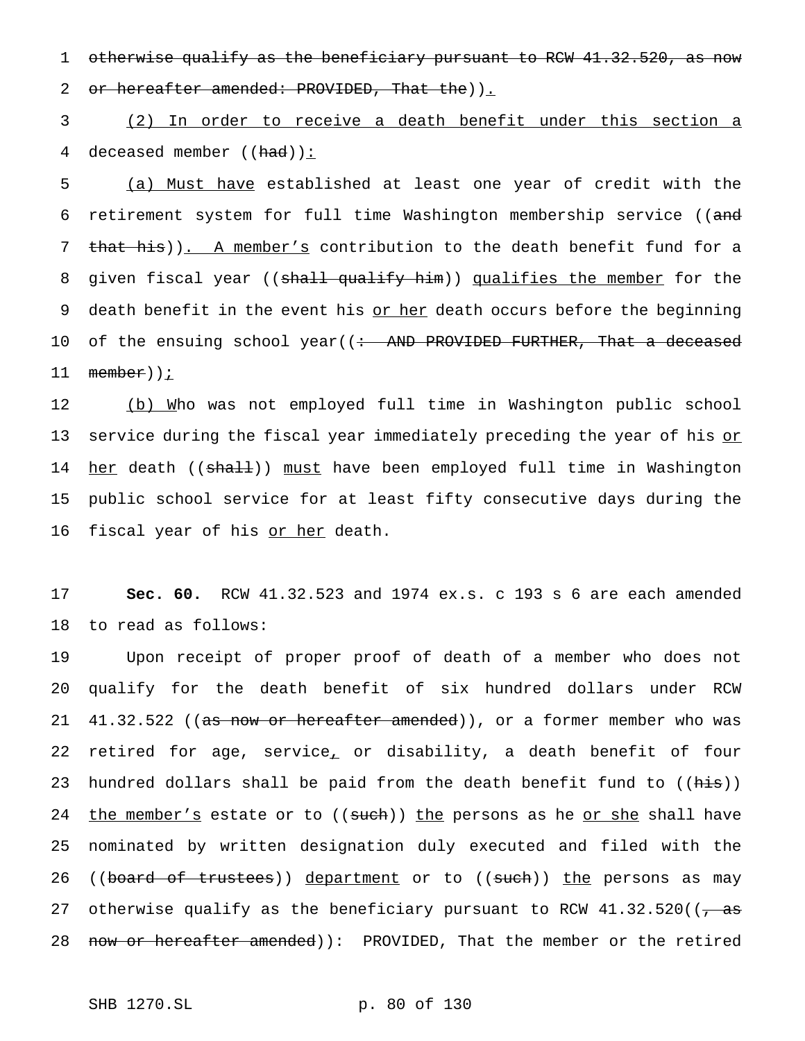otherwise qualify as the beneficiary pursuant to RCW 41.32.520, as now or hereafter amended: PROVIDED, That the)).

(2) In order to receive a death benefit under this section a deceased member ((had)):

(a) Must have established at least one year of credit with the retirement system for full time Washington membership service ((and that his)). A member's contribution to the death benefit fund for a given fiscal year ((shall qualify him)) qualifies the member for the death benefit in the event his or her death occurs before the beginning of the ensuing school year((: AND PROVIDED FURTHER, That a deceased member));

(b) Who was not employed full time in Washington public school service during the fiscal year immediately preceding the year of his or her death ((shall)) must have been employed full time in Washington public school service for at least fifty consecutive days during the fiscal year of his or her death.

**Sec. 60.** RCW 41.32.523 and 1974 ex.s. c 193 s 6 are each amended to read as follows:

Upon receipt of proper proof of death of a member who does not qualify for the death benefit of six hundred dollars under RCW 41.32.522 ((as now or hereafter amended)), or a former member who was retired for age, service, or disability, a death benefit of four hundred dollars shall be paid from the death benefit fund to ((his)) the member's estate or to ((such)) the persons as he or she shall have nominated by written designation duly executed and filed with the ((board of trustees)) department or to ((such)) the persons as may otherwise qualify as the beneficiary pursuant to RCW 41.32.520((, as now or hereafter amended)): PROVIDED, That the member or the retired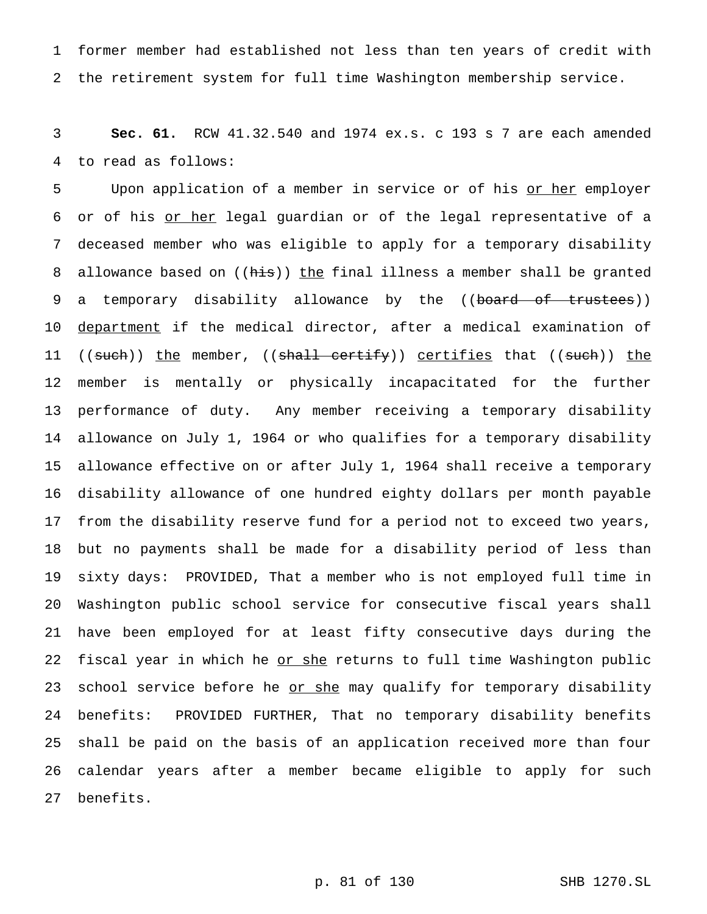former member had established not less than ten years of credit with the retirement system for full time Washington membership service.

**Sec. 61.** RCW 41.32.540 and 1974 ex.s. c 193 s 7 are each amended to read as follows:

Upon application of a member in service or of his or her employer or of his or her legal guardian or of the legal representative of a deceased member who was eligible to apply for a temporary disability allowance based on ((his)) the final illness a member shall be granted a temporary disability allowance by the ((board of trustees)) department if the medical director, after a medical examination of ((such)) the member, ((shall certify)) certifies that ((such)) the member is mentally or physically incapacitated for the further performance of duty. Any member receiving a temporary disability allowance on July 1, 1964 or who qualifies for a temporary disability allowance effective on or after July 1, 1964 shall receive a temporary disability allowance of one hundred eighty dollars per month payable from the disability reserve fund for a period not to exceed two years, but no payments shall be made for a disability period of less than sixty days: PROVIDED, That a member who is not employed full time in Washington public school service for consecutive fiscal years shall have been employed for at least fifty consecutive days during the fiscal year in which he or she returns to full time Washington public school service before he or she may qualify for temporary disability benefits: PROVIDED FURTHER, That no temporary disability benefits shall be paid on the basis of an application received more than four calendar years after a member became eligible to apply for such benefits.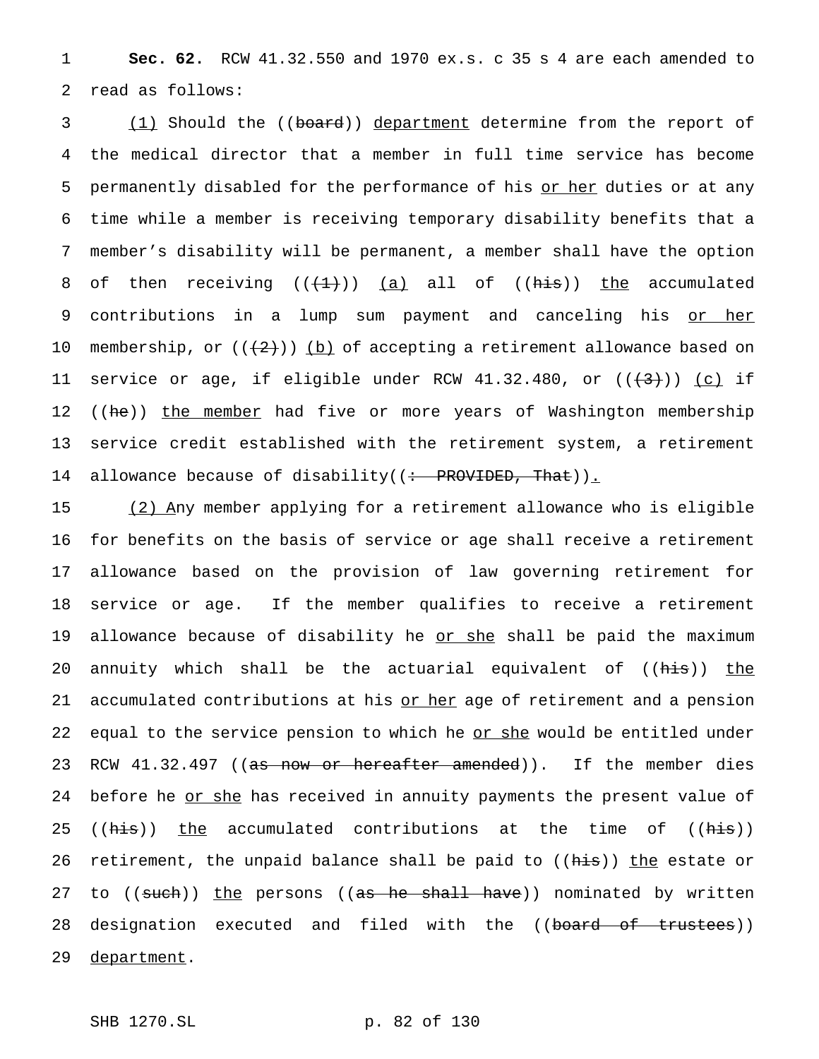**Sec. 62.** RCW 41.32.550 and 1970 ex.s. c 35 s 4 are each amended to read as follows:

(1) Should the ((board)) department determine from the report of the medical director that a member in full time service has become permanently disabled for the performance of his or her duties or at any time while a member is receiving temporary disability benefits that a member's disability will be permanent, a member shall have the option of then receiving (((1))) (a) all of ((his)) the accumulated contributions in a lump sum payment and canceling his or her membership, or (((2))) (b) of accepting a retirement allowance based on service or age, if eligible under RCW 41.32.480, or (((3))) (c) if ((he)) the member had five or more years of Washington membership service credit established with the retirement system, a retirement allowance because of disability((: PROVIDED, That)).

(2) Any member applying for a retirement allowance who is eligible for benefits on the basis of service or age shall receive a retirement allowance based on the provision of law governing retirement for service or age. If the member qualifies to receive a retirement allowance because of disability he or she shall be paid the maximum annuity which shall be the actuarial equivalent of ((his)) the accumulated contributions at his or her age of retirement and a pension equal to the service pension to which he or she would be entitled under RCW 41.32.497 ((as now or hereafter amended)). If the member dies before he or she has received in annuity payments the present value of ((his)) the accumulated contributions at the time of ((his)) retirement, the unpaid balance shall be paid to ((his)) the estate or to ((such)) the persons ((as he shall have)) nominated by written designation executed and filed with the ((board of trustees)) department.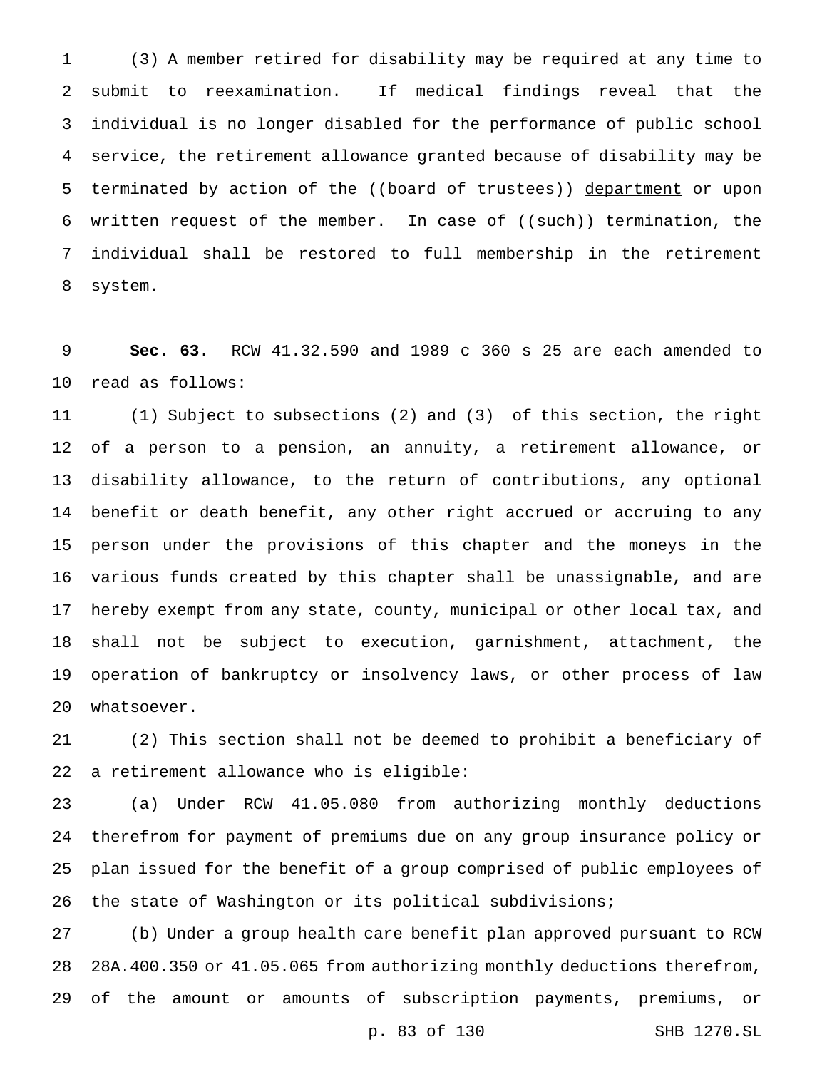(3) A member retired for disability may be required at any time to submit to reexamination. If medical findings reveal that the individual is no longer disabled for the performance of public school service, the retirement allowance granted because of disability may be terminated by action of the ((~~board of trustees~~)) department or upon written request of the member. In case of ((~~such~~)) termination, the individual shall be restored to full membership in the retirement system.

**Sec. 63.** RCW 41.32.590 and 1989 c 360 s 25 are each amended to read as follows:

(1) Subject to subsections (2) and (3) of this section, the right of a person to a pension, an annuity, a retirement allowance, or disability allowance, to the return of contributions, any optional benefit or death benefit, any other right accrued or accruing to any person under the provisions of this chapter and the moneys in the various funds created by this chapter shall be unassignable, and are hereby exempt from any state, county, municipal or other local tax, and shall not be subject to execution, garnishment, attachment, the operation of bankruptcy or insolvency laws, or other process of law whatsoever.

(2) This section shall not be deemed to prohibit a beneficiary of a retirement allowance who is eligible:

(a) Under RCW 41.05.080 from authorizing monthly deductions therefrom for payment of premiums due on any group insurance policy or plan issued for the benefit of a group comprised of public employees of the state of Washington or its political subdivisions;

(b) Under a group health care benefit plan approved pursuant to RCW 28A.400.350 or 41.05.065 from authorizing monthly deductions therefrom, of the amount or amounts of subscription payments, premiums, or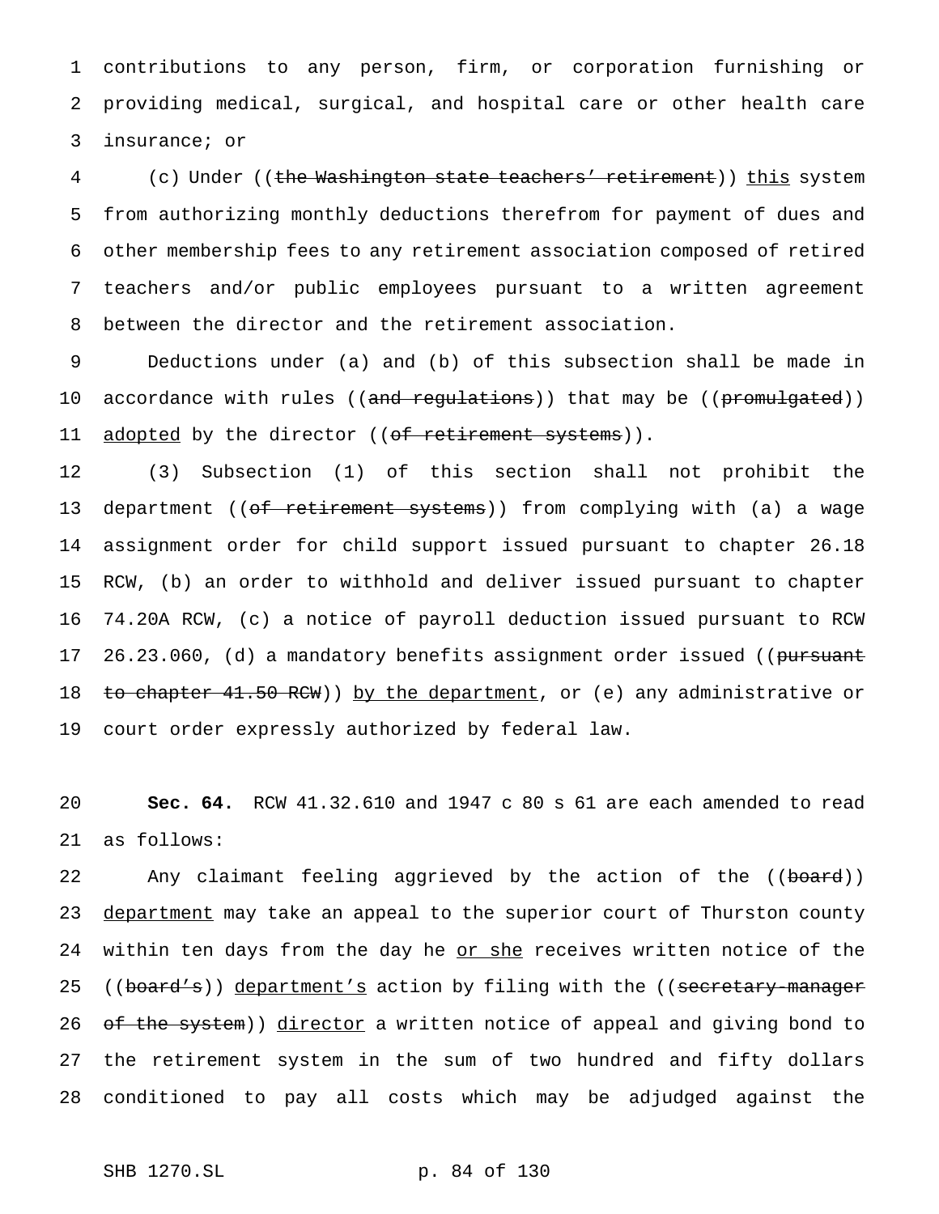contributions to any person, firm, or corporation furnishing or providing medical, surgical, and hospital care or other health care insurance; or

(c) Under ((~~the Washington state teachers' retirement~~)) <u>this</u> system from authorizing monthly deductions therefrom for payment of dues and other membership fees to any retirement association composed of retired teachers and/or public employees pursuant to a written agreement between the director and the retirement association.

Deductions under (a) and (b) of this subsection shall be made in accordance with rules ((~~and regulations~~)) that may be ((~~promulgated~~)) <u>adopted</u> by the director ((~~of retirement systems~~)).

(3) Subsection (1) of this section shall not prohibit the department ((~~of retirement systems~~)) from complying with (a) a wage assignment order for child support issued pursuant to chapter 26.18 RCW, (b) an order to withhold and deliver issued pursuant to chapter 74.20A RCW, (c) a notice of payroll deduction issued pursuant to RCW 26.23.060, (d) a mandatory benefits assignment order issued ((~~pursuant to chapter 41.50 RCW~~)) <u>by the department</u>, or (e) any administrative or court order expressly authorized by federal law.

**Sec. 64.** RCW 41.32.610 and 1947 c 80 s 61 are each amended to read as follows:

Any claimant feeling aggrieved by the action of the ((~~board~~)) <u>department</u> may take an appeal to the superior court of Thurston county within ten days from the day he <u>or she</u> receives written notice of the ((~~board's~~)) <u>department's</u> action by filing with the ((~~secretary-manager of the system~~)) <u>director</u> a written notice of appeal and giving bond to the retirement system in the sum of two hundred and fifty dollars conditioned to pay all costs which may be adjudged against the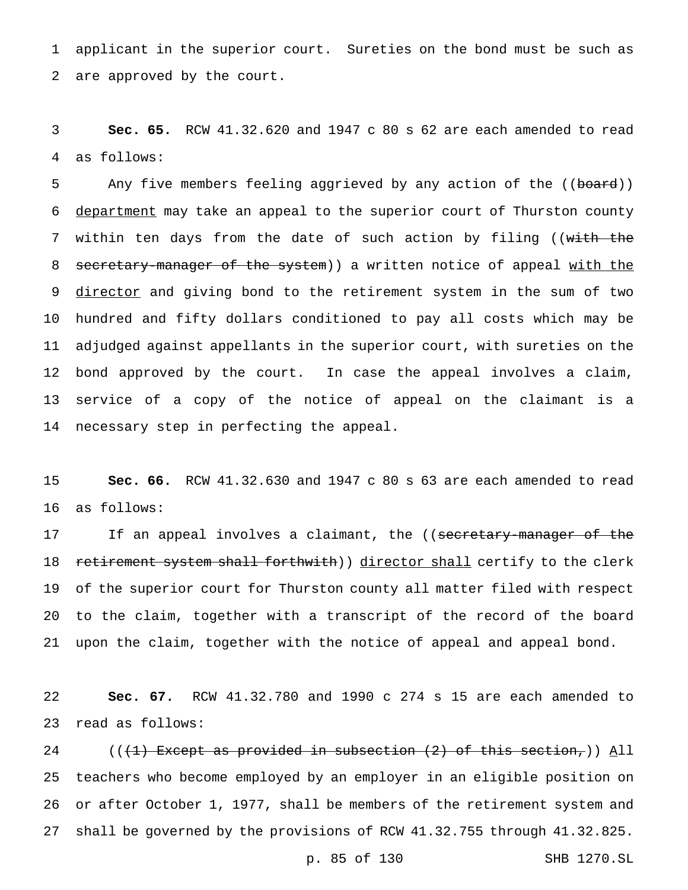applicant in the superior court. Sureties on the bond must be such as are approved by the court.

**Sec. 65.** RCW 41.32.620 and 1947 c 80 s 62 are each amended to read as follows:

Any five members feeling aggrieved by any action of the ((~~board~~)) <u>department</u> may take an appeal to the superior court of Thurston county within ten days from the date of such action by filing ((~~with the secretary-manager of the system~~)) a written notice of appeal <u>with the director</u> and giving bond to the retirement system in the sum of two hundred and fifty dollars conditioned to pay all costs which may be adjudged against appellants in the superior court, with sureties on the bond approved by the court. In case the appeal involves a claim, service of a copy of the notice of appeal on the claimant is a necessary step in perfecting the appeal.

**Sec. 66.** RCW 41.32.630 and 1947 c 80 s 63 are each amended to read as follows:

If an appeal involves a claimant, the ((~~secretary-manager of the retirement system shall forthwith~~)) <u>director shall</u> certify to the clerk of the superior court for Thurston county all matter filed with respect to the claim, together with a transcript of the record of the board upon the claim, together with the notice of appeal and appeal bond.

**Sec. 67.** RCW 41.32.780 and 1990 c 274 s 15 are each amended to read as follows:

((~~(1) Except as provided in subsection (2) of this section,~~)) <u>A</u>ll teachers who become employed by an employer in an eligible position on or after October 1, 1977, shall be members of the retirement system and shall be governed by the provisions of RCW 41.32.755 through 41.32.825.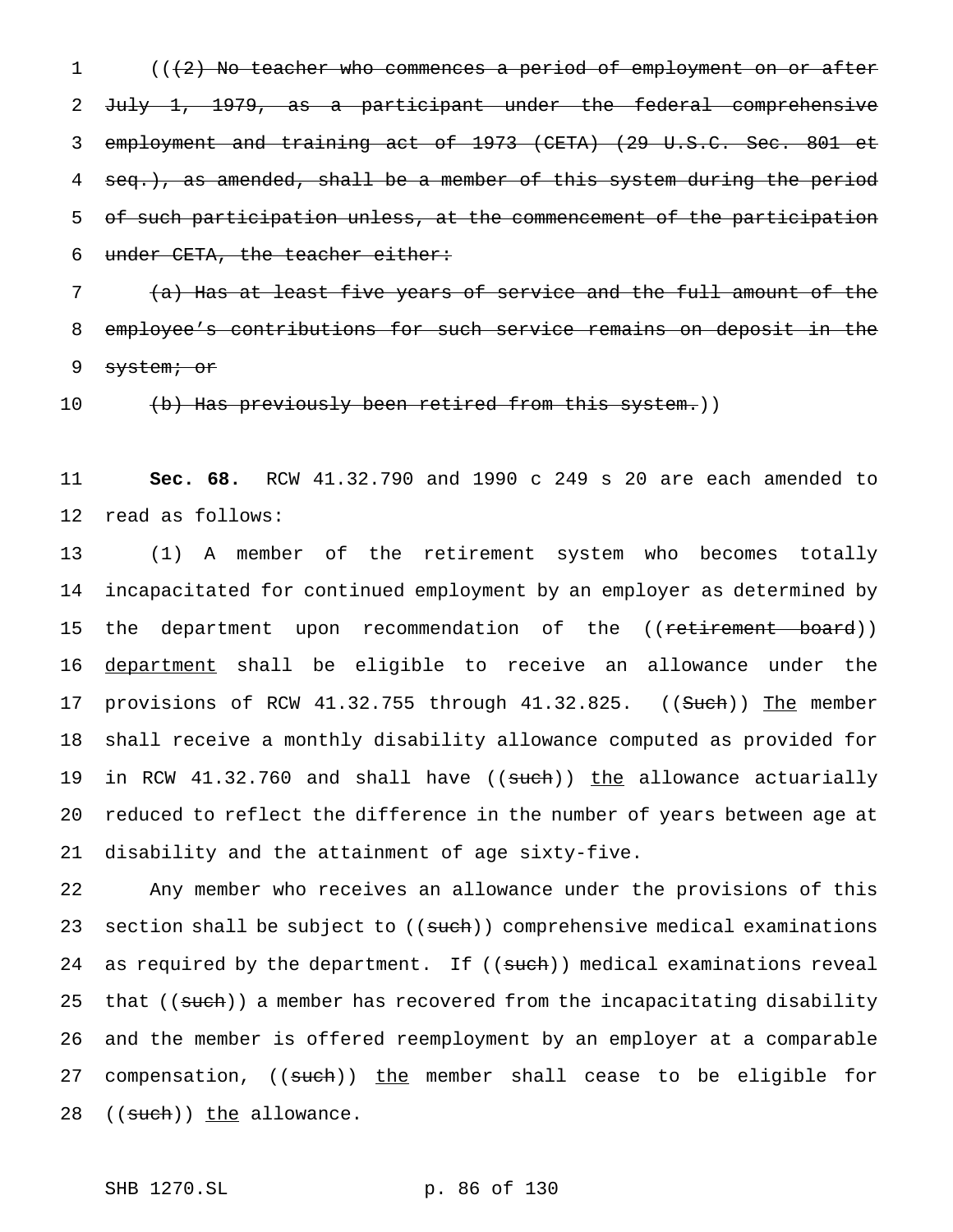((~~(2) No teacher who commences a period of employment on or after July 1, 1979, as a participant under the federal comprehensive employment and training act of 1973 (CETA) (29 U.S.C. Sec. 801 et seq.), as amended, shall be a member of this system during the period of such participation unless, at the commencement of the participation under CETA, the teacher either:~~

~~(a) Has at least five years of service and the full amount of the employee's contributions for such service remains on deposit in the system; or~~

~~(b) Has previously been retired from this system.~~))

**Sec. 68.** RCW 41.32.790 and 1990 c 249 s 20 are each amended to read as follows:

(1) A member of the retirement system who becomes totally incapacitated for continued employment by an employer as determined by the department upon recommendation of the ((~~retirement board~~)) <u>department</u> shall be eligible to receive an allowance under the provisions of RCW 41.32.755 through 41.32.825. ((~~Such~~)) <u>The</u> member shall receive a monthly disability allowance computed as provided for in RCW 41.32.760 and shall have ((~~such~~)) <u>the</u> allowance actuarially reduced to reflect the difference in the number of years between age at disability and the attainment of age sixty-five.

Any member who receives an allowance under the provisions of this section shall be subject to ((~~such~~)) comprehensive medical examinations as required by the department. If ((~~such~~)) medical examinations reveal that ((~~such~~)) a member has recovered from the incapacitating disability and the member is offered reemployment by an employer at a comparable compensation, ((~~such~~)) <u>the</u> member shall cease to be eligible for ((~~such~~)) <u>the</u> allowance.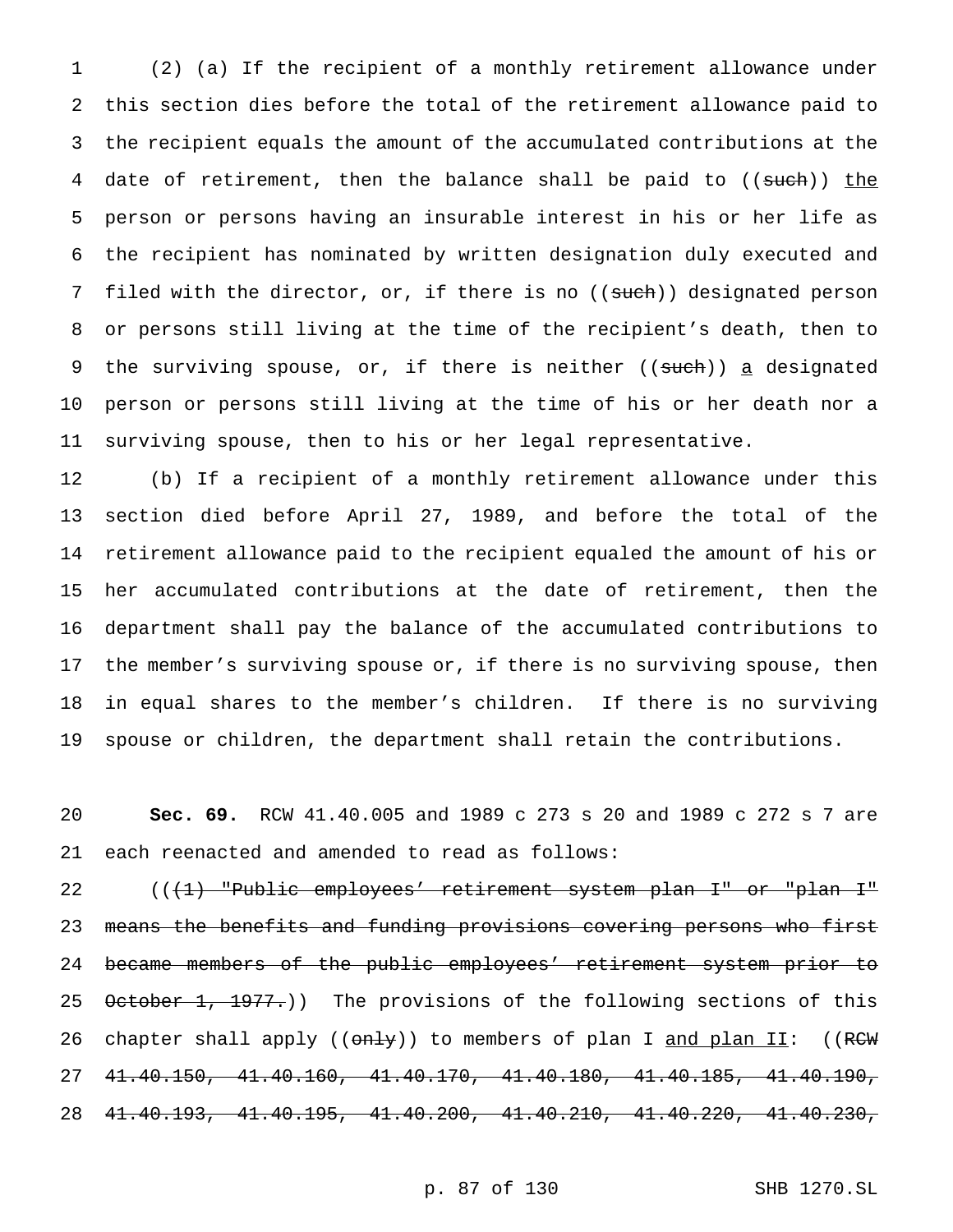(2) (a) If the recipient of a monthly retirement allowance under this section dies before the total of the retirement allowance paid to the recipient equals the amount of the accumulated contributions at the date of retirement, then the balance shall be paid to ((~~such~~)) <u>the</u> person or persons having an insurable interest in his or her life as the recipient has nominated by written designation duly executed and filed with the director, or, if there is no ((~~such~~)) designated person or persons still living at the time of the recipient's death, then to the surviving spouse, or, if there is neither ((~~such~~)) <u>a</u> designated person or persons still living at the time of his or her death nor a surviving spouse, then to his or her legal representative.

(b) If a recipient of a monthly retirement allowance under this section died before April 27, 1989, and before the total of the retirement allowance paid to the recipient equaled the amount of his or her accumulated contributions at the date of retirement, then the department shall pay the balance of the accumulated contributions to the member's surviving spouse or, if there is no surviving spouse, then in equal shares to the member's children. If there is no surviving spouse or children, the department shall retain the contributions.

**Sec. 69.** RCW 41.40.005 and 1989 c 273 s 20 and 1989 c 272 s 7 are each reenacted and amended to read as follows:

((~~(1) "Public employees' retirement system plan I" or "plan I" means the benefits and funding provisions covering persons who first became members of the public employees' retirement system prior to October 1, 1977.~~)) The provisions of the following sections of this chapter shall apply ((~~only~~)) to members of plan I <u>and plan II</u>: ((~~RCW 41.40.150, 41.40.160, 41.40.170, 41.40.180, 41.40.185, 41.40.190, 41.40.193, 41.40.195, 41.40.200, 41.40.210, 41.40.220, 41.40.230,~~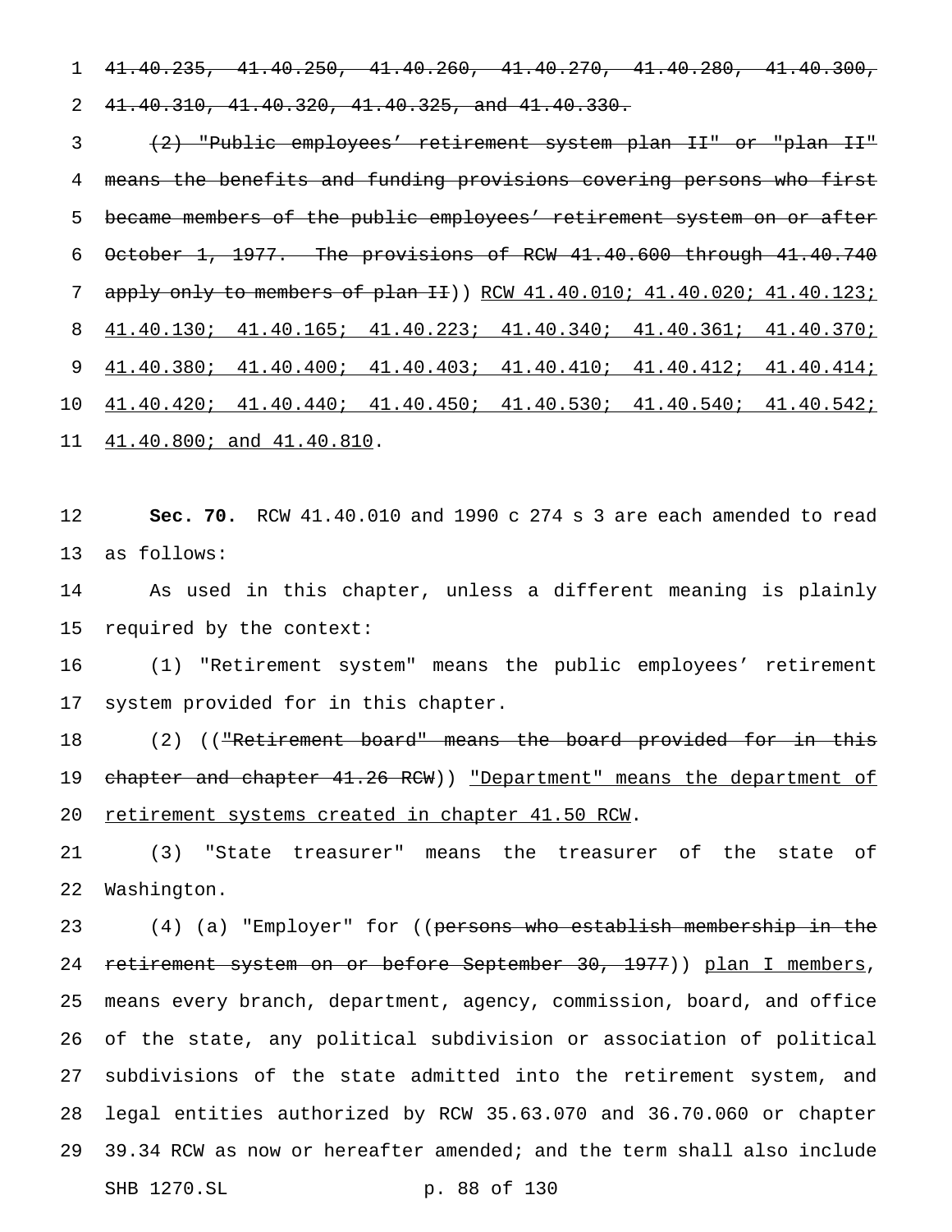41.40.235, 41.40.250, 41.40.260, 41.40.270, 41.40.280, 41.40.300, 41.40.310, 41.40.320, 41.40.325, and 41.40.330.

(2) "Public employees' retirement system plan II" or "plan II" means the benefits and funding provisions covering persons who first became members of the public employees' retirement system on or after October 1, 1977. The provisions of RCW 41.40.600 through 41.40.740 apply only to members of plan II)) RCW 41.40.010; 41.40.020; 41.40.123; 41.40.130; 41.40.165; 41.40.223; 41.40.340; 41.40.361; 41.40.370; 41.40.380; 41.40.400; 41.40.403; 41.40.410; 41.40.412; 41.40.414; 41.40.420; 41.40.440; 41.40.450; 41.40.530; 41.40.540; 41.40.542; 41.40.800; and 41.40.810.

**Sec. 70.** RCW 41.40.010 and 1990 c 274 s 3 are each amended to read as follows:

As used in this chapter, unless a different meaning is plainly required by the context:

(1) "Retirement system" means the public employees' retirement system provided for in this chapter.

(2) (("Retirement board" means the board provided for in this chapter and chapter 41.26 RCW)) "Department" means the department of retirement systems created in chapter 41.50 RCW.

(3) "State treasurer" means the treasurer of the state of Washington.

(4) (a) "Employer" for ((persons who establish membership in the retirement system on or before September 30, 1977)) plan I members, means every branch, department, agency, commission, board, and office of the state, any political subdivision or association of political subdivisions of the state admitted into the retirement system, and legal entities authorized by RCW 35.63.070 and 36.70.060 or chapter 39.34 RCW as now or hereafter amended; and the term shall also include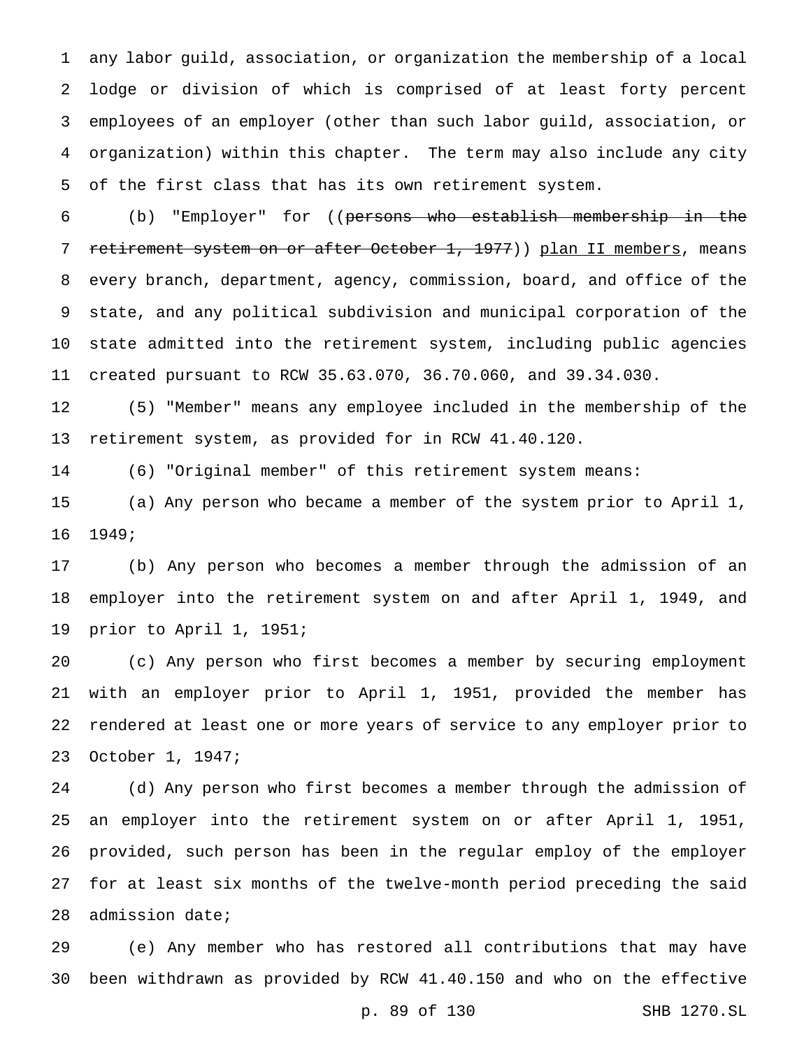any labor guild, association, or organization the membership of a local lodge or division of which is comprised of at least forty percent employees of an employer (other than such labor guild, association, or organization) within this chapter. The term may also include any city of the first class that has its own retirement system.

(b) "Employer" for ((~~persons who establish membership in the retirement system on or after October 1, 1977~~)) plan II members, means every branch, department, agency, commission, board, and office of the state, and any political subdivision and municipal corporation of the state admitted into the retirement system, including public agencies created pursuant to RCW 35.63.070, 36.70.060, and 39.34.030.

(5) "Member" means any employee included in the membership of the retirement system, as provided for in RCW 41.40.120.

(6) "Original member" of this retirement system means:

(a) Any person who became a member of the system prior to April 1, 1949;

(b) Any person who becomes a member through the admission of an employer into the retirement system on and after April 1, 1949, and prior to April 1, 1951;

(c) Any person who first becomes a member by securing employment with an employer prior to April 1, 1951, provided the member has rendered at least one or more years of service to any employer prior to October 1, 1947;

(d) Any person who first becomes a member through the admission of an employer into the retirement system on or after April 1, 1951, provided, such person has been in the regular employ of the employer for at least six months of the twelve-month period preceding the said admission date;

(e) Any member who has restored all contributions that may have been withdrawn as provided by RCW 41.40.150 and who on the effective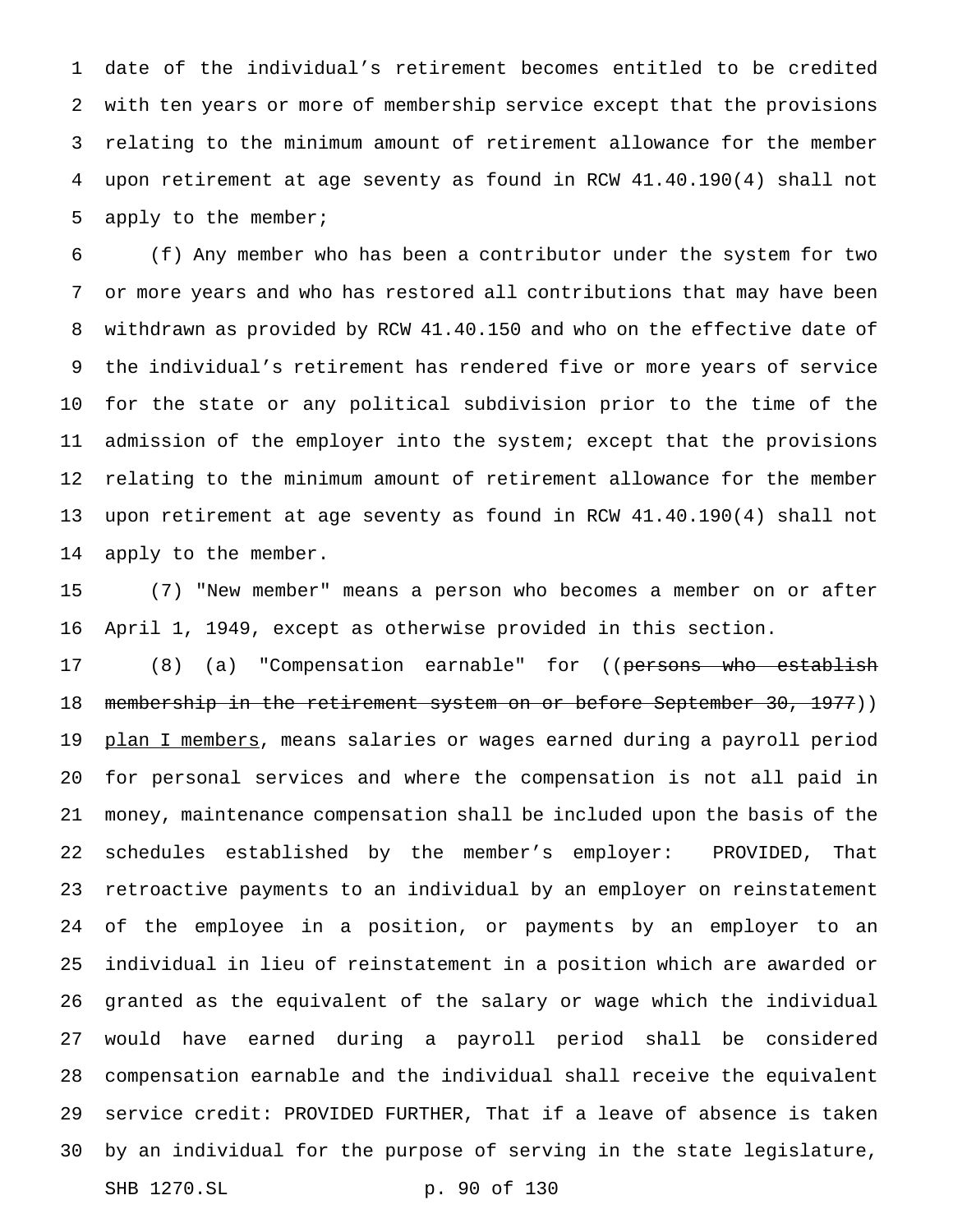date of the individual's retirement becomes entitled to be credited with ten years or more of membership service except that the provisions relating to the minimum amount of retirement allowance for the member upon retirement at age seventy as found in RCW 41.40.190(4) shall not apply to the member;

(f) Any member who has been a contributor under the system for two or more years and who has restored all contributions that may have been withdrawn as provided by RCW 41.40.150 and who on the effective date of the individual's retirement has rendered five or more years of service for the state or any political subdivision prior to the time of the admission of the employer into the system; except that the provisions relating to the minimum amount of retirement allowance for the member upon retirement at age seventy as found in RCW 41.40.190(4) shall not apply to the member.

(7) "New member" means a person who becomes a member on or after April 1, 1949, except as otherwise provided in this section.

(8) (a) "Compensation earnable" for ((~~persons who establish membership in the retirement system on or before September 30, 1977~~)) plan I members, means salaries or wages earned during a payroll period for personal services and where the compensation is not all paid in money, maintenance compensation shall be included upon the basis of the schedules established by the member's employer: PROVIDED, That retroactive payments to an individual by an employer on reinstatement of the employee in a position, or payments by an employer to an individual in lieu of reinstatement in a position which are awarded or granted as the equivalent of the salary or wage which the individual would have earned during a payroll period shall be considered compensation earnable and the individual shall receive the equivalent service credit: PROVIDED FURTHER, That if a leave of absence is taken by an individual for the purpose of serving in the state legislature,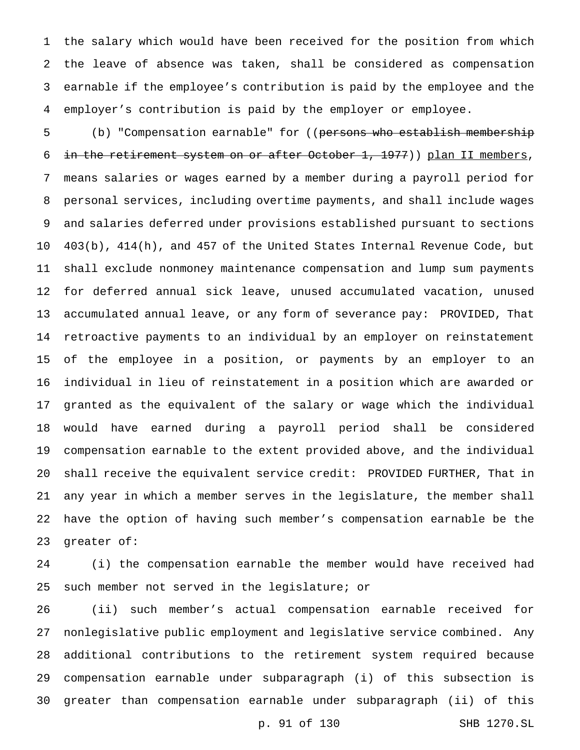the salary which would have been received for the position from which the leave of absence was taken, shall be considered as compensation earnable if the employee's contribution is paid by the employee and the employer's contribution is paid by the employer or employee.

(b) "Compensation earnable" for ((~~persons who establish membership in the retirement system on or after October 1, 1977~~)) plan II members, means salaries or wages earned by a member during a payroll period for personal services, including overtime payments, and shall include wages and salaries deferred under provisions established pursuant to sections 403(b), 414(h), and 457 of the United States Internal Revenue Code, but shall exclude nonmoney maintenance compensation and lump sum payments for deferred annual sick leave, unused accumulated vacation, unused accumulated annual leave, or any form of severance pay: PROVIDED, That retroactive payments to an individual by an employer on reinstatement of the employee in a position, or payments by an employer to an individual in lieu of reinstatement in a position which are awarded or granted as the equivalent of the salary or wage which the individual would have earned during a payroll period shall be considered compensation earnable to the extent provided above, and the individual shall receive the equivalent service credit: PROVIDED FURTHER, That in any year in which a member serves in the legislature, the member shall have the option of having such member's compensation earnable be the greater of:

(i) the compensation earnable the member would have received had such member not served in the legislature; or

(ii) such member's actual compensation earnable received for nonlegislative public employment and legislative service combined. Any additional contributions to the retirement system required because compensation earnable under subparagraph (i) of this subsection is greater than compensation earnable under subparagraph (ii) of this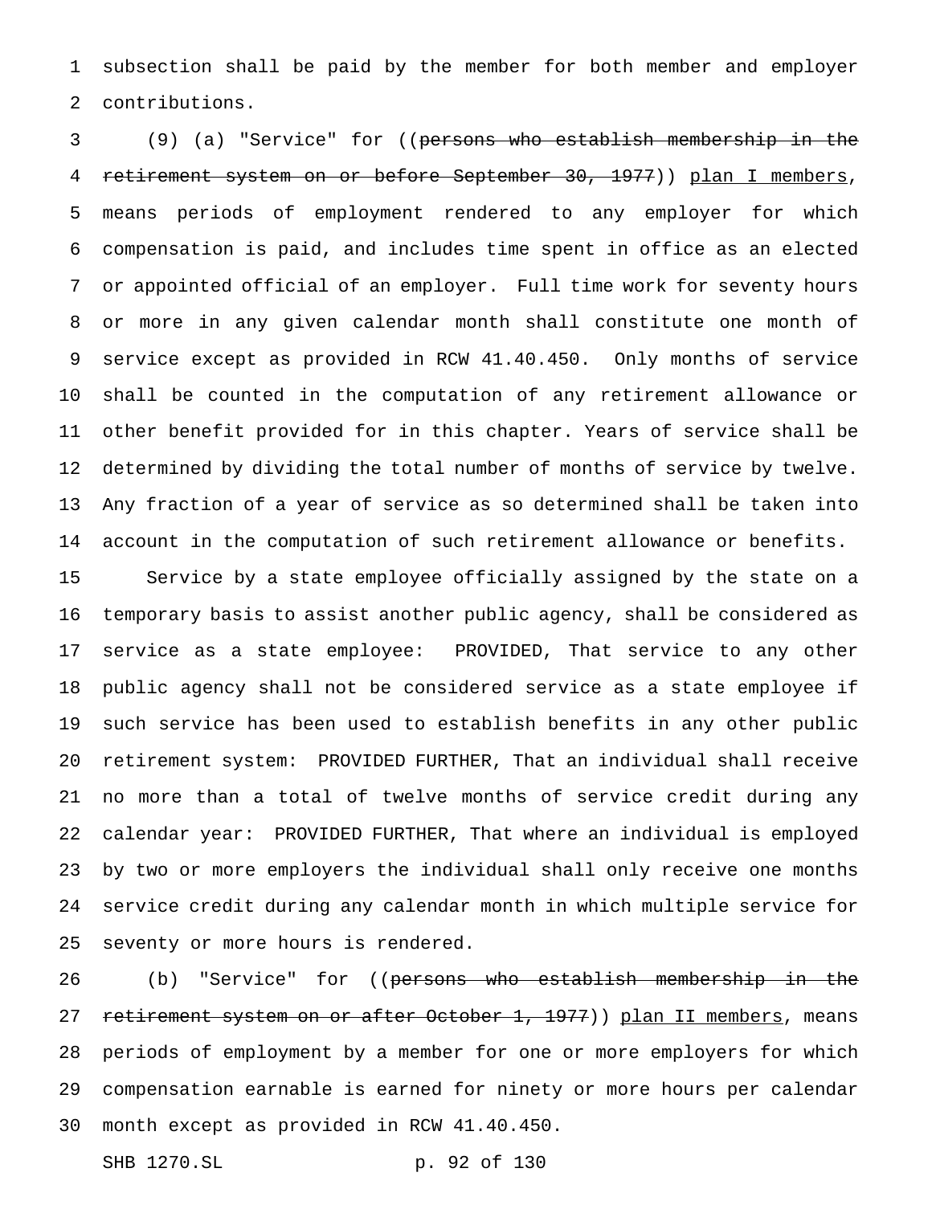subsection shall be paid by the member for both member and employer contributions.

(9) (a) "Service" for ((~~persons who establish membership in the retirement system on or before September 30, 1977~~)) plan I members, means periods of employment rendered to any employer for which compensation is paid, and includes time spent in office as an elected or appointed official of an employer. Full time work for seventy hours or more in any given calendar month shall constitute one month of service except as provided in RCW 41.40.450. Only months of service shall be counted in the computation of any retirement allowance or other benefit provided for in this chapter. Years of service shall be determined by dividing the total number of months of service by twelve. Any fraction of a year of service as so determined shall be taken into account in the computation of such retirement allowance or benefits.

Service by a state employee officially assigned by the state on a temporary basis to assist another public agency, shall be considered as service as a state employee: PROVIDED, That service to any other public agency shall not be considered service as a state employee if such service has been used to establish benefits in any other public retirement system: PROVIDED FURTHER, That an individual shall receive no more than a total of twelve months of service credit during any calendar year: PROVIDED FURTHER, That where an individual is employed by two or more employers the individual shall only receive one months service credit during any calendar month in which multiple service for seventy or more hours is rendered.

(b) "Service" for ((~~persons who establish membership in the retirement system on or after October 1, 1977~~)) plan II members, means periods of employment by a member for one or more employers for which compensation earnable is earned for ninety or more hours per calendar month except as provided in RCW 41.40.450.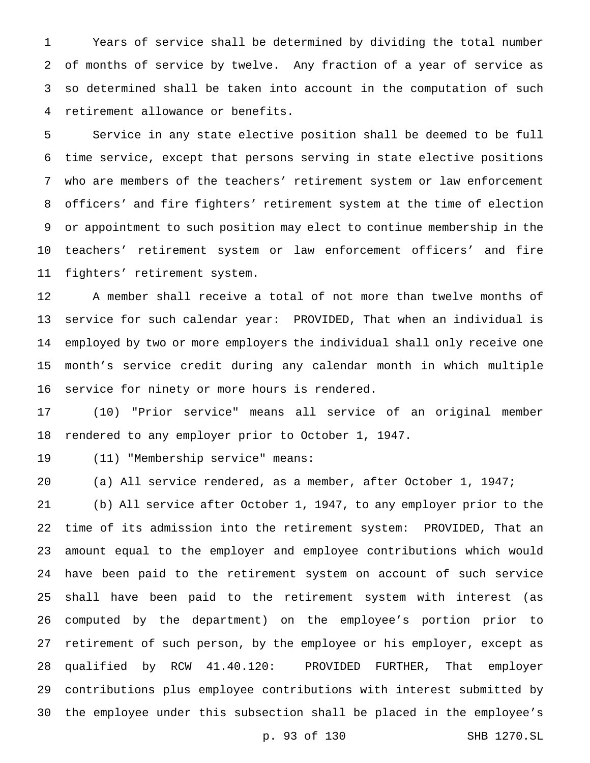Years of service shall be determined by dividing the total number of months of service by twelve. Any fraction of a year of service as so determined shall be taken into account in the computation of such retirement allowance or benefits.

Service in any state elective position shall be deemed to be full time service, except that persons serving in state elective positions who are members of the teachers' retirement system or law enforcement officers' and fire fighters' retirement system at the time of election or appointment to such position may elect to continue membership in the teachers' retirement system or law enforcement officers' and fire fighters' retirement system.

A member shall receive a total of not more than twelve months of service for such calendar year: PROVIDED, That when an individual is employed by two or more employers the individual shall only receive one month's service credit during any calendar month in which multiple service for ninety or more hours is rendered.

(10) "Prior service" means all service of an original member rendered to any employer prior to October 1, 1947.

(11) "Membership service" means:

(a) All service rendered, as a member, after October 1, 1947;

(b) All service after October 1, 1947, to any employer prior to the time of its admission into the retirement system: PROVIDED, That an amount equal to the employer and employee contributions which would have been paid to the retirement system on account of such service shall have been paid to the retirement system with interest (as computed by the department) on the employee's portion prior to retirement of such person, by the employee or his employer, except as qualified by RCW 41.40.120: PROVIDED FURTHER, That employer contributions plus employee contributions with interest submitted by the employee under this subsection shall be placed in the employee's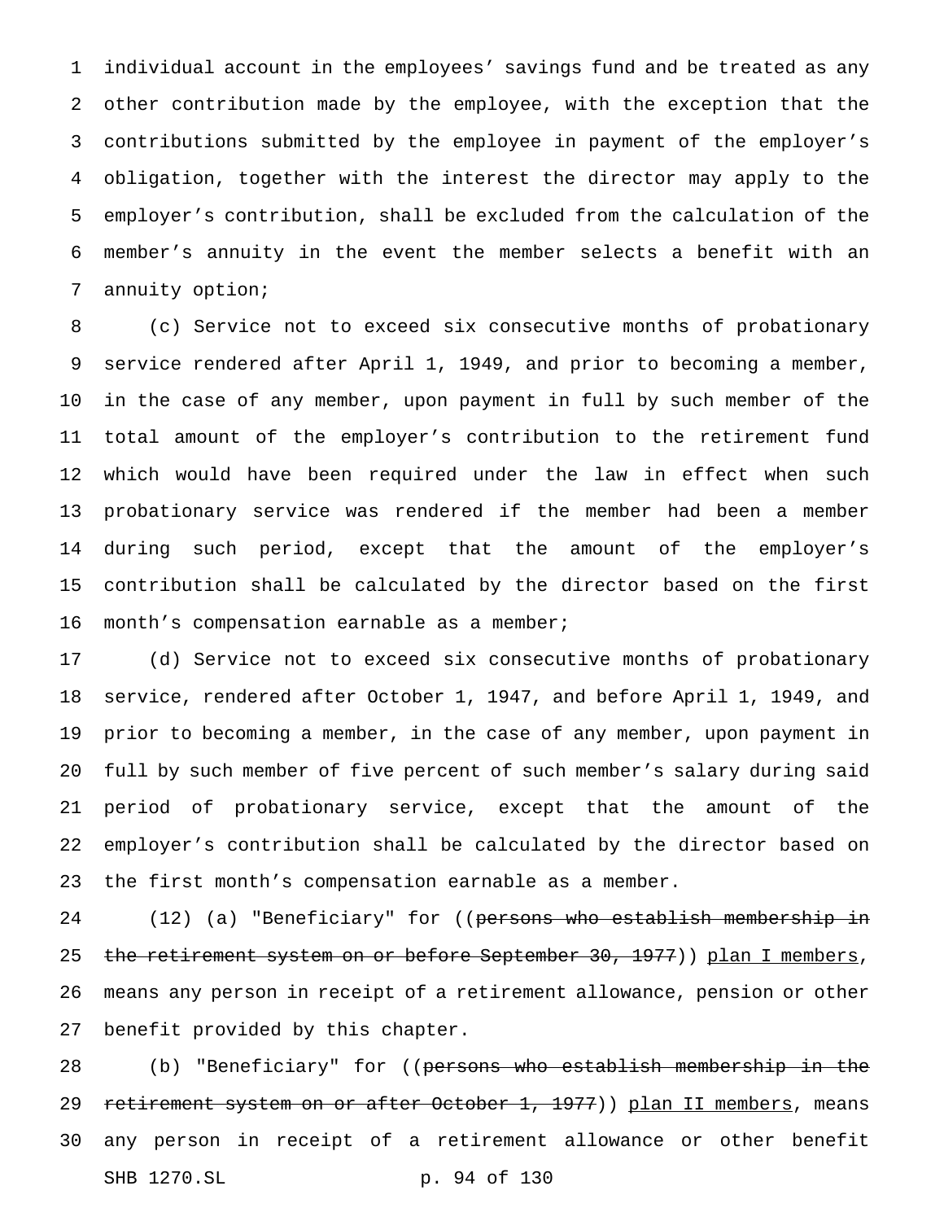individual account in the employees' savings fund and be treated as any other contribution made by the employee, with the exception that the contributions submitted by the employee in payment of the employer's obligation, together with the interest the director may apply to the employer's contribution, shall be excluded from the calculation of the member's annuity in the event the member selects a benefit with an annuity option;

(c) Service not to exceed six consecutive months of probationary service rendered after April 1, 1949, and prior to becoming a member, in the case of any member, upon payment in full by such member of the total amount of the employer's contribution to the retirement fund which would have been required under the law in effect when such probationary service was rendered if the member had been a member during such period, except that the amount of the employer's contribution shall be calculated by the director based on the first month's compensation earnable as a member;

(d) Service not to exceed six consecutive months of probationary service, rendered after October 1, 1947, and before April 1, 1949, and prior to becoming a member, in the case of any member, upon payment in full by such member of five percent of such member's salary during said period of probationary service, except that the amount of the employer's contribution shall be calculated by the director based on the first month's compensation earnable as a member.

(12) (a) "Beneficiary" for ((~~persons who establish membership in the retirement system on or before September 30, 1977~~)) plan I members, means any person in receipt of a retirement allowance, pension or other benefit provided by this chapter.

(b) "Beneficiary" for ((~~persons who establish membership in the retirement system on or after October 1, 1977~~)) plan II members, means any person in receipt of a retirement allowance or other benefit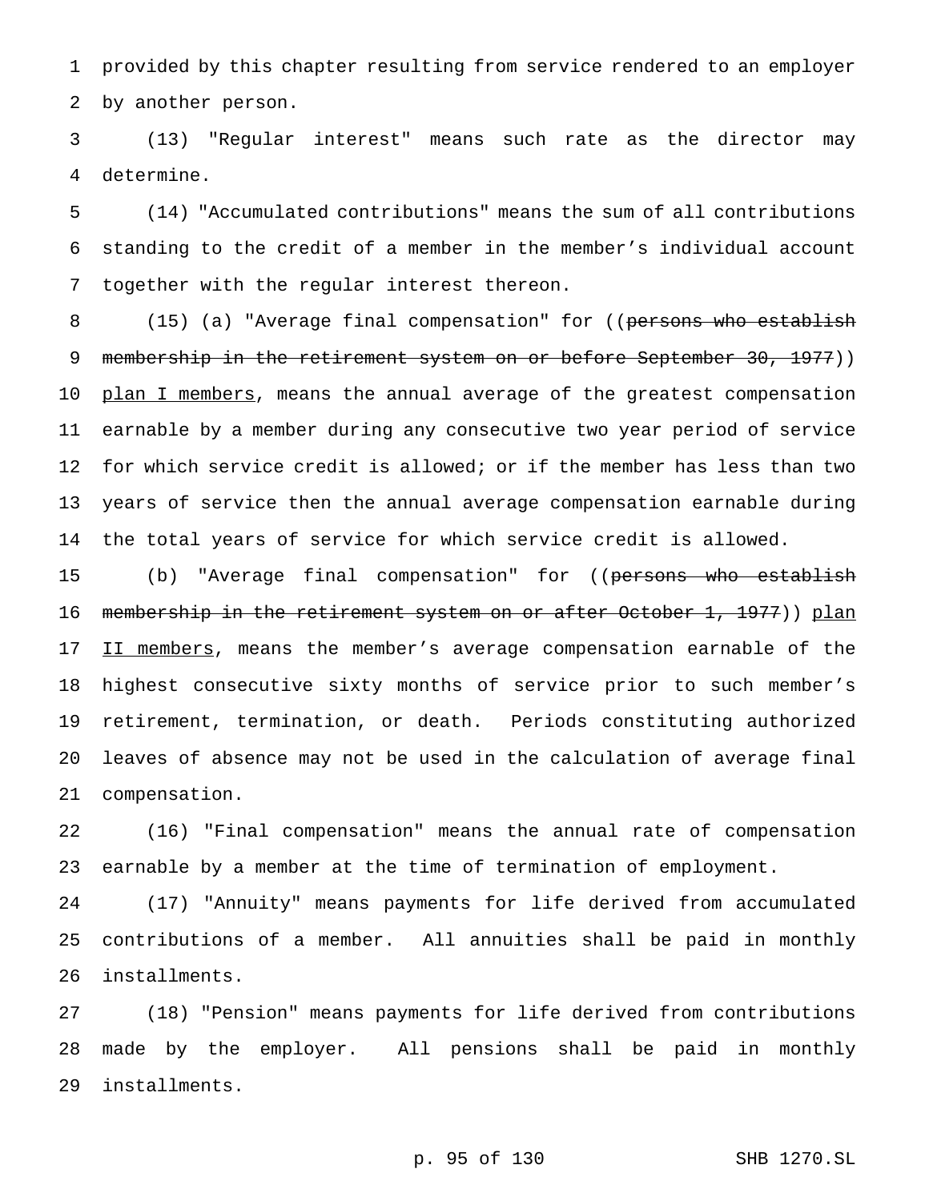provided by this chapter resulting from service rendered to an employer by another person.

(13) "Regular interest" means such rate as the director may determine.

(14) "Accumulated contributions" means the sum of all contributions standing to the credit of a member in the member's individual account together with the regular interest thereon.

(15) (a) "Average final compensation" for ((~~persons who establish membership in the retirement system on or before September 30, 1977~~)) plan I members, means the annual average of the greatest compensation earnable by a member during any consecutive two year period of service for which service credit is allowed; or if the member has less than two years of service then the annual average compensation earnable during the total years of service for which service credit is allowed.

(b) "Average final compensation" for ((~~persons who establish membership in the retirement system on or after October 1, 1977~~)) plan II members, means the member's average compensation earnable of the highest consecutive sixty months of service prior to such member's retirement, termination, or death. Periods constituting authorized leaves of absence may not be used in the calculation of average final compensation.

(16) "Final compensation" means the annual rate of compensation earnable by a member at the time of termination of employment.

(17) "Annuity" means payments for life derived from accumulated contributions of a member. All annuities shall be paid in monthly installments.

(18) "Pension" means payments for life derived from contributions made by the employer. All pensions shall be paid in monthly installments.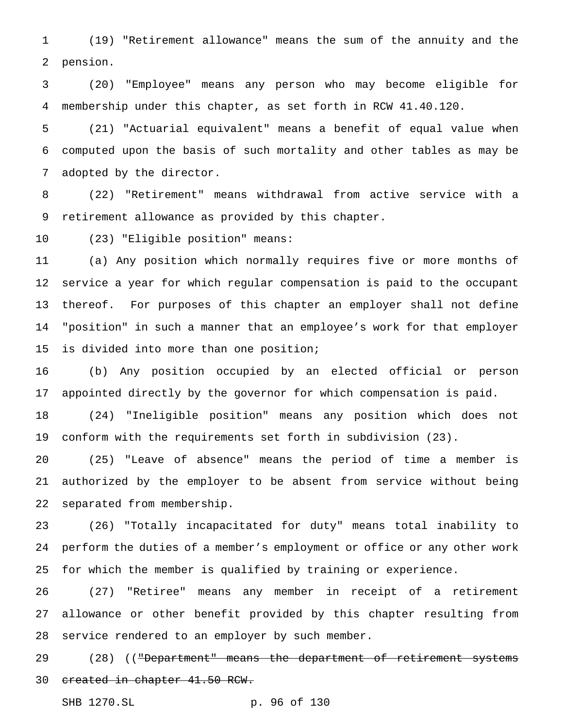(19) "Retirement allowance" means the sum of the annuity and the pension.

(20) "Employee" means any person who may become eligible for membership under this chapter, as set forth in RCW 41.40.120.

(21) "Actuarial equivalent" means a benefit of equal value when computed upon the basis of such mortality and other tables as may be adopted by the director.

(22) "Retirement" means withdrawal from active service with a retirement allowance as provided by this chapter.

(23) "Eligible position" means:

(a) Any position which normally requires five or more months of service a year for which regular compensation is paid to the occupant thereof. For purposes of this chapter an employer shall not define "position" in such a manner that an employee's work for that employer is divided into more than one position;

(b) Any position occupied by an elected official or person appointed directly by the governor for which compensation is paid.

(24) "Ineligible position" means any position which does not conform with the requirements set forth in subdivision (23).

(25) "Leave of absence" means the period of time a member is authorized by the employer to be absent from service without being separated from membership.

(26) "Totally incapacitated for duty" means total inability to perform the duties of a member's employment or office or any other work for which the member is qualified by training or experience.

(27) "Retiree" means any member in receipt of a retirement allowance or other benefit provided by this chapter resulting from service rendered to an employer by such member.

(28) ((~~"Department" means the department of retirement systems created in chapter 41.50 RCW.~~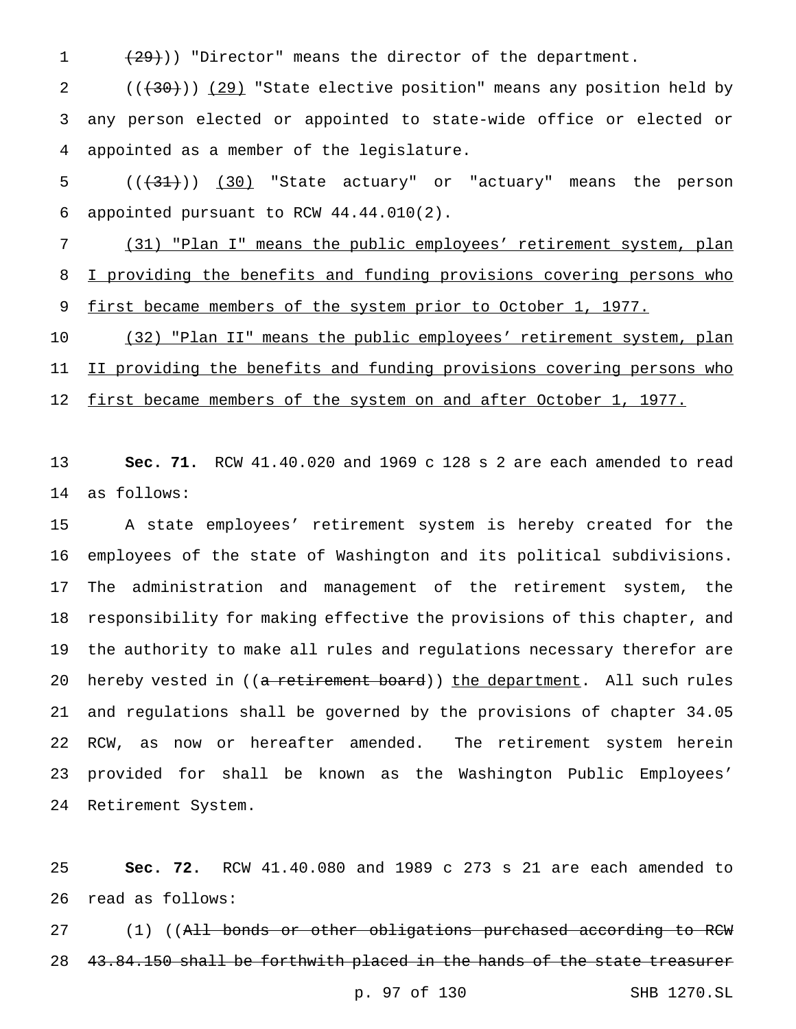(~~(29)~~)) "Director" means the director of the department.

((~~(30)~~)) <u>(29)</u> "State elective position" means any position held by any person elected or appointed to state-wide office or elected or appointed as a member of the legislature.

((~~(31)~~)) <u>(30)</u> "State actuary" or "actuary" means the person appointed pursuant to RCW 44.44.010(2).

<u>(31) "Plan I" means the public employees' retirement system, plan I providing the benefits and funding provisions covering persons who first became members of the system prior to October 1, 1977.</u>

<u>(32) "Plan II" means the public employees' retirement system, plan II providing the benefits and funding provisions covering persons who first became members of the system on and after October 1, 1977.</u>

**Sec. 71.** RCW 41.40.020 and 1969 c 128 s 2 are each amended to read as follows:

A state employees' retirement system is hereby created for the employees of the state of Washington and its political subdivisions. The administration and management of the retirement system, the responsibility for making effective the provisions of this chapter, and the authority to make all rules and regulations necessary therefor are hereby vested in ((~~a retirement board~~)) <u>the department</u>. All such rules and regulations shall be governed by the provisions of chapter 34.05 RCW, as now or hereafter amended. The retirement system herein provided for shall be known as the Washington Public Employees' Retirement System.

**Sec. 72.** RCW 41.40.080 and 1989 c 273 s 21 are each amended to read as follows:

(1) ((~~All bonds or other obligations purchased according to RCW 43.84.150 shall be forthwith placed in the hands of the state treasurer~~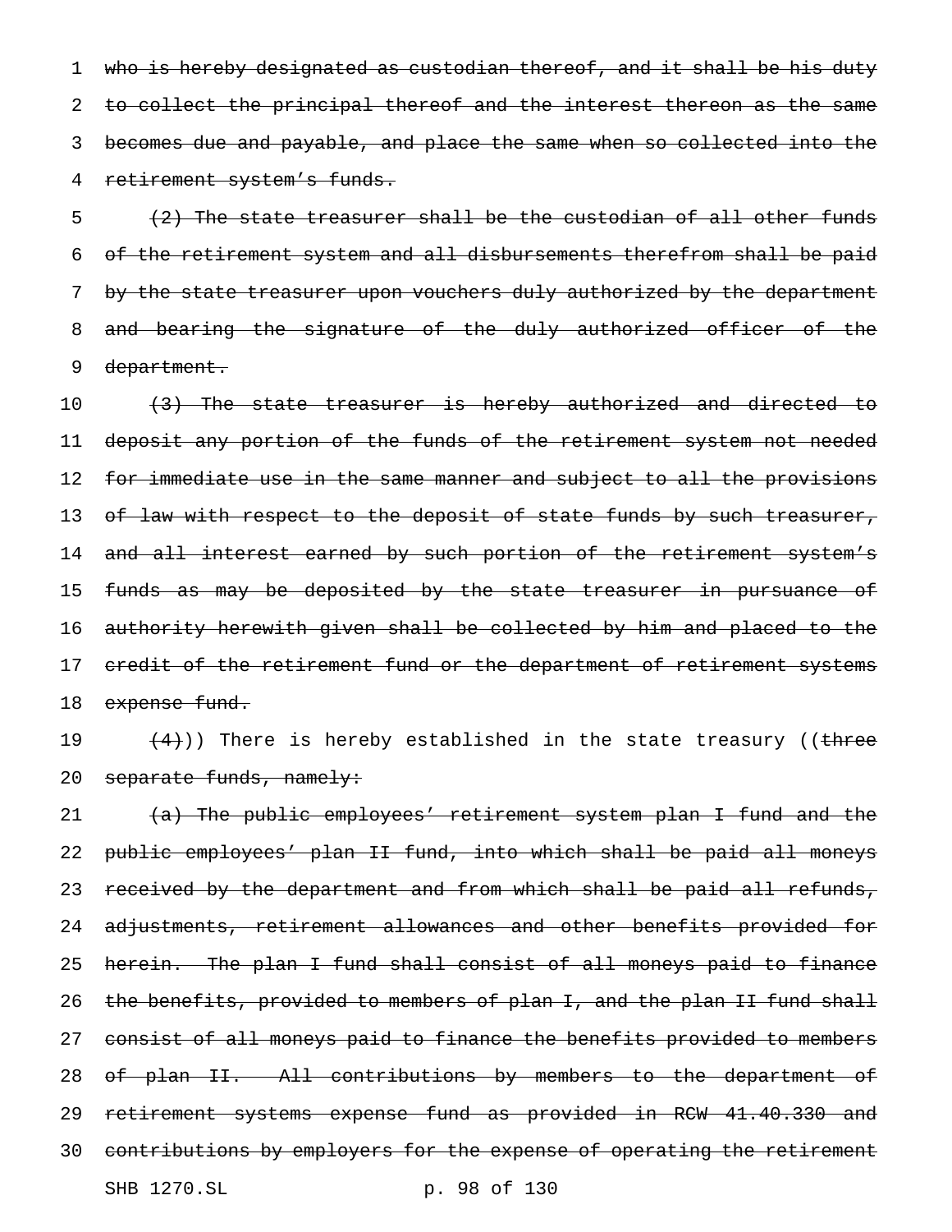who is hereby designated as custodian thereof, and it shall be his duty to collect the principal thereof and the interest thereon as the same becomes due and payable, and place the same when so collected into the retirement system's funds.

(2) The state treasurer shall be the custodian of all other funds of the retirement system and all disbursements therefrom shall be paid by the state treasurer upon vouchers duly authorized by the department and bearing the signature of the duly authorized officer of the department.

(3) The state treasurer is hereby authorized and directed to deposit any portion of the funds of the retirement system not needed for immediate use in the same manner and subject to all the provisions of law with respect to the deposit of state funds by such treasurer, and all interest earned by such portion of the retirement system's funds as may be deposited by the state treasurer in pursuance of authority herewith given shall be collected by him and placed to the credit of the retirement fund or the department of retirement systems expense fund.

(4))) There is hereby established in the state treasury ((three separate funds, namely:

(a) The public employees' retirement system plan I fund and the public employees' plan II fund, into which shall be paid all moneys received by the department and from which shall be paid all refunds, adjustments, retirement allowances and other benefits provided for herein. The plan I fund shall consist of all moneys paid to finance the benefits, provided to members of plan I, and the plan II fund shall consist of all moneys paid to finance the benefits provided to members of plan II. All contributions by members to the department of retirement systems expense fund as provided in RCW 41.40.330 and contributions by employers for the expense of operating the retirement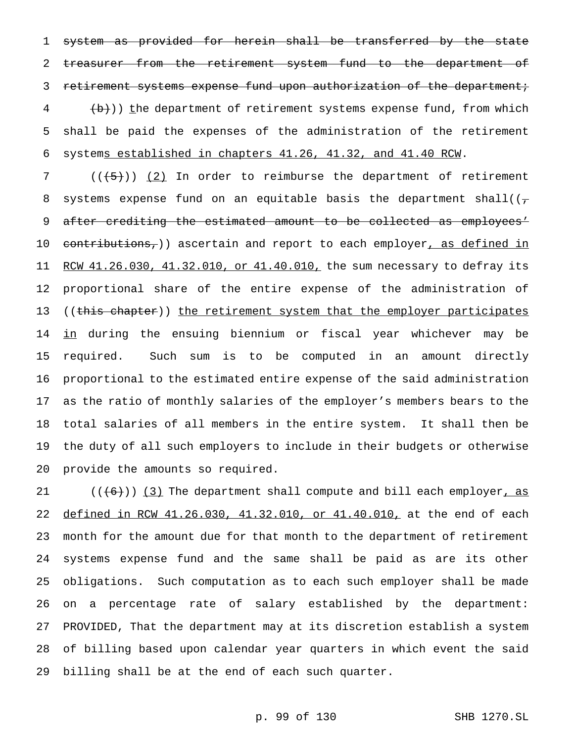system as provided for herein shall be transferred by the state treasurer from the retirement system fund to the department of retirement systems expense fund upon authorization of the department; (b))) the department of retirement systems expense fund, from which shall be paid the expenses of the administration of the retirement systems established in chapters 41.26, 41.32, and 41.40 RCW.

(((5))) (2) In order to reimburse the department of retirement systems expense fund on an equitable basis the department shall((, after crediting the estimated amount to be collected as employees' contributions,)) ascertain and report to each employer, as defined in RCW 41.26.030, 41.32.010, or 41.40.010, the sum necessary to defray its proportional share of the entire expense of the administration of ((this chapter)) the retirement system that the employer participates in during the ensuing biennium or fiscal year whichever may be required. Such sum is to be computed in an amount directly proportional to the estimated entire expense of the said administration as the ratio of monthly salaries of the employer's members bears to the total salaries of all members in the entire system. It shall then be the duty of all such employers to include in their budgets or otherwise provide the amounts so required.

(((6))) (3) The department shall compute and bill each employer, as defined in RCW 41.26.030, 41.32.010, or 41.40.010, at the end of each month for the amount due for that month to the department of retirement systems expense fund and the same shall be paid as are its other obligations. Such computation as to each such employer shall be made on a percentage rate of salary established by the department: PROVIDED, That the department may at its discretion establish a system of billing based upon calendar year quarters in which event the said billing shall be at the end of each such quarter.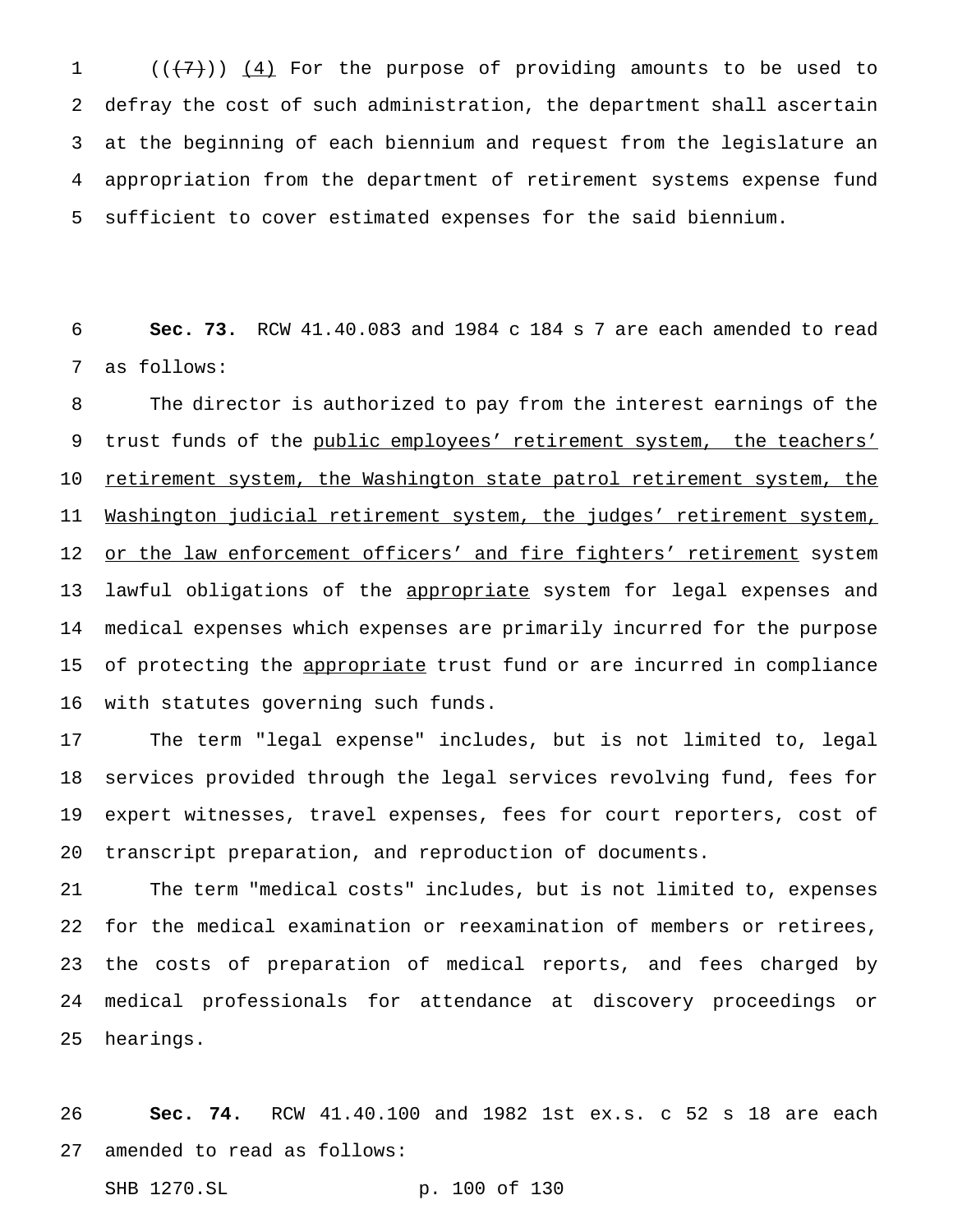((~~(7)~~)) <u>(4)</u> For the purpose of providing amounts to be used to defray the cost of such administration, the department shall ascertain at the beginning of each biennium and request from the legislature an appropriation from the department of retirement systems expense fund sufficient to cover estimated expenses for the said biennium.

**Sec. 73.** RCW 41.40.083 and 1984 c 184 s 7 are each amended to read as follows:

The director is authorized to pay from the interest earnings of the trust funds of the <u>public employees' retirement system, the teachers' retirement system, the Washington state patrol retirement system, the Washington judicial retirement system, the judges' retirement system, or the law enforcement officers' and fire fighters' retirement</u> system lawful obligations of the <u>appropriate</u> system for legal expenses and medical expenses which expenses are primarily incurred for the purpose of protecting the <u>appropriate</u> trust fund or are incurred in compliance with statutes governing such funds.

The term "legal expense" includes, but is not limited to, legal services provided through the legal services revolving fund, fees for expert witnesses, travel expenses, fees for court reporters, cost of transcript preparation, and reproduction of documents.

The term "medical costs" includes, but is not limited to, expenses for the medical examination or reexamination of members or retirees, the costs of preparation of medical reports, and fees charged by medical professionals for attendance at discovery proceedings or hearings.

**Sec. 74.** RCW 41.40.100 and 1982 1st ex.s. c 52 s 18 are each amended to read as follows: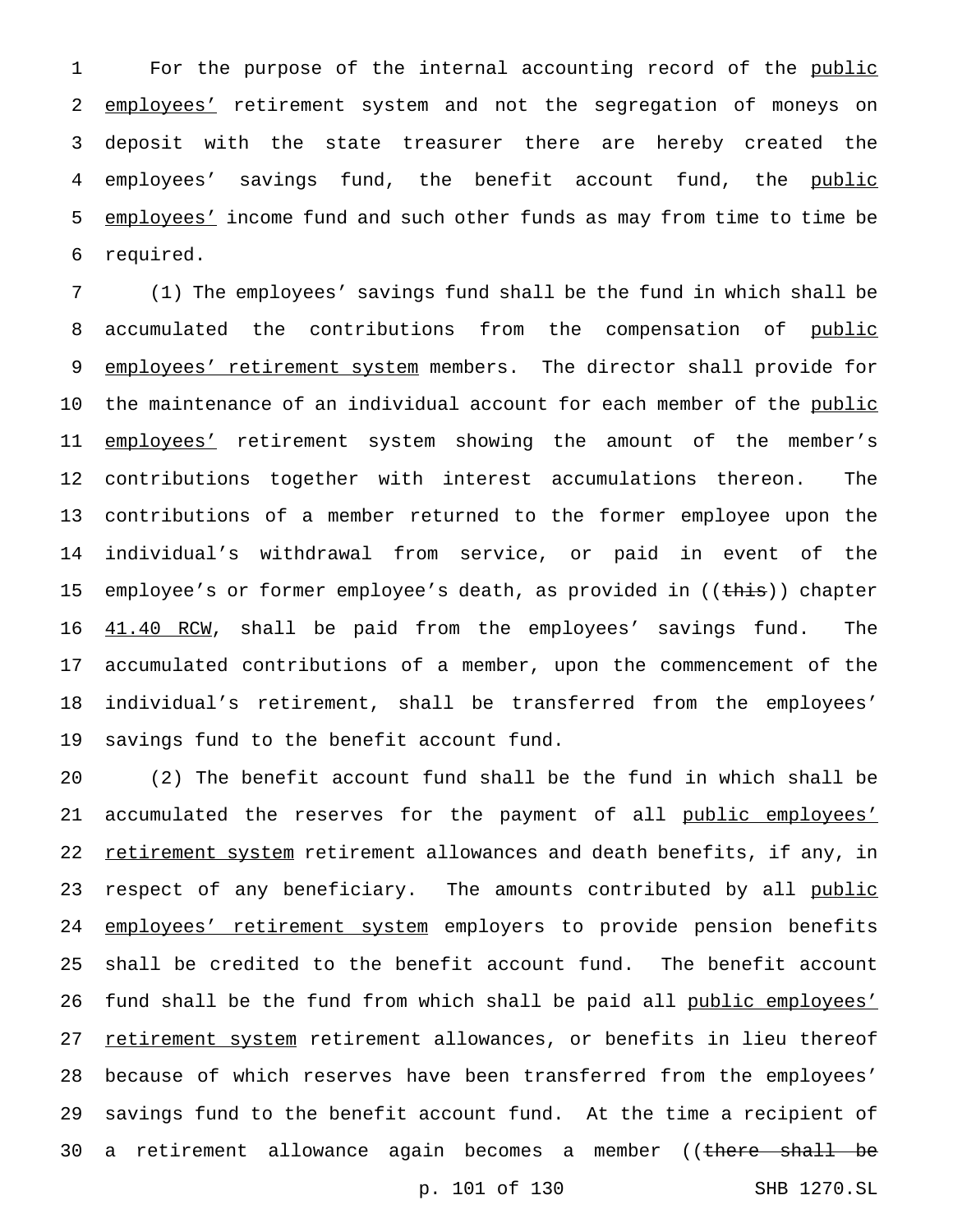For the purpose of the internal accounting record of the public employees' retirement system and not the segregation of moneys on deposit with the state treasurer there are hereby created the employees' savings fund, the benefit account fund, the public employees' income fund and such other funds as may from time to time be required.

(1) The employees' savings fund shall be the fund in which shall be accumulated the contributions from the compensation of public employees' retirement system members. The director shall provide for the maintenance of an individual account for each member of the public employees' retirement system showing the amount of the member's contributions together with interest accumulations thereon. The contributions of a member returned to the former employee upon the individual's withdrawal from service, or paid in event of the employee's or former employee's death, as provided in ((~~this~~)) chapter 41.40 RCW, shall be paid from the employees' savings fund. The accumulated contributions of a member, upon the commencement of the individual's retirement, shall be transferred from the employees' savings fund to the benefit account fund.

(2) The benefit account fund shall be the fund in which shall be accumulated the reserves for the payment of all public employees' retirement system retirement allowances and death benefits, if any, in respect of any beneficiary. The amounts contributed by all public employees' retirement system employers to provide pension benefits shall be credited to the benefit account fund. The benefit account fund shall be the fund from which shall be paid all public employees' retirement system retirement allowances, or benefits in lieu thereof because of which reserves have been transferred from the employees' savings fund to the benefit account fund. At the time a recipient of a retirement allowance again becomes a member ((~~there shall be~~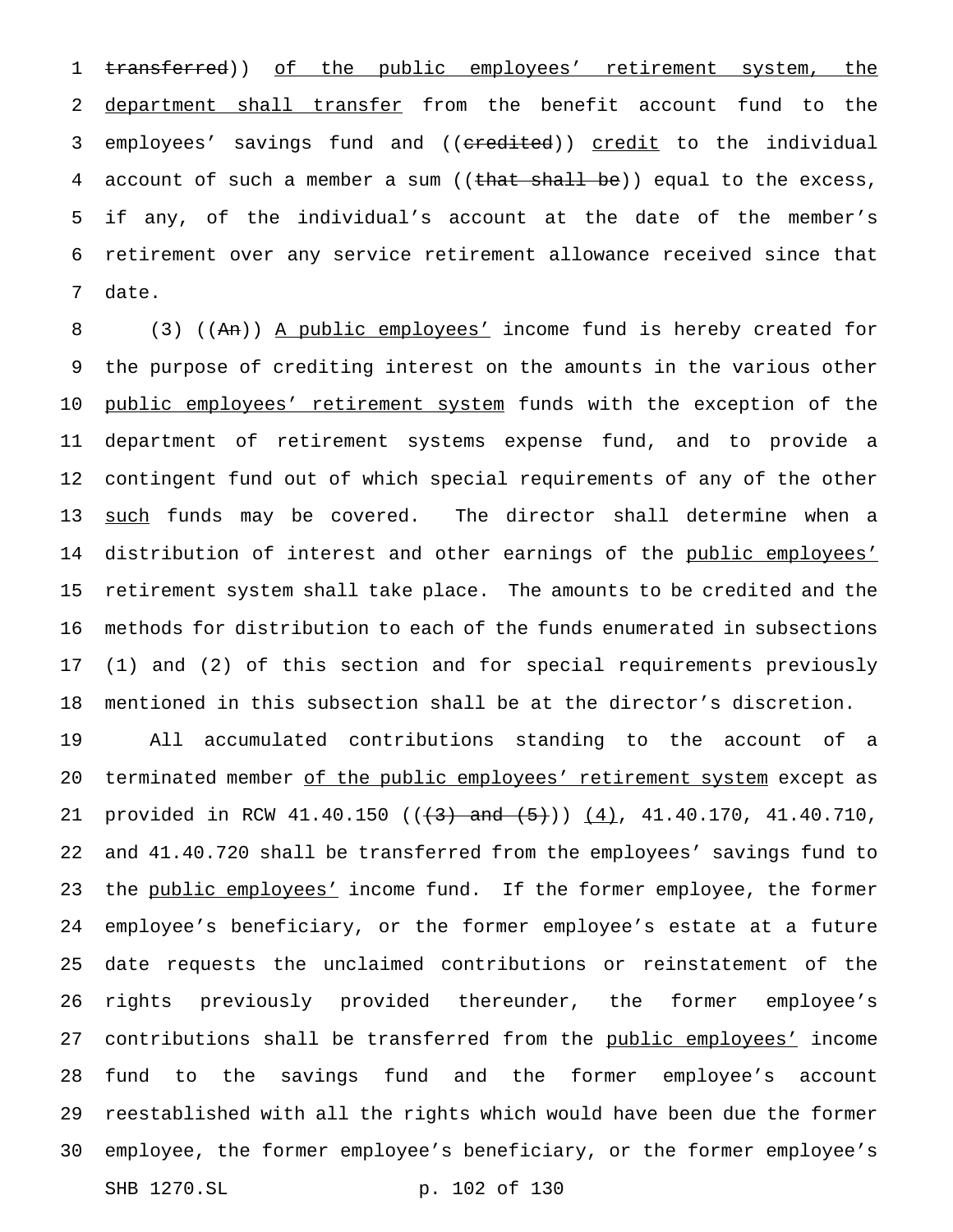~~transferred~~)) <u>of the public employees' retirement system, the department shall transfer</u> from the benefit account fund to the employees' savings fund and ((~~credited~~)) <u>credit</u> to the individual account of such a member a sum ((~~that shall be~~)) equal to the excess, if any, of the individual's account at the date of the member's retirement over any service retirement allowance received since that date.

(3) ((~~An~~)) <u>A public employees'</u> income fund is hereby created for the purpose of crediting interest on the amounts in the various other <u>public employees' retirement system</u> funds with the exception of the department of retirement systems expense fund, and to provide a contingent fund out of which special requirements of any of the other <u>such</u> funds may be covered. The director shall determine when a distribution of interest and other earnings of the <u>public employees'</u> retirement system shall take place. The amounts to be credited and the methods for distribution to each of the funds enumerated in subsections (1) and (2) of this section and for special requirements previously mentioned in this subsection shall be at the director's discretion.

All accumulated contributions standing to the account of a terminated member <u>of the public employees' retirement system</u> except as provided in RCW 41.40.150 ((~~(3) and (5)~~)) <u>(4)</u>, 41.40.170, 41.40.710, and 41.40.720 shall be transferred from the employees' savings fund to the <u>public employees'</u> income fund. If the former employee, the former employee's beneficiary, or the former employee's estate at a future date requests the unclaimed contributions or reinstatement of the rights previously provided thereunder, the former employee's contributions shall be transferred from the <u>public employees'</u> income fund to the savings fund and the former employee's account reestablished with all the rights which would have been due the former employee, the former employee's beneficiary, or the former employee's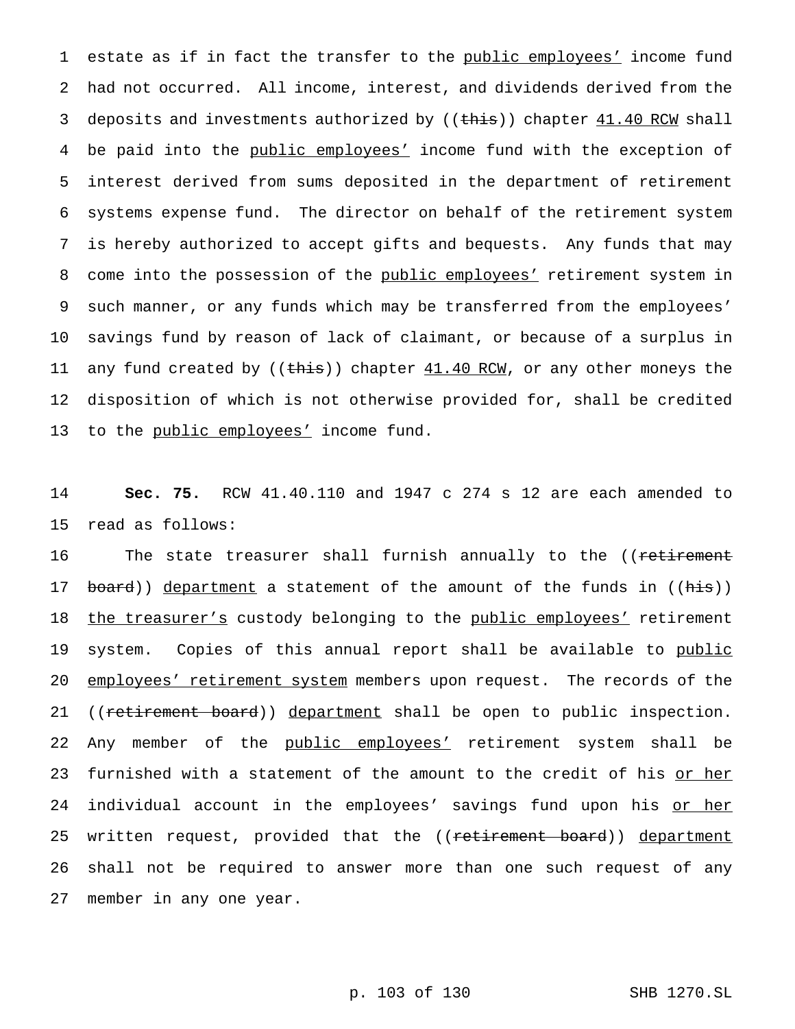estate as if in fact the transfer to the public employees' income fund had not occurred. All income, interest, and dividends derived from the deposits and investments authorized by ((~~this~~)) chapter 41.40 RCW shall be paid into the public employees' income fund with the exception of interest derived from sums deposited in the department of retirement systems expense fund. The director on behalf of the retirement system is hereby authorized to accept gifts and bequests. Any funds that may come into the possession of the public employees' retirement system in such manner, or any funds which may be transferred from the employees' savings fund by reason of lack of claimant, or because of a surplus in any fund created by ((~~this~~)) chapter 41.40 RCW, or any other moneys the disposition of which is not otherwise provided for, shall be credited to the public employees' income fund.

**Sec. 75.** RCW 41.40.110 and 1947 c 274 s 12 are each amended to read as follows:

The state treasurer shall furnish annually to the ((~~retirement board~~)) department a statement of the amount of the funds in ((~~his~~)) the treasurer's custody belonging to the public employees' retirement system. Copies of this annual report shall be available to public employees' retirement system members upon request. The records of the ((~~retirement board~~)) department shall be open to public inspection. Any member of the public employees' retirement system shall be furnished with a statement of the amount to the credit of his or her individual account in the employees' savings fund upon his or her written request, provided that the ((~~retirement board~~)) department shall not be required to answer more than one such request of any member in any one year.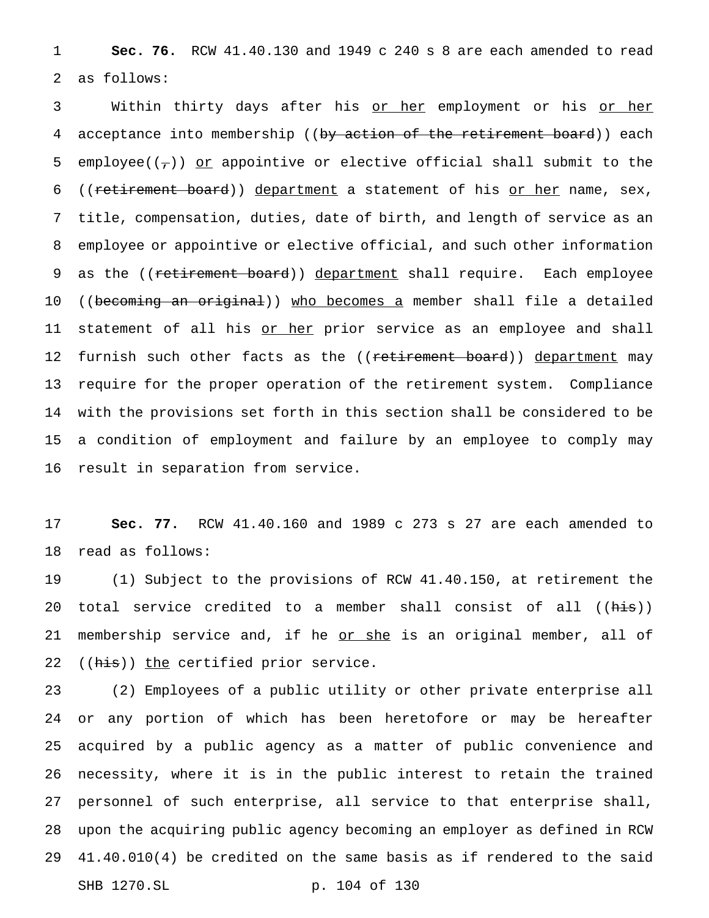**Sec. 76.** RCW 41.40.130 and 1949 c 240 s 8 are each amended to read as follows:

Within thirty days after his <u>or her</u> employment or his <u>or her</u> acceptance into membership ((~~by action of the retirement board~~)) each employee((~~,~~)) <u>or</u> appointive or elective official shall submit to the ((~~retirement board~~)) <u>department</u> a statement of his <u>or her</u> name, sex, title, compensation, duties, date of birth, and length of service as an employee or appointive or elective official, and such other information as the ((~~retirement board~~)) <u>department</u> shall require. Each employee ((~~becoming an original~~)) <u>who becomes a</u> member shall file a detailed statement of all his <u>or her</u> prior service as an employee and shall furnish such other facts as the ((~~retirement board~~)) <u>department</u> may require for the proper operation of the retirement system. Compliance with the provisions set forth in this section shall be considered to be a condition of employment and failure by an employee to comply may result in separation from service.

**Sec. 77.** RCW 41.40.160 and 1989 c 273 s 27 are each amended to read as follows:

(1) Subject to the provisions of RCW 41.40.150, at retirement the total service credited to a member shall consist of all ((~~his~~)) membership service and, if he <u>or she</u> is an original member, all of ((~~his~~)) <u>the</u> certified prior service.

(2) Employees of a public utility or other private enterprise all or any portion of which has been heretofore or may be hereafter acquired by a public agency as a matter of public convenience and necessity, where it is in the public interest to retain the trained personnel of such enterprise, all service to that enterprise shall, upon the acquiring public agency becoming an employer as defined in RCW 41.40.010(4) be credited on the same basis as if rendered to the said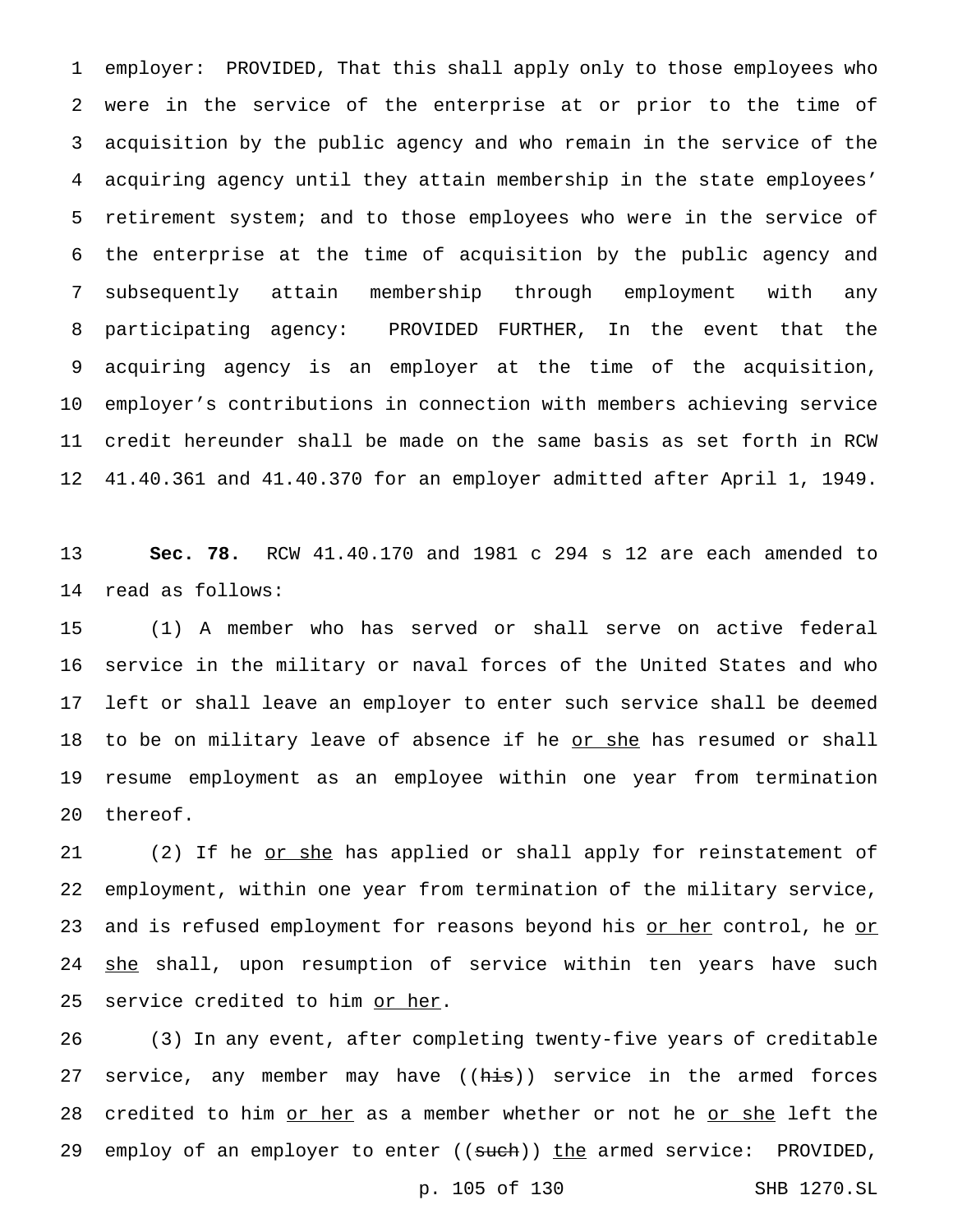employer: PROVIDED, That this shall apply only to those employees who were in the service of the enterprise at or prior to the time of acquisition by the public agency and who remain in the service of the acquiring agency until they attain membership in the state employees' retirement system; and to those employees who were in the service of the enterprise at the time of acquisition by the public agency and subsequently attain membership through employment with any participating agency: PROVIDED FURTHER, In the event that the acquiring agency is an employer at the time of the acquisition, employer's contributions in connection with members achieving service credit hereunder shall be made on the same basis as set forth in RCW 41.40.361 and 41.40.370 for an employer admitted after April 1, 1949.

**Sec. 78.** RCW 41.40.170 and 1981 c 294 s 12 are each amended to read as follows:

(1) A member who has served or shall serve on active federal service in the military or naval forces of the United States and who left or shall leave an employer to enter such service shall be deemed to be on military leave of absence if he or she has resumed or shall resume employment as an employee within one year from termination thereof.

(2) If he or she has applied or shall apply for reinstatement of employment, within one year from termination of the military service, and is refused employment for reasons beyond his or her control, he or she shall, upon resumption of service within ten years have such service credited to him or her.

(3) In any event, after completing twenty-five years of creditable service, any member may have ((his)) service in the armed forces credited to him or her as a member whether or not he or she left the employ of an employer to enter ((such)) the armed service: PROVIDED,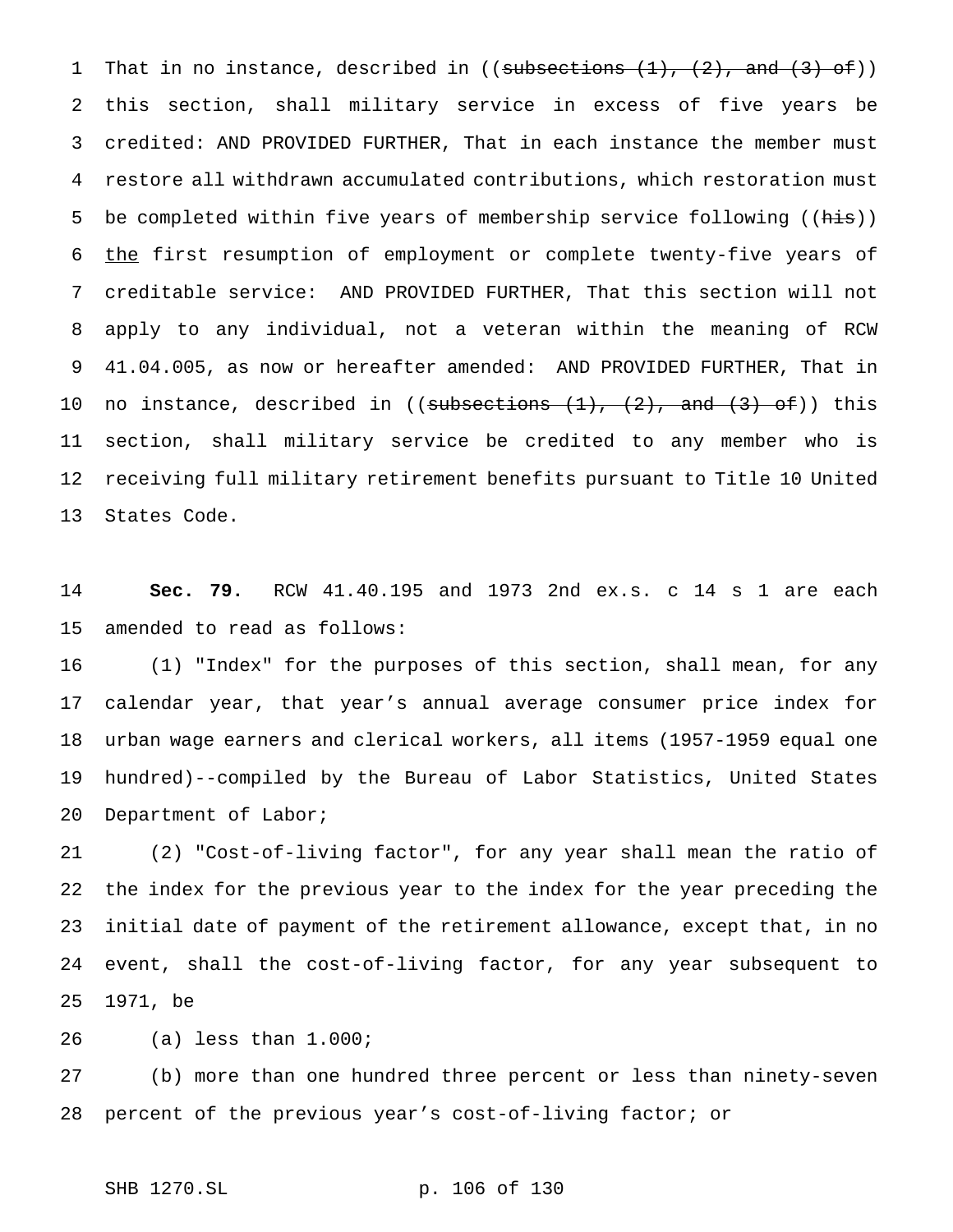That in no instance, described in ((~~subsections (1), (2), and (3) of~~)) this section, shall military service in excess of five years be credited: AND PROVIDED FURTHER, That in each instance the member must restore all withdrawn accumulated contributions, which restoration must be completed within five years of membership service following ((~~his~~)) <u>the</u> first resumption of employment or complete twenty-five years of creditable service: AND PROVIDED FURTHER, That this section will not apply to any individual, not a veteran within the meaning of RCW 41.04.005, as now or hereafter amended: AND PROVIDED FURTHER, That in no instance, described in ((~~subsections (1), (2), and (3) of~~)) this section, shall military service be credited to any member who is receiving full military retirement benefits pursuant to Title 10 United States Code.

**Sec. 79.** RCW 41.40.195 and 1973 2nd ex.s. c 14 s 1 are each amended to read as follows:

(1) "Index" for the purposes of this section, shall mean, for any calendar year, that year's annual average consumer price index for urban wage earners and clerical workers, all items (1957-1959 equal one hundred)--compiled by the Bureau of Labor Statistics, United States Department of Labor;

(2) "Cost-of-living factor", for any year shall mean the ratio of the index for the previous year to the index for the year preceding the initial date of payment of the retirement allowance, except that, in no event, shall the cost-of-living factor, for any year subsequent to 1971, be

(a) less than 1.000;

(b) more than one hundred three percent or less than ninety-seven percent of the previous year's cost-of-living factor; or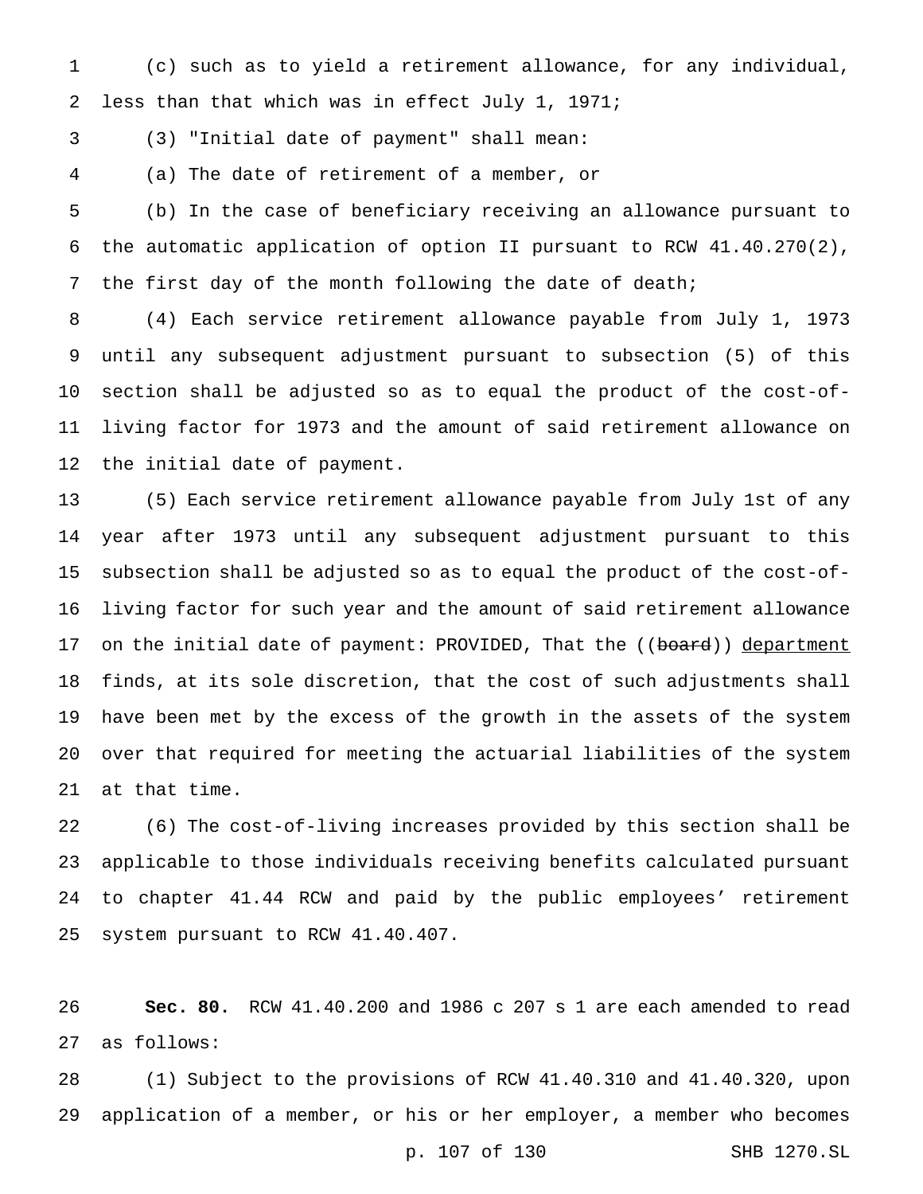(c) such as to yield a retirement allowance, for any individual, less than that which was in effect July 1, 1971;

(3) "Initial date of payment" shall mean:

(a) The date of retirement of a member, or

(b) In the case of beneficiary receiving an allowance pursuant to the automatic application of option II pursuant to RCW 41.40.270(2), the first day of the month following the date of death;

(4) Each service retirement allowance payable from July 1, 1973 until any subsequent adjustment pursuant to subsection (5) of this section shall be adjusted so as to equal the product of the cost-of-living factor for 1973 and the amount of said retirement allowance on the initial date of payment.

(5) Each service retirement allowance payable from July 1st of any year after 1973 until any subsequent adjustment pursuant to this subsection shall be adjusted so as to equal the product of the cost-of-living factor for such year and the amount of said retirement allowance on the initial date of payment: PROVIDED, That the ((~~board~~)) <u>department</u> finds, at its sole discretion, that the cost of such adjustments shall have been met by the excess of the growth in the assets of the system over that required for meeting the actuarial liabilities of the system at that time.

(6) The cost-of-living increases provided by this section shall be applicable to those individuals receiving benefits calculated pursuant to chapter 41.44 RCW and paid by the public employees' retirement system pursuant to RCW 41.40.407.

**Sec. 80.** RCW 41.40.200 and 1986 c 207 s 1 are each amended to read as follows:

(1) Subject to the provisions of RCW 41.40.310 and 41.40.320, upon application of a member, or his or her employer, a member who becomes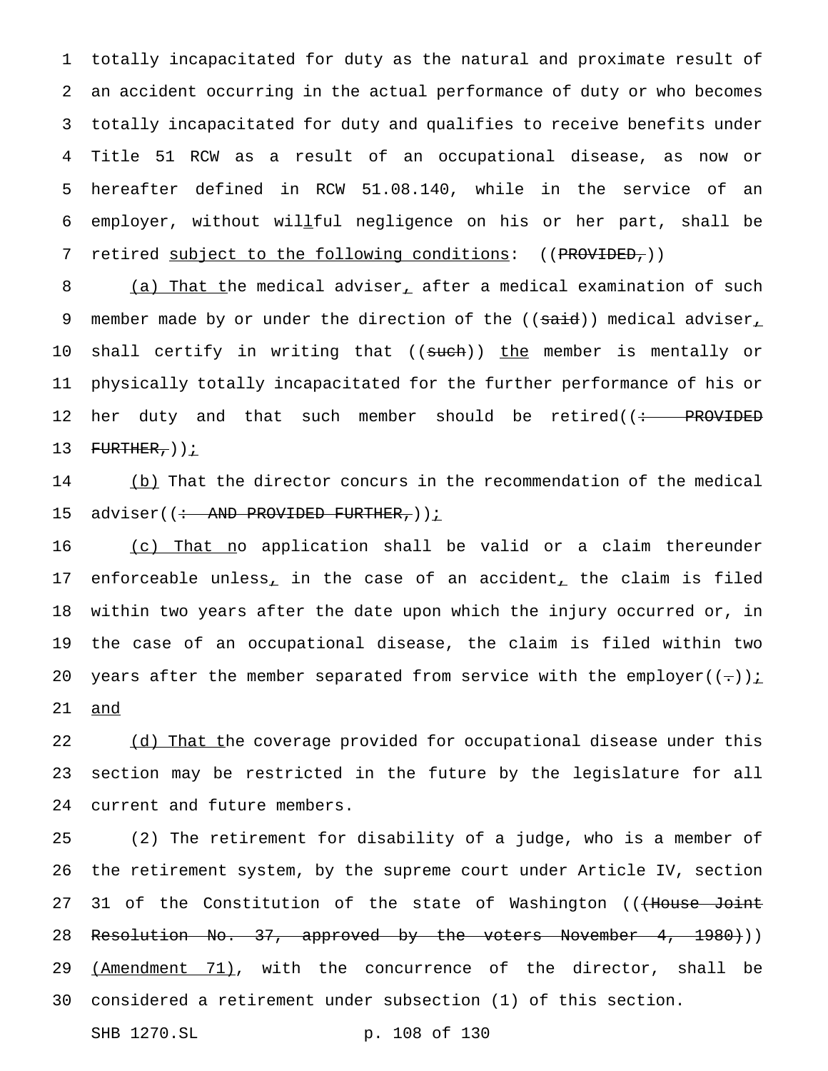totally incapacitated for duty as the natural and proximate result of an accident occurring in the actual performance of duty or who becomes totally incapacitated for duty and qualifies to receive benefits under Title 51 RCW as a result of an occupational disease, as now or hereafter defined in RCW 51.08.140, while in the service of an employer, without willful negligence on his or her part, shall be retired subject to the following conditions: ((~~PROVIDED,~~))

(a) That the medical adviser, after a medical examination of such member made by or under the direction of the ((~~said~~)) medical adviser, shall certify in writing that ((~~such~~)) the member is mentally or physically totally incapacitated for the further performance of his or her duty and that such member should be retired((~~: PROVIDED FURTHER,~~));

(b) That the director concurs in the recommendation of the medical adviser((~~: AND PROVIDED FURTHER,~~));

(c) That no application shall be valid or a claim thereunder enforceable unless, in the case of an accident, the claim is filed within two years after the date upon which the injury occurred or, in the case of an occupational disease, the claim is filed within two years after the member separated from service with the employer((~~.~~)); and

(d) That the coverage provided for occupational disease under this section may be restricted in the future by the legislature for all current and future members.

(2) The retirement for disability of a judge, who is a member of the retirement system, by the supreme court under Article IV, section 31 of the Constitution of the state of Washington ((~~(House Joint Resolution No. 37, approved by the voters November 4, 1980)~~)) (Amendment 71), with the concurrence of the director, shall be considered a retirement under subsection (1) of this section.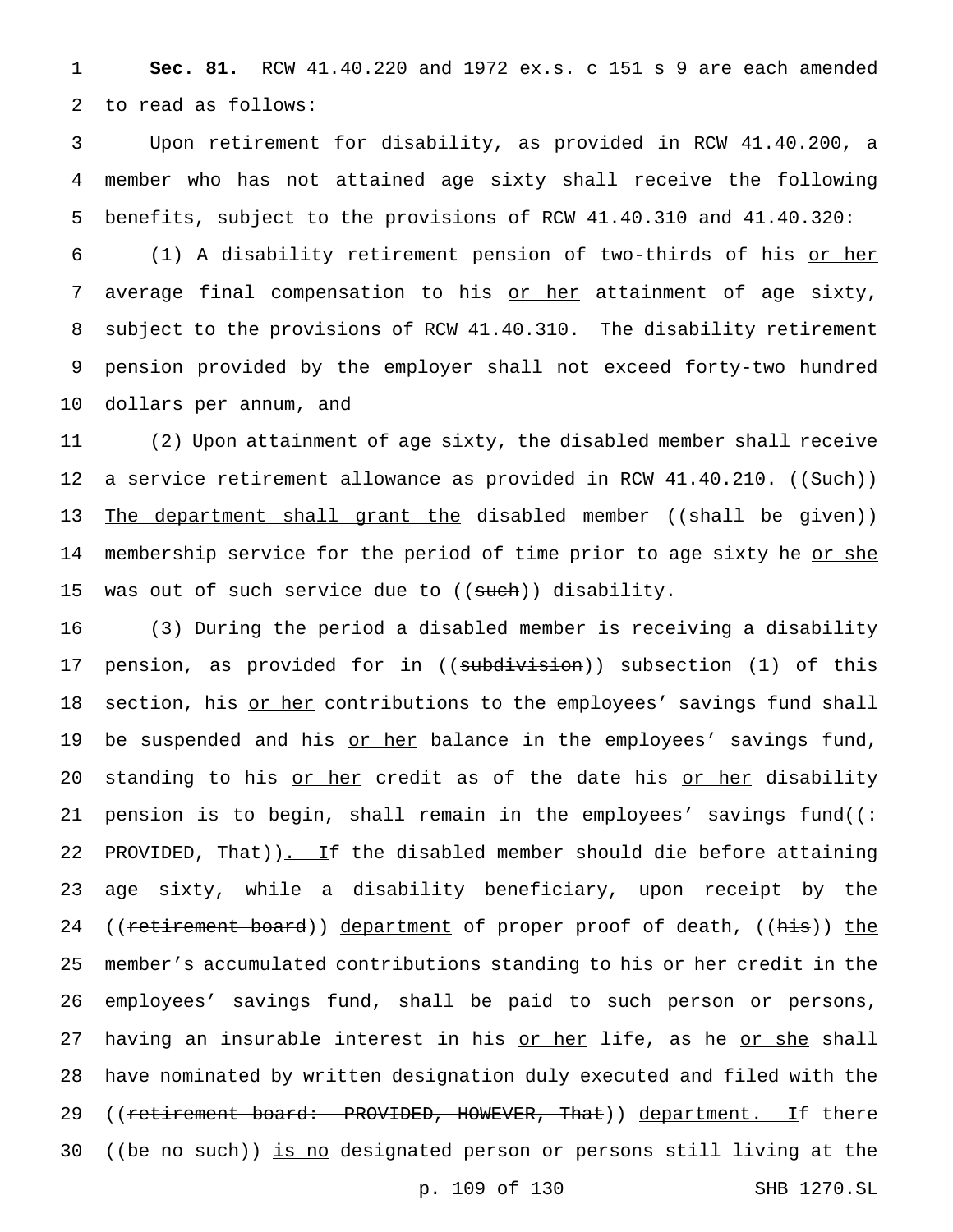**Sec. 81.** RCW 41.40.220 and 1972 ex.s. c 151 s 9 are each amended to read as follows:

Upon retirement for disability, as provided in RCW 41.40.200, a member who has not attained age sixty shall receive the following benefits, subject to the provisions of RCW 41.40.310 and 41.40.320:

(1) A disability retirement pension of two-thirds of his or her average final compensation to his or her attainment of age sixty, subject to the provisions of RCW 41.40.310. The disability retirement pension provided by the employer shall not exceed forty-two hundred dollars per annum, and

(2) Upon attainment of age sixty, the disabled member shall receive a service retirement allowance as provided in RCW 41.40.210. ((Such)) The department shall grant the disabled member ((shall be given)) membership service for the period of time prior to age sixty he or she was out of such service due to ((such)) disability.

(3) During the period a disabled member is receiving a disability pension, as provided for in ((subdivision)) subsection (1) of this section, his or her contributions to the employees' savings fund shall be suspended and his or her balance in the employees' savings fund, standing to his or her credit as of the date his or her disability pension is to begin, shall remain in the employees' savings fund((: PROVIDED, That)). If the disabled member should die before attaining age sixty, while a disability beneficiary, upon receipt by the ((retirement board)) department of proper proof of death, ((his)) the member's accumulated contributions standing to his or her credit in the employees' savings fund, shall be paid to such person or persons, having an insurable interest in his or her life, as he or she shall have nominated by written designation duly executed and filed with the ((retirement board: PROVIDED, HOWEVER, That)) department. If there ((be no such)) is no designated person or persons still living at the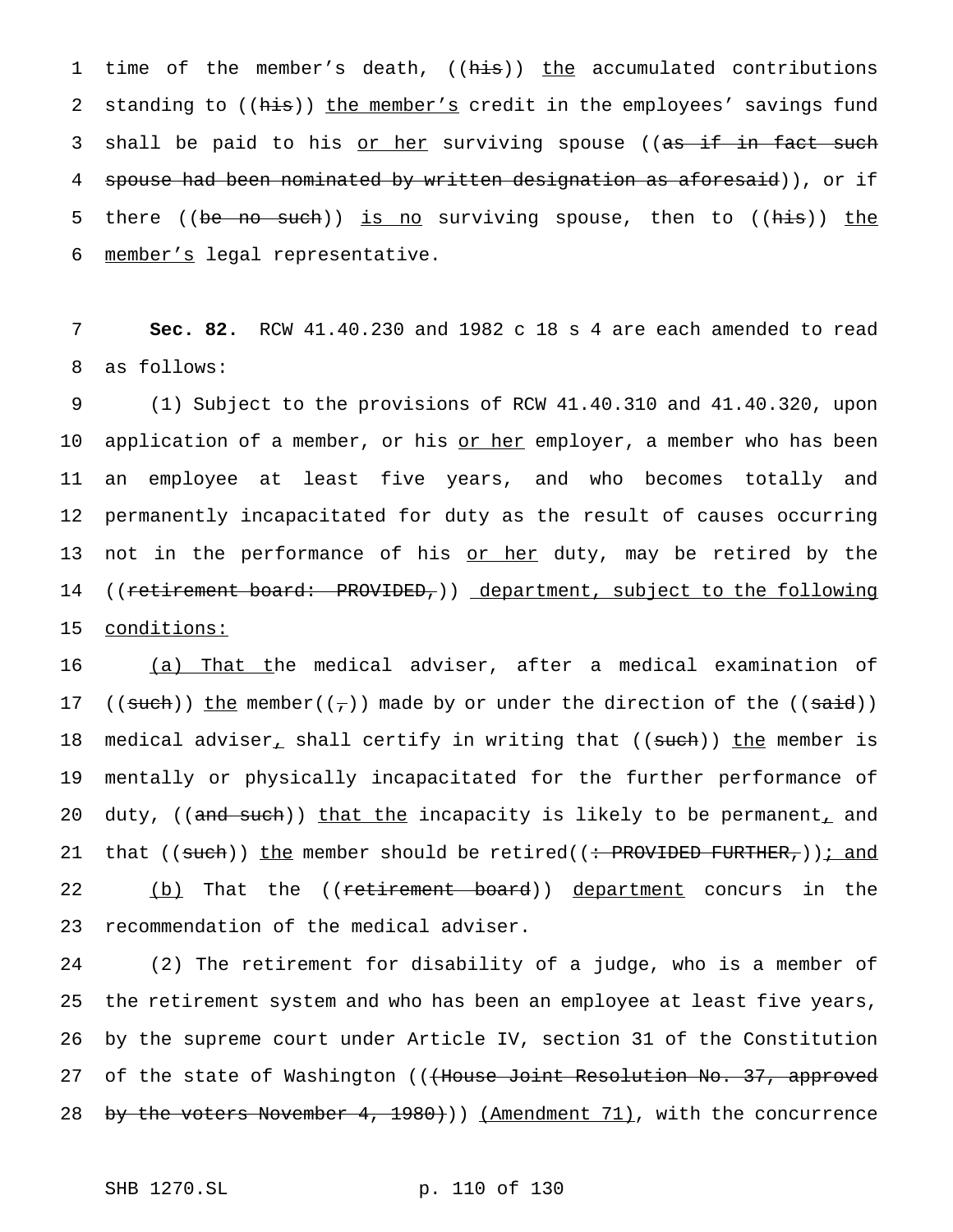time of the member's death, ((~~his~~)) the accumulated contributions standing to ((~~his~~)) the member's credit in the employees' savings fund shall be paid to his or her surviving spouse ((~~as if in fact such spouse had been nominated by written designation as aforesaid~~)), or if there ((~~be no such~~)) is no surviving spouse, then to ((~~his~~)) the member's legal representative.

**Sec. 82.** RCW 41.40.230 and 1982 c 18 s 4 are each amended to read as follows:

(1) Subject to the provisions of RCW 41.40.310 and 41.40.320, upon application of a member, or his or her employer, a member who has been an employee at least five years, and who becomes totally and permanently incapacitated for duty as the result of causes occurring not in the performance of his or her duty, may be retired by the ((~~retirement board: PROVIDED,~~)) department, subject to the following conditions:

(a) That the medical adviser, after a medical examination of ((~~such~~)) the member((~~,~~)) made by or under the direction of the ((~~said~~)) medical adviser, shall certify in writing that ((~~such~~)) the member is mentally or physically incapacitated for the further performance of duty, ((~~and such~~)) that the incapacity is likely to be permanent, and that ((~~such~~)) the member should be retired((~~: PROVIDED FURTHER,~~)); and

(b) That the ((~~retirement board~~)) department concurs in the recommendation of the medical adviser.

(2) The retirement for disability of a judge, who is a member of the retirement system and who has been an employee at least five years, by the supreme court under Article IV, section 31 of the Constitution of the state of Washington ((~~(House Joint Resolution No. 37, approved by the voters November 4, 1980)~~)) (Amendment 71), with the concurrence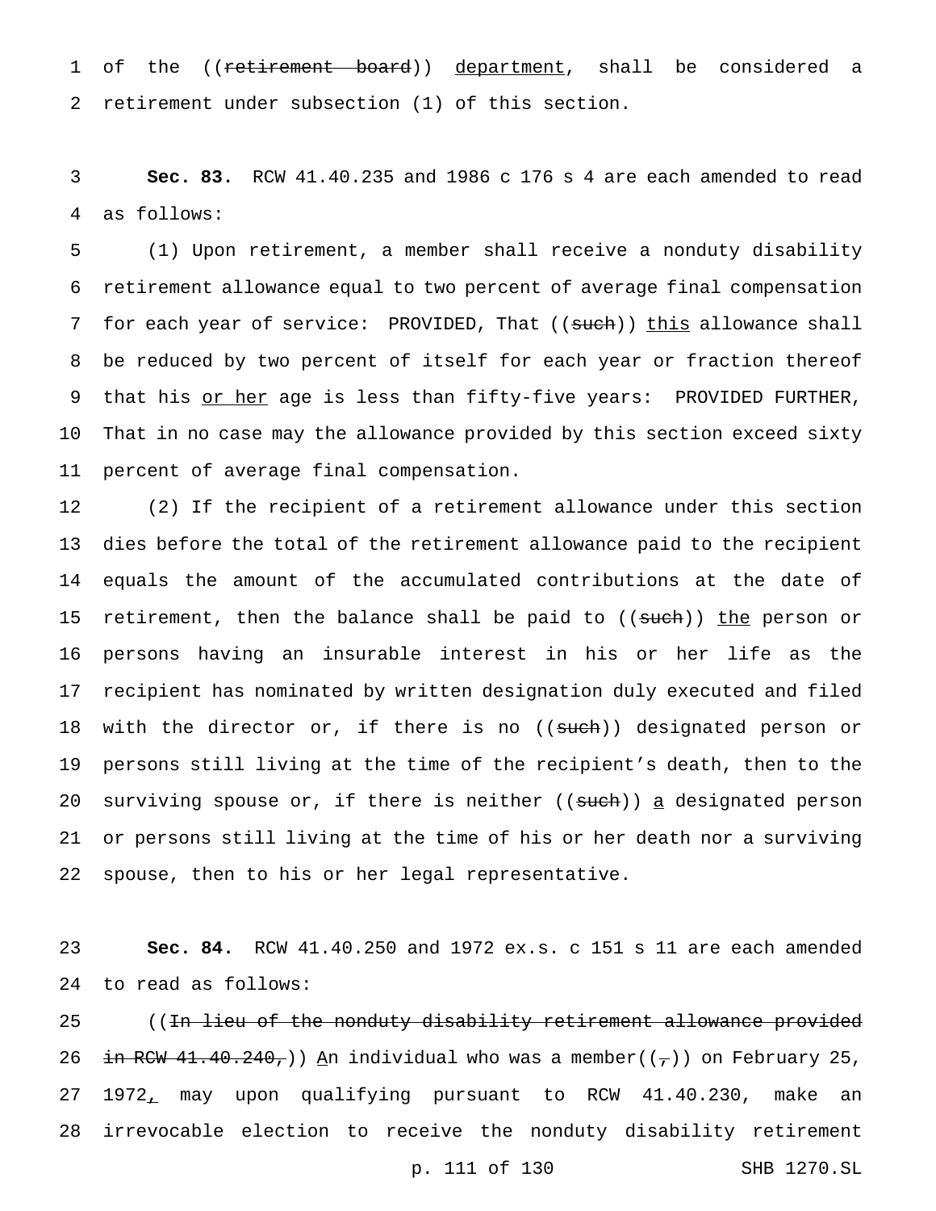of the ((~~retirement board~~)) <u>department</u>, shall be considered a retirement under subsection (1) of this section.

**Sec. 83.** RCW 41.40.235 and 1986 c 176 s 4 are each amended to read as follows:

(1) Upon retirement, a member shall receive a nonduty disability retirement allowance equal to two percent of average final compensation for each year of service: PROVIDED, That ((~~such~~)) <u>this</u> allowance shall be reduced by two percent of itself for each year or fraction thereof that his <u>or her</u> age is less than fifty-five years: PROVIDED FURTHER, That in no case may the allowance provided by this section exceed sixty percent of average final compensation.

(2) If the recipient of a retirement allowance under this section dies before the total of the retirement allowance paid to the recipient equals the amount of the accumulated contributions at the date of retirement, then the balance shall be paid to ((~~such~~)) <u>the</u> person or persons having an insurable interest in his or her life as the recipient has nominated by written designation duly executed and filed with the director or, if there is no ((~~such~~)) designated person or persons still living at the time of the recipient's death, then to the surviving spouse or, if there is neither ((~~such~~)) <u>a</u> designated person or persons still living at the time of his or her death nor a surviving spouse, then to his or her legal representative.

**Sec. 84.** RCW 41.40.250 and 1972 ex.s. c 151 s 11 are each amended to read as follows:

((~~In lieu of the nonduty disability retirement allowance provided in RCW 41.40.240,~~)) <u>A</u>n individual who was a member((~~,~~)) on February 25, 1972<u>,</u> may upon qualifying pursuant to RCW 41.40.230, make an irrevocable election to receive the nonduty disability retirement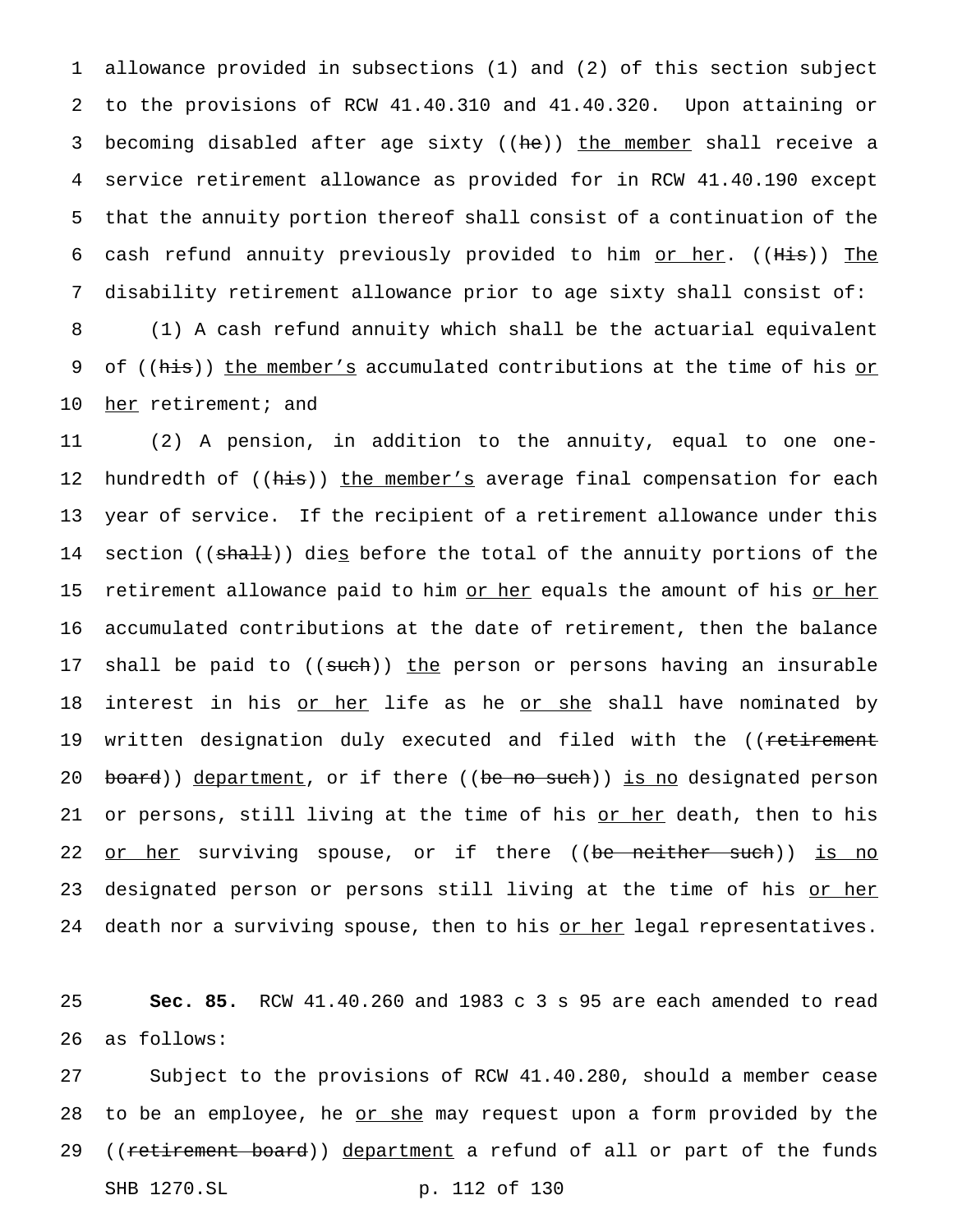allowance provided in subsections (1) and (2) of this section subject to the provisions of RCW 41.40.310 and 41.40.320. Upon attaining or becoming disabled after age sixty ((~~he~~)) <u>the member</u> shall receive a service retirement allowance as provided for in RCW 41.40.190 except that the annuity portion thereof shall consist of a continuation of the cash refund annuity previously provided to him <u>or her</u>. ((~~His~~)) <u>The</u> disability retirement allowance prior to age sixty shall consist of:

(1) A cash refund annuity which shall be the actuarial equivalent of ((~~his~~)) <u>the member's</u> accumulated contributions at the time of his <u>or her</u> retirement; and

(2) A pension, in addition to the annuity, equal to one one-hundredth of ((~~his~~)) <u>the member's</u> average final compensation for each year of service. If the recipient of a retirement allowance under this section ((~~shall~~)) die<u>s</u> before the total of the annuity portions of the retirement allowance paid to him <u>or her</u> equals the amount of his <u>or her</u> accumulated contributions at the date of retirement, then the balance shall be paid to ((~~such~~)) <u>the</u> person or persons having an insurable interest in his <u>or her</u> life as he <u>or she</u> shall have nominated by written designation duly executed and filed with the ((~~retirement board~~)) <u>department</u>, or if there ((~~be no such~~)) <u>is no</u> designated person or persons, still living at the time of his <u>or her</u> death, then to his <u>or her</u> surviving spouse, or if there ((~~be neither such~~)) <u>is no</u> designated person or persons still living at the time of his <u>or her</u> death nor a surviving spouse, then to his <u>or her</u> legal representatives.

**Sec. 85.** RCW 41.40.260 and 1983 c 3 s 95 are each amended to read as follows:

Subject to the provisions of RCW 41.40.280, should a member cease to be an employee, he <u>or she</u> may request upon a form provided by the ((~~retirement board~~)) <u>department</u> a refund of all or part of the funds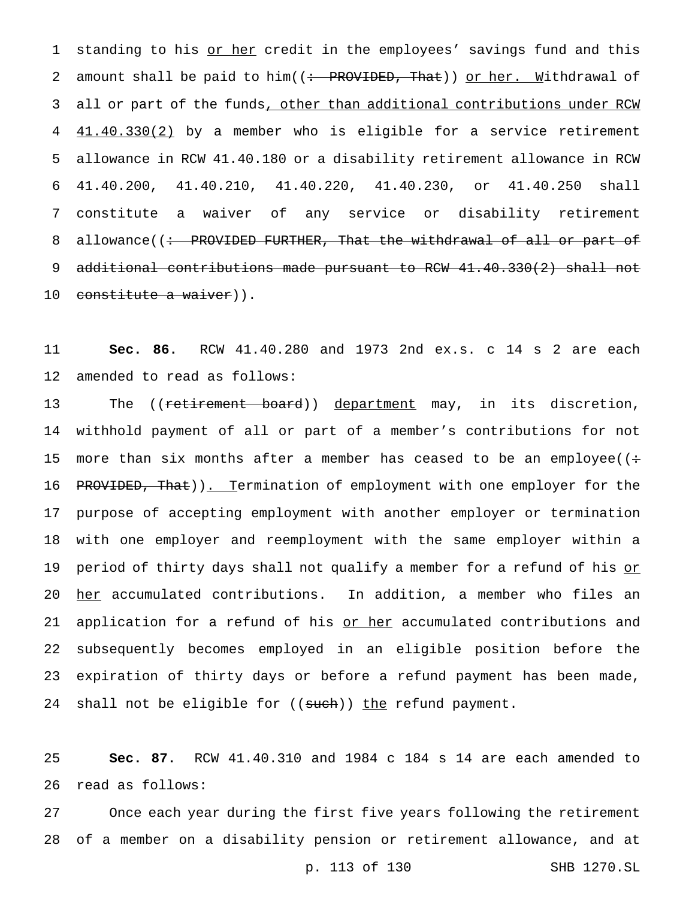standing to his or her credit in the employees' savings fund and this amount shall be paid to him((: PROVIDED, That)) or her. Withdrawal of all or part of the funds, other than additional contributions under RCW 41.40.330(2) by a member who is eligible for a service retirement allowance in RCW 41.40.180 or a disability retirement allowance in RCW 41.40.200, 41.40.210, 41.40.220, 41.40.230, or 41.40.250 shall constitute a waiver of any service or disability retirement allowance((: PROVIDED FURTHER, That the withdrawal of all or part of additional contributions made pursuant to RCW 41.40.330(2) shall not constitute a waiver)).

**Sec. 86.** RCW 41.40.280 and 1973 2nd ex.s. c 14 s 2 are each amended to read as follows:

The ((retirement board)) department may, in its discretion, withhold payment of all or part of a member's contributions for not more than six months after a member has ceased to be an employee((: PROVIDED, That)). Termination of employment with one employer for the purpose of accepting employment with another employer or termination with one employer and reemployment with the same employer within a period of thirty days shall not qualify a member for a refund of his or her accumulated contributions. In addition, a member who files an application for a refund of his or her accumulated contributions and subsequently becomes employed in an eligible position before the expiration of thirty days or before a refund payment has been made, shall not be eligible for ((such)) the refund payment.

**Sec. 87.** RCW 41.40.310 and 1984 c 184 s 14 are each amended to read as follows:

Once each year during the first five years following the retirement of a member on a disability pension or retirement allowance, and at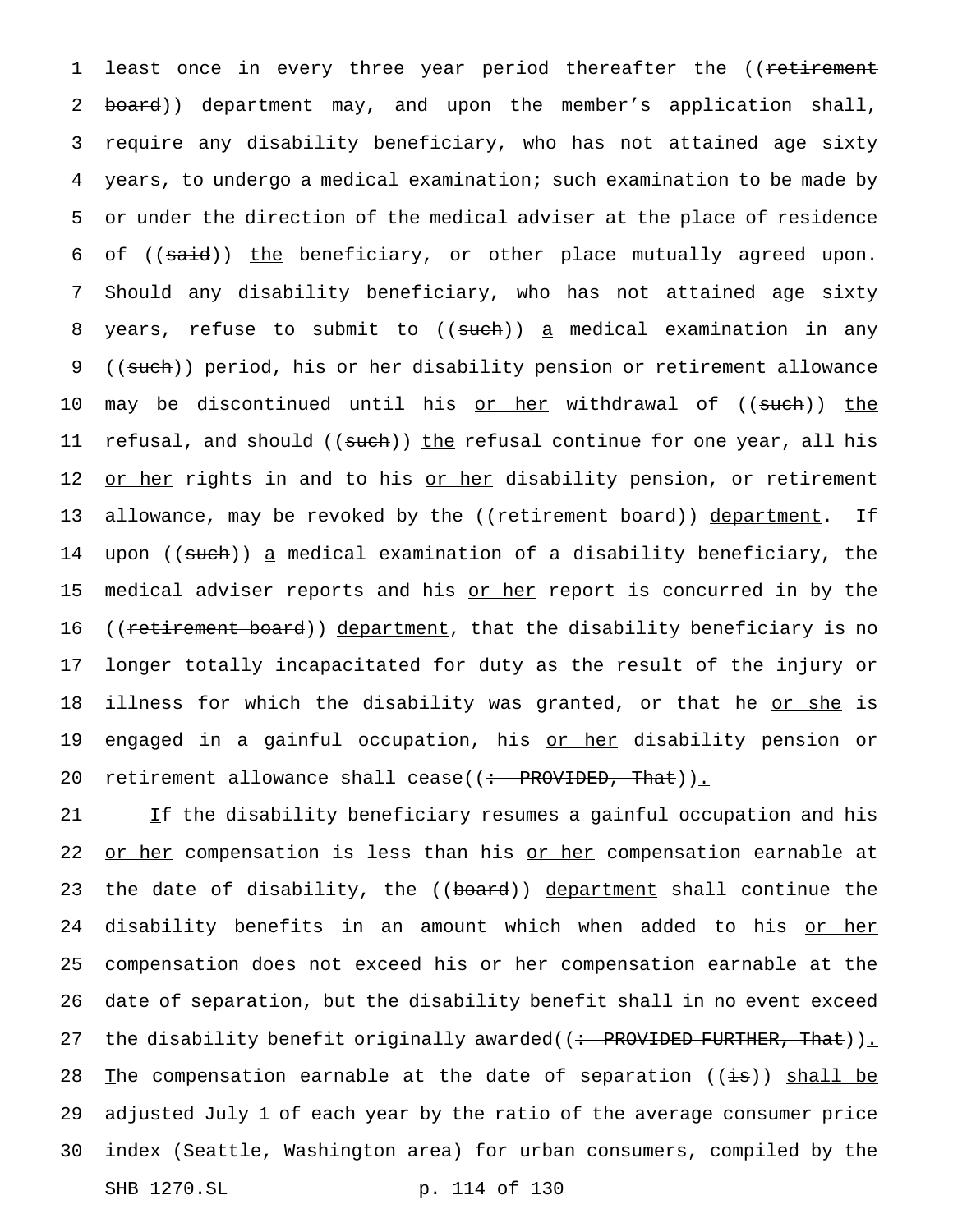least once in every three year period thereafter the ((~~retirement board~~)) department may, and upon the member's application shall, require any disability beneficiary, who has not attained age sixty years, to undergo a medical examination; such examination to be made by or under the direction of the medical adviser at the place of residence of ((~~said~~)) the beneficiary, or other place mutually agreed upon. Should any disability beneficiary, who has not attained age sixty years, refuse to submit to ((~~such~~)) a medical examination in any ((~~such~~)) period, his or her disability pension or retirement allowance may be discontinued until his or her withdrawal of ((~~such~~)) the refusal, and should ((~~such~~)) the refusal continue for one year, all his or her rights in and to his or her disability pension, or retirement allowance, may be revoked by the ((~~retirement board~~)) department. If upon ((~~such~~)) a medical examination of a disability beneficiary, the medical adviser reports and his or her report is concurred in by the ((~~retirement board~~)) department, that the disability beneficiary is no longer totally incapacitated for duty as the result of the injury or illness for which the disability was granted, or that he or she is engaged in a gainful occupation, his or her disability pension or retirement allowance shall cease((~~: PROVIDED, That~~)).

If the disability beneficiary resumes a gainful occupation and his or her compensation is less than his or her compensation earnable at the date of disability, the ((~~board~~)) department shall continue the disability benefits in an amount which when added to his or her compensation does not exceed his or her compensation earnable at the date of separation, but the disability benefit shall in no event exceed the disability benefit originally awarded((~~: PROVIDED FURTHER, That~~)). The compensation earnable at the date of separation ((~~is~~)) shall be adjusted July 1 of each year by the ratio of the average consumer price index (Seattle, Washington area) for urban consumers, compiled by the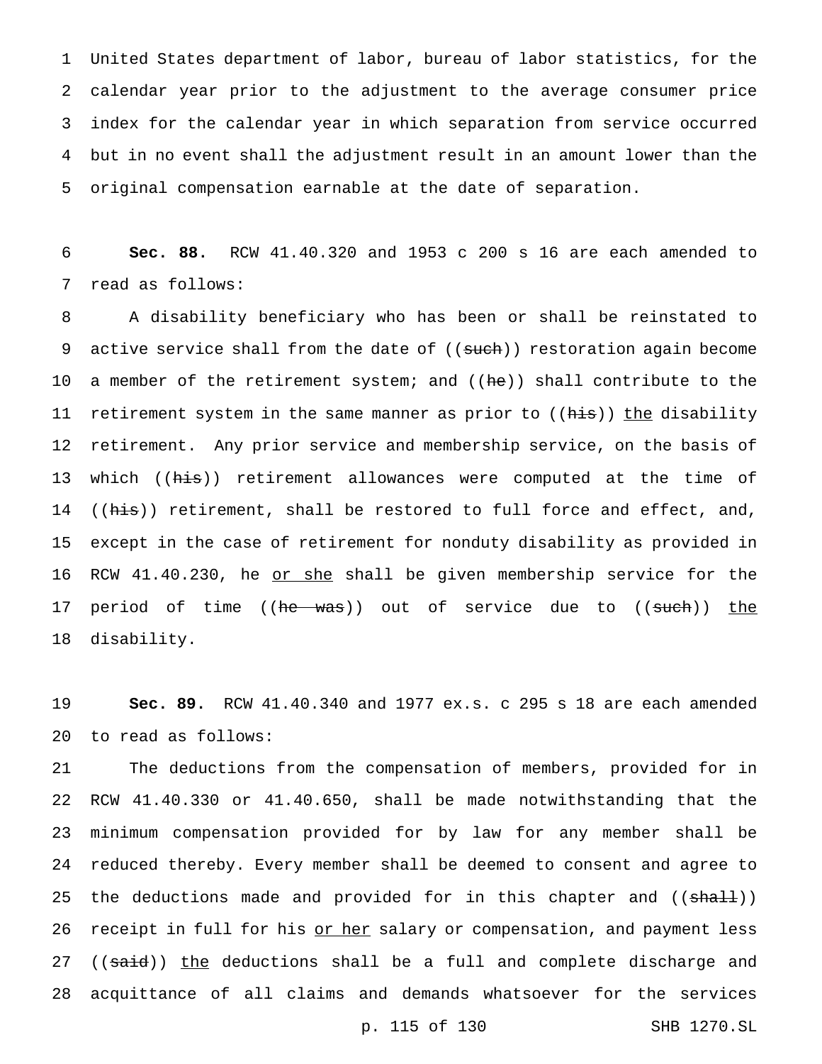United States department of labor, bureau of labor statistics, for the calendar year prior to the adjustment to the average consumer price index for the calendar year in which separation from service occurred but in no event shall the adjustment result in an amount lower than the original compensation earnable at the date of separation.

**Sec. 88.** RCW 41.40.320 and 1953 c 200 s 16 are each amended to read as follows:

A disability beneficiary who has been or shall be reinstated to active service shall from the date of ((~~such~~)) restoration again become a member of the retirement system; and ((~~he~~)) shall contribute to the retirement system in the same manner as prior to ((~~his~~)) <u>the</u> disability retirement. Any prior service and membership service, on the basis of which ((~~his~~)) retirement allowances were computed at the time of ((~~his~~)) retirement, shall be restored to full force and effect, and, except in the case of retirement for nonduty disability as provided in RCW 41.40.230, he <u>or she</u> shall be given membership service for the period of time ((~~he was~~)) out of service due to ((~~such~~)) <u>the</u> disability.

**Sec. 89.** RCW 41.40.340 and 1977 ex.s. c 295 s 18 are each amended to read as follows:

The deductions from the compensation of members, provided for in RCW 41.40.330 or 41.40.650, shall be made notwithstanding that the minimum compensation provided for by law for any member shall be reduced thereby. Every member shall be deemed to consent and agree to the deductions made and provided for in this chapter and ((~~shall~~)) receipt in full for his <u>or her</u> salary or compensation, and payment less ((~~said~~)) <u>the</u> deductions shall be a full and complete discharge and acquittance of all claims and demands whatsoever for the services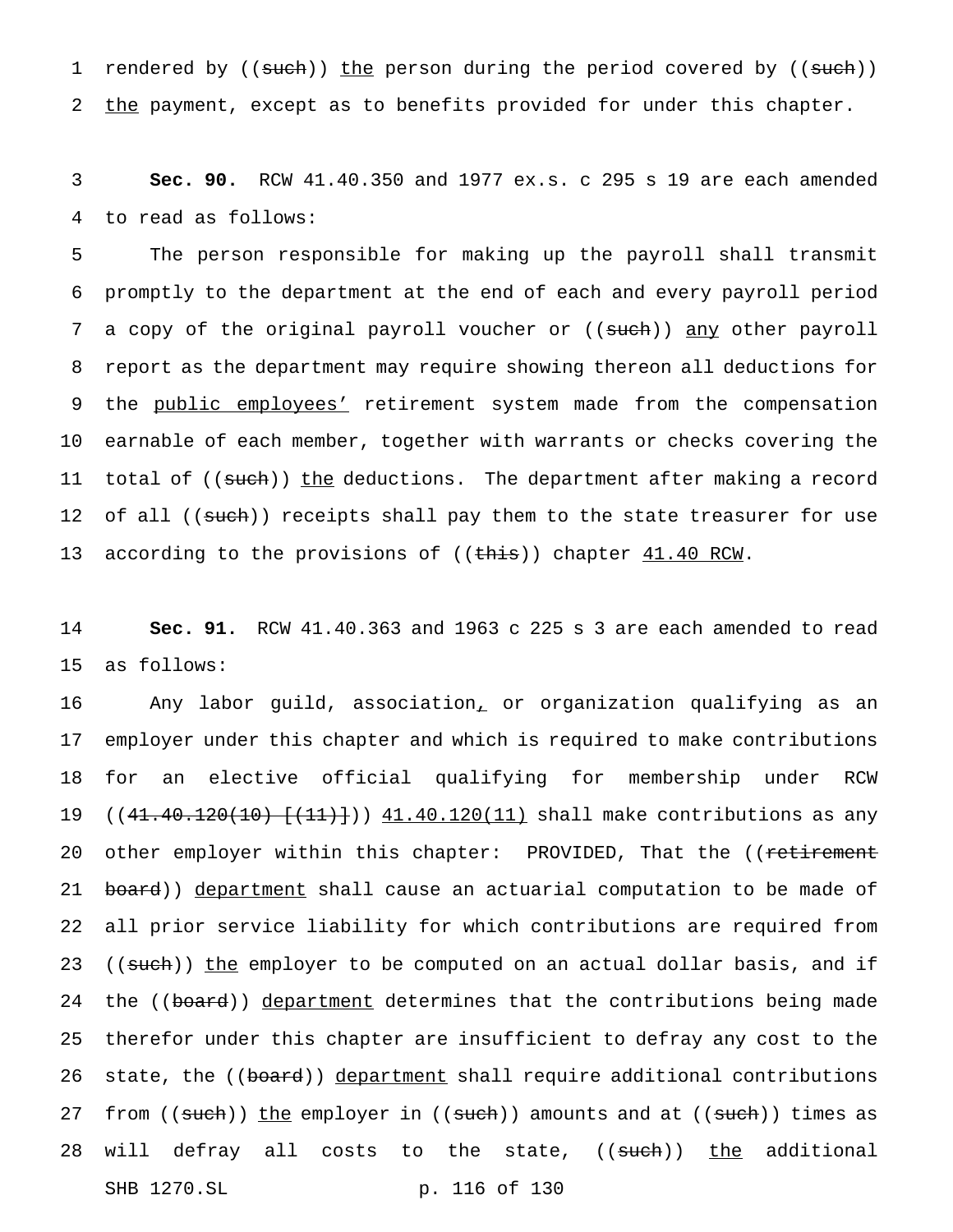rendered by ((~~such~~)) <u>the</u> person during the period covered by ((~~such~~)) <u>the</u> payment, except as to benefits provided for under this chapter.

**Sec. 90.** RCW 41.40.350 and 1977 ex.s. c 295 s 19 are each amended to read as follows:

The person responsible for making up the payroll shall transmit promptly to the department at the end of each and every payroll period a copy of the original payroll voucher or ((~~such~~)) <u>any</u> other payroll report as the department may require showing thereon all deductions for the <u>public employees'</u> retirement system made from the compensation earnable of each member, together with warrants or checks covering the total of ((~~such~~)) <u>the</u> deductions. The department after making a record of all ((~~such~~)) receipts shall pay them to the state treasurer for use according to the provisions of ((~~this~~)) chapter <u>41.40 RCW</u>.

**Sec. 91.** RCW 41.40.363 and 1963 c 225 s 3 are each amended to read as follows:

Any labor guild, association<u>,</u> or organization qualifying as an employer under this chapter and which is required to make contributions for an elective official qualifying for membership under RCW ((~~41.40.120(10) [(11)]~~)) <u>41.40.120(11)</u> shall make contributions as any other employer within this chapter: PROVIDED, That the ((~~retirement board~~)) <u>department</u> shall cause an actuarial computation to be made of all prior service liability for which contributions are required from ((~~such~~)) <u>the</u> employer to be computed on an actual dollar basis, and if the ((~~board~~)) <u>department</u> determines that the contributions being made therefor under this chapter are insufficient to defray any cost to the state, the ((~~board~~)) <u>department</u> shall require additional contributions from ((~~such~~)) <u>the</u> employer in ((~~such~~)) amounts and at ((~~such~~)) times as will defray all costs to the state, ((~~such~~)) <u>the</u> additional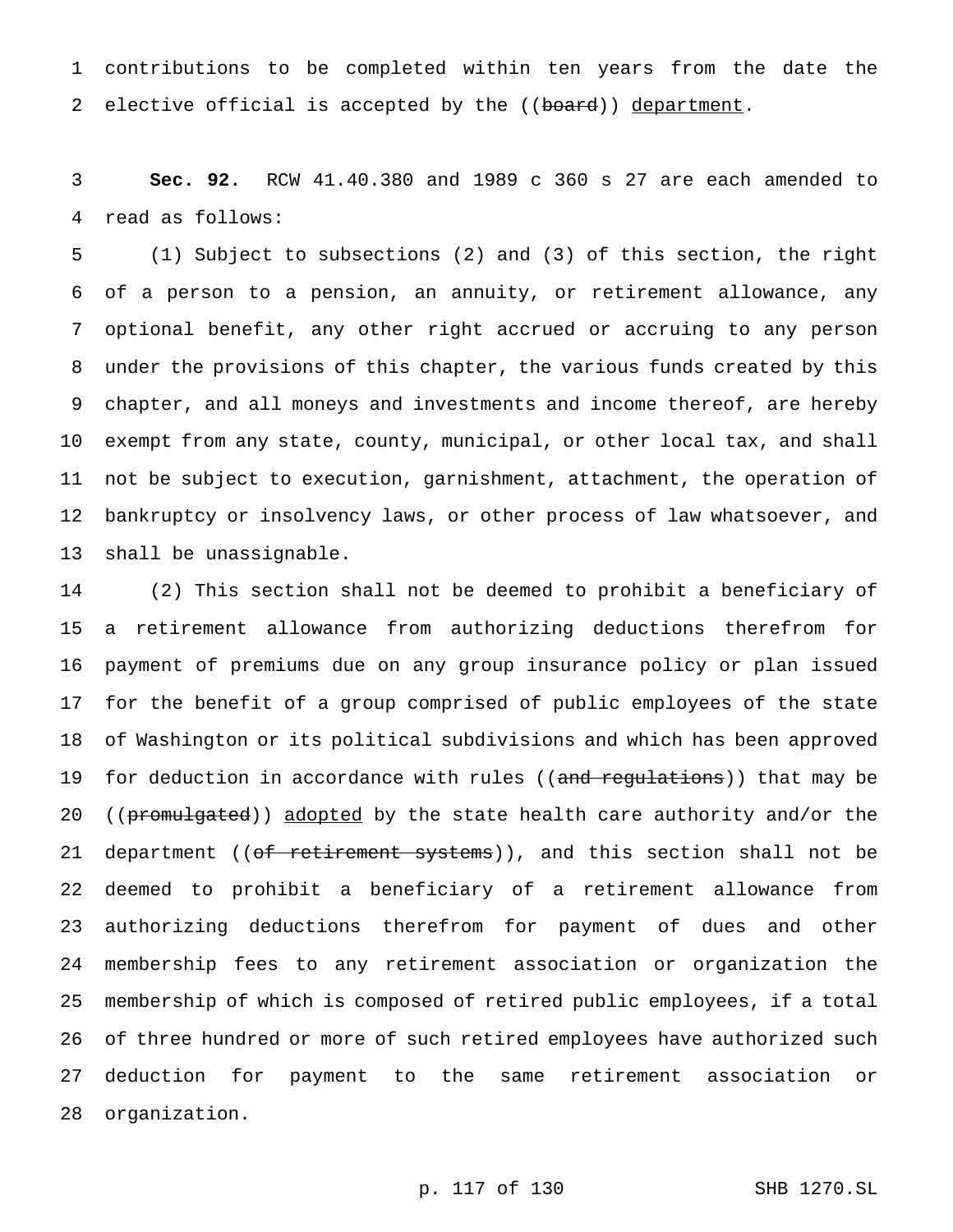contributions to be completed within ten years from the date the elective official is accepted by the ((~~board~~)) department.

**Sec. 92.** RCW 41.40.380 and 1989 c 360 s 27 are each amended to read as follows:

(1) Subject to subsections (2) and (3) of this section, the right of a person to a pension, an annuity, or retirement allowance, any optional benefit, any other right accrued or accruing to any person under the provisions of this chapter, the various funds created by this chapter, and all moneys and investments and income thereof, are hereby exempt from any state, county, municipal, or other local tax, and shall not be subject to execution, garnishment, attachment, the operation of bankruptcy or insolvency laws, or other process of law whatsoever, and shall be unassignable.

(2) This section shall not be deemed to prohibit a beneficiary of a retirement allowance from authorizing deductions therefrom for payment of premiums due on any group insurance policy or plan issued for the benefit of a group comprised of public employees of the state of Washington or its political subdivisions and which has been approved for deduction in accordance with rules ((~~and regulations~~)) that may be ((~~promulgated~~)) adopted by the state health care authority and/or the department ((~~of retirement systems~~)), and this section shall not be deemed to prohibit a beneficiary of a retirement allowance from authorizing deductions therefrom for payment of dues and other membership fees to any retirement association or organization the membership of which is composed of retired public employees, if a total of three hundred or more of such retired employees have authorized such deduction for payment to the same retirement association or organization.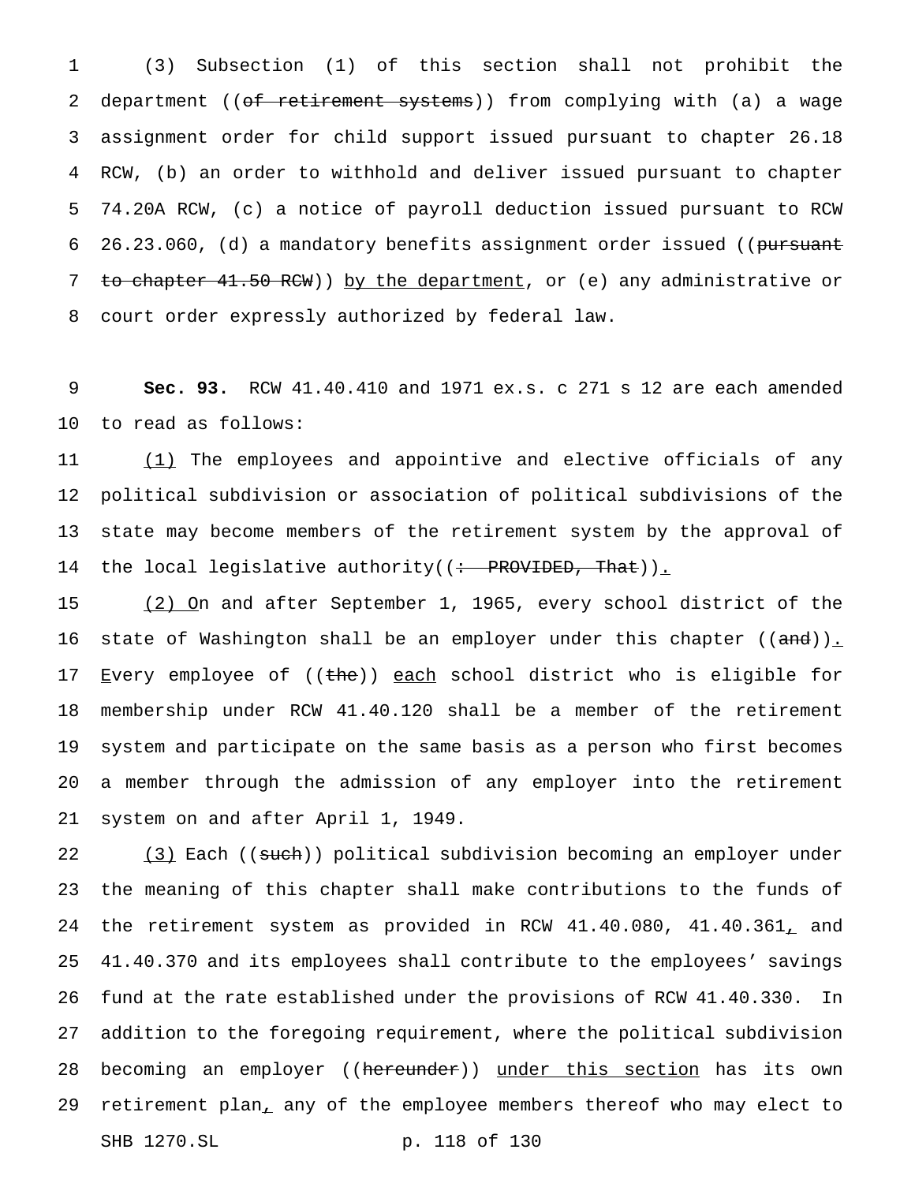(3) Subsection (1) of this section shall not prohibit the department ((~~of retirement systems~~)) from complying with (a) a wage assignment order for child support issued pursuant to chapter 26.18 RCW, (b) an order to withhold and deliver issued pursuant to chapter 74.20A RCW, (c) a notice of payroll deduction issued pursuant to RCW 26.23.060, (d) a mandatory benefits assignment order issued ((~~pursuant to chapter 41.50 RCW~~)) <u>by the department</u>, or (e) any administrative or court order expressly authorized by federal law.

**Sec. 93.** RCW 41.40.410 and 1971 ex.s. c 271 s 12 are each amended to read as follows:

<u>(1)</u> The employees and appointive and elective officials of any political subdivision or association of political subdivisions of the state may become members of the retirement system by the approval of the local legislative authority((~~: PROVIDED, That~~))<u>.</u>

<u>(2) O</u>n and after September 1, 1965, every school district of the state of Washington shall be an employer under this chapter ((~~and~~))<u>.</u> <u>E</u>very employee of ((~~the~~)) <u>each</u> school district who is eligible for membership under RCW 41.40.120 shall be a member of the retirement system and participate on the same basis as a person who first becomes a member through the admission of any employer into the retirement system on and after April 1, 1949.

<u>(3)</u> Each ((~~such~~)) political subdivision becoming an employer under the meaning of this chapter shall make contributions to the funds of the retirement system as provided in RCW 41.40.080, 41.40.361<u>,</u> and 41.40.370 and its employees shall contribute to the employees' savings fund at the rate established under the provisions of RCW 41.40.330. In addition to the foregoing requirement, where the political subdivision becoming an employer ((~~hereunder~~)) <u>under this section</u> has its own retirement plan<u>,</u> any of the employee members thereof who may elect to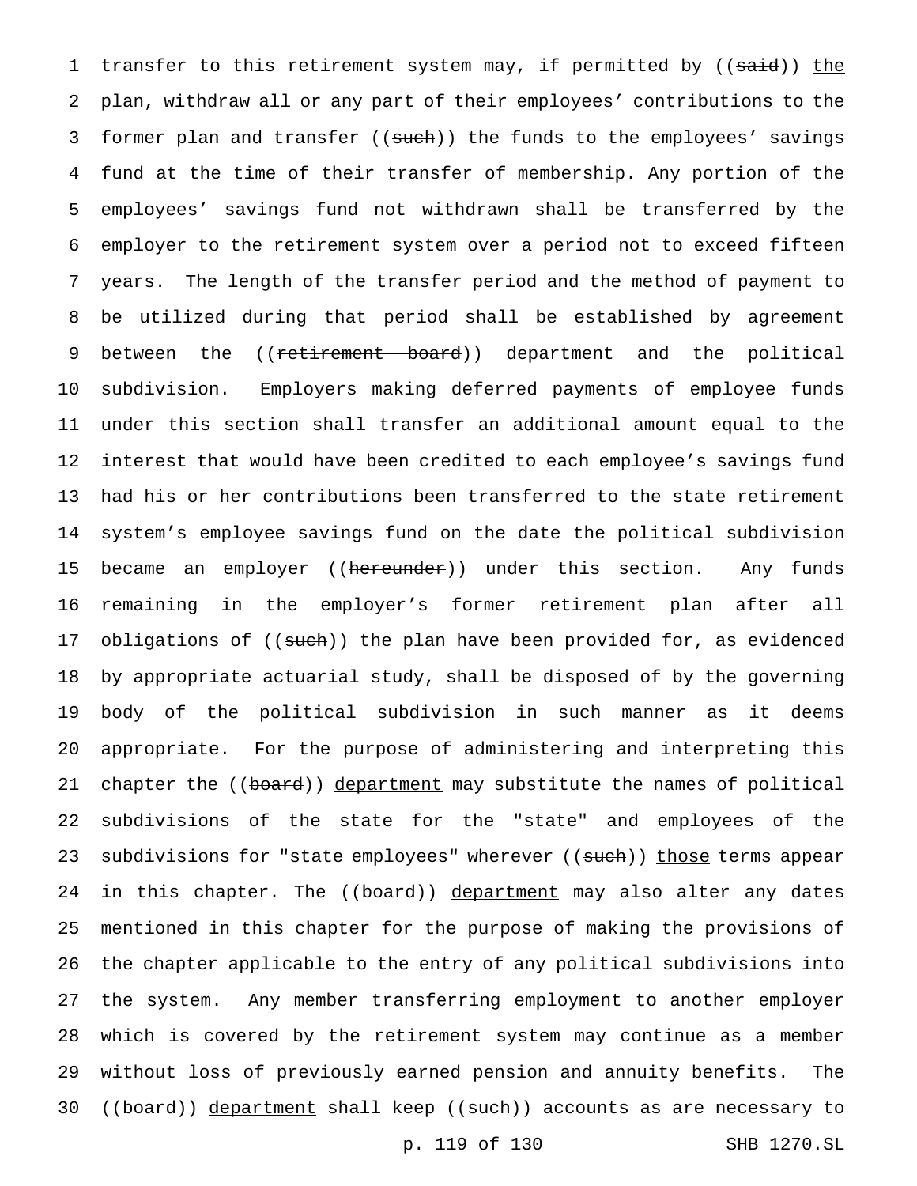transfer to this retirement system may, if permitted by ((~~said~~)) <u>the</u> plan, withdraw all or any part of their employees' contributions to the former plan and transfer ((~~such~~)) <u>the</u> funds to the employees' savings fund at the time of their transfer of membership. Any portion of the employees' savings fund not withdrawn shall be transferred by the employer to the retirement system over a period not to exceed fifteen years. The length of the transfer period and the method of payment to be utilized during that period shall be established by agreement between the ((~~retirement board~~)) <u>department</u> and the political subdivision. Employers making deferred payments of employee funds under this section shall transfer an additional amount equal to the interest that would have been credited to each employee's savings fund had his <u>or her</u> contributions been transferred to the state retirement system's employee savings fund on the date the political subdivision became an employer ((~~hereunder~~)) <u>under this section</u>. Any funds remaining in the employer's former retirement plan after all obligations of ((~~such~~)) <u>the</u> plan have been provided for, as evidenced by appropriate actuarial study, shall be disposed of by the governing body of the political subdivision in such manner as it deems appropriate. For the purpose of administering and interpreting this chapter the ((~~board~~)) <u>department</u> may substitute the names of political subdivisions of the state for the "state" and employees of the subdivisions for "state employees" wherever ((~~such~~)) <u>those</u> terms appear in this chapter. The ((~~board~~)) <u>department</u> may also alter any dates mentioned in this chapter for the purpose of making the provisions of the chapter applicable to the entry of any political subdivisions into the system. Any member transferring employment to another employer which is covered by the retirement system may continue as a member without loss of previously earned pension and annuity benefits. The ((~~board~~)) <u>department</u> shall keep ((~~such~~)) accounts as are necessary to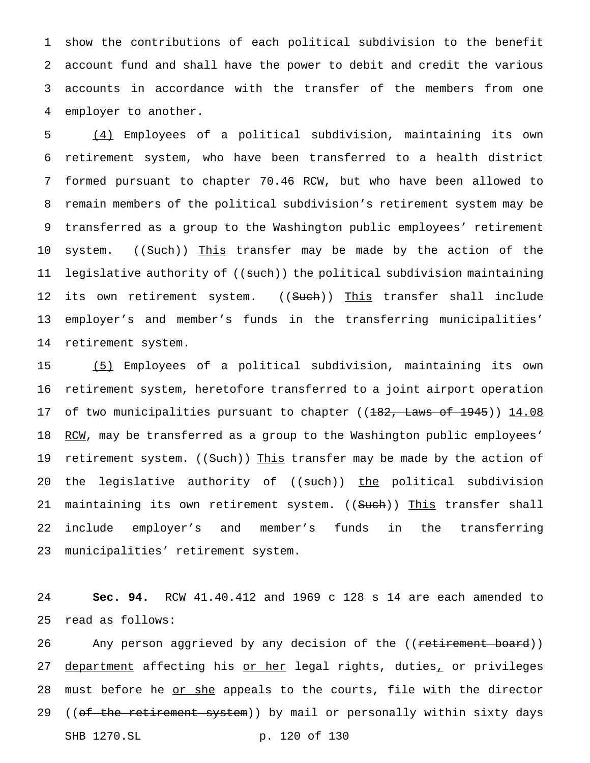show the contributions of each political subdivision to the benefit account fund and shall have the power to debit and credit the various accounts in accordance with the transfer of the members from one employer to another.

(4) Employees of a political subdivision, maintaining its own retirement system, who have been transferred to a health district formed pursuant to chapter 70.46 RCW, but who have been allowed to remain members of the political subdivision's retirement system may be transferred as a group to the Washington public employees' retirement system. ((~~Such~~)) This transfer may be made by the action of the legislative authority of ((~~such~~)) the political subdivision maintaining its own retirement system. ((~~Such~~)) This transfer shall include employer's and member's funds in the transferring municipalities' retirement system.

(5) Employees of a political subdivision, maintaining its own retirement system, heretofore transferred to a joint airport operation of two municipalities pursuant to chapter ((~~182, Laws of 1945~~)) 14.08 RCW, may be transferred as a group to the Washington public employees' retirement system. ((~~Such~~)) This transfer may be made by the action of the legislative authority of ((~~such~~)) the political subdivision maintaining its own retirement system. ((~~Such~~)) This transfer shall include employer's and member's funds in the transferring municipalities' retirement system.

**Sec. 94.** RCW 41.40.412 and 1969 c 128 s 14 are each amended to read as follows:

Any person aggrieved by any decision of the ((~~retirement board~~)) department affecting his or her legal rights, duties, or privileges must before he or she appeals to the courts, file with the director ((~~of the retirement system~~)) by mail or personally within sixty days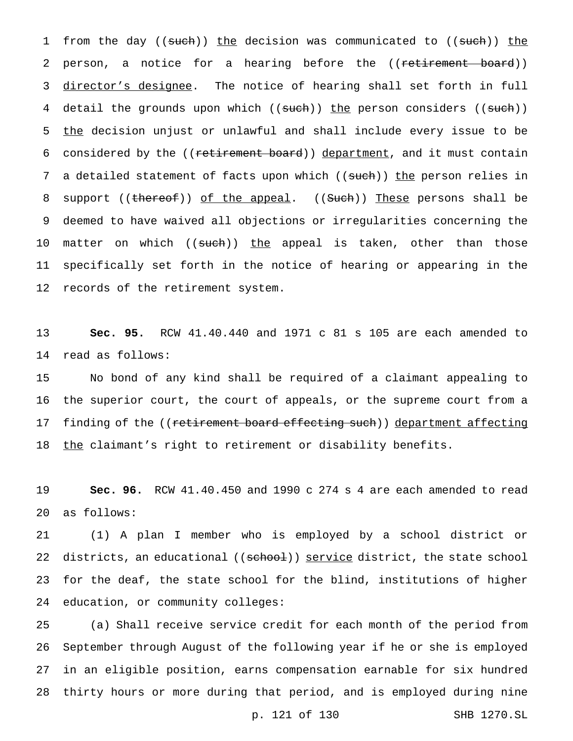from the day ((~~such~~)) the decision was communicated to ((~~such~~)) the person, a notice for a hearing before the ((~~retirement board~~)) director's designee. The notice of hearing shall set forth in full detail the grounds upon which ((~~such~~)) the person considers ((~~such~~)) the decision unjust or unlawful and shall include every issue to be considered by the ((~~retirement board~~)) department, and it must contain a detailed statement of facts upon which ((~~such~~)) the person relies in support ((~~thereof~~)) of the appeal. ((~~Such~~)) These persons shall be deemed to have waived all objections or irregularities concerning the matter on which ((~~such~~)) the appeal is taken, other than those specifically set forth in the notice of hearing or appearing in the records of the retirement system.

**Sec. 95.** RCW 41.40.440 and 1971 c 81 s 105 are each amended to read as follows:

No bond of any kind shall be required of a claimant appealing to the superior court, the court of appeals, or the supreme court from a finding of the ((~~retirement board effecting such~~)) department affecting the claimant's right to retirement or disability benefits.

**Sec. 96.** RCW 41.40.450 and 1990 c 274 s 4 are each amended to read as follows:

(1) A plan I member who is employed by a school district or districts, an educational ((~~school~~)) service district, the state school for the deaf, the state school for the blind, institutions of higher education, or community colleges:

(a) Shall receive service credit for each month of the period from September through August of the following year if he or she is employed in an eligible position, earns compensation earnable for six hundred thirty hours or more during that period, and is employed during nine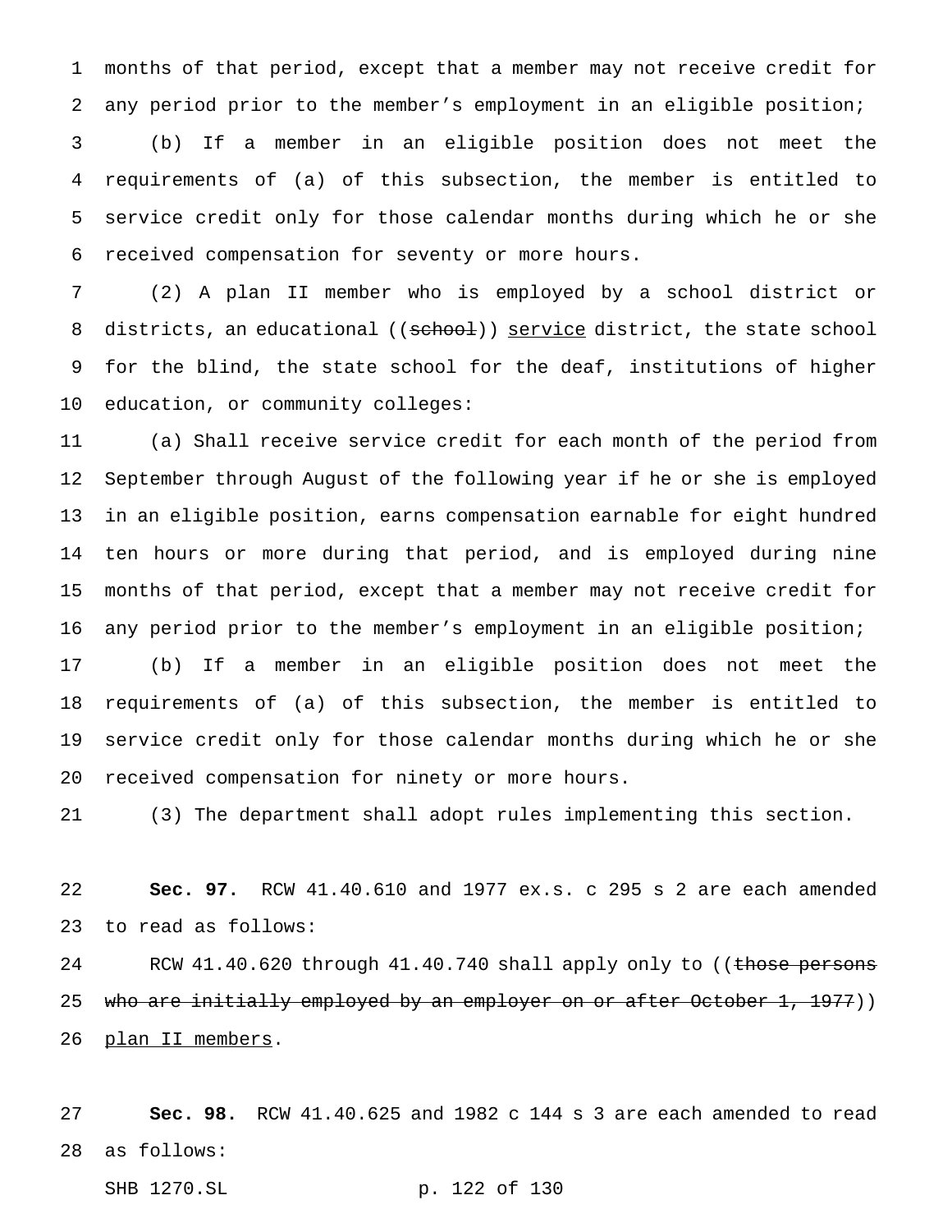months of that period, except that a member may not receive credit for any period prior to the member's employment in an eligible position;

(b) If a member in an eligible position does not meet the requirements of (a) of this subsection, the member is entitled to service credit only for those calendar months during which he or she received compensation for seventy or more hours.

(2) A plan II member who is employed by a school district or districts, an educational ((~~school~~)) <u>service</u> district, the state school for the blind, the state school for the deaf, institutions of higher education, or community colleges:

(a) Shall receive service credit for each month of the period from September through August of the following year if he or she is employed in an eligible position, earns compensation earnable for eight hundred ten hours or more during that period, and is employed during nine months of that period, except that a member may not receive credit for any period prior to the member's employment in an eligible position;

(b) If a member in an eligible position does not meet the requirements of (a) of this subsection, the member is entitled to service credit only for those calendar months during which he or she received compensation for ninety or more hours.

(3) The department shall adopt rules implementing this section.

**Sec. 97.** RCW 41.40.610 and 1977 ex.s. c 295 s 2 are each amended to read as follows:

RCW 41.40.620 through 41.40.740 shall apply only to ((~~those persons who are initially employed by an employer on or after October 1, 1977~~)) <u>plan II members</u>.

**Sec. 98.** RCW 41.40.625 and 1982 c 144 s 3 are each amended to read as follows: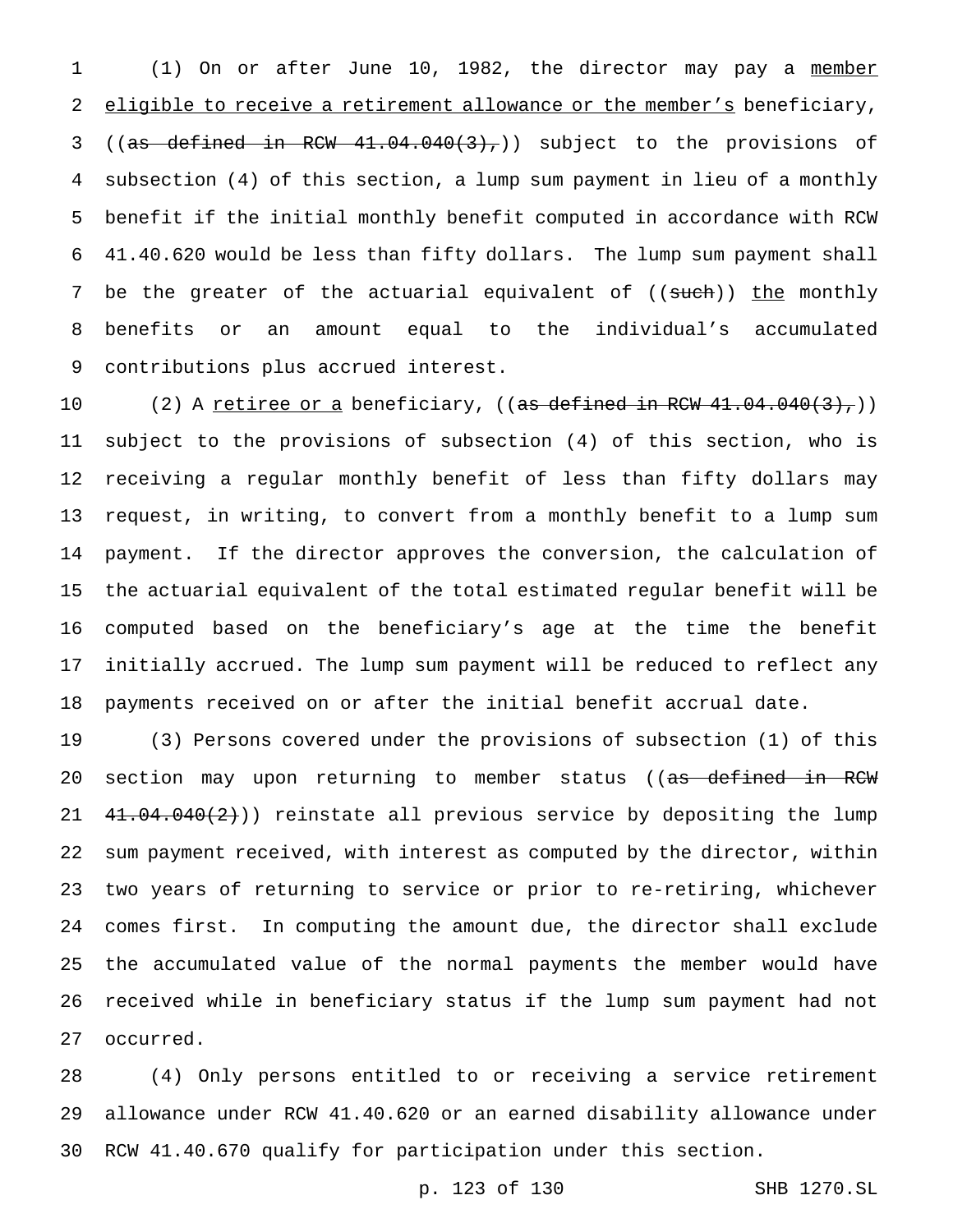(1) On or after June 10, 1982, the director may pay a <u>member eligible to receive a retirement allowance or the member's</u> beneficiary, ((~~as defined in RCW 41.04.040(3),~~)) subject to the provisions of subsection (4) of this section, a lump sum payment in lieu of a monthly benefit if the initial monthly benefit computed in accordance with RCW 41.40.620 would be less than fifty dollars. The lump sum payment shall be the greater of the actuarial equivalent of ((~~such~~)) <u>the</u> monthly benefits or an amount equal to the individual's accumulated contributions plus accrued interest.

(2) A <u>retiree or a</u> beneficiary, ((~~as defined in RCW 41.04.040(3),~~)) subject to the provisions of subsection (4) of this section, who is receiving a regular monthly benefit of less than fifty dollars may request, in writing, to convert from a monthly benefit to a lump sum payment. If the director approves the conversion, the calculation of the actuarial equivalent of the total estimated regular benefit will be computed based on the beneficiary's age at the time the benefit initially accrued. The lump sum payment will be reduced to reflect any payments received on or after the initial benefit accrual date.

(3) Persons covered under the provisions of subsection (1) of this section may upon returning to member status ((~~as defined in RCW 41.04.040(2)~~)) reinstate all previous service by depositing the lump sum payment received, with interest as computed by the director, within two years of returning to service or prior to re-retiring, whichever comes first. In computing the amount due, the director shall exclude the accumulated value of the normal payments the member would have received while in beneficiary status if the lump sum payment had not occurred.

(4) Only persons entitled to or receiving a service retirement allowance under RCW 41.40.620 or an earned disability allowance under RCW 41.40.670 qualify for participation under this section.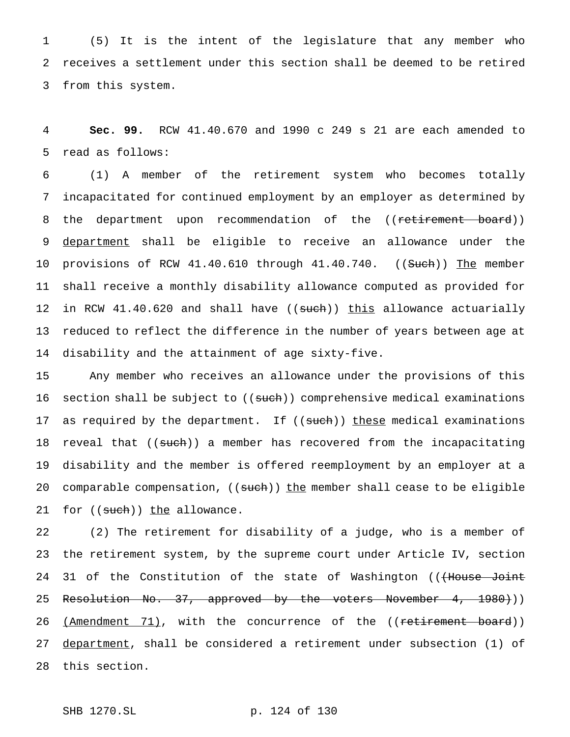(5) It is the intent of the legislature that any member who receives a settlement under this section shall be deemed to be retired from this system.

**Sec. 99.** RCW 41.40.670 and 1990 c 249 s 21 are each amended to read as follows:

(1) A member of the retirement system who becomes totally incapacitated for continued employment by an employer as determined by the department upon recommendation of the ((~~retirement board~~)) department shall be eligible to receive an allowance under the provisions of RCW 41.40.610 through 41.40.740. ((~~Such~~)) The member shall receive a monthly disability allowance computed as provided for in RCW 41.40.620 and shall have ((~~such~~)) this allowance actuarially reduced to reflect the difference in the number of years between age at disability and the attainment of age sixty-five.

Any member who receives an allowance under the provisions of this section shall be subject to ((~~such~~)) comprehensive medical examinations as required by the department. If ((~~such~~)) these medical examinations reveal that ((~~such~~)) a member has recovered from the incapacitating disability and the member is offered reemployment by an employer at a comparable compensation, ((~~such~~)) the member shall cease to be eligible for ((~~such~~)) the allowance.

(2) The retirement for disability of a judge, who is a member of the retirement system, by the supreme court under Article IV, section 31 of the Constitution of the state of Washington ((~~(House Joint Resolution No. 37, approved by the voters November 4, 1980)~~)) (Amendment 71), with the concurrence of the ((~~retirement board~~)) department, shall be considered a retirement under subsection (1) of this section.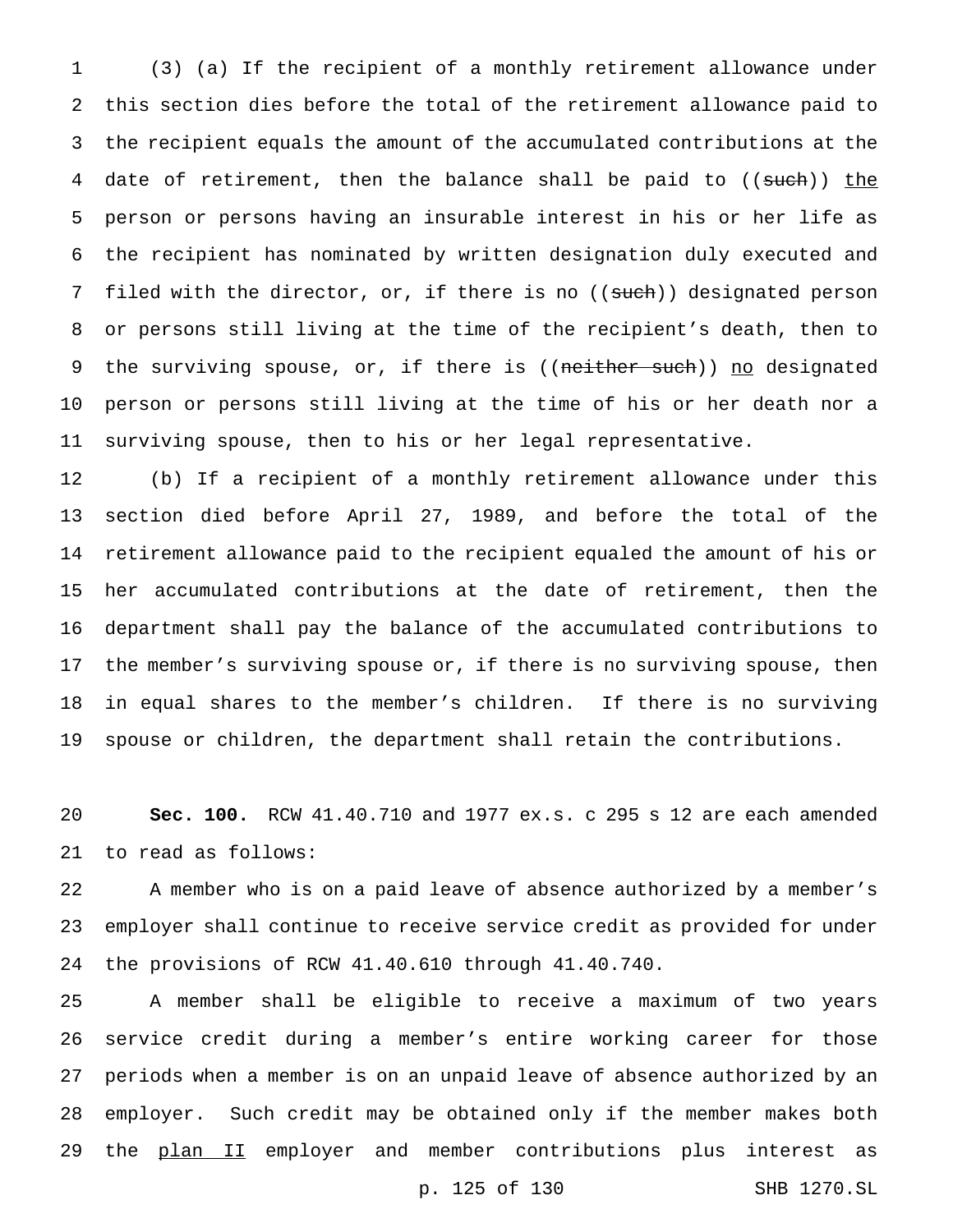(3) (a) If the recipient of a monthly retirement allowance under this section dies before the total of the retirement allowance paid to the recipient equals the amount of the accumulated contributions at the date of retirement, then the balance shall be paid to ((~~such~~)) <u>the</u> person or persons having an insurable interest in his or her life as the recipient has nominated by written designation duly executed and filed with the director, or, if there is no ((~~such~~)) designated person or persons still living at the time of the recipient's death, then to the surviving spouse, or, if there is ((~~neither such~~)) <u>no</u> designated person or persons still living at the time of his or her death nor a surviving spouse, then to his or her legal representative.

(b) If a recipient of a monthly retirement allowance under this section died before April 27, 1989, and before the total of the retirement allowance paid to the recipient equaled the amount of his or her accumulated contributions at the date of retirement, then the department shall pay the balance of the accumulated contributions to the member's surviving spouse or, if there is no surviving spouse, then in equal shares to the member's children. If there is no surviving spouse or children, the department shall retain the contributions.

**Sec. 100.** RCW 41.40.710 and 1977 ex.s. c 295 s 12 are each amended to read as follows:

A member who is on a paid leave of absence authorized by a member's employer shall continue to receive service credit as provided for under the provisions of RCW 41.40.610 through 41.40.740.

A member shall be eligible to receive a maximum of two years service credit during a member's entire working career for those periods when a member is on an unpaid leave of absence authorized by an employer. Such credit may be obtained only if the member makes both the <u>plan II</u> employer and member contributions plus interest as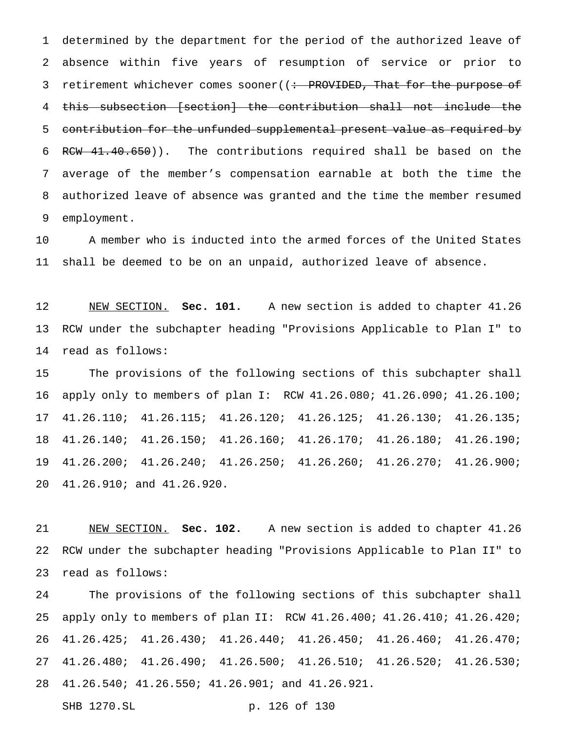determined by the department for the period of the authorized leave of absence within five years of resumption of service or prior to retirement whichever comes sooner((~~: PROVIDED, That for the purpose of this subsection [section] the contribution shall not include the contribution for the unfunded supplemental present value as required by RCW 41.40.650~~)). The contributions required shall be based on the average of the member's compensation earnable at both the time the authorized leave of absence was granted and the time the member resumed employment.

A member who is inducted into the armed forces of the United States shall be deemed to be on an unpaid, authorized leave of absence.

NEW SECTION. **Sec. 101.** A new section is added to chapter 41.26 RCW under the subchapter heading "Provisions Applicable to Plan I" to read as follows:

The provisions of the following sections of this subchapter shall apply only to members of plan I: RCW 41.26.080; 41.26.090; 41.26.100; 41.26.110; 41.26.115; 41.26.120; 41.26.125; 41.26.130; 41.26.135; 41.26.140; 41.26.150; 41.26.160; 41.26.170; 41.26.180; 41.26.190; 41.26.200; 41.26.240; 41.26.250; 41.26.260; 41.26.270; 41.26.900; 41.26.910; and 41.26.920.

NEW SECTION. **Sec. 102.** A new section is added to chapter 41.26 RCW under the subchapter heading "Provisions Applicable to Plan II" to read as follows:

The provisions of the following sections of this subchapter shall apply only to members of plan II: RCW 41.26.400; 41.26.410; 41.26.420; 41.26.425; 41.26.430; 41.26.440; 41.26.450; 41.26.460; 41.26.470; 41.26.480; 41.26.490; 41.26.500; 41.26.510; 41.26.520; 41.26.530; 41.26.540; 41.26.550; 41.26.901; and 41.26.921.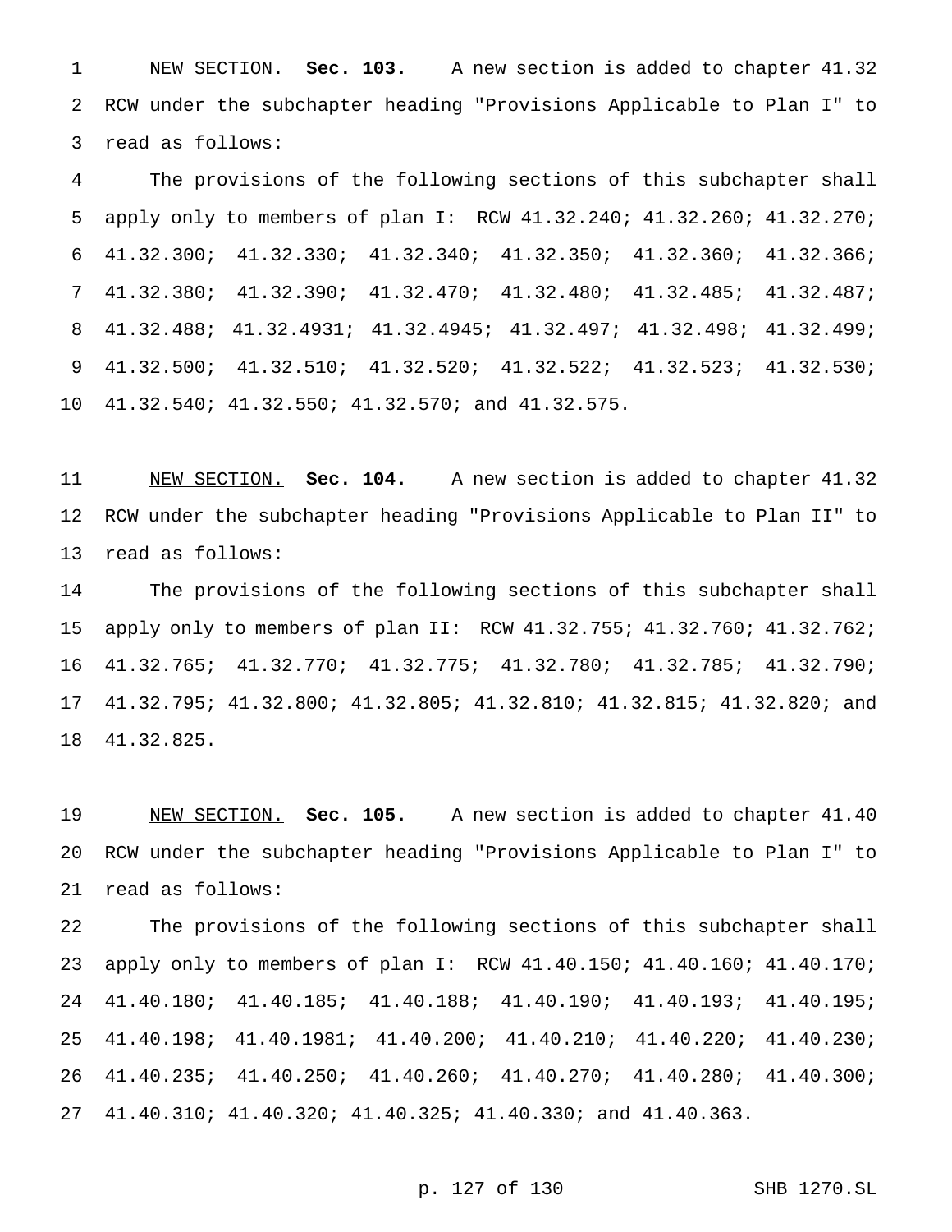NEW SECTION. **Sec. 103.** A new section is added to chapter 41.32 RCW under the subchapter heading "Provisions Applicable to Plan I" to read as follows:

The provisions of the following sections of this subchapter shall apply only to members of plan I: RCW 41.32.240; 41.32.260; 41.32.270; 41.32.300; 41.32.330; 41.32.340; 41.32.350; 41.32.360; 41.32.366; 41.32.380; 41.32.390; 41.32.470; 41.32.480; 41.32.485; 41.32.487; 41.32.488; 41.32.4931; 41.32.4945; 41.32.497; 41.32.498; 41.32.499; 41.32.500; 41.32.510; 41.32.520; 41.32.522; 41.32.523; 41.32.530; 41.32.540; 41.32.550; 41.32.570; and 41.32.575.

NEW SECTION. **Sec. 104.** A new section is added to chapter 41.32 RCW under the subchapter heading "Provisions Applicable to Plan II" to read as follows:

The provisions of the following sections of this subchapter shall apply only to members of plan II: RCW 41.32.755; 41.32.760; 41.32.762; 41.32.765; 41.32.770; 41.32.775; 41.32.780; 41.32.785; 41.32.790; 41.32.795; 41.32.800; 41.32.805; 41.32.810; 41.32.815; 41.32.820; and 41.32.825.

NEW SECTION. **Sec. 105.** A new section is added to chapter 41.40 RCW under the subchapter heading "Provisions Applicable to Plan I" to read as follows:

The provisions of the following sections of this subchapter shall apply only to members of plan I: RCW 41.40.150; 41.40.160; 41.40.170; 41.40.180; 41.40.185; 41.40.188; 41.40.190; 41.40.193; 41.40.195; 41.40.198; 41.40.1981; 41.40.200; 41.40.210; 41.40.220; 41.40.230; 41.40.235; 41.40.250; 41.40.260; 41.40.270; 41.40.280; 41.40.300; 41.40.310; 41.40.320; 41.40.325; 41.40.330; and 41.40.363.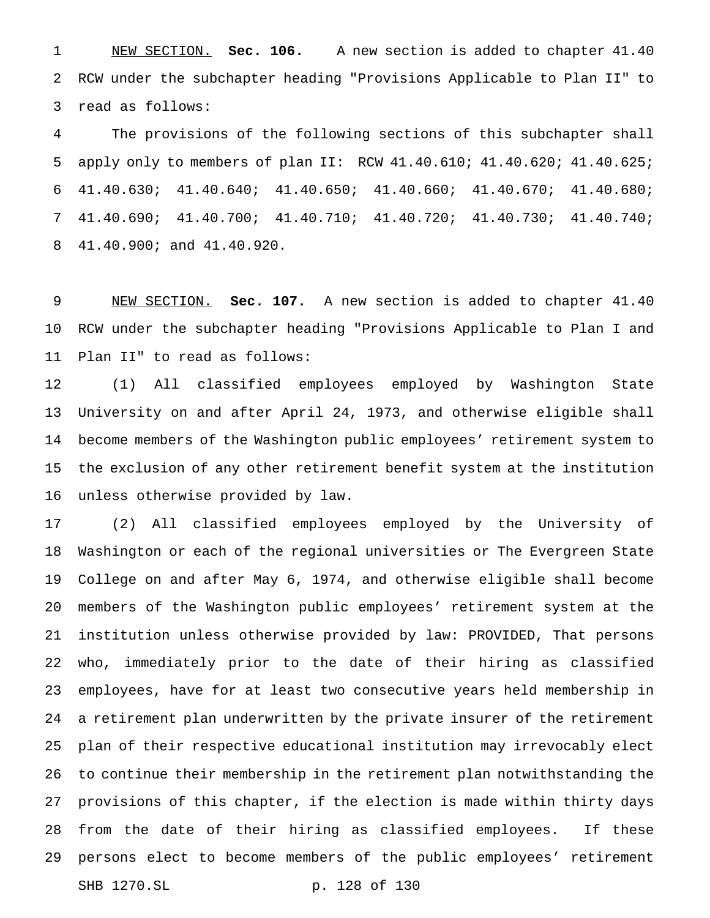NEW SECTION. **Sec. 106.** A new section is added to chapter 41.40 RCW under the subchapter heading "Provisions Applicable to Plan II" to read as follows:

The provisions of the following sections of this subchapter shall apply only to members of plan II: RCW 41.40.610; 41.40.620; 41.40.625; 41.40.630; 41.40.640; 41.40.650; 41.40.660; 41.40.670; 41.40.680; 41.40.690; 41.40.700; 41.40.710; 41.40.720; 41.40.730; 41.40.740; 41.40.900; and 41.40.920.

NEW SECTION. **Sec. 107.** A new section is added to chapter 41.40 RCW under the subchapter heading "Provisions Applicable to Plan I and Plan II" to read as follows:

(1) All classified employees employed by Washington State University on and after April 24, 1973, and otherwise eligible shall become members of the Washington public employees' retirement system to the exclusion of any other retirement benefit system at the institution unless otherwise provided by law.

(2) All classified employees employed by the University of Washington or each of the regional universities or The Evergreen State College on and after May 6, 1974, and otherwise eligible shall become members of the Washington public employees' retirement system at the institution unless otherwise provided by law: PROVIDED, That persons who, immediately prior to the date of their hiring as classified employees, have for at least two consecutive years held membership in a retirement plan underwritten by the private insurer of the retirement plan of their respective educational institution may irrevocably elect to continue their membership in the retirement plan notwithstanding the provisions of this chapter, if the election is made within thirty days from the date of their hiring as classified employees. If these persons elect to become members of the public employees' retirement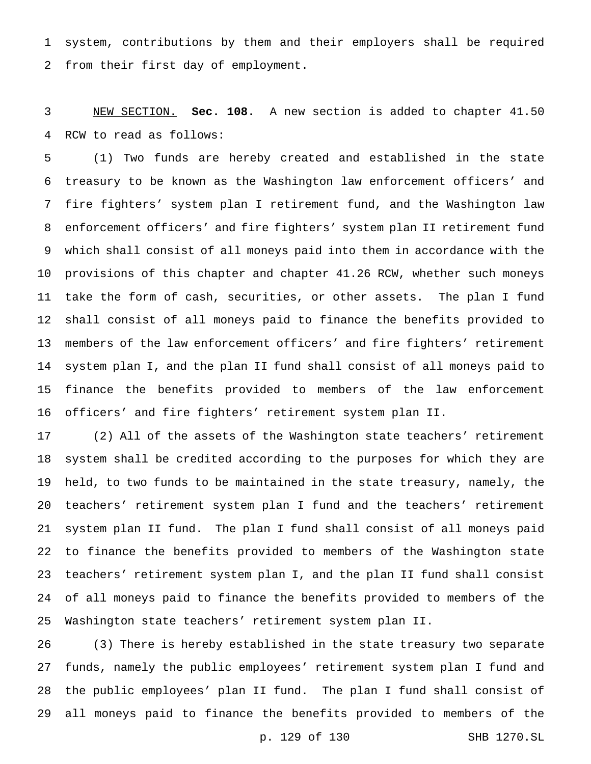system, contributions by them and their employers shall be required from their first day of employment.

NEW SECTION. **Sec. 108.** A new section is added to chapter 41.50 RCW to read as follows:

(1) Two funds are hereby created and established in the state treasury to be known as the Washington law enforcement officers' and fire fighters' system plan I retirement fund, and the Washington law enforcement officers' and fire fighters' system plan II retirement fund which shall consist of all moneys paid into them in accordance with the provisions of this chapter and chapter 41.26 RCW, whether such moneys take the form of cash, securities, or other assets. The plan I fund shall consist of all moneys paid to finance the benefits provided to members of the law enforcement officers' and fire fighters' retirement system plan I, and the plan II fund shall consist of all moneys paid to finance the benefits provided to members of the law enforcement officers' and fire fighters' retirement system plan II.

(2) All of the assets of the Washington state teachers' retirement system shall be credited according to the purposes for which they are held, to two funds to be maintained in the state treasury, namely, the teachers' retirement system plan I fund and the teachers' retirement system plan II fund. The plan I fund shall consist of all moneys paid to finance the benefits provided to members of the Washington state teachers' retirement system plan I, and the plan II fund shall consist of all moneys paid to finance the benefits provided to members of the Washington state teachers' retirement system plan II.

(3) There is hereby established in the state treasury two separate funds, namely the public employees' retirement system plan I fund and the public employees' plan II fund. The plan I fund shall consist of all moneys paid to finance the benefits provided to members of the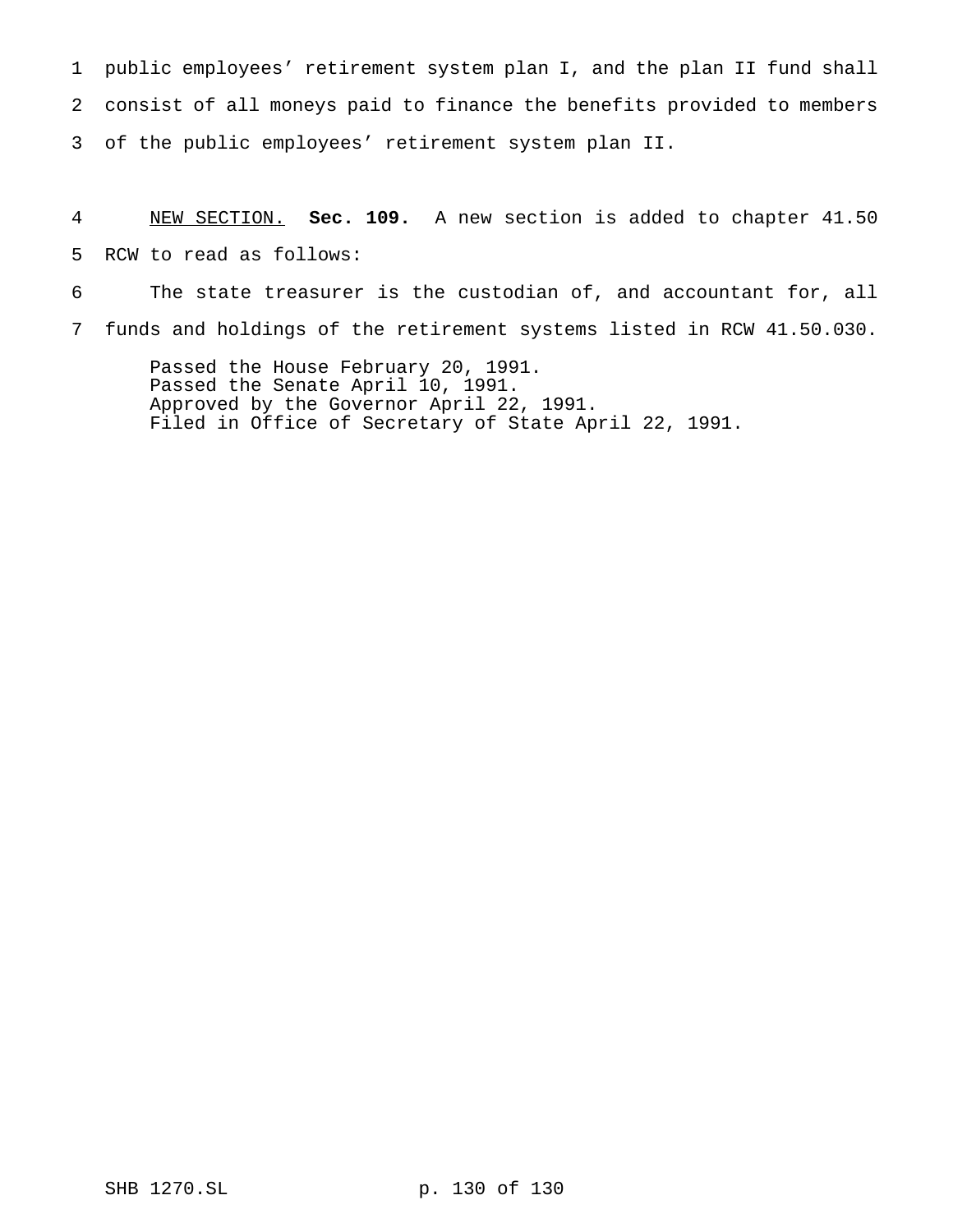public employees' retirement system plan I, and the plan II fund shall consist of all moneys paid to finance the benefits provided to members of the public employees' retirement system plan II.

NEW SECTION. **Sec. 109.** A new section is added to chapter 41.50 RCW to read as follows:

The state treasurer is the custodian of, and accountant for, all funds and holdings of the retirement systems listed in RCW 41.50.030.

Passed the House February 20, 1991.
Passed the Senate April 10, 1991.
Approved by the Governor April 22, 1991.
Filed in Office of Secretary of State April 22, 1991.